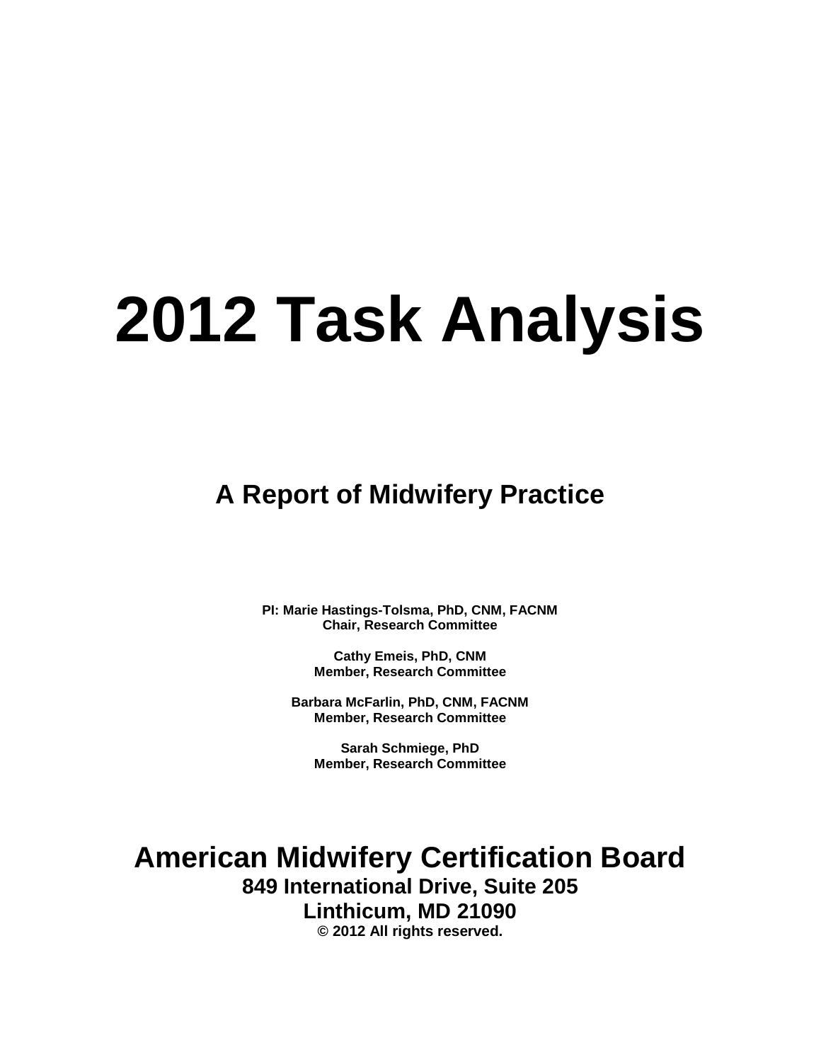# 2012 Task Analysis

## A Report of Midwifery Practice

**PI: Marie Hastings-Tolsma, PhD, CNM, FACNM**
**Chair, Research Committee**

**Cathy Emeis, PhD, CNM**
**Member, Research Committee**

**Barbara McFarlin, PhD, CNM, FACNM**
**Member, Research Committee**

**Sarah Schmiege, PhD**
**Member, Research Committee**

## American Midwifery Certification Board

**849 International Drive, Suite 205**
**Linthicum, MD 21090**
**© 2012 All rights reserved.**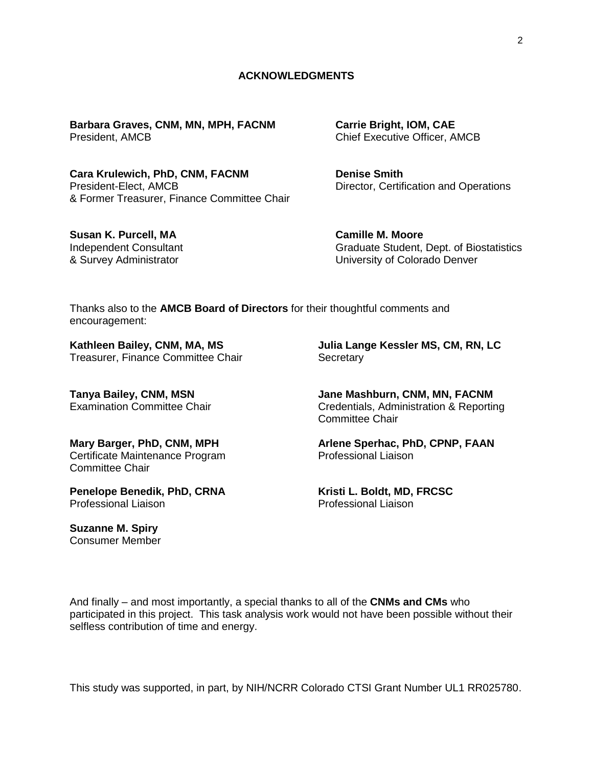## ACKNOWLEDGMENTS

**Barbara Graves, CNM, MN, MPH, FACNM**
President, AMCB

**Carrie Bright, IOM, CAE**
Chief Executive Officer, AMCB

**Cara Krulewich, PhD, CNM, FACNM**
President-Elect, AMCB
& Former Treasurer, Finance Committee Chair

**Denise Smith**
Director, Certification and Operations

**Susan K. Purcell, MA**
Independent Consultant
& Survey Administrator

**Camille M. Moore**
Graduate Student, Dept. of Biostatistics
University of Colorado Denver

Thanks also to the **AMCB Board of Directors** for their thoughtful comments and encouragement:

**Kathleen Bailey, CNM, MA, MS**
Treasurer, Finance Committee Chair

**Julia Lange Kessler MS, CM, RN, LC**
Secretary

**Tanya Bailey, CNM, MSN**
Examination Committee Chair

**Jane Mashburn, CNM, MN, FACNM**
Credentials, Administration & Reporting Committee Chair

**Mary Barger, PhD, CNM, MPH**
Certificate Maintenance Program Committee Chair

**Arlene Sperhac, PhD, CPNP, FAAN**
Professional Liaison

**Penelope Benedik, PhD, CRNA**
Professional Liaison

**Kristi L. Boldt, MD, FRCSC**
Professional Liaison

**Suzanne M. Spiry**
Consumer Member

And finally – and most importantly, a special thanks to all of the **CNMs and CMs** who participated in this project. This task analysis work would not have been possible without their selfless contribution of time and energy.

This study was supported, in part, by NIH/NCRR Colorado CTSI Grant Number UL1 RR025780.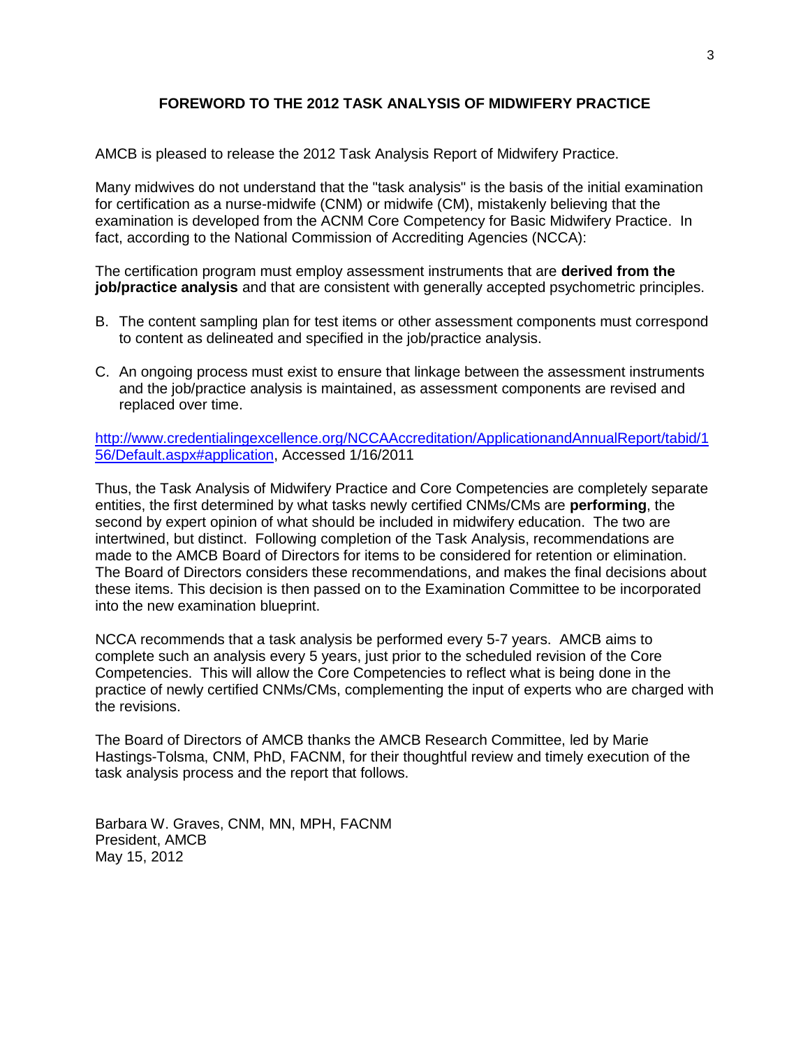## FOREWORD TO THE 2012 TASK ANALYSIS OF MIDWIFERY PRACTICE

AMCB is pleased to release the 2012 Task Analysis Report of Midwifery Practice.

Many midwives do not understand that the "task analysis" is the basis of the initial examination for certification as a nurse-midwife (CNM) or midwife (CM), mistakenly believing that the examination is developed from the ACNM Core Competency for Basic Midwifery Practice. In fact, according to the National Commission of Accrediting Agencies (NCCA):

The certification program must employ assessment instruments that are **derived from the job/practice analysis** and that are consistent with generally accepted psychometric principles.

B. The content sampling plan for test items or other assessment components must correspond to content as delineated and specified in the job/practice analysis.

C. An ongoing process must exist to ensure that linkage between the assessment instruments and the job/practice analysis is maintained, as assessment components are revised and replaced over time.

http://www.credentialingexcellence.org/NCCAAccreditation/ApplicationandAnnualReport/tabid/156/Default.aspx#application, Accessed 1/16/2011

Thus, the Task Analysis of Midwifery Practice and Core Competencies are completely separate entities, the first determined by what tasks newly certified CNMs/CMs are **performing**, the second by expert opinion of what should be included in midwifery education. The two are intertwined, but distinct. Following completion of the Task Analysis, recommendations are made to the AMCB Board of Directors for items to be considered for retention or elimination. The Board of Directors considers these recommendations, and makes the final decisions about these items. This decision is then passed on to the Examination Committee to be incorporated into the new examination blueprint.

NCCA recommends that a task analysis be performed every 5-7 years. AMCB aims to complete such an analysis every 5 years, just prior to the scheduled revision of the Core Competencies. This will allow the Core Competencies to reflect what is being done in the practice of newly certified CNMs/CMs, complementing the input of experts who are charged with the revisions.

The Board of Directors of AMCB thanks the AMCB Research Committee, led by Marie Hastings-Tolsma, CNM, PhD, FACNM, for their thoughtful review and timely execution of the task analysis process and the report that follows.

Barbara W. Graves, CNM, MN, MPH, FACNM
President, AMCB
May 15, 2012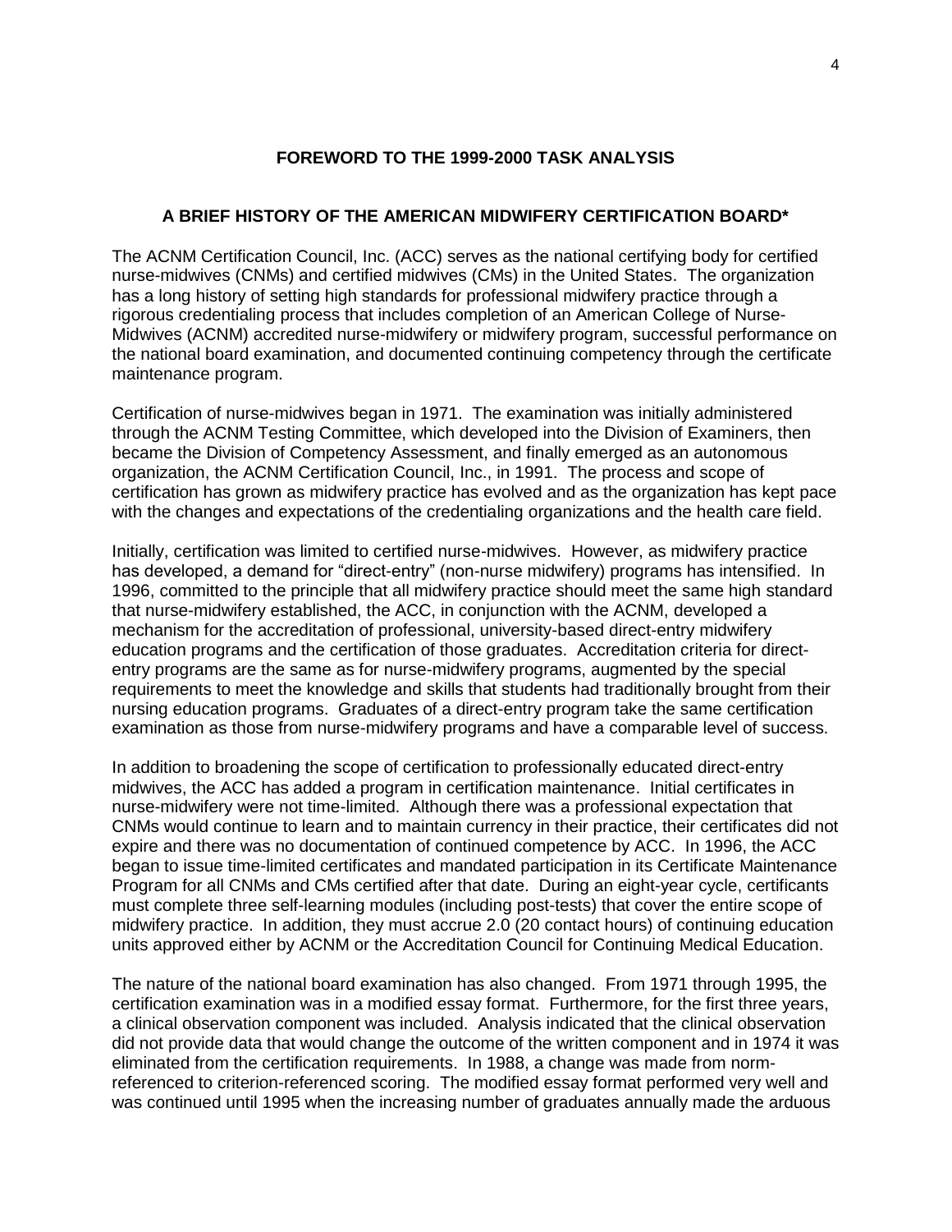## FOREWORD TO THE 1999-2000 TASK ANALYSIS

### A BRIEF HISTORY OF THE AMERICAN MIDWIFERY CERTIFICATION BOARD*

The ACNM Certification Council, Inc. (ACC) serves as the national certifying body for certified nurse-midwives (CNMs) and certified midwives (CMs) in the United States. The organization has a long history of setting high standards for professional midwifery practice through a rigorous credentialing process that includes completion of an American College of Nurse-Midwives (ACNM) accredited nurse-midwifery or midwifery program, successful performance on the national board examination, and documented continuing competency through the certificate maintenance program.

Certification of nurse-midwives began in 1971. The examination was initially administered through the ACNM Testing Committee, which developed into the Division of Examiners, then became the Division of Competency Assessment, and finally emerged as an autonomous organization, the ACNM Certification Council, Inc., in 1991. The process and scope of certification has grown as midwifery practice has evolved and as the organization has kept pace with the changes and expectations of the credentialing organizations and the health care field.

Initially, certification was limited to certified nurse-midwives. However, as midwifery practice has developed, a demand for "direct-entry" (non-nurse midwifery) programs has intensified. In 1996, committed to the principle that all midwifery practice should meet the same high standard that nurse-midwifery established, the ACC, in conjunction with the ACNM, developed a mechanism for the accreditation of professional, university-based direct-entry midwifery education programs and the certification of those graduates. Accreditation criteria for direct-entry programs are the same as for nurse-midwifery programs, augmented by the special requirements to meet the knowledge and skills that students had traditionally brought from their nursing education programs. Graduates of a direct-entry program take the same certification examination as those from nurse-midwifery programs and have a comparable level of success.

In addition to broadening the scope of certification to professionally educated direct-entry midwives, the ACC has added a program in certification maintenance. Initial certificates in nurse-midwifery were not time-limited. Although there was a professional expectation that CNMs would continue to learn and to maintain currency in their practice, their certificates did not expire and there was no documentation of continued competence by ACC. In 1996, the ACC began to issue time-limited certificates and mandated participation in its Certificate Maintenance Program for all CNMs and CMs certified after that date. During an eight-year cycle, certificants must complete three self-learning modules (including post-tests) that cover the entire scope of midwifery practice. In addition, they must accrue 2.0 (20 contact hours) of continuing education units approved either by ACNM or the Accreditation Council for Continuing Medical Education.

The nature of the national board examination has also changed. From 1971 through 1995, the certification examination was in a modified essay format. Furthermore, for the first three years, a clinical observation component was included. Analysis indicated that the clinical observation did not provide data that would change the outcome of the written component and in 1974 it was eliminated from the certification requirements. In 1988, a change was made from norm-referenced to criterion-referenced scoring. The modified essay format performed very well and was continued until 1995 when the increasing number of graduates annually made the arduous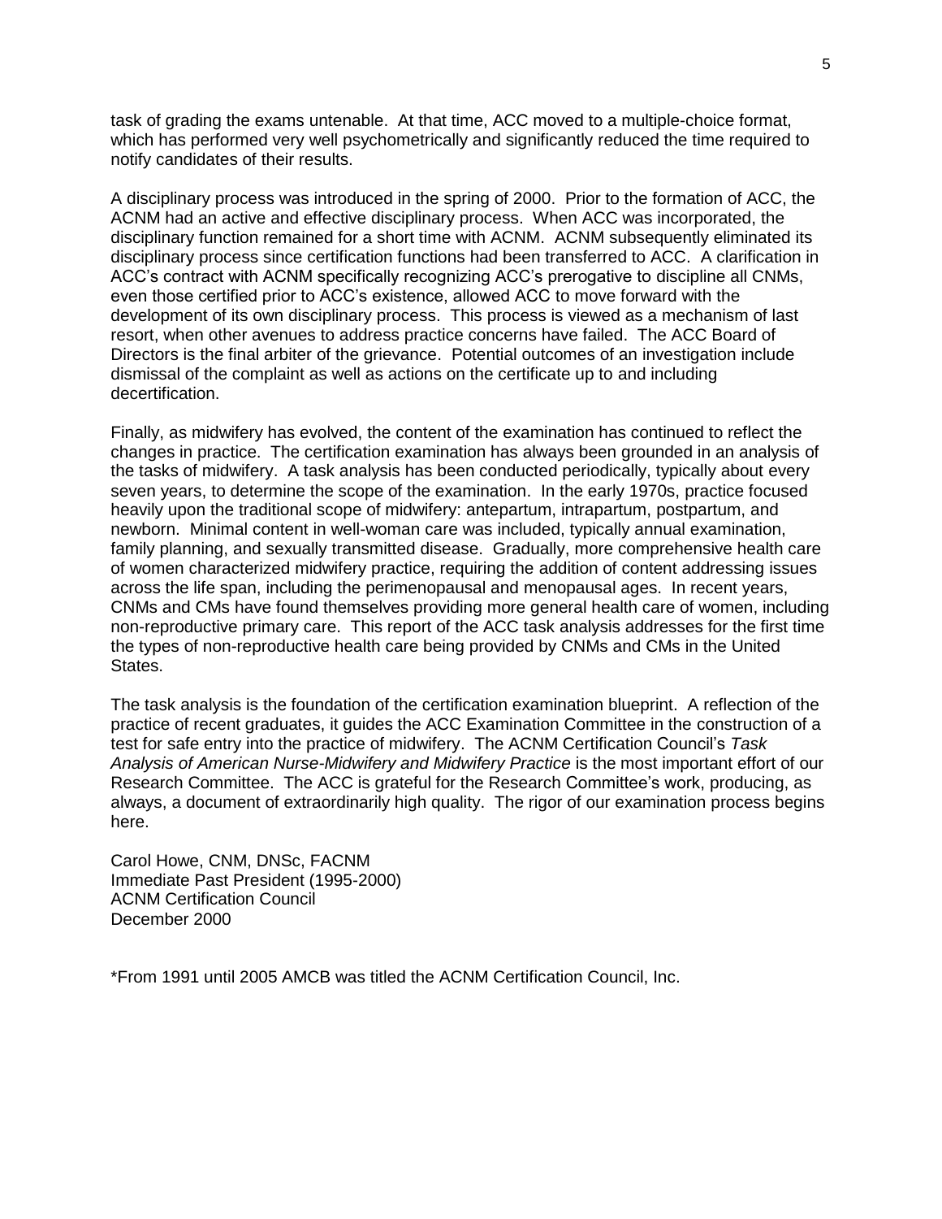task of grading the exams untenable. At that time, ACC moved to a multiple-choice format, which has performed very well psychometrically and significantly reduced the time required to notify candidates of their results.

A disciplinary process was introduced in the spring of 2000. Prior to the formation of ACC, the ACNM had an active and effective disciplinary process. When ACC was incorporated, the disciplinary function remained for a short time with ACNM. ACNM subsequently eliminated its disciplinary process since certification functions had been transferred to ACC. A clarification in ACC's contract with ACNM specifically recognizing ACC's prerogative to discipline all CNMs, even those certified prior to ACC's existence, allowed ACC to move forward with the development of its own disciplinary process. This process is viewed as a mechanism of last resort, when other avenues to address practice concerns have failed. The ACC Board of Directors is the final arbiter of the grievance. Potential outcomes of an investigation include dismissal of the complaint as well as actions on the certificate up to and including decertification.

Finally, as midwifery has evolved, the content of the examination has continued to reflect the changes in practice. The certification examination has always been grounded in an analysis of the tasks of midwifery. A task analysis has been conducted periodically, typically about every seven years, to determine the scope of the examination. In the early 1970s, practice focused heavily upon the traditional scope of midwifery: antepartum, intrapartum, postpartum, and newborn. Minimal content in well-woman care was included, typically annual examination, family planning, and sexually transmitted disease. Gradually, more comprehensive health care of women characterized midwifery practice, requiring the addition of content addressing issues across the life span, including the perimenopausal and menopausal ages. In recent years, CNMs and CMs have found themselves providing more general health care of women, including non-reproductive primary care. This report of the ACC task analysis addresses for the first time the types of non-reproductive health care being provided by CNMs and CMs in the United States.

The task analysis is the foundation of the certification examination blueprint. A reflection of the practice of recent graduates, it guides the ACC Examination Committee in the construction of a test for safe entry into the practice of midwifery. The ACNM Certification Council's *Task Analysis of American Nurse-Midwifery and Midwifery Practice* is the most important effort of our Research Committee. The ACC is grateful for the Research Committee's work, producing, as always, a document of extraordinarily high quality. The rigor of our examination process begins here.

Carol Howe, CNM, DNSc, FACNM
Immediate Past President (1995-2000)
ACNM Certification Council
December 2000

*From 1991 until 2005 AMCB was titled the ACNM Certification Council, Inc.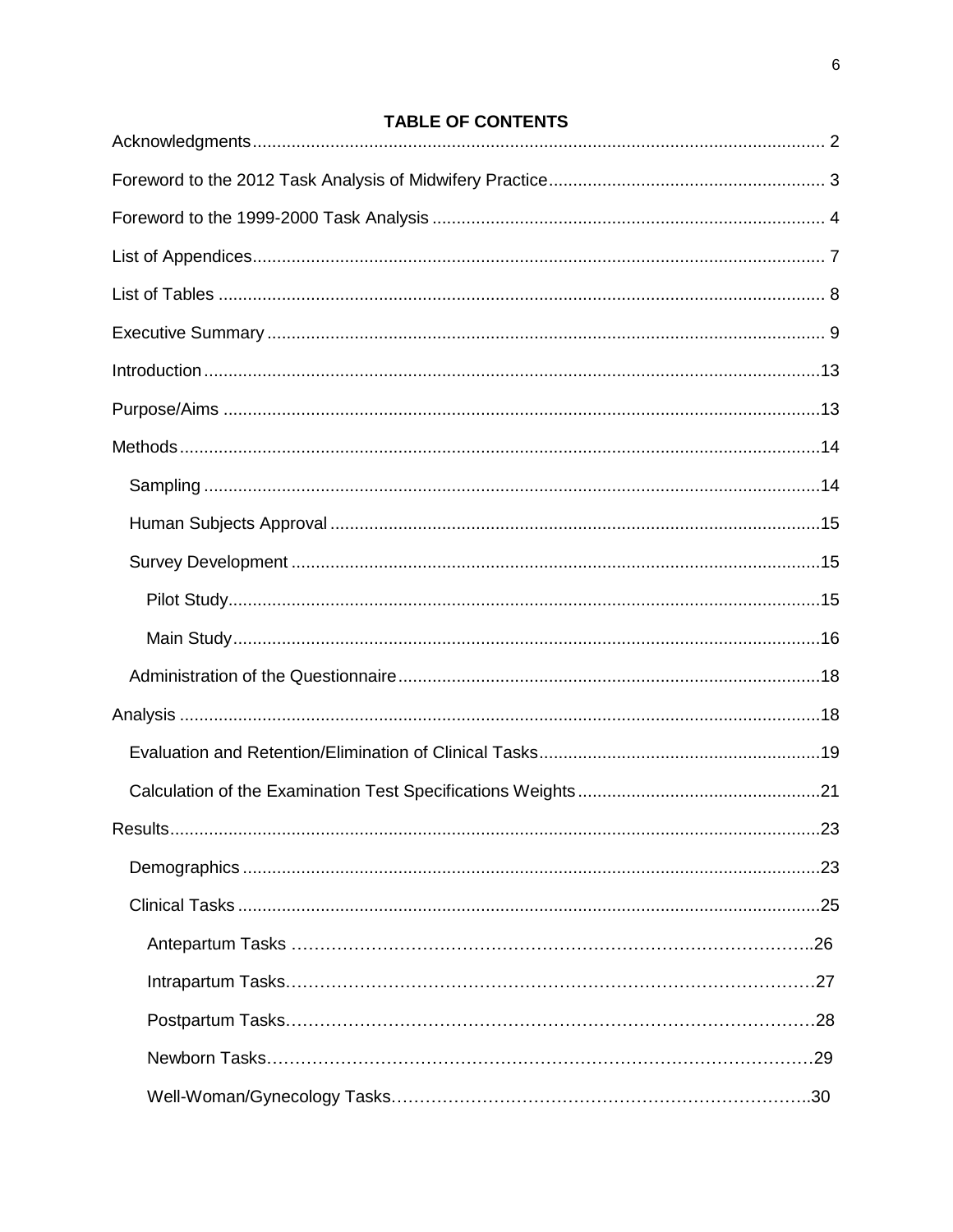## TABLE OF CONTENTS

Acknowledgments ........................................................ 2

Foreword to the 2012 Task Analysis of Midwifery Practice ........................................................ 3

Foreword to the 1999-2000 Task Analysis ........................................................ 4

List of Appendices ........................................................ 7

List of Tables ........................................................ 8

Executive Summary ........................................................ 9

Introduction ........................................................ 13

Purpose/Aims ........................................................ 13

Methods ........................................................ 14

- Sampling ........................................................ 14
- Human Subjects Approval ........................................................ 15
- Survey Development ........................................................ 15
  - Pilot Study ........................................................ 15
  - Main Study ........................................................ 16
- Administration of the Questionnaire ........................................................ 18

Analysis ........................................................ 18

- Evaluation and Retention/Elimination of Clinical Tasks ........................................................ 19
- Calculation of the Examination Test Specifications Weights ........................................................ 21

Results ........................................................ 23

- Demographics ........................................................ 23
- Clinical Tasks ........................................................ 25
  - Antepartum Tasks ........................................................ 26
  - Intrapartum Tasks ........................................................ 27
  - Postpartum Tasks ........................................................ 28
  - Newborn Tasks ........................................................ 29
  - Well-Woman/Gynecology Tasks ........................................................ 30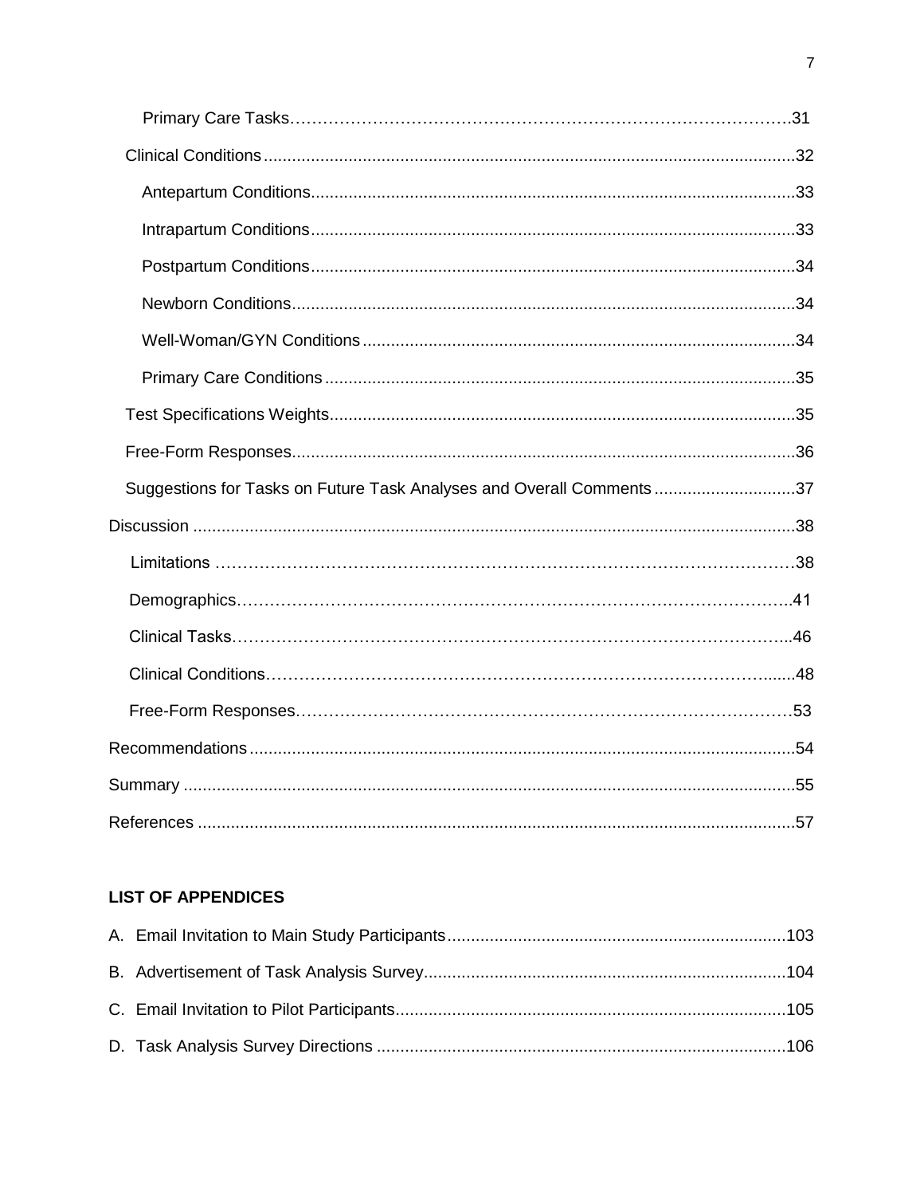Primary Care Tasks....................................................................................31

Clinical Conditions....................................................................................32

Antepartum Conditions....................................................................................33

Intrapartum Conditions....................................................................................33

Postpartum Conditions....................................................................................34

Newborn Conditions....................................................................................34

Well-Woman/GYN Conditions....................................................................................34

Primary Care Conditions....................................................................................35

Test Specifications Weights....................................................................................35

Free-Form Responses....................................................................................36

Suggestions for Tasks on Future Task Analyses and Overall Comments....................................................................................37

Discussion....................................................................................38

Limitations....................................................................................38

Demographics....................................................................................41

Clinical Tasks....................................................................................46

Clinical Conditions....................................................................................48

Free-Form Responses....................................................................................53

Recommendations....................................................................................54

Summary....................................................................................55

References....................................................................................57

**LIST OF APPENDICES**

A. Email Invitation to Main Study Participants....................................................................................103

B. Advertisement of Task Analysis Survey....................................................................................104

C. Email Invitation to Pilot Participants....................................................................................105

D. Task Analysis Survey Directions....................................................................................106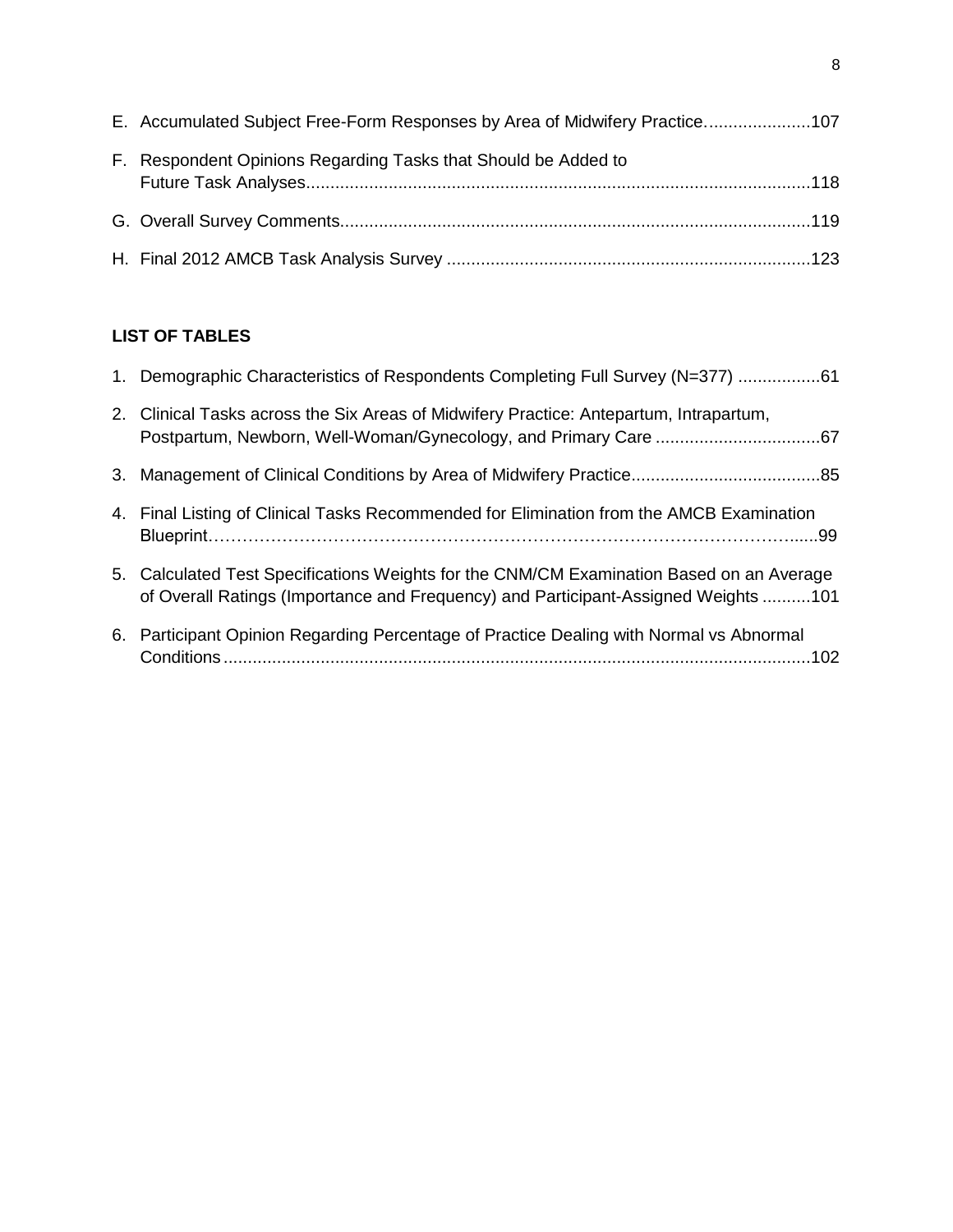E. Accumulated Subject Free-Form Responses by Area of Midwifery Practice......................107

F. Respondent Opinions Regarding Tasks that Should be Added to Future Task Analyses........................................................................................................118

G. Overall Survey Comments.................................................................................................119

H. Final 2012 AMCB Task Analysis Survey ...........................................................................123

**LIST OF TABLES**

1. Demographic Characteristics of Respondents Completing Full Survey (N=377) .................61

2. Clinical Tasks across the Six Areas of Midwifery Practice: Antepartum, Intrapartum, Postpartum, Newborn, Well-Woman/Gynecology, and Primary Care ..................................67

3. Management of Clinical Conditions by Area of Midwifery Practice.......................................85

4. Final Listing of Clinical Tasks Recommended for Elimination from the AMCB Examination Blueprint………………………………………………………………………………………......99

5. Calculated Test Specifications Weights for the CNM/CM Examination Based on an Average of Overall Ratings (Importance and Frequency) and Participant-Assigned Weights ..........101

6. Participant Opinion Regarding Percentage of Practice Dealing with Normal vs Abnormal Conditions........................................................................................................................102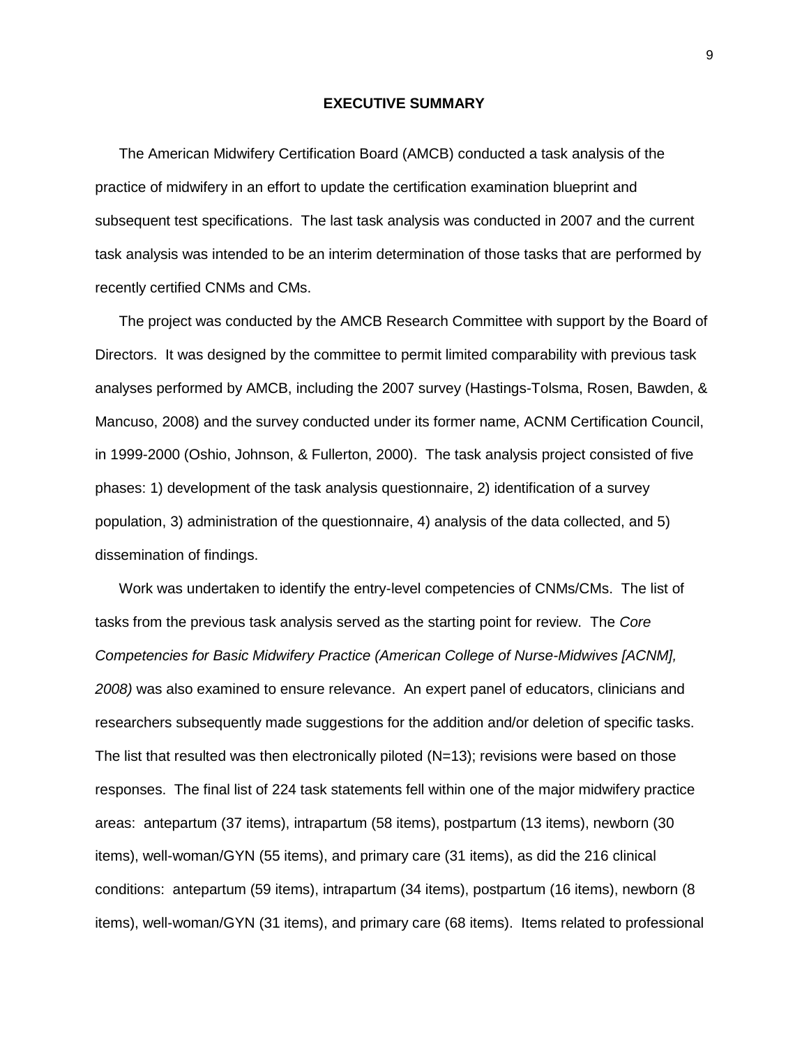## EXECUTIVE SUMMARY

The American Midwifery Certification Board (AMCB) conducted a task analysis of the practice of midwifery in an effort to update the certification examination blueprint and subsequent test specifications. The last task analysis was conducted in 2007 and the current task analysis was intended to be an interim determination of those tasks that are performed by recently certified CNMs and CMs.

The project was conducted by the AMCB Research Committee with support by the Board of Directors. It was designed by the committee to permit limited comparability with previous task analyses performed by AMCB, including the 2007 survey (Hastings-Tolsma, Rosen, Bawden, & Mancuso, 2008) and the survey conducted under its former name, ACNM Certification Council, in 1999-2000 (Oshio, Johnson, & Fullerton, 2000). The task analysis project consisted of five phases: 1) development of the task analysis questionnaire, 2) identification of a survey population, 3) administration of the questionnaire, 4) analysis of the data collected, and 5) dissemination of findings.

Work was undertaken to identify the entry-level competencies of CNMs/CMs. The list of tasks from the previous task analysis served as the starting point for review. The *Core Competencies for Basic Midwifery Practice (American College of Nurse-Midwives [ACNM], 2008)* was also examined to ensure relevance. An expert panel of educators, clinicians and researchers subsequently made suggestions for the addition and/or deletion of specific tasks. The list that resulted was then electronically piloted (N=13); revisions were based on those responses. The final list of 224 task statements fell within one of the major midwifery practice areas: antepartum (37 items), intrapartum (58 items), postpartum (13 items), newborn (30 items), well-woman/GYN (55 items), and primary care (31 items), as did the 216 clinical conditions: antepartum (59 items), intrapartum (34 items), postpartum (16 items), newborn (8 items), well-woman/GYN (31 items), and primary care (68 items). Items related to professional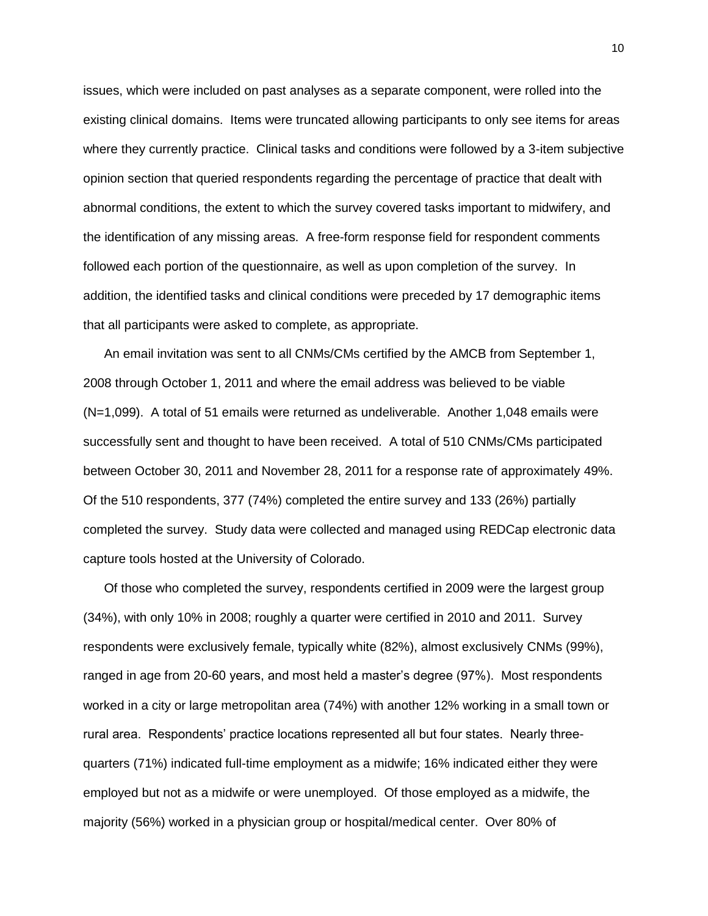issues, which were included on past analyses as a separate component, were rolled into the existing clinical domains. Items were truncated allowing participants to only see items for areas where they currently practice. Clinical tasks and conditions were followed by a 3-item subjective opinion section that queried respondents regarding the percentage of practice that dealt with abnormal conditions, the extent to which the survey covered tasks important to midwifery, and the identification of any missing areas. A free-form response field for respondent comments followed each portion of the questionnaire, as well as upon completion of the survey. In addition, the identified tasks and clinical conditions were preceded by 17 demographic items that all participants were asked to complete, as appropriate.

An email invitation was sent to all CNMs/CMs certified by the AMCB from September 1, 2008 through October 1, 2011 and where the email address was believed to be viable (N=1,099). A total of 51 emails were returned as undeliverable. Another 1,048 emails were successfully sent and thought to have been received. A total of 510 CNMs/CMs participated between October 30, 2011 and November 28, 2011 for a response rate of approximately 49%. Of the 510 respondents, 377 (74%) completed the entire survey and 133 (26%) partially completed the survey. Study data were collected and managed using REDCap electronic data capture tools hosted at the University of Colorado.

Of those who completed the survey, respondents certified in 2009 were the largest group (34%), with only 10% in 2008; roughly a quarter were certified in 2010 and 2011. Survey respondents were exclusively female, typically white (82%), almost exclusively CNMs (99%), ranged in age from 20-60 years, and most held a master's degree (97%). Most respondents worked in a city or large metropolitan area (74%) with another 12% working in a small town or rural area. Respondents' practice locations represented all but four states. Nearly three-quarters (71%) indicated full-time employment as a midwife; 16% indicated either they were employed but not as a midwife or were unemployed. Of those employed as a midwife, the majority (56%) worked in a physician group or hospital/medical center. Over 80% of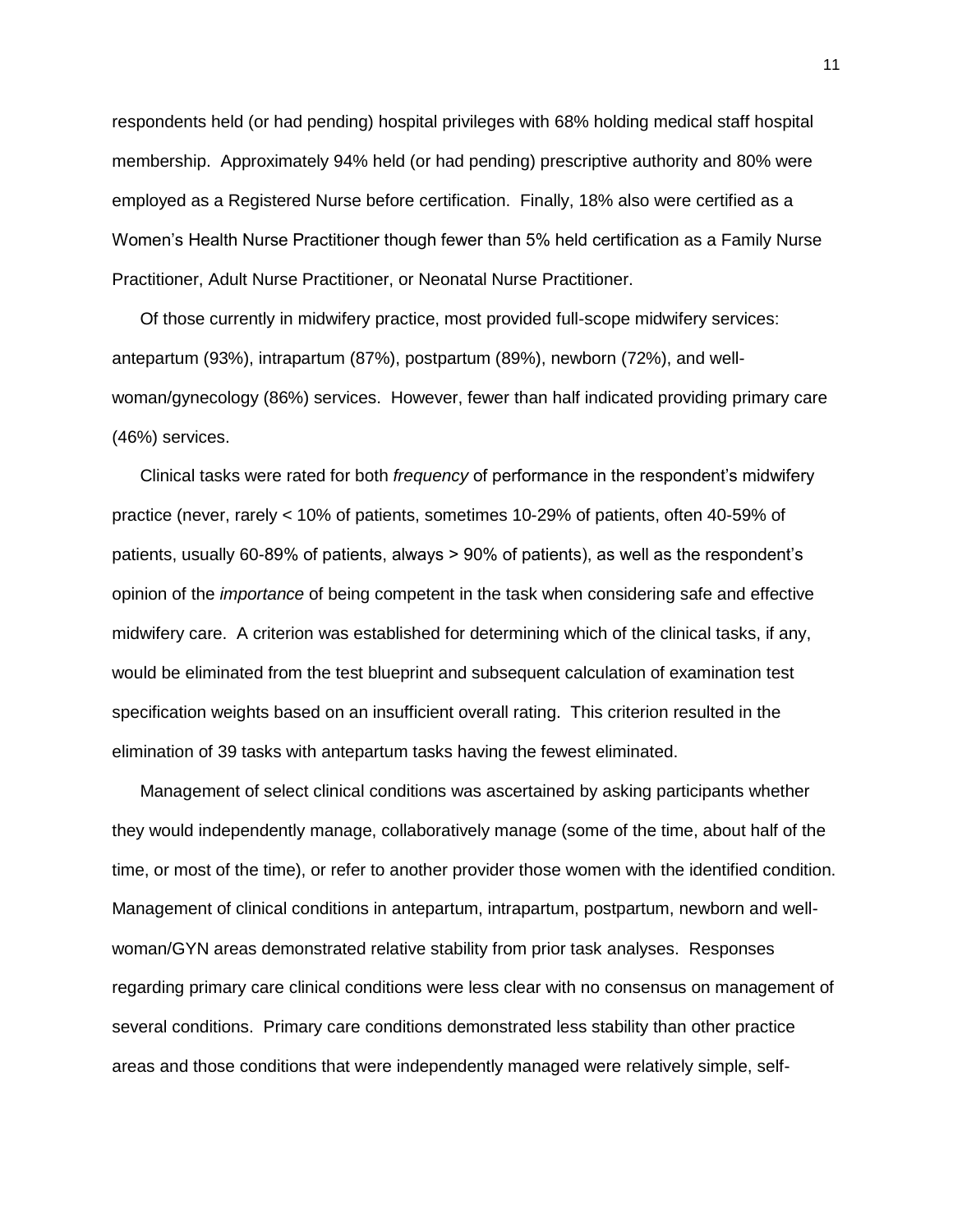respondents held (or had pending) hospital privileges with 68% holding medical staff hospital membership. Approximately 94% held (or had pending) prescriptive authority and 80% were employed as a Registered Nurse before certification. Finally, 18% also were certified as a Women's Health Nurse Practitioner though fewer than 5% held certification as a Family Nurse Practitioner, Adult Nurse Practitioner, or Neonatal Nurse Practitioner.

Of those currently in midwifery practice, most provided full-scope midwifery services: antepartum (93%), intrapartum (87%), postpartum (89%), newborn (72%), and well-woman/gynecology (86%) services. However, fewer than half indicated providing primary care (46%) services.

Clinical tasks were rated for both *frequency* of performance in the respondent's midwifery practice (never, rarely < 10% of patients, sometimes 10-29% of patients, often 40-59% of patients, usually 60-89% of patients, always > 90% of patients), as well as the respondent's opinion of the *importance* of being competent in the task when considering safe and effective midwifery care. A criterion was established for determining which of the clinical tasks, if any, would be eliminated from the test blueprint and subsequent calculation of examination test specification weights based on an insufficient overall rating. This criterion resulted in the elimination of 39 tasks with antepartum tasks having the fewest eliminated.

Management of select clinical conditions was ascertained by asking participants whether they would independently manage, collaboratively manage (some of the time, about half of the time, or most of the time), or refer to another provider those women with the identified condition. Management of clinical conditions in antepartum, intrapartum, postpartum, newborn and well-woman/GYN areas demonstrated relative stability from prior task analyses. Responses regarding primary care clinical conditions were less clear with no consensus on management of several conditions. Primary care conditions demonstrated less stability than other practice areas and those conditions that were independently managed were relatively simple, self-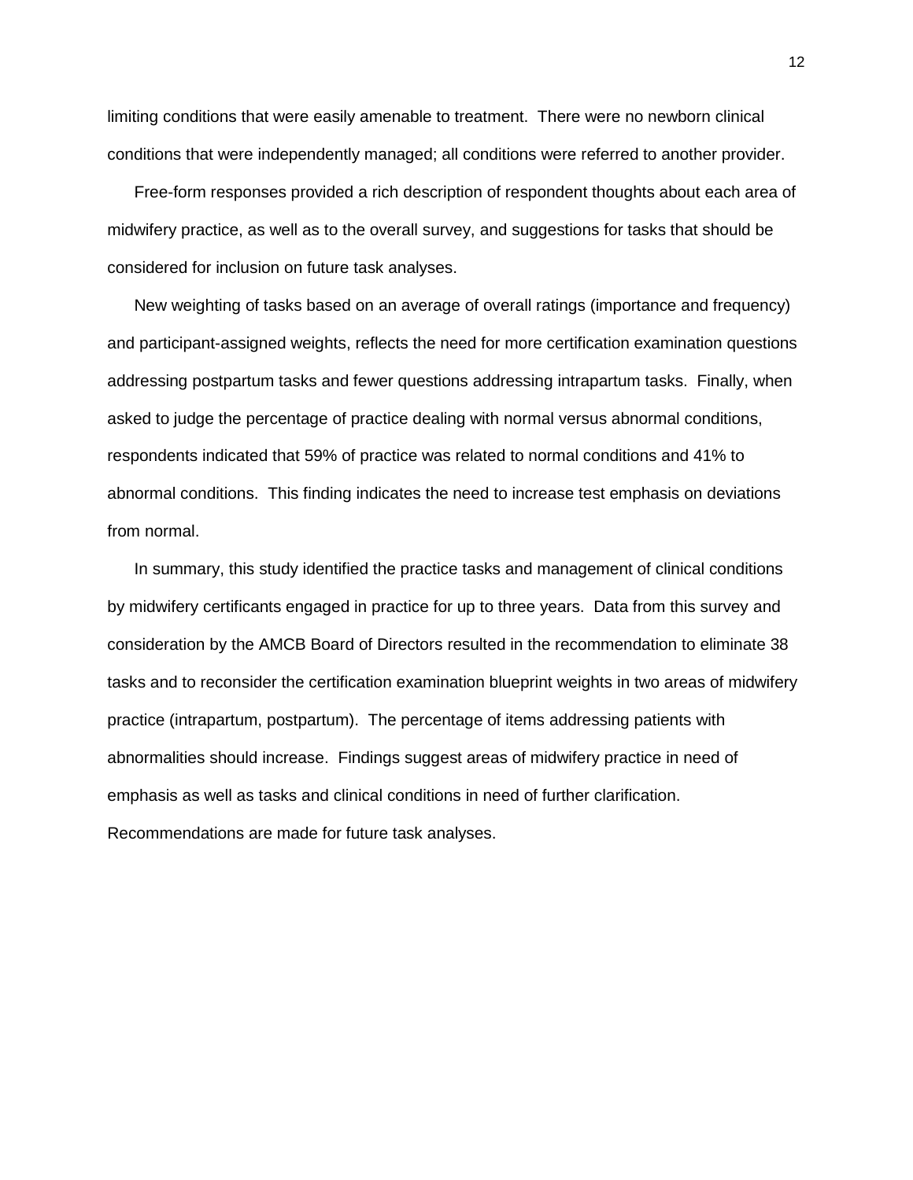limiting conditions that were easily amenable to treatment. There were no newborn clinical conditions that were independently managed; all conditions were referred to another provider.

Free-form responses provided a rich description of respondent thoughts about each area of midwifery practice, as well as to the overall survey, and suggestions for tasks that should be considered for inclusion on future task analyses.

New weighting of tasks based on an average of overall ratings (importance and frequency) and participant-assigned weights, reflects the need for more certification examination questions addressing postpartum tasks and fewer questions addressing intrapartum tasks. Finally, when asked to judge the percentage of practice dealing with normal versus abnormal conditions, respondents indicated that 59% of practice was related to normal conditions and 41% to abnormal conditions. This finding indicates the need to increase test emphasis on deviations from normal.

In summary, this study identified the practice tasks and management of clinical conditions by midwifery certificants engaged in practice for up to three years. Data from this survey and consideration by the AMCB Board of Directors resulted in the recommendation to eliminate 38 tasks and to reconsider the certification examination blueprint weights in two areas of midwifery practice (intrapartum, postpartum). The percentage of items addressing patients with abnormalities should increase. Findings suggest areas of midwifery practice in need of emphasis as well as tasks and clinical conditions in need of further clarification. Recommendations are made for future task analyses.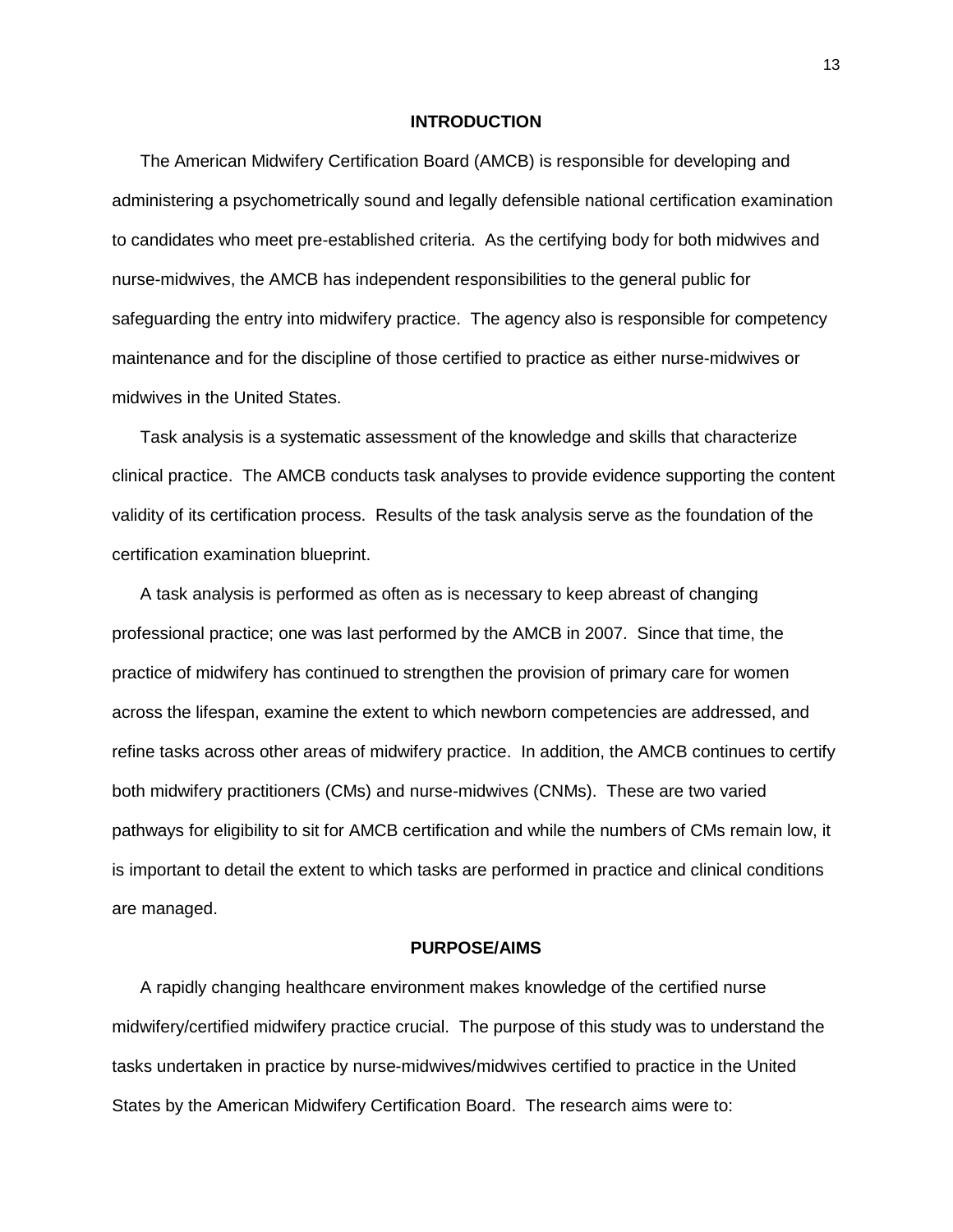## INTRODUCTION

The American Midwifery Certification Board (AMCB) is responsible for developing and administering a psychometrically sound and legally defensible national certification examination to candidates who meet pre-established criteria. As the certifying body for both midwives and nurse-midwives, the AMCB has independent responsibilities to the general public for safeguarding the entry into midwifery practice. The agency also is responsible for competency maintenance and for the discipline of those certified to practice as either nurse-midwives or midwives in the United States.

Task analysis is a systematic assessment of the knowledge and skills that characterize clinical practice. The AMCB conducts task analyses to provide evidence supporting the content validity of its certification process. Results of the task analysis serve as the foundation of the certification examination blueprint.

A task analysis is performed as often as is necessary to keep abreast of changing professional practice; one was last performed by the AMCB in 2007. Since that time, the practice of midwifery has continued to strengthen the provision of primary care for women across the lifespan, examine the extent to which newborn competencies are addressed, and refine tasks across other areas of midwifery practice. In addition, the AMCB continues to certify both midwifery practitioners (CMs) and nurse-midwives (CNMs). These are two varied pathways for eligibility to sit for AMCB certification and while the numbers of CMs remain low, it is important to detail the extent to which tasks are performed in practice and clinical conditions are managed.

## PURPOSE/AIMS

A rapidly changing healthcare environment makes knowledge of the certified nurse midwifery/certified midwifery practice crucial. The purpose of this study was to understand the tasks undertaken in practice by nurse-midwives/midwives certified to practice in the United States by the American Midwifery Certification Board. The research aims were to: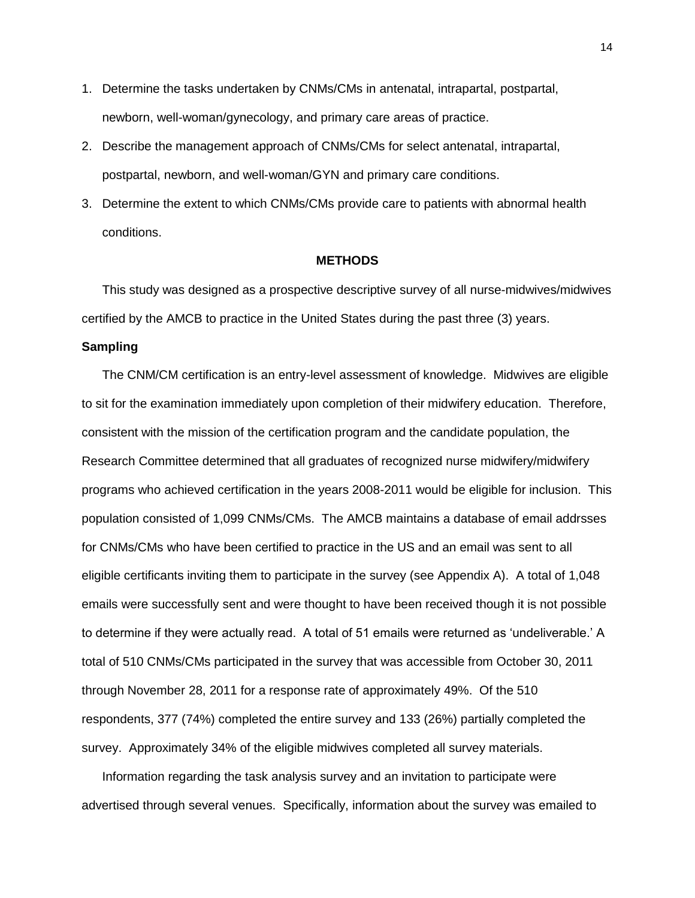1. Determine the tasks undertaken by CNMs/CMs in antenatal, intrapartal, postpartal, newborn, well-woman/gynecology, and primary care areas of practice.
2. Describe the management approach of CNMs/CMs for select antenatal, intrapartal, postpartal, newborn, and well-woman/GYN and primary care conditions.
3. Determine the extent to which CNMs/CMs provide care to patients with abnormal health conditions.

## METHODS

This study was designed as a prospective descriptive survey of all nurse-midwives/midwives certified by the AMCB to practice in the United States during the past three (3) years.

### Sampling

The CNM/CM certification is an entry-level assessment of knowledge. Midwives are eligible to sit for the examination immediately upon completion of their midwifery education. Therefore, consistent with the mission of the certification program and the candidate population, the Research Committee determined that all graduates of recognized nurse midwifery/midwifery programs who achieved certification in the years 2008-2011 would be eligible for inclusion. This population consisted of 1,099 CNMs/CMs. The AMCB maintains a database of email addrsses for CNMs/CMs who have been certified to practice in the US and an email was sent to all eligible certificants inviting them to participate in the survey (see Appendix A). A total of 1,048 emails were successfully sent and were thought to have been received though it is not possible to determine if they were actually read. A total of 51 emails were returned as 'undeliverable.' A total of 510 CNMs/CMs participated in the survey that was accessible from October 30, 2011 through November 28, 2011 for a response rate of approximately 49%. Of the 510 respondents, 377 (74%) completed the entire survey and 133 (26%) partially completed the survey. Approximately 34% of the eligible midwives completed all survey materials.

Information regarding the task analysis survey and an invitation to participate were advertised through several venues. Specifically, information about the survey was emailed to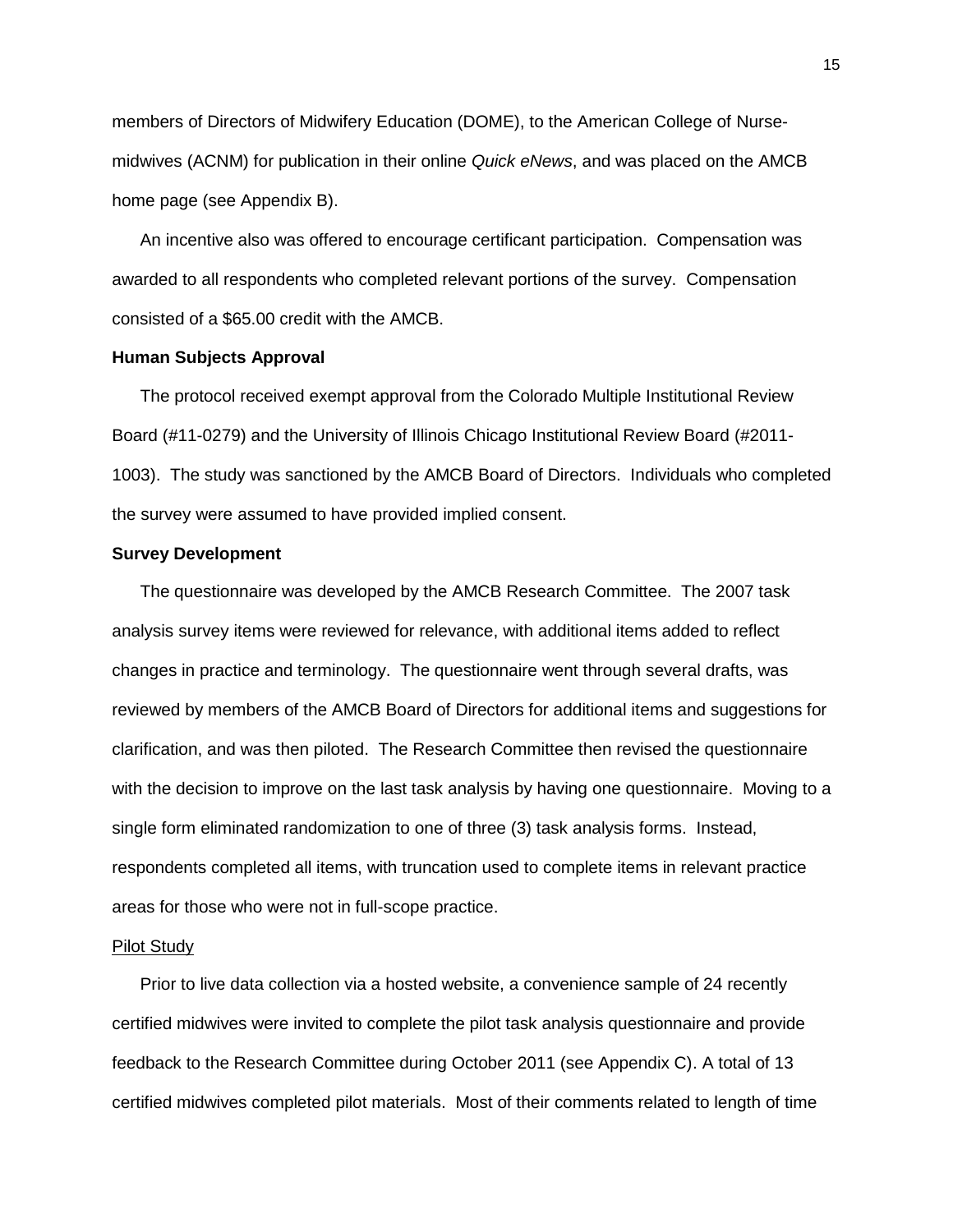members of Directors of Midwifery Education (DOME), to the American College of Nurse-midwives (ACNM) for publication in their online *Quick eNews*, and was placed on the AMCB home page (see Appendix B).

An incentive also was offered to encourage certificant participation. Compensation was awarded to all respondents who completed relevant portions of the survey. Compensation consisted of a $65.00 credit with the AMCB.

**Human Subjects Approval**

The protocol received exempt approval from the Colorado Multiple Institutional Review Board (#11-0279) and the University of Illinois Chicago Institutional Review Board (#2011-1003). The study was sanctioned by the AMCB Board of Directors. Individuals who completed the survey were assumed to have provided implied consent.

**Survey Development**

The questionnaire was developed by the AMCB Research Committee. The 2007 task analysis survey items were reviewed for relevance, with additional items added to reflect changes in practice and terminology. The questionnaire went through several drafts, was reviewed by members of the AMCB Board of Directors for additional items and suggestions for clarification, and was then piloted. The Research Committee then revised the questionnaire with the decision to improve on the last task analysis by having one questionnaire. Moving to a single form eliminated randomization to one of three (3) task analysis forms. Instead, respondents completed all items, with truncation used to complete items in relevant practice areas for those who were not in full-scope practice.

<u>Pilot Study</u>

Prior to live data collection via a hosted website, a convenience sample of 24 recently certified midwives were invited to complete the pilot task analysis questionnaire and provide feedback to the Research Committee during October 2011 (see Appendix C). A total of 13 certified midwives completed pilot materials. Most of their comments related to length of time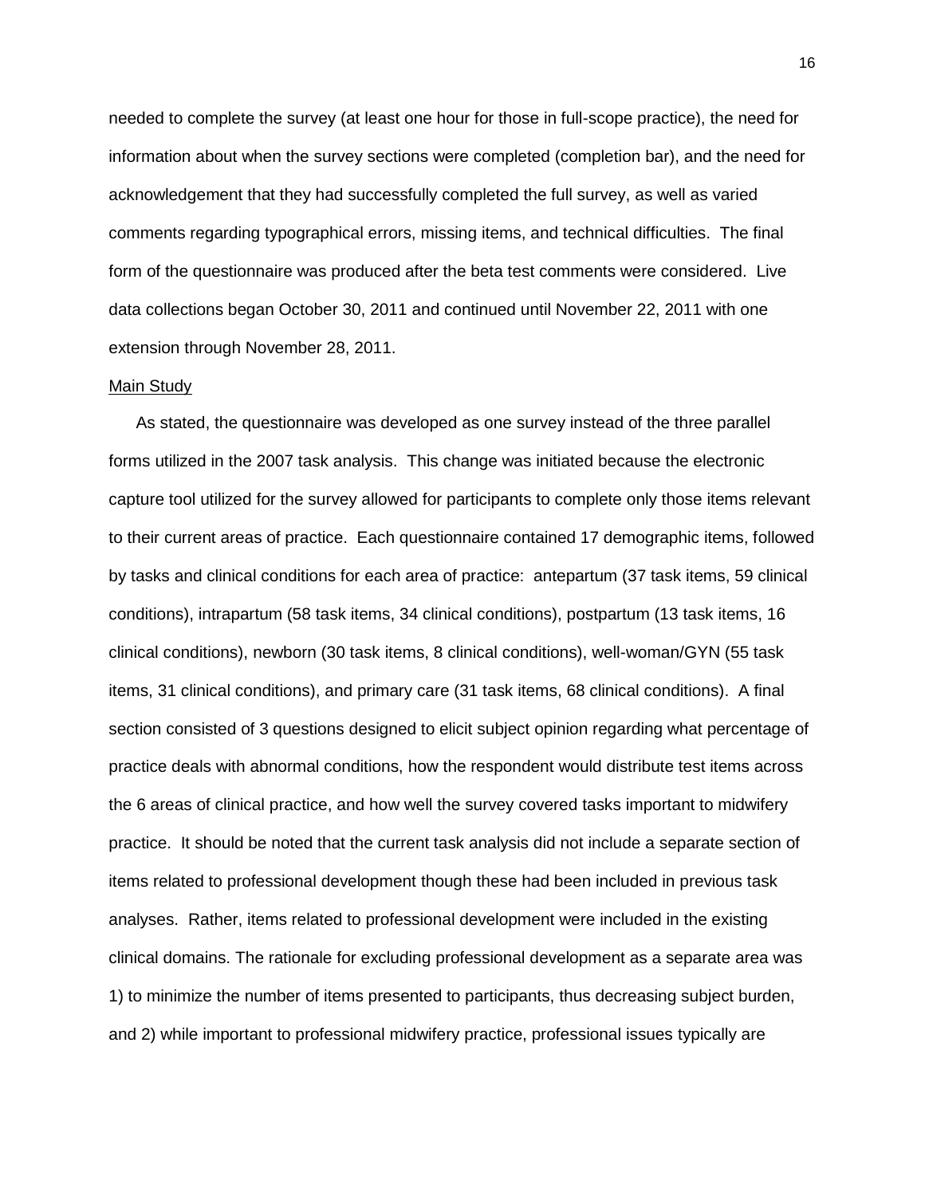needed to complete the survey (at least one hour for those in full-scope practice), the need for information about when the survey sections were completed (completion bar), and the need for acknowledgement that they had successfully completed the full survey, as well as varied comments regarding typographical errors, missing items, and technical difficulties. The final form of the questionnaire was produced after the beta test comments were considered. Live data collections began October 30, 2011 and continued until November 22, 2011 with one extension through November 28, 2011.

Main Study

As stated, the questionnaire was developed as one survey instead of the three parallel forms utilized in the 2007 task analysis. This change was initiated because the electronic capture tool utilized for the survey allowed for participants to complete only those items relevant to their current areas of practice. Each questionnaire contained 17 demographic items, followed by tasks and clinical conditions for each area of practice: antepartum (37 task items, 59 clinical conditions), intrapartum (58 task items, 34 clinical conditions), postpartum (13 task items, 16 clinical conditions), newborn (30 task items, 8 clinical conditions), well-woman/GYN (55 task items, 31 clinical conditions), and primary care (31 task items, 68 clinical conditions). A final section consisted of 3 questions designed to elicit subject opinion regarding what percentage of practice deals with abnormal conditions, how the respondent would distribute test items across the 6 areas of clinical practice, and how well the survey covered tasks important to midwifery practice. It should be noted that the current task analysis did not include a separate section of items related to professional development though these had been included in previous task analyses. Rather, items related to professional development were included in the existing clinical domains. The rationale for excluding professional development as a separate area was 1) to minimize the number of items presented to participants, thus decreasing subject burden, and 2) while important to professional midwifery practice, professional issues typically are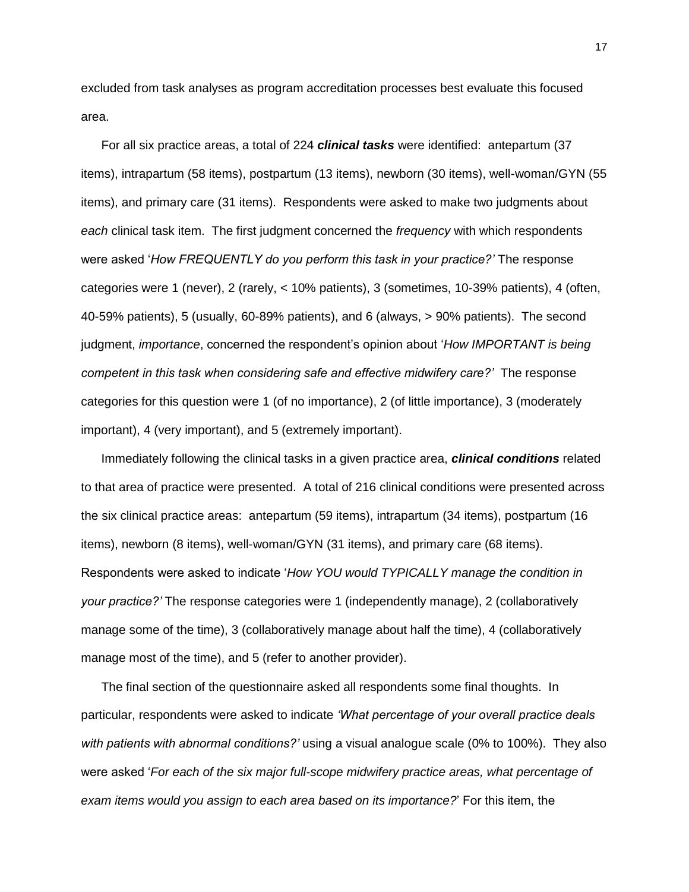excluded from task analyses as program accreditation processes best evaluate this focused area.

For all six practice areas, a total of 224 ***clinical tasks*** were identified: antepartum (37 items), intrapartum (58 items), postpartum (13 items), newborn (30 items), well-woman/GYN (55 items), and primary care (31 items). Respondents were asked to make two judgments about *each* clinical task item. The first judgment concerned the *frequency* with which respondents were asked '*How FREQUENTLY do you perform this task in your practice?'* The response categories were 1 (never), 2 (rarely, < 10% patients), 3 (sometimes, 10-39% patients), 4 (often, 40-59% patients), 5 (usually, 60-89% patients), and 6 (always, > 90% patients). The second judgment, *importance*, concerned the respondent's opinion about '*How IMPORTANT is being competent in this task when considering safe and effective midwifery care?'* The response categories for this question were 1 (of no importance), 2 (of little importance), 3 (moderately important), 4 (very important), and 5 (extremely important).

Immediately following the clinical tasks in a given practice area, ***clinical conditions*** related to that area of practice were presented. A total of 216 clinical conditions were presented across the six clinical practice areas: antepartum (59 items), intrapartum (34 items), postpartum (16 items), newborn (8 items), well-woman/GYN (31 items), and primary care (68 items). Respondents were asked to indicate '*How YOU would TYPICALLY manage the condition in your practice?'* The response categories were 1 (independently manage), 2 (collaboratively manage some of the time), 3 (collaboratively manage about half the time), 4 (collaboratively manage most of the time), and 5 (refer to another provider).

The final section of the questionnaire asked all respondents some final thoughts. In particular, respondents were asked to indicate *'What percentage of your overall practice deals with patients with abnormal conditions?'* using a visual analogue scale (0% to 100%). They also were asked '*For each of the six major full-scope midwifery practice areas, what percentage of exam items would you assign to each area based on its importance?*' For this item, the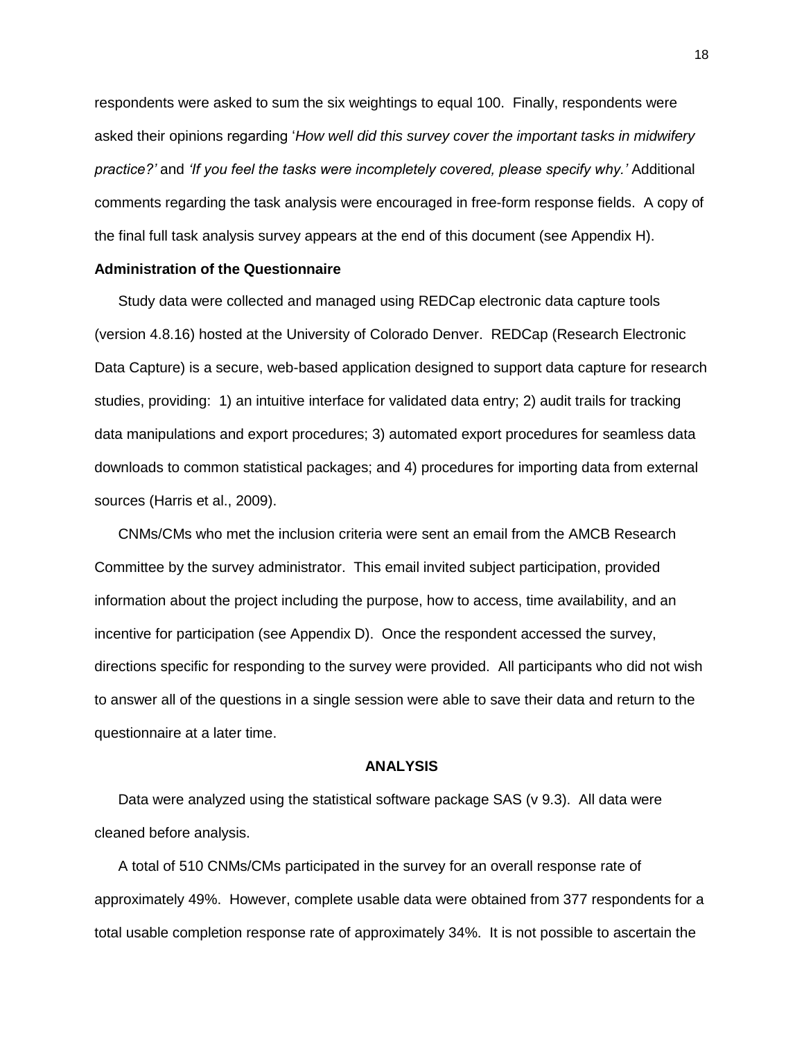respondents were asked to sum the six weightings to equal 100. Finally, respondents were asked their opinions regarding '*How well did this survey cover the important tasks in midwifery practice?'* and *'If you feel the tasks were incompletely covered, please specify why.'* Additional comments regarding the task analysis were encouraged in free-form response fields. A copy of the final full task analysis survey appears at the end of this document (see Appendix H).

### Administration of the Questionnaire

Study data were collected and managed using REDCap electronic data capture tools (version 4.8.16) hosted at the University of Colorado Denver. REDCap (Research Electronic Data Capture) is a secure, web-based application designed to support data capture for research studies, providing: 1) an intuitive interface for validated data entry; 2) audit trails for tracking data manipulations and export procedures; 3) automated export procedures for seamless data downloads to common statistical packages; and 4) procedures for importing data from external sources (Harris et al., 2009).

CNMs/CMs who met the inclusion criteria were sent an email from the AMCB Research Committee by the survey administrator. This email invited subject participation, provided information about the project including the purpose, how to access, time availability, and an incentive for participation (see Appendix D). Once the respondent accessed the survey, directions specific for responding to the survey were provided. All participants who did not wish to answer all of the questions in a single session were able to save their data and return to the questionnaire at a later time.

## ANALYSIS

Data were analyzed using the statistical software package SAS (v 9.3). All data were cleaned before analysis.

A total of 510 CNMs/CMs participated in the survey for an overall response rate of approximately 49%. However, complete usable data were obtained from 377 respondents for a total usable completion response rate of approximately 34%. It is not possible to ascertain the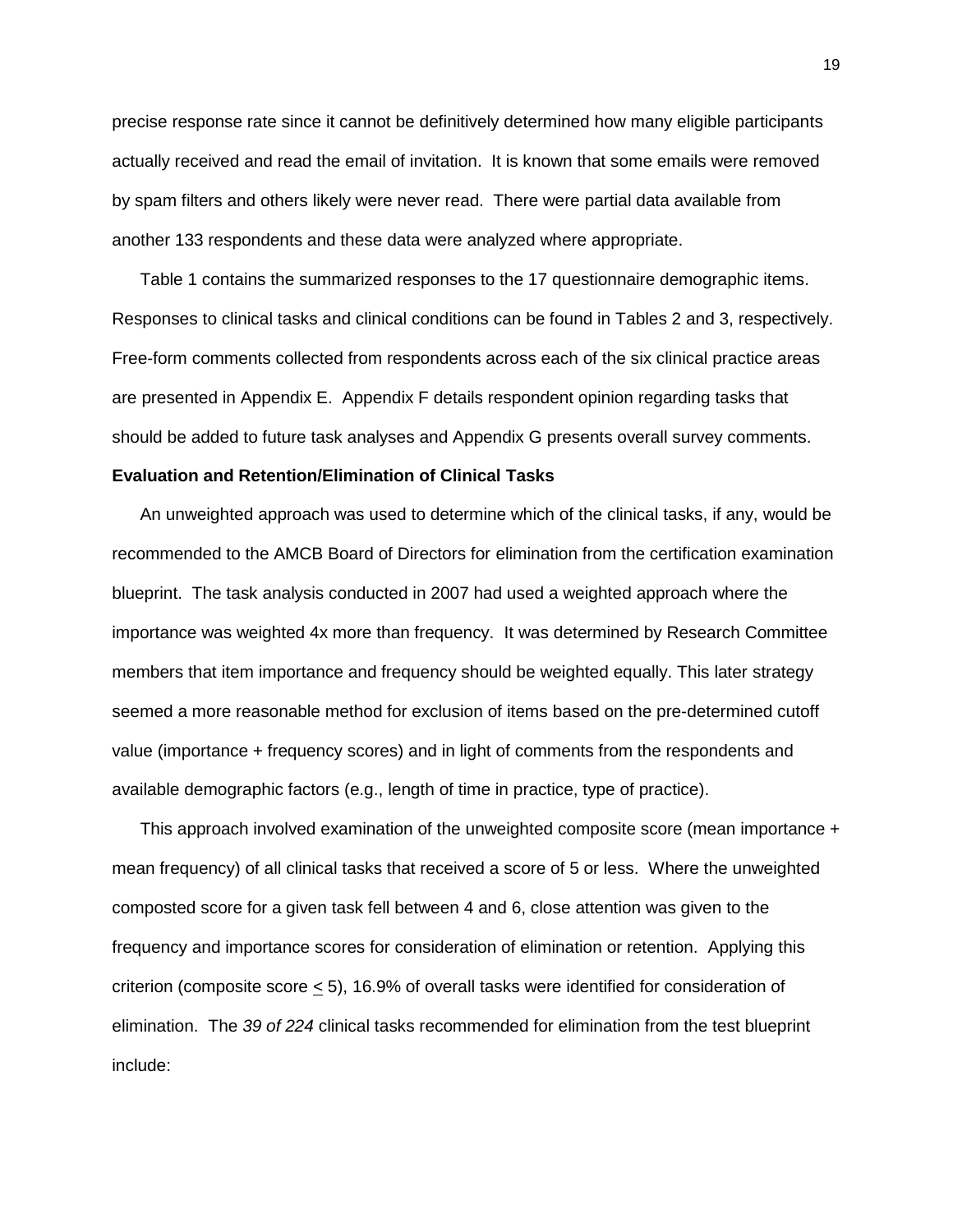precise response rate since it cannot be definitively determined how many eligible participants actually received and read the email of invitation. It is known that some emails were removed by spam filters and others likely were never read. There were partial data available from another 133 respondents and these data were analyzed where appropriate.

Table 1 contains the summarized responses to the 17 questionnaire demographic items. Responses to clinical tasks and clinical conditions can be found in Tables 2 and 3, respectively. Free-form comments collected from respondents across each of the six clinical practice areas are presented in Appendix E. Appendix F details respondent opinion regarding tasks that should be added to future task analyses and Appendix G presents overall survey comments.

**Evaluation and Retention/Elimination of Clinical Tasks**

An unweighted approach was used to determine which of the clinical tasks, if any, would be recommended to the AMCB Board of Directors for elimination from the certification examination blueprint. The task analysis conducted in 2007 had used a weighted approach where the importance was weighted 4x more than frequency. It was determined by Research Committee members that item importance and frequency should be weighted equally. This later strategy seemed a more reasonable method for exclusion of items based on the pre-determined cutoff value (importance + frequency scores) and in light of comments from the respondents and available demographic factors (e.g., length of time in practice, type of practice).

This approach involved examination of the unweighted composite score (mean importance + mean frequency) of all clinical tasks that received a score of 5 or less. Where the unweighted composted score for a given task fell between 4 and 6, close attention was given to the frequency and importance scores for consideration of elimination or retention. Applying this criterion (composite score $\leq$ 5), 16.9% of overall tasks were identified for consideration of elimination. The *39 of 224* clinical tasks recommended for elimination from the test blueprint include: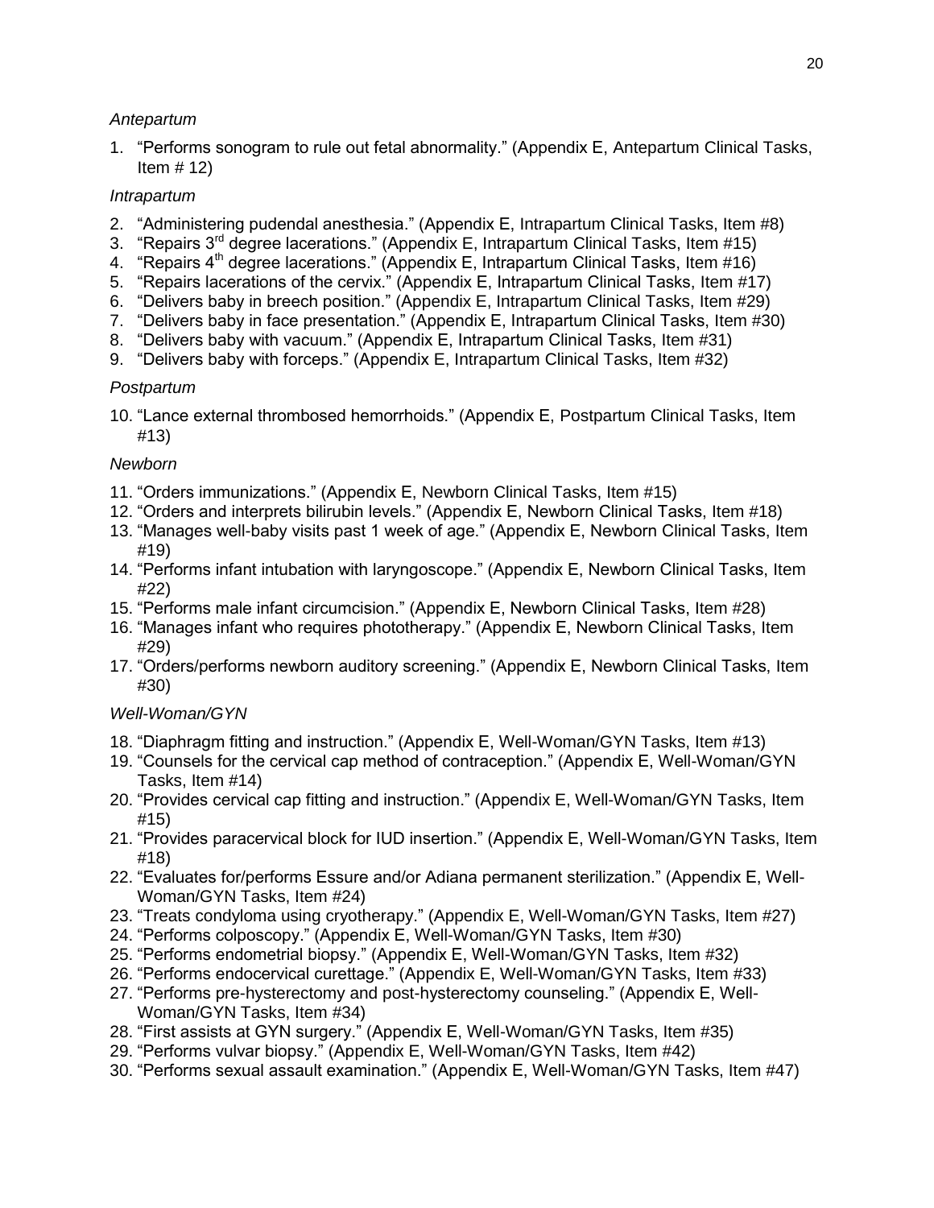*Antepartum*

1. “Performs sonogram to rule out fetal abnormality.” (Appendix E, Antepartum Clinical Tasks, Item # 12)

*Intrapartum*

2. “Administering pudendal anesthesia.” (Appendix E, Intrapartum Clinical Tasks, Item #8)
3. “Repairs 3rd degree lacerations.” (Appendix E, Intrapartum Clinical Tasks, Item #15)
4. “Repairs 4th degree lacerations.” (Appendix E, Intrapartum Clinical Tasks, Item #16)
5. “Repairs lacerations of the cervix.” (Appendix E, Intrapartum Clinical Tasks, Item #17)
6. “Delivers baby in breech position.” (Appendix E, Intrapartum Clinical Tasks, Item #29)
7. “Delivers baby in face presentation.” (Appendix E, Intrapartum Clinical Tasks, Item #30)
8. “Delivers baby with vacuum.” (Appendix E, Intrapartum Clinical Tasks, Item #31)
9. “Delivers baby with forceps.” (Appendix E, Intrapartum Clinical Tasks, Item #32)

*Postpartum*

10. “Lance external thrombosed hemorrhoids.” (Appendix E, Postpartum Clinical Tasks, Item #13)

*Newborn*

11. “Orders immunizations.” (Appendix E, Newborn Clinical Tasks, Item #15)
12. “Orders and interprets bilirubin levels.” (Appendix E, Newborn Clinical Tasks, Item #18)
13. “Manages well-baby visits past 1 week of age.” (Appendix E, Newborn Clinical Tasks, Item #19)
14. “Performs infant intubation with laryngoscope.” (Appendix E, Newborn Clinical Tasks, Item #22)
15. “Performs male infant circumcision.” (Appendix E, Newborn Clinical Tasks, Item #28)
16. “Manages infant who requires phototherapy.” (Appendix E, Newborn Clinical Tasks, Item #29)
17. “Orders/performs newborn auditory screening.” (Appendix E, Newborn Clinical Tasks, Item #30)

*Well-Woman/GYN*

18. “Diaphragm fitting and instruction.” (Appendix E, Well-Woman/GYN Tasks, Item #13)
19. “Counsels for the cervical cap method of contraception.” (Appendix E, Well-Woman/GYN Tasks, Item #14)
20. “Provides cervical cap fitting and instruction.” (Appendix E, Well-Woman/GYN Tasks, Item #15)
21. “Provides paracervical block for IUD insertion.” (Appendix E, Well-Woman/GYN Tasks, Item #18)
22. “Evaluates for/performs Essure and/or Adiana permanent sterilization.” (Appendix E, Well-Woman/GYN Tasks, Item #24)
23. “Treats condyloma using cryotherapy.” (Appendix E, Well-Woman/GYN Tasks, Item #27)
24. “Performs colposcopy.” (Appendix E, Well-Woman/GYN Tasks, Item #30)
25. “Performs endometrial biopsy.” (Appendix E, Well-Woman/GYN Tasks, Item #32)
26. “Performs endocervical curettage.” (Appendix E, Well-Woman/GYN Tasks, Item #33)
27. “Performs pre-hysterectomy and post-hysterectomy counseling.” (Appendix E, Well-Woman/GYN Tasks, Item #34)
28. “First assists at GYN surgery.” (Appendix E, Well-Woman/GYN Tasks, Item #35)
29. “Performs vulvar biopsy.” (Appendix E, Well-Woman/GYN Tasks, Item #42)
30. “Performs sexual assault examination.” (Appendix E, Well-Woman/GYN Tasks, Item #47)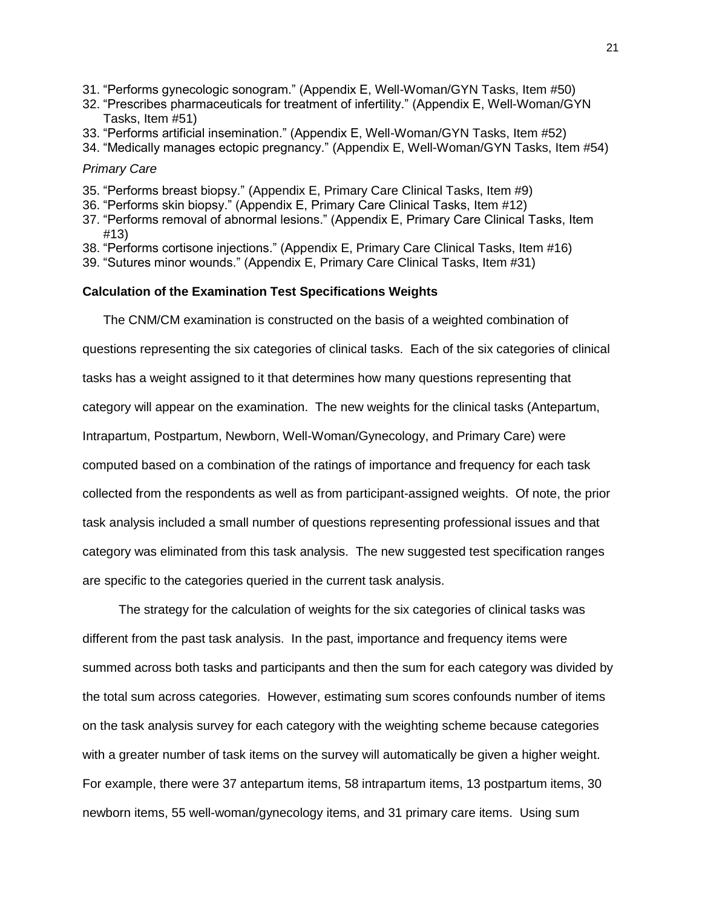31. "Performs gynecologic sonogram." (Appendix E, Well-Woman/GYN Tasks, Item #50)
32. "Prescribes pharmaceuticals for treatment of infertility." (Appendix E, Well-Woman/GYN Tasks, Item #51)
33. "Performs artificial insemination." (Appendix E, Well-Woman/GYN Tasks, Item #52)
34. "Medically manages ectopic pregnancy." (Appendix E, Well-Woman/GYN Tasks, Item #54)

*Primary Care*

35. "Performs breast biopsy." (Appendix E, Primary Care Clinical Tasks, Item #9)
36. "Performs skin biopsy." (Appendix E, Primary Care Clinical Tasks, Item #12)
37. "Performs removal of abnormal lesions." (Appendix E, Primary Care Clinical Tasks, Item #13)
38. "Performs cortisone injections." (Appendix E, Primary Care Clinical Tasks, Item #16)
39. "Sutures minor wounds." (Appendix E, Primary Care Clinical Tasks, Item #31)

### Calculation of the Examination Test Specifications Weights

The CNM/CM examination is constructed on the basis of a weighted combination of questions representing the six categories of clinical tasks. Each of the six categories of clinical tasks has a weight assigned to it that determines how many questions representing that category will appear on the examination. The new weights for the clinical tasks (Antepartum, Intrapartum, Postpartum, Newborn, Well-Woman/Gynecology, and Primary Care) were computed based on a combination of the ratings of importance and frequency for each task collected from the respondents as well as from participant-assigned weights. Of note, the prior task analysis included a small number of questions representing professional issues and that category was eliminated from this task analysis. The new suggested test specification ranges are specific to the categories queried in the current task analysis.

The strategy for the calculation of weights for the six categories of clinical tasks was different from the past task analysis. In the past, importance and frequency items were summed across both tasks and participants and then the sum for each category was divided by the total sum across categories. However, estimating sum scores confounds number of items on the task analysis survey for each category with the weighting scheme because categories with a greater number of task items on the survey will automatically be given a higher weight. For example, there were 37 antepartum items, 58 intrapartum items, 13 postpartum items, 30 newborn items, 55 well-woman/gynecology items, and 31 primary care items. Using sum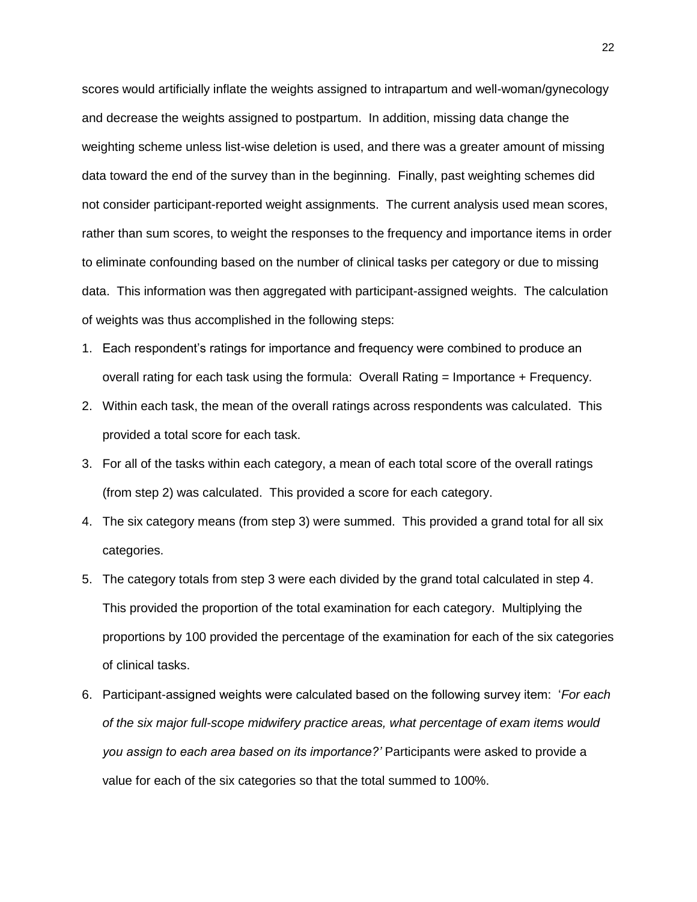scores would artificially inflate the weights assigned to intrapartum and well-woman/gynecology and decrease the weights assigned to postpartum. In addition, missing data change the weighting scheme unless list-wise deletion is used, and there was a greater amount of missing data toward the end of the survey than in the beginning. Finally, past weighting schemes did not consider participant-reported weight assignments. The current analysis used mean scores, rather than sum scores, to weight the responses to the frequency and importance items in order to eliminate confounding based on the number of clinical tasks per category or due to missing data. This information was then aggregated with participant-assigned weights. The calculation of weights was thus accomplished in the following steps:

1. Each respondent's ratings for importance and frequency were combined to produce an overall rating for each task using the formula: Overall Rating = Importance + Frequency.
2. Within each task, the mean of the overall ratings across respondents was calculated. This provided a total score for each task.
3. For all of the tasks within each category, a mean of each total score of the overall ratings (from step 2) was calculated. This provided a score for each category.
4. The six category means (from step 3) were summed. This provided a grand total for all six categories.
5. The category totals from step 3 were each divided by the grand total calculated in step 4. This provided the proportion of the total examination for each category. Multiplying the proportions by 100 provided the percentage of the examination for each of the six categories of clinical tasks.
6. Participant-assigned weights were calculated based on the following survey item: '*For each of the six major full-scope midwifery practice areas, what percentage of exam items would you assign to each area based on its importance?'* Participants were asked to provide a value for each of the six categories so that the total summed to 100%.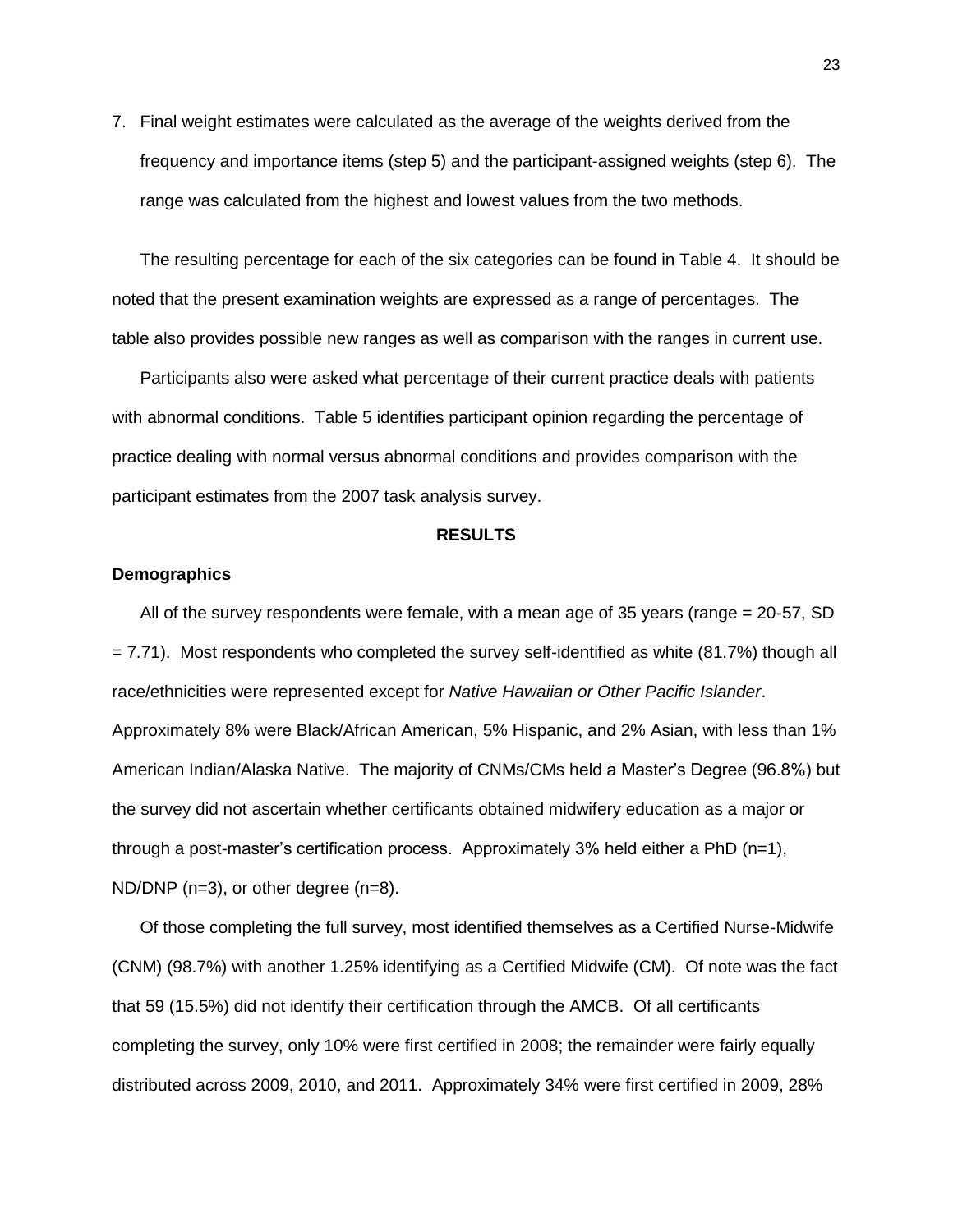7. Final weight estimates were calculated as the average of the weights derived from the frequency and importance items (step 5) and the participant-assigned weights (step 6). The range was calculated from the highest and lowest values from the two methods.

The resulting percentage for each of the six categories can be found in Table 4. It should be noted that the present examination weights are expressed as a range of percentages. The table also provides possible new ranges as well as comparison with the ranges in current use.

Participants also were asked what percentage of their current practice deals with patients with abnormal conditions. Table 5 identifies participant opinion regarding the percentage of practice dealing with normal versus abnormal conditions and provides comparison with the participant estimates from the 2007 task analysis survey.

## RESULTS

### Demographics

All of the survey respondents were female, with a mean age of 35 years (range = 20-57, SD = 7.71). Most respondents who completed the survey self-identified as white (81.7%) though all race/ethnicities were represented except for *Native Hawaiian or Other Pacific Islander*. Approximately 8% were Black/African American, 5% Hispanic, and 2% Asian, with less than 1% American Indian/Alaska Native. The majority of CNMs/CMs held a Master's Degree (96.8%) but the survey did not ascertain whether certificants obtained midwifery education as a major or through a post-master's certification process. Approximately 3% held either a PhD (n=1), ND/DNP (n=3), or other degree (n=8).

Of those completing the full survey, most identified themselves as a Certified Nurse-Midwife (CNM) (98.7%) with another 1.25% identifying as a Certified Midwife (CM). Of note was the fact that 59 (15.5%) did not identify their certification through the AMCB. Of all certificants completing the survey, only 10% were first certified in 2008; the remainder were fairly equally distributed across 2009, 2010, and 2011. Approximately 34% were first certified in 2009, 28%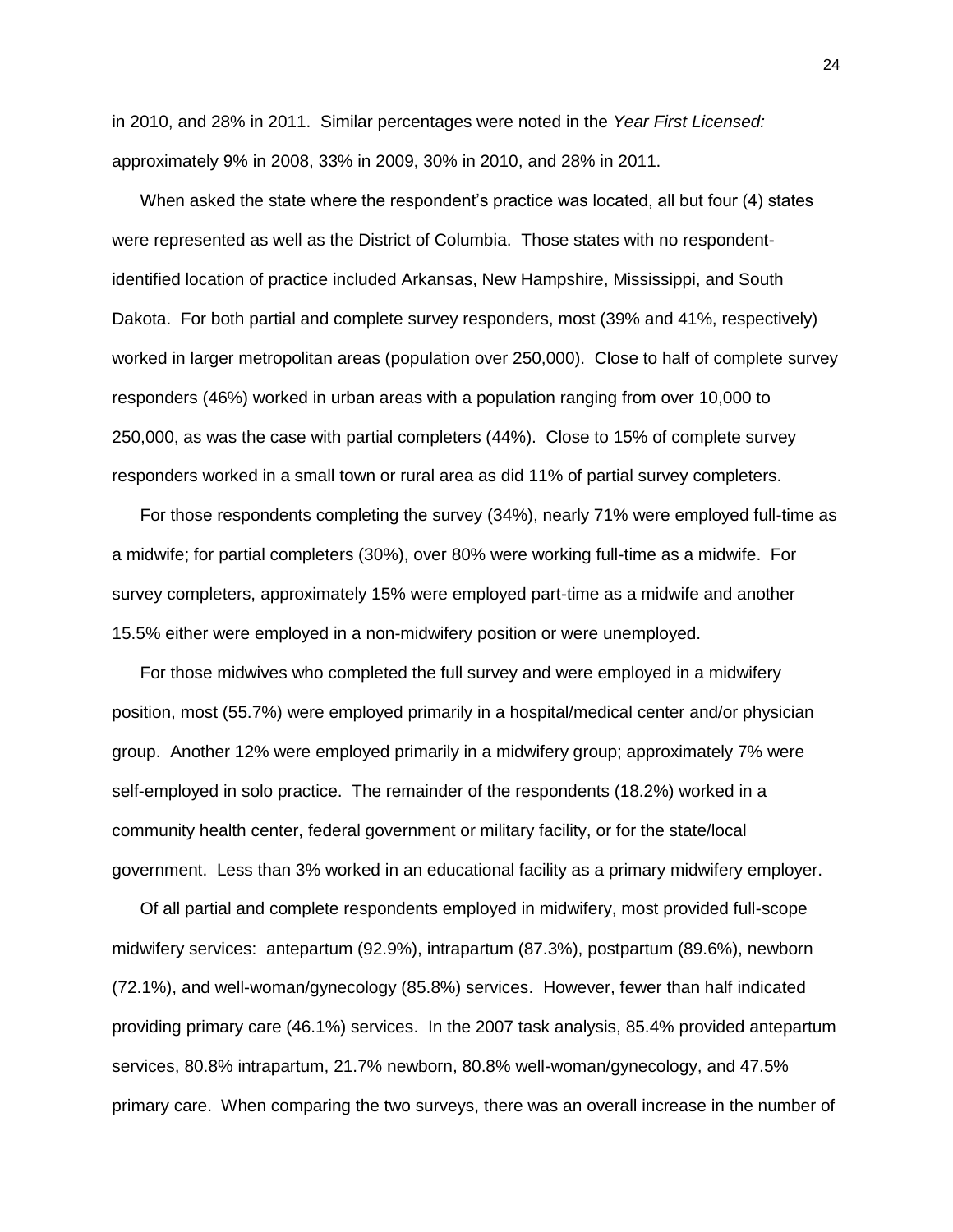in 2010, and 28% in 2011. Similar percentages were noted in the *Year First Licensed:* approximately 9% in 2008, 33% in 2009, 30% in 2010, and 28% in 2011.

When asked the state where the respondent's practice was located, all but four (4) states were represented as well as the District of Columbia. Those states with no respondent-identified location of practice included Arkansas, New Hampshire, Mississippi, and South Dakota. For both partial and complete survey responders, most (39% and 41%, respectively) worked in larger metropolitan areas (population over 250,000). Close to half of complete survey responders (46%) worked in urban areas with a population ranging from over 10,000 to 250,000, as was the case with partial completers (44%). Close to 15% of complete survey responders worked in a small town or rural area as did 11% of partial survey completers.

For those respondents completing the survey (34%), nearly 71% were employed full-time as a midwife; for partial completers (30%), over 80% were working full-time as a midwife. For survey completers, approximately 15% were employed part-time as a midwife and another 15.5% either were employed in a non-midwifery position or were unemployed.

For those midwives who completed the full survey and were employed in a midwifery position, most (55.7%) were employed primarily in a hospital/medical center and/or physician group. Another 12% were employed primarily in a midwifery group; approximately 7% were self-employed in solo practice. The remainder of the respondents (18.2%) worked in a community health center, federal government or military facility, or for the state/local government. Less than 3% worked in an educational facility as a primary midwifery employer.

Of all partial and complete respondents employed in midwifery, most provided full-scope midwifery services: antepartum (92.9%), intrapartum (87.3%), postpartum (89.6%), newborn (72.1%), and well-woman/gynecology (85.8%) services. However, fewer than half indicated providing primary care (46.1%) services. In the 2007 task analysis, 85.4% provided antepartum services, 80.8% intrapartum, 21.7% newborn, 80.8% well-woman/gynecology, and 47.5% primary care. When comparing the two surveys, there was an overall increase in the number of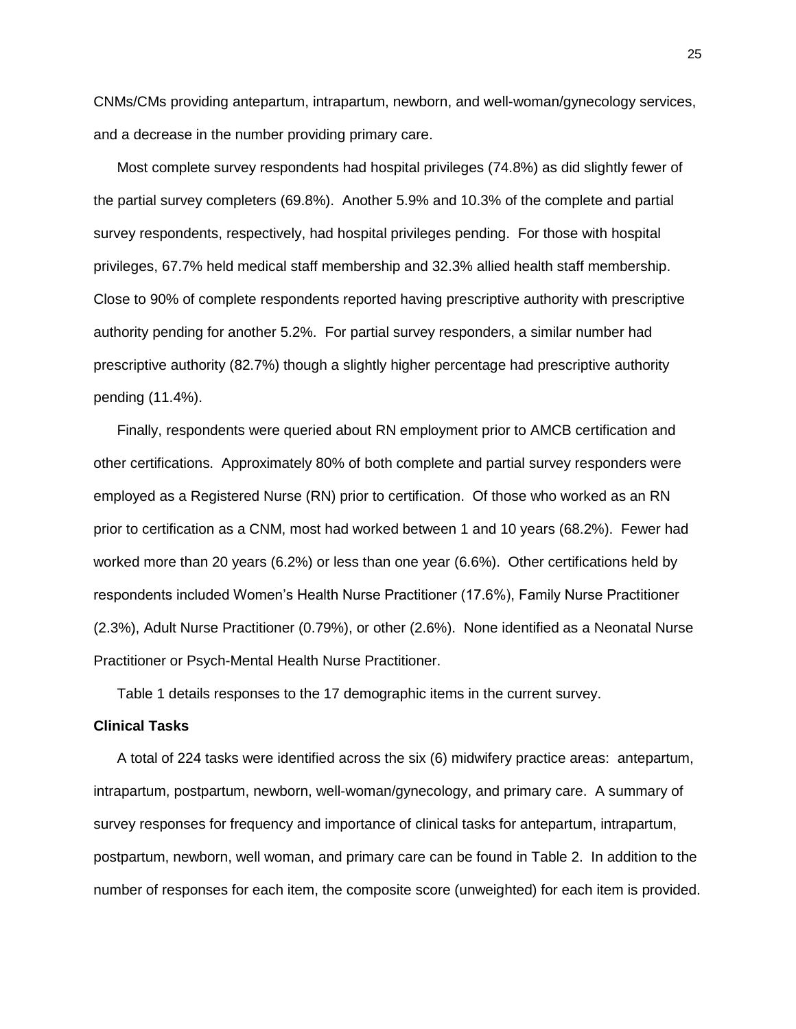CNMs/CMs providing antepartum, intrapartum, newborn, and well-woman/gynecology services, and a decrease in the number providing primary care.

Most complete survey respondents had hospital privileges (74.8%) as did slightly fewer of the partial survey completers (69.8%). Another 5.9% and 10.3% of the complete and partial survey respondents, respectively, had hospital privileges pending. For those with hospital privileges, 67.7% held medical staff membership and 32.3% allied health staff membership. Close to 90% of complete respondents reported having prescriptive authority with prescriptive authority pending for another 5.2%. For partial survey responders, a similar number had prescriptive authority (82.7%) though a slightly higher percentage had prescriptive authority pending (11.4%).

Finally, respondents were queried about RN employment prior to AMCB certification and other certifications. Approximately 80% of both complete and partial survey responders were employed as a Registered Nurse (RN) prior to certification. Of those who worked as an RN prior to certification as a CNM, most had worked between 1 and 10 years (68.2%). Fewer had worked more than 20 years (6.2%) or less than one year (6.6%). Other certifications held by respondents included Women's Health Nurse Practitioner (17.6%), Family Nurse Practitioner (2.3%), Adult Nurse Practitioner (0.79%), or other (2.6%). None identified as a Neonatal Nurse Practitioner or Psych-Mental Health Nurse Practitioner.

Table 1 details responses to the 17 demographic items in the current survey.

**Clinical Tasks**

A total of 224 tasks were identified across the six (6) midwifery practice areas: antepartum, intrapartum, postpartum, newborn, well-woman/gynecology, and primary care. A summary of survey responses for frequency and importance of clinical tasks for antepartum, intrapartum, postpartum, newborn, well woman, and primary care can be found in Table 2. In addition to the number of responses for each item, the composite score (unweighted) for each item is provided.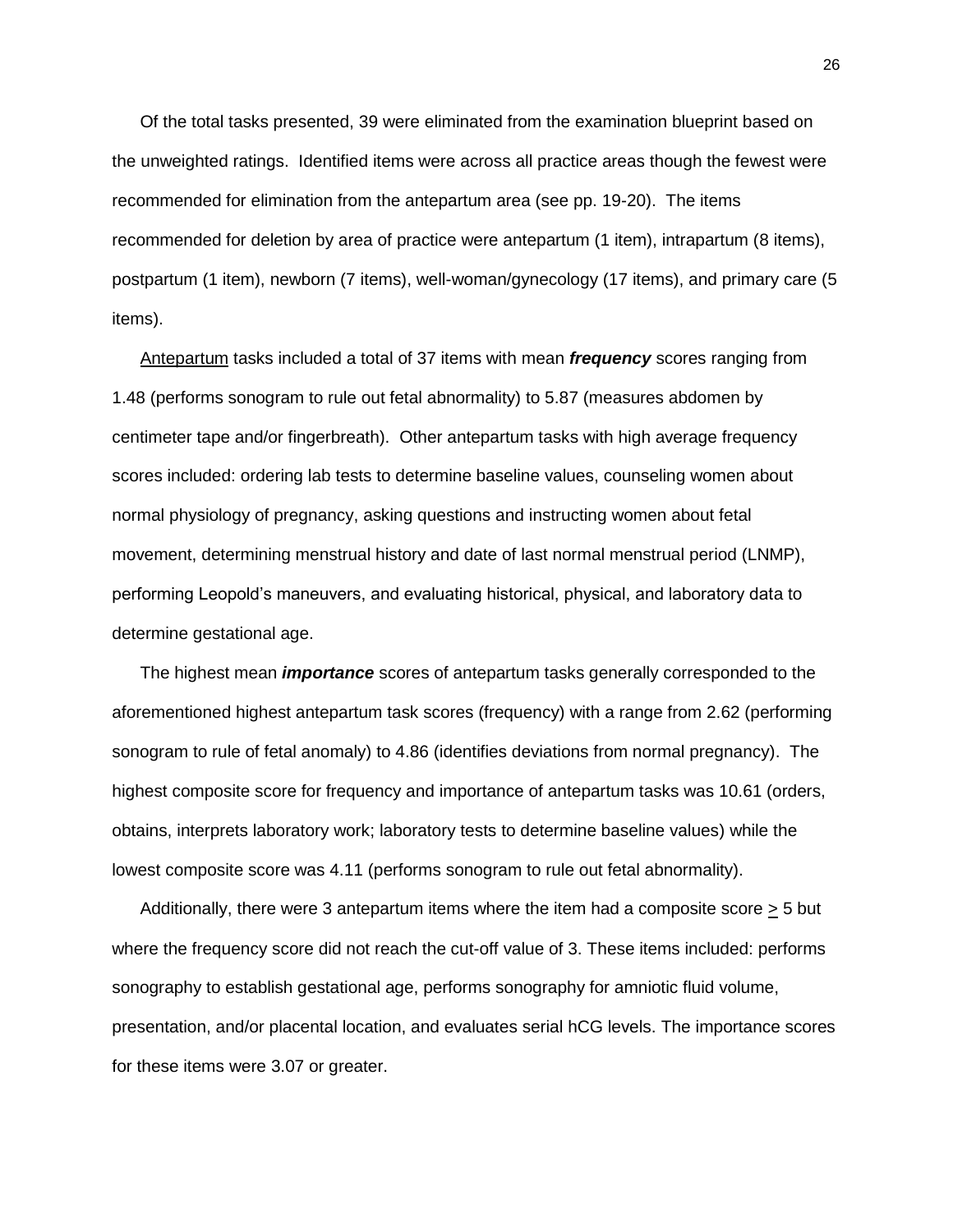Of the total tasks presented, 39 were eliminated from the examination blueprint based on the unweighted ratings. Identified items were across all practice areas though the fewest were recommended for elimination from the antepartum area (see pp. 19-20). The items recommended for deletion by area of practice were antepartum (1 item), intrapartum (8 items), postpartum (1 item), newborn (7 items), well-woman/gynecology (17 items), and primary care (5 items).

Antepartum tasks included a total of 37 items with mean ***frequency*** scores ranging from 1.48 (performs sonogram to rule out fetal abnormality) to 5.87 (measures abdomen by centimeter tape and/or fingerbreath). Other antepartum tasks with high average frequency scores included: ordering lab tests to determine baseline values, counseling women about normal physiology of pregnancy, asking questions and instructing women about fetal movement, determining menstrual history and date of last normal menstrual period (LNMP), performing Leopold's maneuvers, and evaluating historical, physical, and laboratory data to determine gestational age.

The highest mean ***importance*** scores of antepartum tasks generally corresponded to the aforementioned highest antepartum task scores (frequency) with a range from 2.62 (performing sonogram to rule of fetal anomaly) to 4.86 (identifies deviations from normal pregnancy). The highest composite score for frequency and importance of antepartum tasks was 10.61 (orders, obtains, interprets laboratory work; laboratory tests to determine baseline values) while the lowest composite score was 4.11 (performs sonogram to rule out fetal abnormality).

Additionally, there were 3 antepartum items where the item had a composite score $\geq$ 5 but where the frequency score did not reach the cut-off value of 3. These items included: performs sonography to establish gestational age, performs sonography for amniotic fluid volume, presentation, and/or placental location, and evaluates serial hCG levels. The importance scores for these items were 3.07 or greater.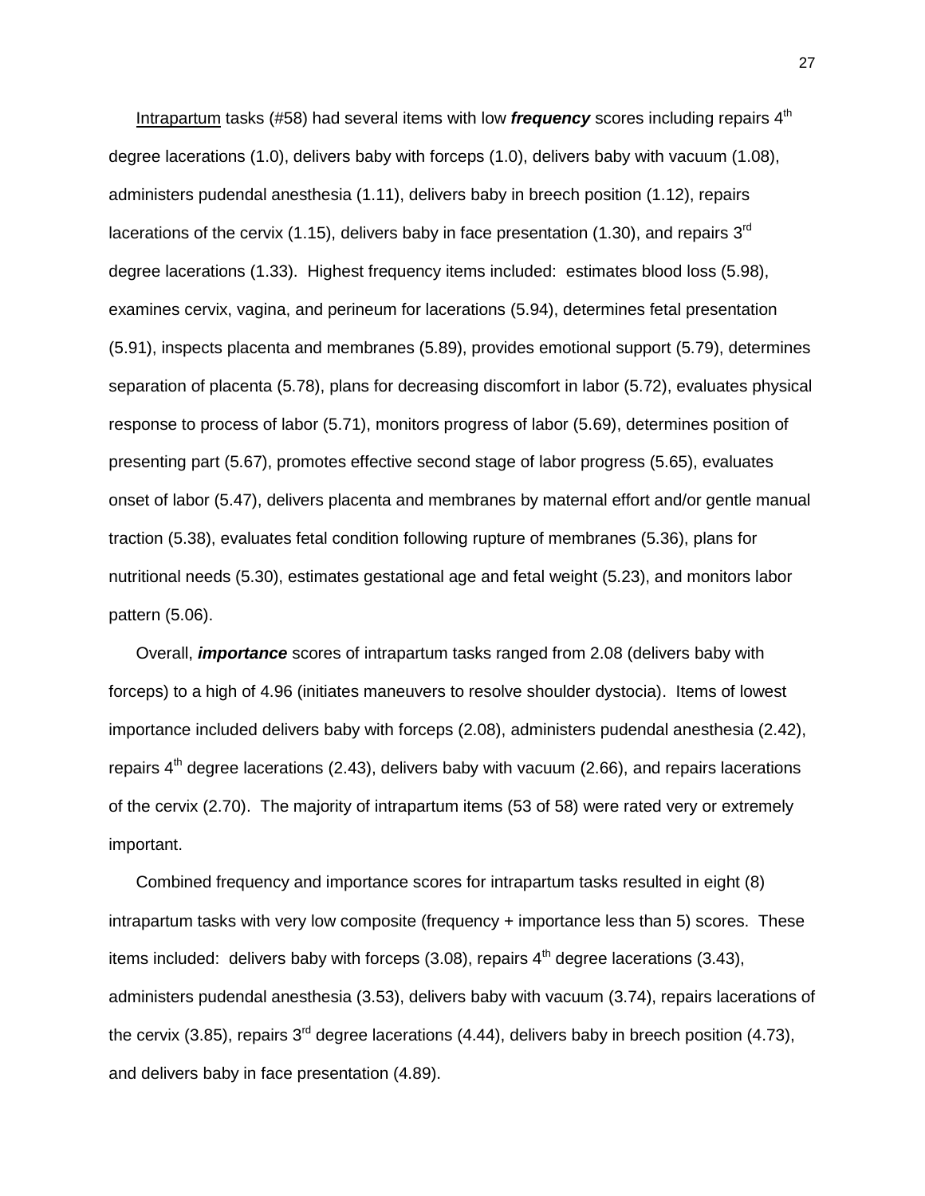Intrapartum tasks (#58) had several items with low ***frequency*** scores including repairs 4th degree lacerations (1.0), delivers baby with forceps (1.0), delivers baby with vacuum (1.08), administers pudendal anesthesia (1.11), delivers baby in breech position (1.12), repairs lacerations of the cervix (1.15), delivers baby in face presentation (1.30), and repairs 3rd degree lacerations (1.33). Highest frequency items included: estimates blood loss (5.98), examines cervix, vagina, and perineum for lacerations (5.94), determines fetal presentation (5.91), inspects placenta and membranes (5.89), provides emotional support (5.79), determines separation of placenta (5.78), plans for decreasing discomfort in labor (5.72), evaluates physical response to process of labor (5.71), monitors progress of labor (5.69), determines position of presenting part (5.67), promotes effective second stage of labor progress (5.65), evaluates onset of labor (5.47), delivers placenta and membranes by maternal effort and/or gentle manual traction (5.38), evaluates fetal condition following rupture of membranes (5.36), plans for nutritional needs (5.30), estimates gestational age and fetal weight (5.23), and monitors labor pattern (5.06).

Overall, ***importance*** scores of intrapartum tasks ranged from 2.08 (delivers baby with forceps) to a high of 4.96 (initiates maneuvers to resolve shoulder dystocia). Items of lowest importance included delivers baby with forceps (2.08), administers pudendal anesthesia (2.42), repairs 4th degree lacerations (2.43), delivers baby with vacuum (2.66), and repairs lacerations of the cervix (2.70). The majority of intrapartum items (53 of 58) were rated very or extremely important.

Combined frequency and importance scores for intrapartum tasks resulted in eight (8) intrapartum tasks with very low composite (frequency + importance less than 5) scores. These items included: delivers baby with forceps (3.08), repairs 4th degree lacerations (3.43), administers pudendal anesthesia (3.53), delivers baby with vacuum (3.74), repairs lacerations of the cervix (3.85), repairs 3rd degree lacerations (4.44), delivers baby in breech position (4.73), and delivers baby in face presentation (4.89).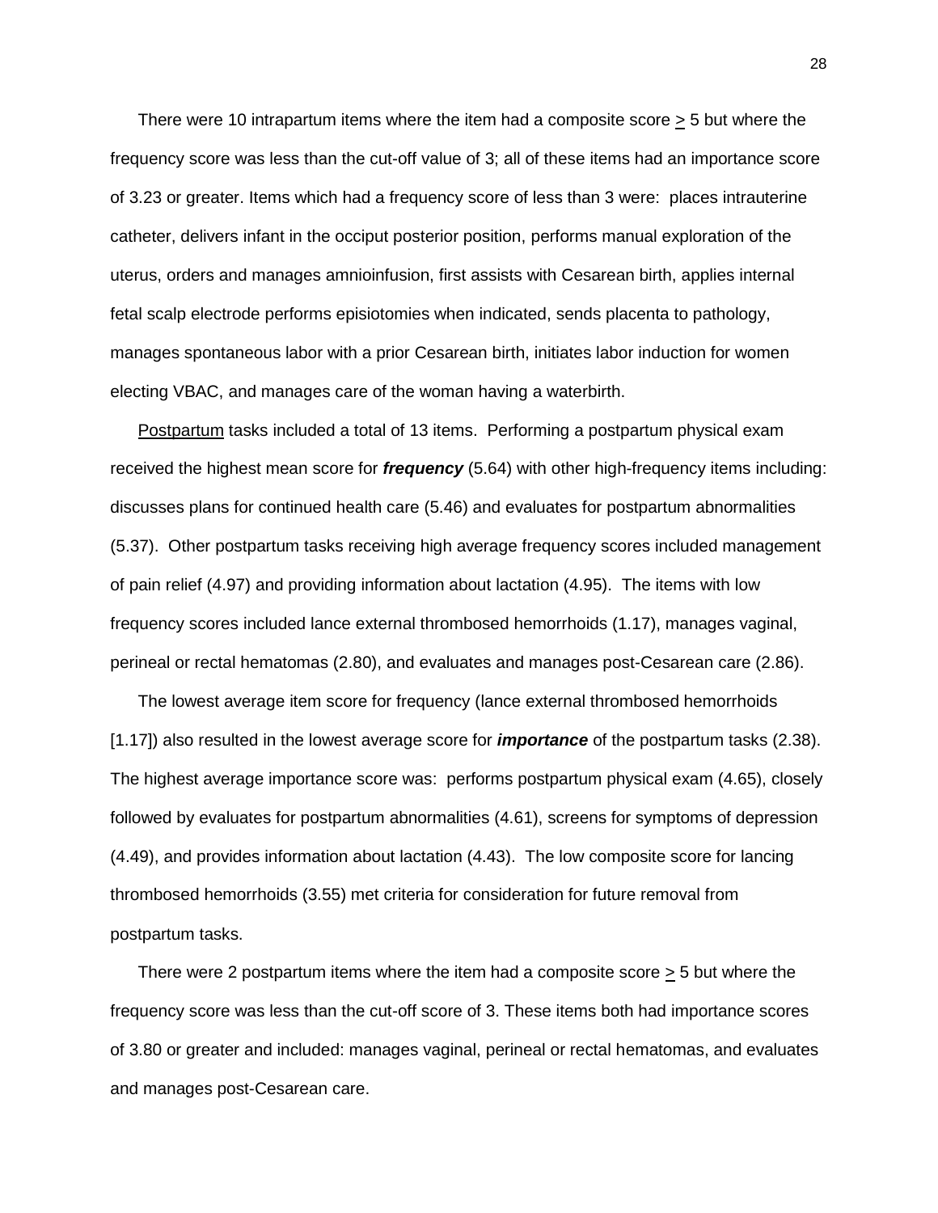There were 10 intrapartum items where the item had a composite score $\geq$ 5 but where the frequency score was less than the cut-off value of 3; all of these items had an importance score of 3.23 or greater. Items which had a frequency score of less than 3 were: places intrauterine catheter, delivers infant in the occiput posterior position, performs manual exploration of the uterus, orders and manages amnioinfusion, first assists with Cesarean birth, applies internal fetal scalp electrode performs episiotomies when indicated, sends placenta to pathology, manages spontaneous labor with a prior Cesarean birth, initiates labor induction for women electing VBAC, and manages care of the woman having a waterbirth.

<u>Postpartum</u> tasks included a total of 13 items. Performing a postpartum physical exam received the highest mean score for ***frequency*** (5.64) with other high-frequency items including: discusses plans for continued health care (5.46) and evaluates for postpartum abnormalities (5.37). Other postpartum tasks receiving high average frequency scores included management of pain relief (4.97) and providing information about lactation (4.95). The items with low frequency scores included lance external thrombosed hemorrhoids (1.17), manages vaginal, perineal or rectal hematomas (2.80), and evaluates and manages post-Cesarean care (2.86).

The lowest average item score for frequency (lance external thrombosed hemorrhoids [1.17]) also resulted in the lowest average score for ***importance*** of the postpartum tasks (2.38). The highest average importance score was: performs postpartum physical exam (4.65), closely followed by evaluates for postpartum abnormalities (4.61), screens for symptoms of depression (4.49), and provides information about lactation (4.43). The low composite score for lancing thrombosed hemorrhoids (3.55) met criteria for consideration for future removal from postpartum tasks.

There were 2 postpartum items where the item had a composite score $\geq$ 5 but where the frequency score was less than the cut-off score of 3. These items both had importance scores of 3.80 or greater and included: manages vaginal, perineal or rectal hematomas, and evaluates and manages post-Cesarean care.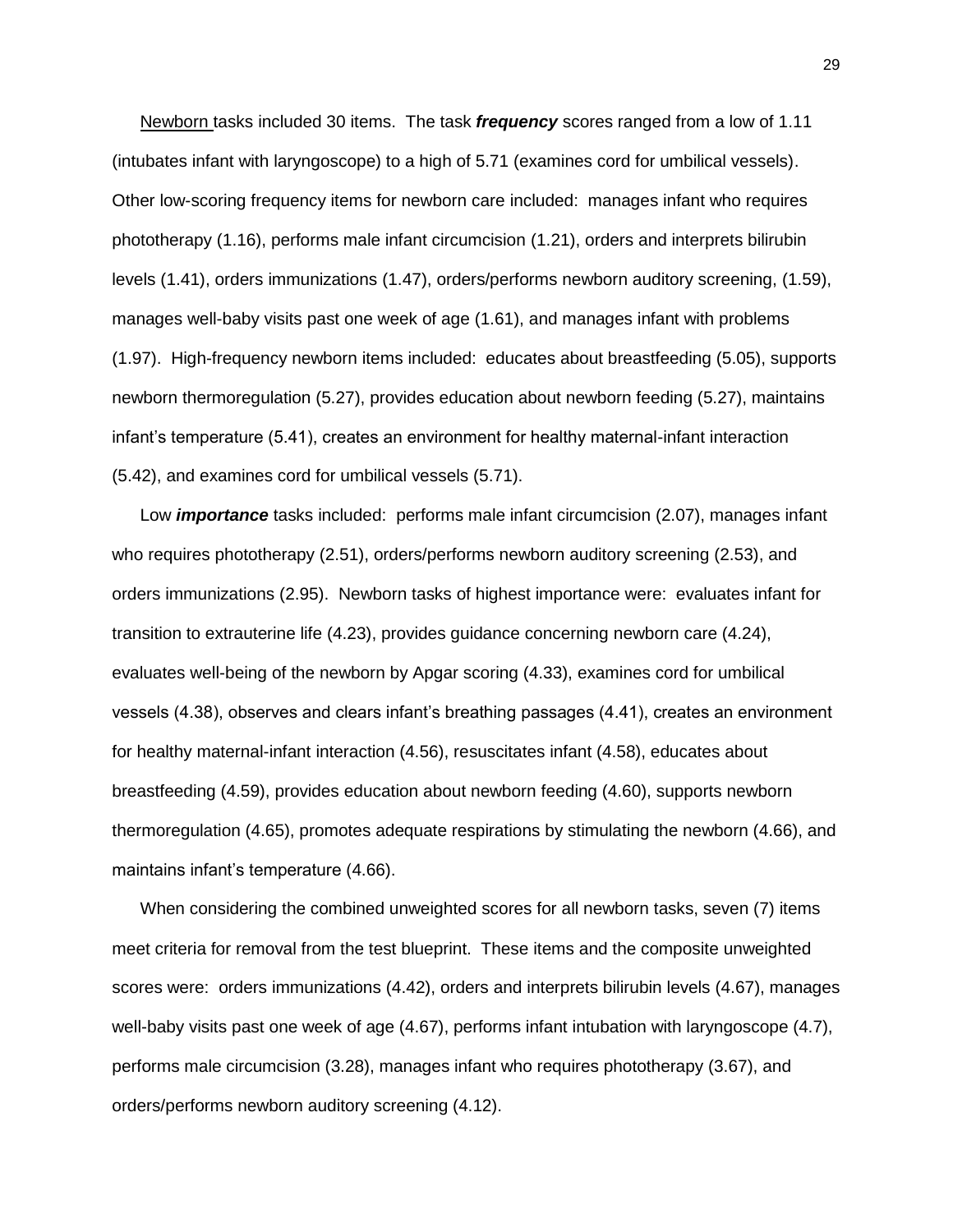Newborn tasks included 30 items. The task ***frequency*** scores ranged from a low of 1.11 (intubates infant with laryngoscope) to a high of 5.71 (examines cord for umbilical vessels). Other low-scoring frequency items for newborn care included: manages infant who requires phototherapy (1.16), performs male infant circumcision (1.21), orders and interprets bilirubin levels (1.41), orders immunizations (1.47), orders/performs newborn auditory screening, (1.59), manages well-baby visits past one week of age (1.61), and manages infant with problems (1.97). High-frequency newborn items included: educates about breastfeeding (5.05), supports newborn thermoregulation (5.27), provides education about newborn feeding (5.27), maintains infant's temperature (5.41), creates an environment for healthy maternal-infant interaction (5.42), and examines cord for umbilical vessels (5.71).

Low ***importance*** tasks included: performs male infant circumcision (2.07), manages infant who requires phototherapy (2.51), orders/performs newborn auditory screening (2.53), and orders immunizations (2.95). Newborn tasks of highest importance were: evaluates infant for transition to extrauterine life (4.23), provides guidance concerning newborn care (4.24), evaluates well-being of the newborn by Apgar scoring (4.33), examines cord for umbilical vessels (4.38), observes and clears infant's breathing passages (4.41), creates an environment for healthy maternal-infant interaction (4.56), resuscitates infant (4.58), educates about breastfeeding (4.59), provides education about newborn feeding (4.60), supports newborn thermoregulation (4.65), promotes adequate respirations by stimulating the newborn (4.66), and maintains infant's temperature (4.66).

When considering the combined unweighted scores for all newborn tasks, seven (7) items meet criteria for removal from the test blueprint. These items and the composite unweighted scores were: orders immunizations (4.42), orders and interprets bilirubin levels (4.67), manages well-baby visits past one week of age (4.67), performs infant intubation with laryngoscope (4.7), performs male circumcision (3.28), manages infant who requires phototherapy (3.67), and orders/performs newborn auditory screening (4.12).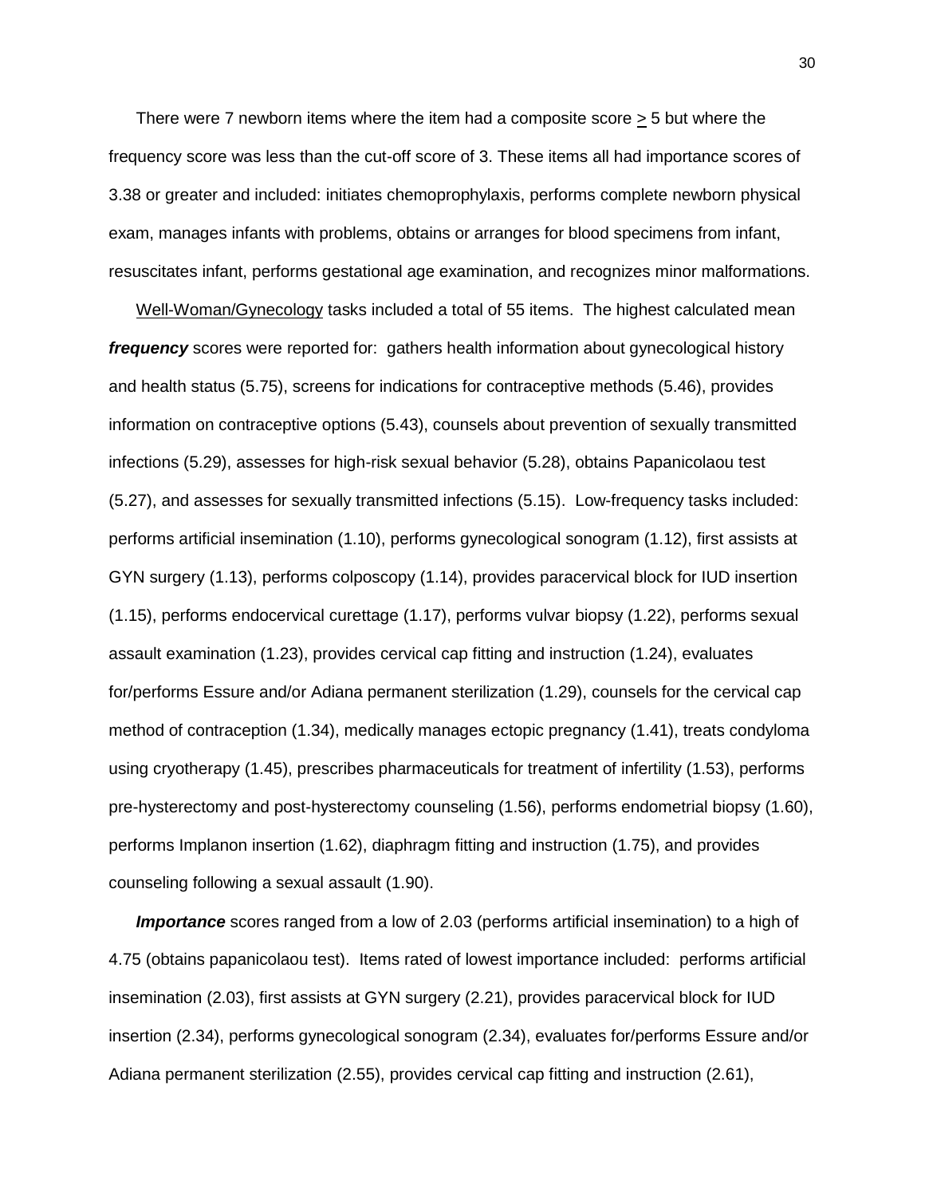There were 7 newborn items where the item had a composite score $\geq$ 5 but where the frequency score was less than the cut-off score of 3. These items all had importance scores of 3.38 or greater and included: initiates chemoprophylaxis, performs complete newborn physical exam, manages infants with problems, obtains or arranges for blood specimens from infant, resuscitates infant, performs gestational age examination, and recognizes minor malformations.

Well-Woman/Gynecology tasks included a total of 55 items. The highest calculated mean ***frequency*** scores were reported for: gathers health information about gynecological history and health status (5.75), screens for indications for contraceptive methods (5.46), provides information on contraceptive options (5.43), counsels about prevention of sexually transmitted infections (5.29), assesses for high-risk sexual behavior (5.28), obtains Papanicolaou test (5.27), and assesses for sexually transmitted infections (5.15). Low-frequency tasks included: performs artificial insemination (1.10), performs gynecological sonogram (1.12), first assists at GYN surgery (1.13), performs colposcopy (1.14), provides paracervical block for IUD insertion (1.15), performs endocervical curettage (1.17), performs vulvar biopsy (1.22), performs sexual assault examination (1.23), provides cervical cap fitting and instruction (1.24), evaluates for/performs Essure and/or Adiana permanent sterilization (1.29), counsels for the cervical cap method of contraception (1.34), medically manages ectopic pregnancy (1.41), treats condyloma using cryotherapy (1.45), prescribes pharmaceuticals for treatment of infertility (1.53), performs pre-hysterectomy and post-hysterectomy counseling (1.56), performs endometrial biopsy (1.60), performs Implanon insertion (1.62), diaphragm fitting and instruction (1.75), and provides counseling following a sexual assault (1.90).

***Importance*** scores ranged from a low of 2.03 (performs artificial insemination) to a high of 4.75 (obtains papanicolaou test). Items rated of lowest importance included: performs artificial insemination (2.03), first assists at GYN surgery (2.21), provides paracervical block for IUD insertion (2.34), performs gynecological sonogram (2.34), evaluates for/performs Essure and/or Adiana permanent sterilization (2.55), provides cervical cap fitting and instruction (2.61),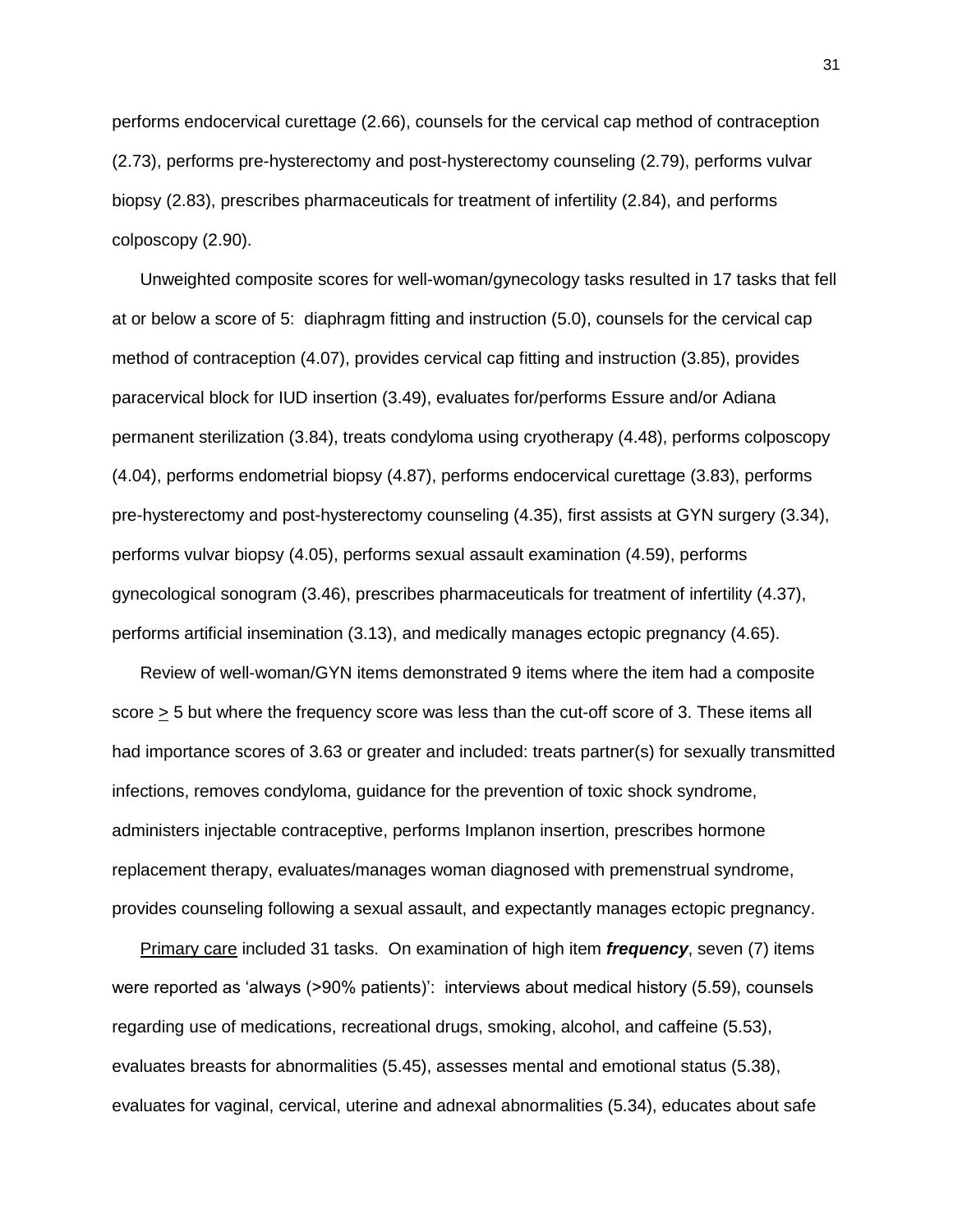performs endocervical curettage (2.66), counsels for the cervical cap method of contraception (2.73), performs pre-hysterectomy and post-hysterectomy counseling (2.79), performs vulvar biopsy (2.83), prescribes pharmaceuticals for treatment of infertility (2.84), and performs colposcopy (2.90).

Unweighted composite scores for well-woman/gynecology tasks resulted in 17 tasks that fell at or below a score of 5: diaphragm fitting and instruction (5.0), counsels for the cervical cap method of contraception (4.07), provides cervical cap fitting and instruction (3.85), provides paracervical block for IUD insertion (3.49), evaluates for/performs Essure and/or Adiana permanent sterilization (3.84), treats condyloma using cryotherapy (4.48), performs colposcopy (4.04), performs endometrial biopsy (4.87), performs endocervical curettage (3.83), performs pre-hysterectomy and post-hysterectomy counseling (4.35), first assists at GYN surgery (3.34), performs vulvar biopsy (4.05), performs sexual assault examination (4.59), performs gynecological sonogram (3.46), prescribes pharmaceuticals for treatment of infertility (4.37), performs artificial insemination (3.13), and medically manages ectopic pregnancy (4.65).

Review of well-woman/GYN items demonstrated 9 items where the item had a composite score ≥ 5 but where the frequency score was less than the cut-off score of 3. These items all had importance scores of 3.63 or greater and included: treats partner(s) for sexually transmitted infections, removes condyloma, guidance for the prevention of toxic shock syndrome, administers injectable contraceptive, performs Implanon insertion, prescribes hormone replacement therapy, evaluates/manages woman diagnosed with premenstrual syndrome, provides counseling following a sexual assault, and expectantly manages ectopic pregnancy.

<u>Primary care</u> included 31 tasks. On examination of high item ***frequency***, seven (7) items were reported as 'always (>90% patients)': interviews about medical history (5.59), counsels regarding use of medications, recreational drugs, smoking, alcohol, and caffeine (5.53), evaluates breasts for abnormalities (5.45), assesses mental and emotional status (5.38), evaluates for vaginal, cervical, uterine and adnexal abnormalities (5.34), educates about safe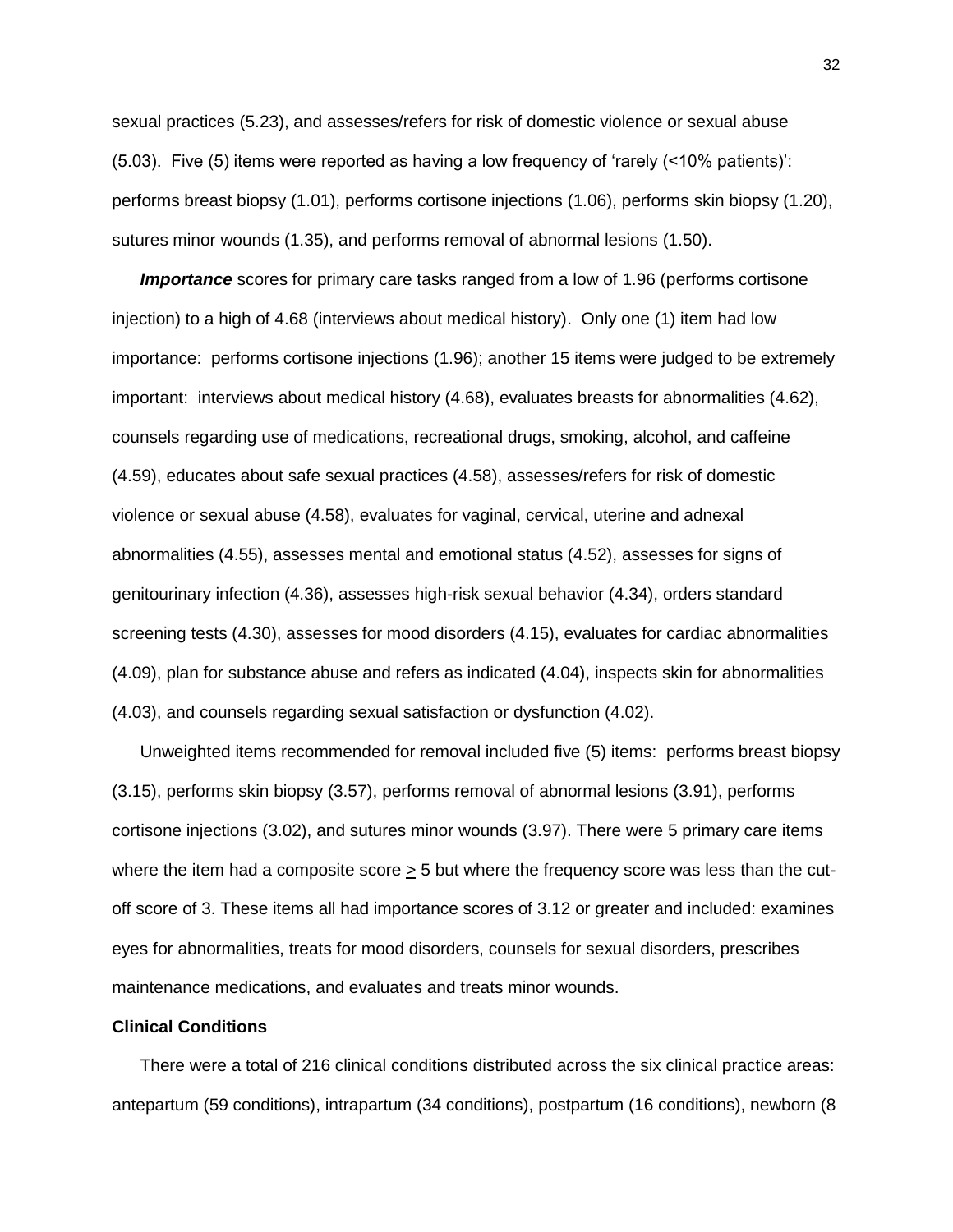sexual practices (5.23), and assesses/refers for risk of domestic violence or sexual abuse (5.03). Five (5) items were reported as having a low frequency of 'rarely (<10% patients)': performs breast biopsy (1.01), performs cortisone injections (1.06), performs skin biopsy (1.20), sutures minor wounds (1.35), and performs removal of abnormal lesions (1.50).

***Importance*** scores for primary care tasks ranged from a low of 1.96 (performs cortisone injection) to a high of 4.68 (interviews about medical history). Only one (1) item had low importance: performs cortisone injections (1.96); another 15 items were judged to be extremely important: interviews about medical history (4.68), evaluates breasts for abnormalities (4.62), counsels regarding use of medications, recreational drugs, smoking, alcohol, and caffeine (4.59), educates about safe sexual practices (4.58), assesses/refers for risk of domestic violence or sexual abuse (4.58), evaluates for vaginal, cervical, uterine and adnexal abnormalities (4.55), assesses mental and emotional status (4.52), assesses for signs of genitourinary infection (4.36), assesses high-risk sexual behavior (4.34), orders standard screening tests (4.30), assesses for mood disorders (4.15), evaluates for cardiac abnormalities (4.09), plan for substance abuse and refers as indicated (4.04), inspects skin for abnormalities (4.03), and counsels regarding sexual satisfaction or dysfunction (4.02).

Unweighted items recommended for removal included five (5) items: performs breast biopsy (3.15), performs skin biopsy (3.57), performs removal of abnormal lesions (3.91), performs cortisone injections (3.02), and sutures minor wounds (3.97). There were 5 primary care items where the item had a composite score $\geq$ 5 but where the frequency score was less than the cut-off score of 3. These items all had importance scores of 3.12 or greater and included: examines eyes for abnormalities, treats for mood disorders, counsels for sexual disorders, prescribes maintenance medications, and evaluates and treats minor wounds.

**Clinical Conditions**

There were a total of 216 clinical conditions distributed across the six clinical practice areas: antepartum (59 conditions), intrapartum (34 conditions), postpartum (16 conditions), newborn (8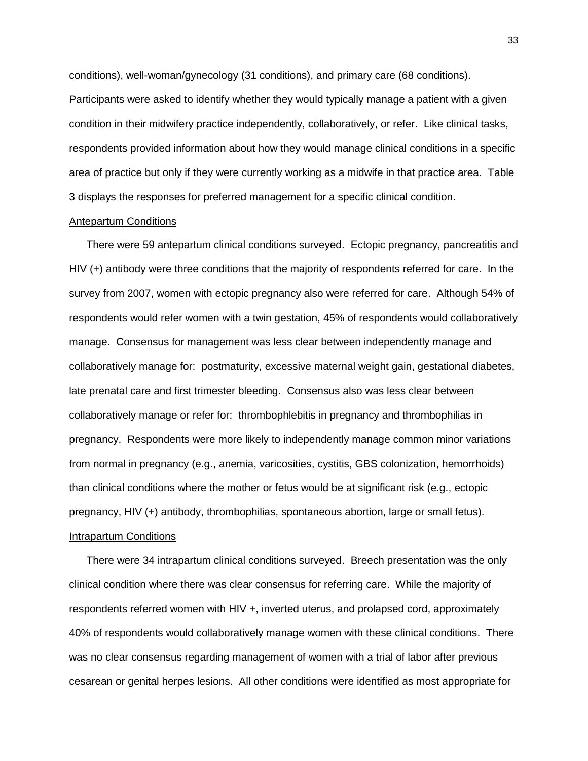conditions), well-woman/gynecology (31 conditions), and primary care (68 conditions). Participants were asked to identify whether they would typically manage a patient with a given condition in their midwifery practice independently, collaboratively, or refer. Like clinical tasks, respondents provided information about how they would manage clinical conditions in a specific area of practice but only if they were currently working as a midwife in that practice area. Table 3 displays the responses for preferred management for a specific clinical condition.

<u>Antepartum Conditions</u>

There were 59 antepartum clinical conditions surveyed. Ectopic pregnancy, pancreatitis and HIV (+) antibody were three conditions that the majority of respondents referred for care. In the survey from 2007, women with ectopic pregnancy also were referred for care. Although 54% of respondents would refer women with a twin gestation, 45% of respondents would collaboratively manage. Consensus for management was less clear between independently manage and collaboratively manage for: postmaturity, excessive maternal weight gain, gestational diabetes, late prenatal care and first trimester bleeding. Consensus also was less clear between collaboratively manage or refer for: thrombophlebitis in pregnancy and thrombophilias in pregnancy. Respondents were more likely to independently manage common minor variations from normal in pregnancy (e.g., anemia, varicosities, cystitis, GBS colonization, hemorrhoids) than clinical conditions where the mother or fetus would be at significant risk (e.g., ectopic pregnancy, HIV (+) antibody, thrombophilias, spontaneous abortion, large or small fetus).

<u>Intrapartum Conditions</u>

There were 34 intrapartum clinical conditions surveyed. Breech presentation was the only clinical condition where there was clear consensus for referring care. While the majority of respondents referred women with HIV +, inverted uterus, and prolapsed cord, approximately 40% of respondents would collaboratively manage women with these clinical conditions. There was no clear consensus regarding management of women with a trial of labor after previous cesarean or genital herpes lesions. All other conditions were identified as most appropriate for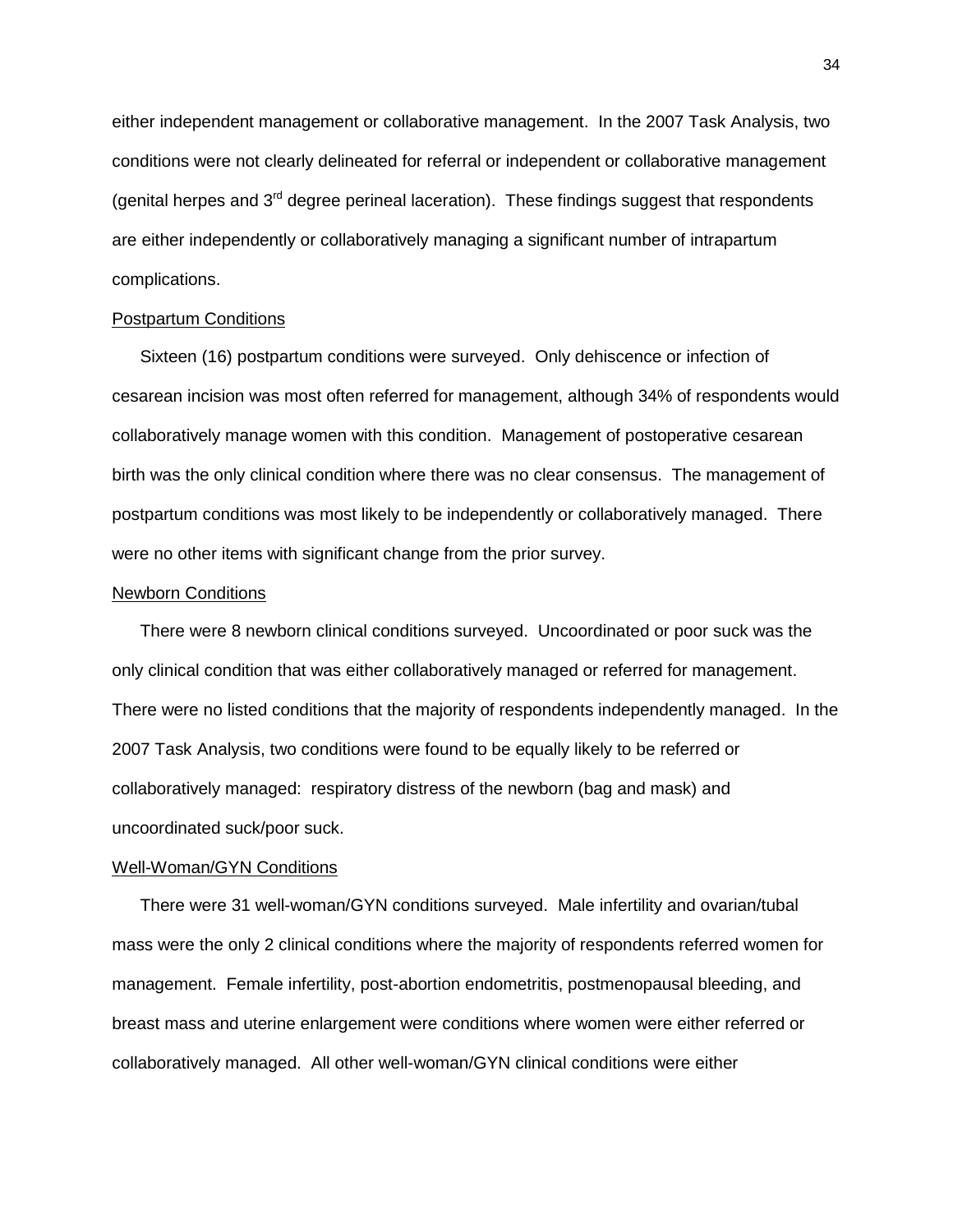either independent management or collaborative management. In the 2007 Task Analysis, two conditions were not clearly delineated for referral or independent or collaborative management (genital herpes and 3rd degree perineal laceration). These findings suggest that respondents are either independently or collaboratively managing a significant number of intrapartum complications.

<u>Postpartum Conditions</u>

Sixteen (16) postpartum conditions were surveyed. Only dehiscence or infection of cesarean incision was most often referred for management, although 34% of respondents would collaboratively manage women with this condition. Management of postoperative cesarean birth was the only clinical condition where there was no clear consensus. The management of postpartum conditions was most likely to be independently or collaboratively managed. There were no other items with significant change from the prior survey.

<u>Newborn Conditions</u>

There were 8 newborn clinical conditions surveyed. Uncoordinated or poor suck was the only clinical condition that was either collaboratively managed or referred for management. There were no listed conditions that the majority of respondents independently managed. In the 2007 Task Analysis, two conditions were found to be equally likely to be referred or collaboratively managed: respiratory distress of the newborn (bag and mask) and uncoordinated suck/poor suck.

<u>Well-Woman/GYN Conditions</u>

There were 31 well-woman/GYN conditions surveyed. Male infertility and ovarian/tubal mass were the only 2 clinical conditions where the majority of respondents referred women for management. Female infertility, post-abortion endometritis, postmenopausal bleeding, and breast mass and uterine enlargement were conditions where women were either referred or collaboratively managed. All other well-woman/GYN clinical conditions were either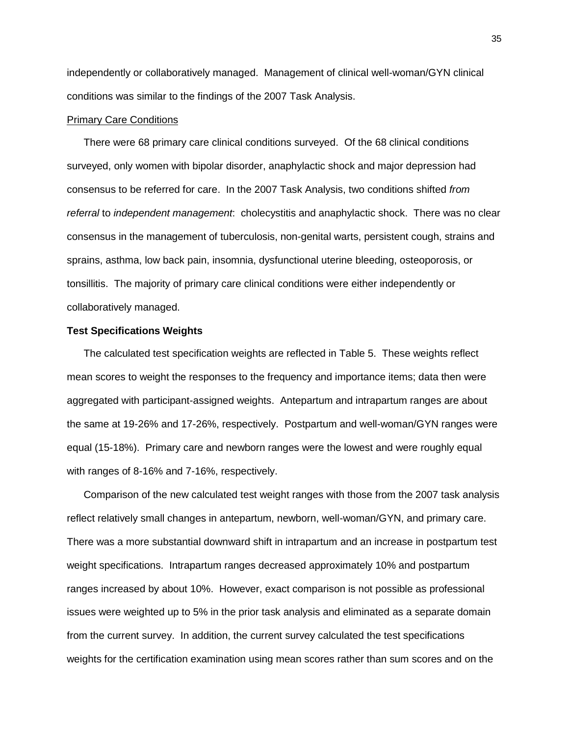independently or collaboratively managed. Management of clinical well-woman/GYN clinical conditions was similar to the findings of the 2007 Task Analysis.

<u>Primary Care Conditions</u>

There were 68 primary care clinical conditions surveyed. Of the 68 clinical conditions surveyed, only women with bipolar disorder, anaphylactic shock and major depression had consensus to be referred for care. In the 2007 Task Analysis, two conditions shifted *from referral* to *independent management*: cholecystitis and anaphylactic shock. There was no clear consensus in the management of tuberculosis, non-genital warts, persistent cough, strains and sprains, asthma, low back pain, insomnia, dysfunctional uterine bleeding, osteoporosis, or tonsillitis. The majority of primary care clinical conditions were either independently or collaboratively managed.

**Test Specifications Weights**

The calculated test specification weights are reflected in Table 5. These weights reflect mean scores to weight the responses to the frequency and importance items; data then were aggregated with participant-assigned weights. Antepartum and intrapartum ranges are about the same at 19-26% and 17-26%, respectively. Postpartum and well-woman/GYN ranges were equal (15-18%). Primary care and newborn ranges were the lowest and were roughly equal with ranges of 8-16% and 7-16%, respectively.

Comparison of the new calculated test weight ranges with those from the 2007 task analysis reflect relatively small changes in antepartum, newborn, well-woman/GYN, and primary care. There was a more substantial downward shift in intrapartum and an increase in postpartum test weight specifications. Intrapartum ranges decreased approximately 10% and postpartum ranges increased by about 10%. However, exact comparison is not possible as professional issues were weighted up to 5% in the prior task analysis and eliminated as a separate domain from the current survey. In addition, the current survey calculated the test specifications weights for the certification examination using mean scores rather than sum scores and on the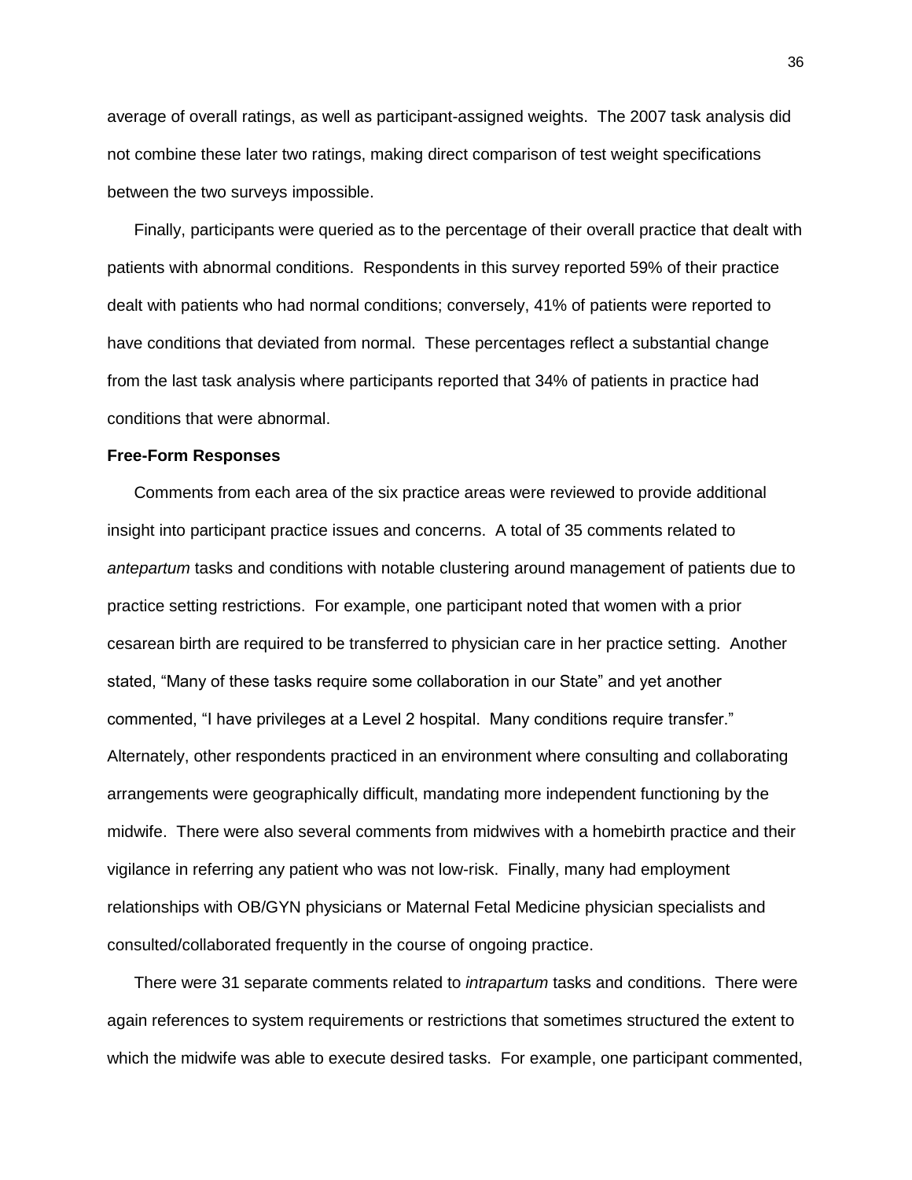average of overall ratings, as well as participant-assigned weights. The 2007 task analysis did not combine these later two ratings, making direct comparison of test weight specifications between the two surveys impossible.

Finally, participants were queried as to the percentage of their overall practice that dealt with patients with abnormal conditions. Respondents in this survey reported 59% of their practice dealt with patients who had normal conditions; conversely, 41% of patients were reported to have conditions that deviated from normal. These percentages reflect a substantial change from the last task analysis where participants reported that 34% of patients in practice had conditions that were abnormal.

**Free-Form Responses**

Comments from each area of the six practice areas were reviewed to provide additional insight into participant practice issues and concerns. A total of 35 comments related to *antepartum* tasks and conditions with notable clustering around management of patients due to practice setting restrictions. For example, one participant noted that women with a prior cesarean birth are required to be transferred to physician care in her practice setting. Another stated, "Many of these tasks require some collaboration in our State" and yet another commented, "I have privileges at a Level 2 hospital. Many conditions require transfer." Alternately, other respondents practiced in an environment where consulting and collaborating arrangements were geographically difficult, mandating more independent functioning by the midwife. There were also several comments from midwives with a homebirth practice and their vigilance in referring any patient who was not low-risk. Finally, many had employment relationships with OB/GYN physicians or Maternal Fetal Medicine physician specialists and consulted/collaborated frequently in the course of ongoing practice.

There were 31 separate comments related to *intrapartum* tasks and conditions. There were again references to system requirements or restrictions that sometimes structured the extent to which the midwife was able to execute desired tasks. For example, one participant commented,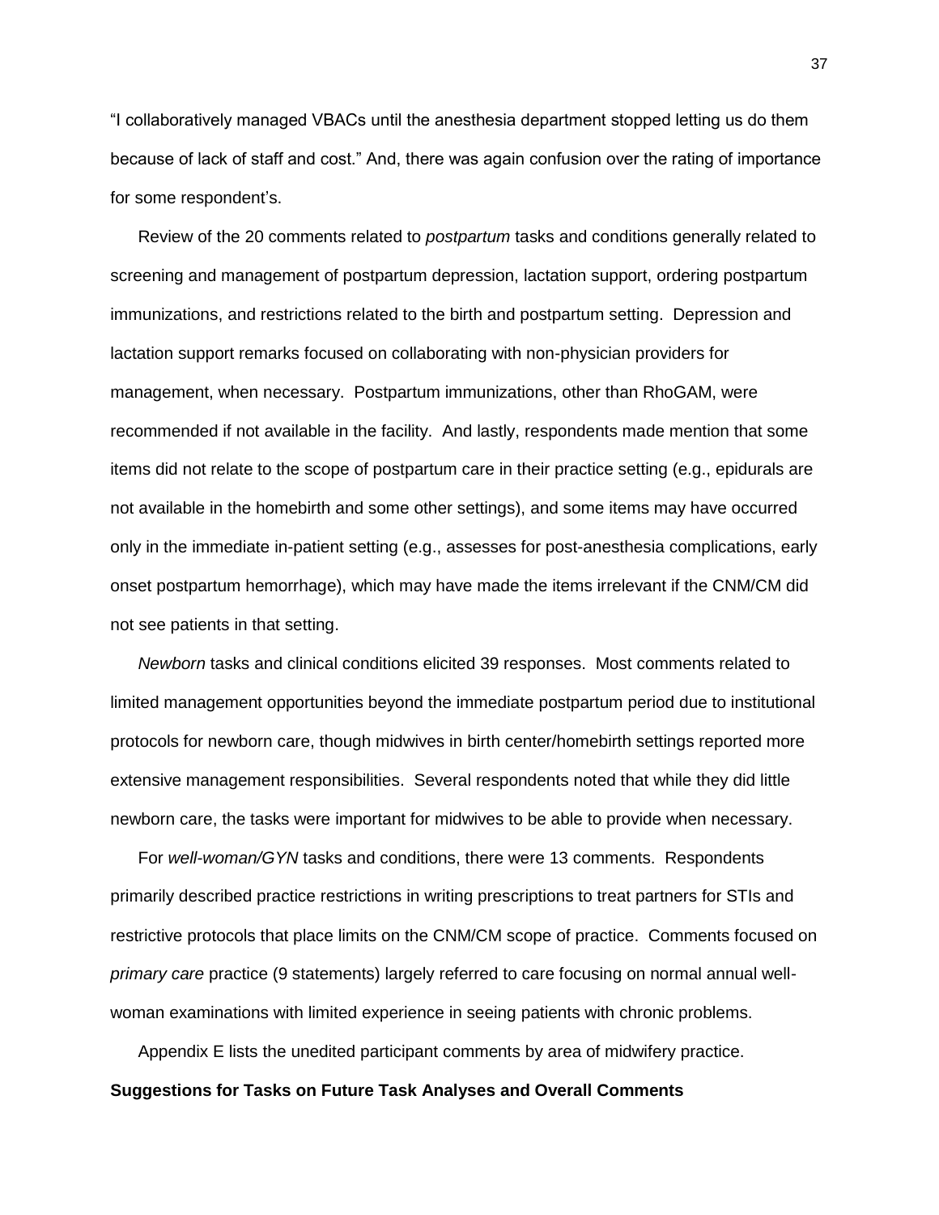"I collaboratively managed VBACs until the anesthesia department stopped letting us do them because of lack of staff and cost." And, there was again confusion over the rating of importance for some respondent's.

Review of the 20 comments related to *postpartum* tasks and conditions generally related to screening and management of postpartum depression, lactation support, ordering postpartum immunizations, and restrictions related to the birth and postpartum setting. Depression and lactation support remarks focused on collaborating with non-physician providers for management, when necessary. Postpartum immunizations, other than RhoGAM, were recommended if not available in the facility. And lastly, respondents made mention that some items did not relate to the scope of postpartum care in their practice setting (e.g., epidurals are not available in the homebirth and some other settings), and some items may have occurred only in the immediate in-patient setting (e.g., assesses for post-anesthesia complications, early onset postpartum hemorrhage), which may have made the items irrelevant if the CNM/CM did not see patients in that setting.

*Newborn* tasks and clinical conditions elicited 39 responses. Most comments related to limited management opportunities beyond the immediate postpartum period due to institutional protocols for newborn care, though midwives in birth center/homebirth settings reported more extensive management responsibilities. Several respondents noted that while they did little newborn care, the tasks were important for midwives to be able to provide when necessary.

For *well-woman/GYN* tasks and conditions, there were 13 comments. Respondents primarily described practice restrictions in writing prescriptions to treat partners for STIs and restrictive protocols that place limits on the CNM/CM scope of practice. Comments focused on *primary care* practice (9 statements) largely referred to care focusing on normal annual well-woman examinations with limited experience in seeing patients with chronic problems.

Appendix E lists the unedited participant comments by area of midwifery practice.

**Suggestions for Tasks on Future Task Analyses and Overall Comments**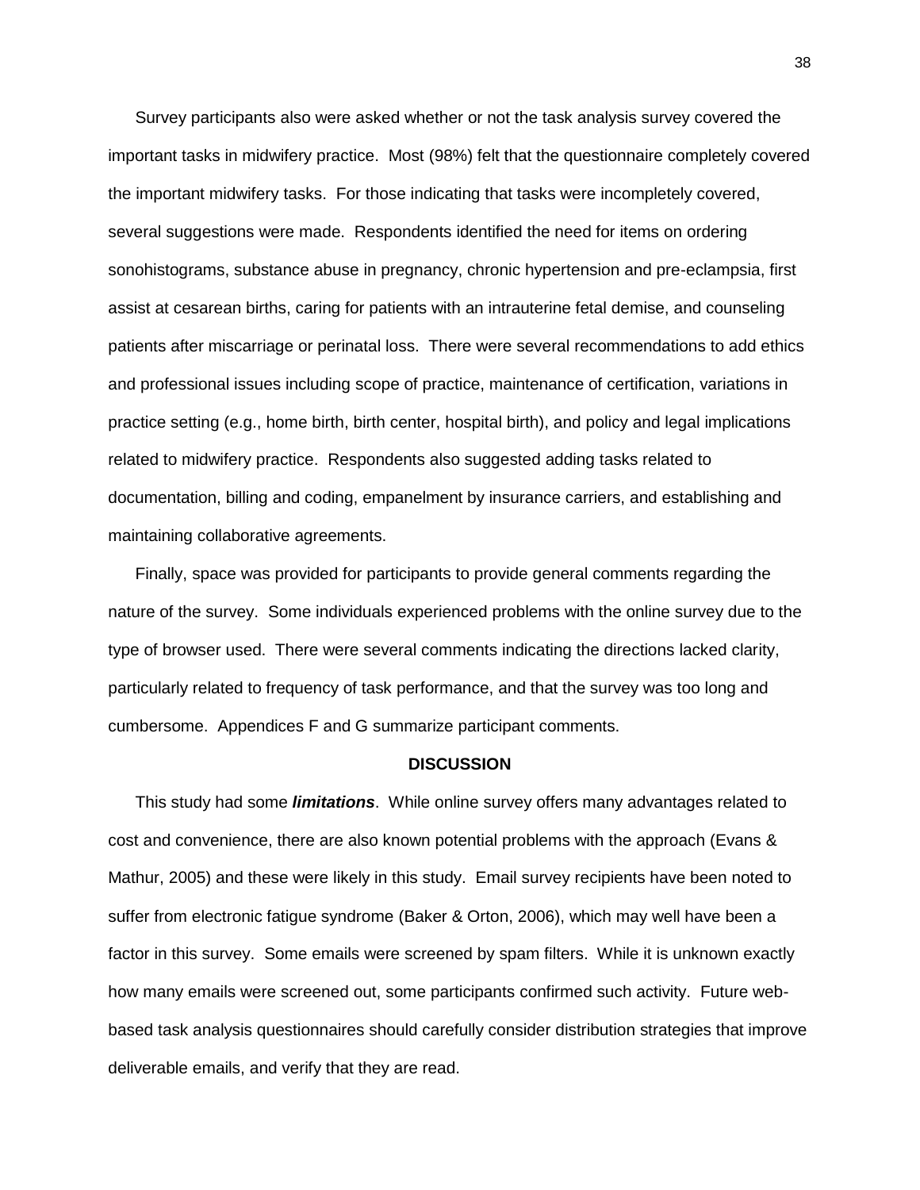Survey participants also were asked whether or not the task analysis survey covered the important tasks in midwifery practice. Most (98%) felt that the questionnaire completely covered the important midwifery tasks. For those indicating that tasks were incompletely covered, several suggestions were made. Respondents identified the need for items on ordering sonohistograms, substance abuse in pregnancy, chronic hypertension and pre-eclampsia, first assist at cesarean births, caring for patients with an intrauterine fetal demise, and counseling patients after miscarriage or perinatal loss. There were several recommendations to add ethics and professional issues including scope of practice, maintenance of certification, variations in practice setting (e.g., home birth, birth center, hospital birth), and policy and legal implications related to midwifery practice. Respondents also suggested adding tasks related to documentation, billing and coding, empanelment by insurance carriers, and establishing and maintaining collaborative agreements.

Finally, space was provided for participants to provide general comments regarding the nature of the survey. Some individuals experienced problems with the online survey due to the type of browser used. There were several comments indicating the directions lacked clarity, particularly related to frequency of task performance, and that the survey was too long and cumbersome. Appendices F and G summarize participant comments.

## DISCUSSION

This study had some ***limitations***. While online survey offers many advantages related to cost and convenience, there are also known potential problems with the approach (Evans & Mathur, 2005) and these were likely in this study. Email survey recipients have been noted to suffer from electronic fatigue syndrome (Baker & Orton, 2006), which may well have been a factor in this survey. Some emails were screened by spam filters. While it is unknown exactly how many emails were screened out, some participants confirmed such activity. Future web-based task analysis questionnaires should carefully consider distribution strategies that improve deliverable emails, and verify that they are read.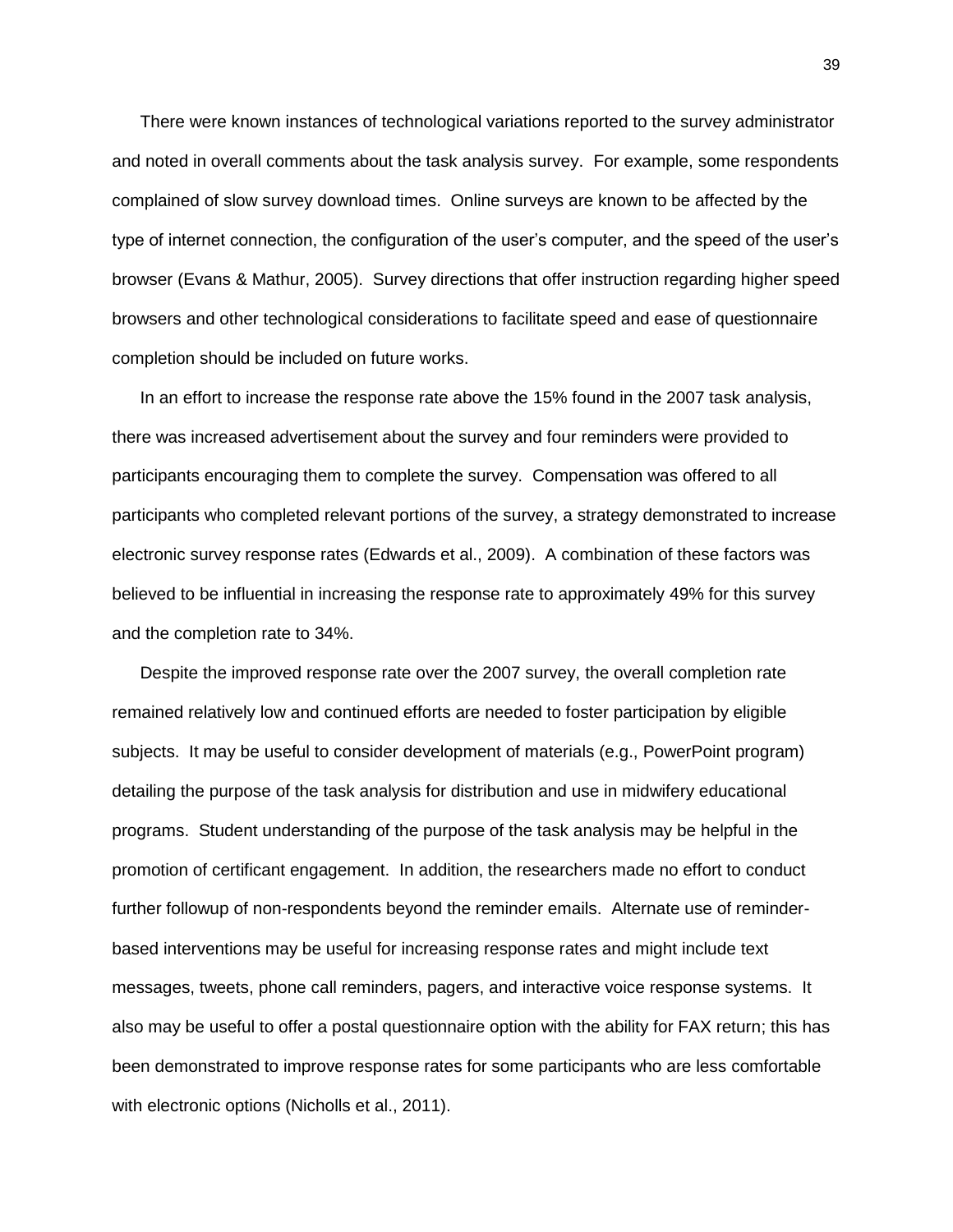There were known instances of technological variations reported to the survey administrator and noted in overall comments about the task analysis survey. For example, some respondents complained of slow survey download times. Online surveys are known to be affected by the type of internet connection, the configuration of the user's computer, and the speed of the user's browser (Evans & Mathur, 2005). Survey directions that offer instruction regarding higher speed browsers and other technological considerations to facilitate speed and ease of questionnaire completion should be included on future works.

In an effort to increase the response rate above the 15% found in the 2007 task analysis, there was increased advertisement about the survey and four reminders were provided to participants encouraging them to complete the survey. Compensation was offered to all participants who completed relevant portions of the survey, a strategy demonstrated to increase electronic survey response rates (Edwards et al., 2009). A combination of these factors was believed to be influential in increasing the response rate to approximately 49% for this survey and the completion rate to 34%.

Despite the improved response rate over the 2007 survey, the overall completion rate remained relatively low and continued efforts are needed to foster participation by eligible subjects. It may be useful to consider development of materials (e.g., PowerPoint program) detailing the purpose of the task analysis for distribution and use in midwifery educational programs. Student understanding of the purpose of the task analysis may be helpful in the promotion of certificant engagement. In addition, the researchers made no effort to conduct further followup of non-respondents beyond the reminder emails. Alternate use of reminder-based interventions may be useful for increasing response rates and might include text messages, tweets, phone call reminders, pagers, and interactive voice response systems. It also may be useful to offer a postal questionnaire option with the ability for FAX return; this has been demonstrated to improve response rates for some participants who are less comfortable with electronic options (Nicholls et al., 2011).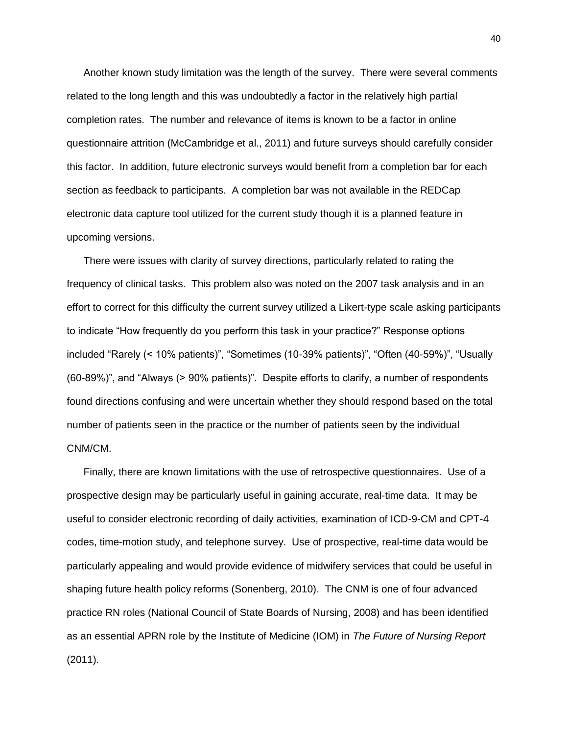Another known study limitation was the length of the survey. There were several comments related to the long length and this was undoubtedly a factor in the relatively high partial completion rates. The number and relevance of items is known to be a factor in online questionnaire attrition (McCambridge et al., 2011) and future surveys should carefully consider this factor. In addition, future electronic surveys would benefit from a completion bar for each section as feedback to participants. A completion bar was not available in the REDCap electronic data capture tool utilized for the current study though it is a planned feature in upcoming versions.

There were issues with clarity of survey directions, particularly related to rating the frequency of clinical tasks. This problem also was noted on the 2007 task analysis and in an effort to correct for this difficulty the current survey utilized a Likert-type scale asking participants to indicate "How frequently do you perform this task in your practice?" Response options included "Rarely (< 10% patients)", "Sometimes (10-39% patients)", "Often (40-59%)", "Usually (60-89%)", and "Always (> 90% patients)". Despite efforts to clarify, a number of respondents found directions confusing and were uncertain whether they should respond based on the total number of patients seen in the practice or the number of patients seen by the individual CNM/CM.

Finally, there are known limitations with the use of retrospective questionnaires. Use of a prospective design may be particularly useful in gaining accurate, real-time data. It may be useful to consider electronic recording of daily activities, examination of ICD-9-CM and CPT-4 codes, time-motion study, and telephone survey. Use of prospective, real-time data would be particularly appealing and would provide evidence of midwifery services that could be useful in shaping future health policy reforms (Sonenberg, 2010). The CNM is one of four advanced practice RN roles (National Council of State Boards of Nursing, 2008) and has been identified as an essential APRN role by the Institute of Medicine (IOM) in *The Future of Nursing Report* (2011).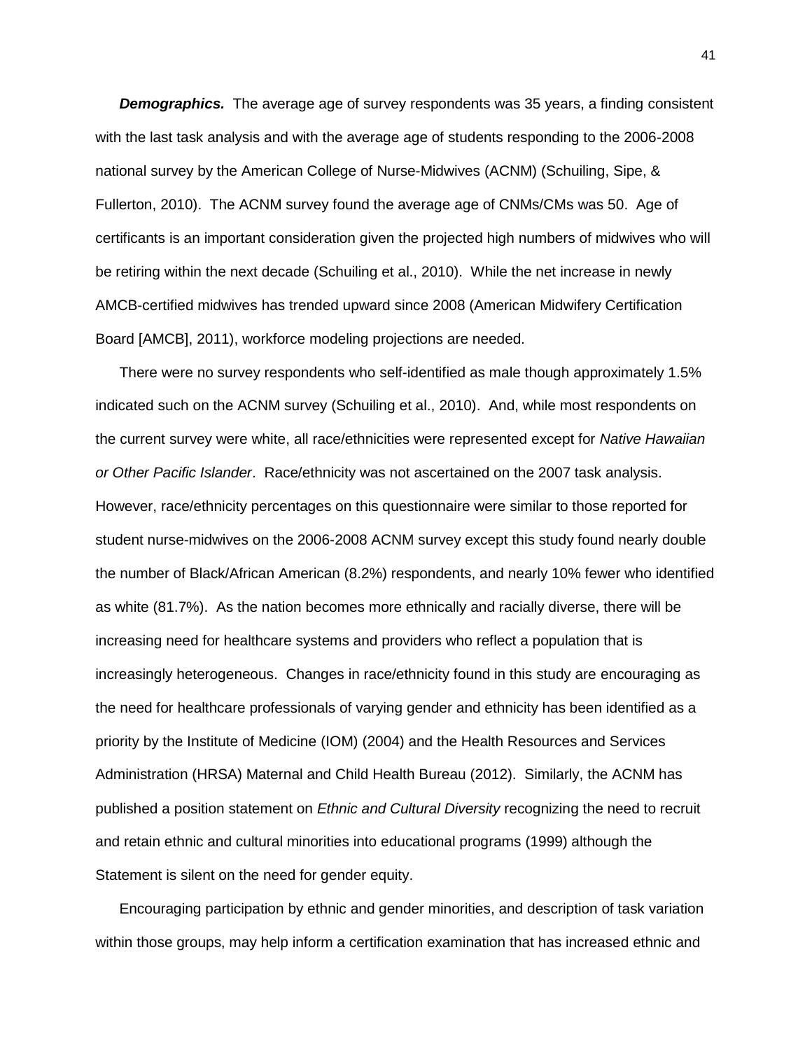***Demographics.*** The average age of survey respondents was 35 years, a finding consistent with the last task analysis and with the average age of students responding to the 2006-2008 national survey by the American College of Nurse-Midwives (ACNM) (Schuiling, Sipe, & Fullerton, 2010). The ACNM survey found the average age of CNMs/CMs was 50. Age of certificants is an important consideration given the projected high numbers of midwives who will be retiring within the next decade (Schuiling et al., 2010). While the net increase in newly AMCB-certified midwives has trended upward since 2008 (American Midwifery Certification Board [AMCB], 2011), workforce modeling projections are needed.

There were no survey respondents who self-identified as male though approximately 1.5% indicated such on the ACNM survey (Schuiling et al., 2010). And, while most respondents on the current survey were white, all race/ethnicities were represented except for *Native Hawaiian or Other Pacific Islander*. Race/ethnicity was not ascertained on the 2007 task analysis. However, race/ethnicity percentages on this questionnaire were similar to those reported for student nurse-midwives on the 2006-2008 ACNM survey except this study found nearly double the number of Black/African American (8.2%) respondents, and nearly 10% fewer who identified as white (81.7%). As the nation becomes more ethnically and racially diverse, there will be increasing need for healthcare systems and providers who reflect a population that is increasingly heterogeneous. Changes in race/ethnicity found in this study are encouraging as the need for healthcare professionals of varying gender and ethnicity has been identified as a priority by the Institute of Medicine (IOM) (2004) and the Health Resources and Services Administration (HRSA) Maternal and Child Health Bureau (2012). Similarly, the ACNM has published a position statement on *Ethnic and Cultural Diversity* recognizing the need to recruit and retain ethnic and cultural minorities into educational programs (1999) although the Statement is silent on the need for gender equity.

Encouraging participation by ethnic and gender minorities, and description of task variation within those groups, may help inform a certification examination that has increased ethnic and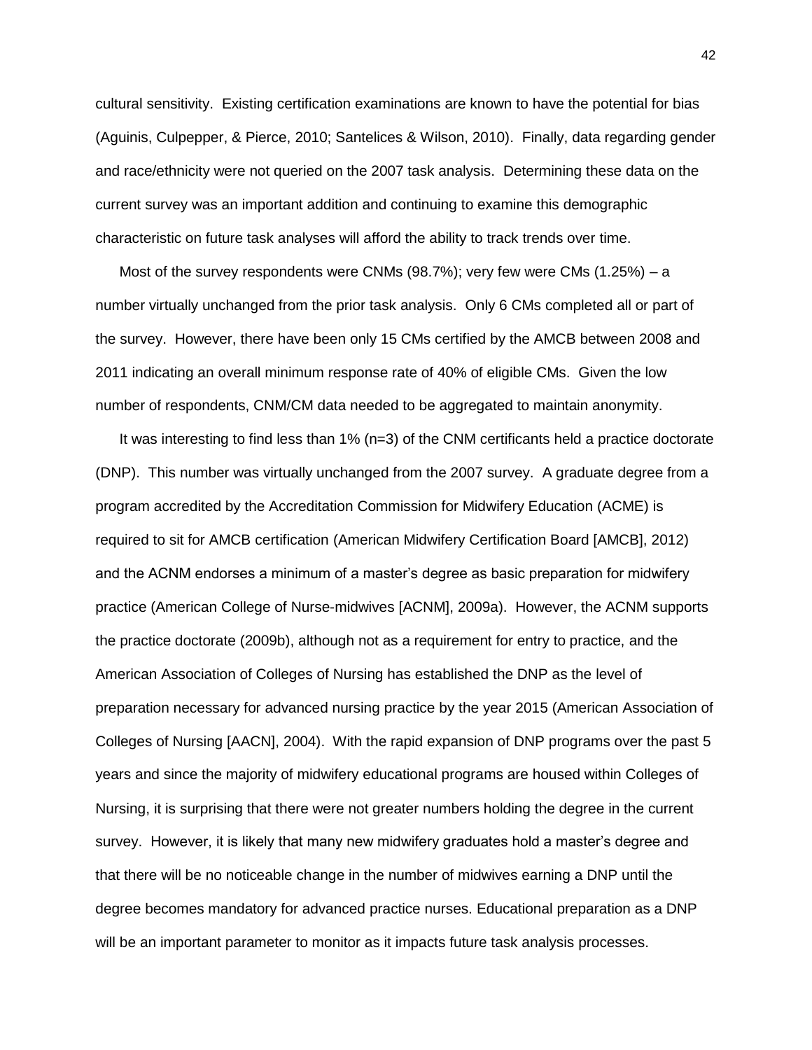cultural sensitivity. Existing certification examinations are known to have the potential for bias (Aguinis, Culpepper, & Pierce, 2010; Santelices & Wilson, 2010). Finally, data regarding gender and race/ethnicity were not queried on the 2007 task analysis. Determining these data on the current survey was an important addition and continuing to examine this demographic characteristic on future task analyses will afford the ability to track trends over time.

Most of the survey respondents were CNMs (98.7%); very few were CMs (1.25%) – a number virtually unchanged from the prior task analysis. Only 6 CMs completed all or part of the survey. However, there have been only 15 CMs certified by the AMCB between 2008 and 2011 indicating an overall minimum response rate of 40% of eligible CMs. Given the low number of respondents, CNM/CM data needed to be aggregated to maintain anonymity.

It was interesting to find less than 1% (n=3) of the CNM certificants held a practice doctorate (DNP). This number was virtually unchanged from the 2007 survey. A graduate degree from a program accredited by the Accreditation Commission for Midwifery Education (ACME) is required to sit for AMCB certification (American Midwifery Certification Board [AMCB], 2012) and the ACNM endorses a minimum of a master's degree as basic preparation for midwifery practice (American College of Nurse-midwives [ACNM], 2009a). However, the ACNM supports the practice doctorate (2009b), although not as a requirement for entry to practice, and the American Association of Colleges of Nursing has established the DNP as the level of preparation necessary for advanced nursing practice by the year 2015 (American Association of Colleges of Nursing [AACN], 2004). With the rapid expansion of DNP programs over the past 5 years and since the majority of midwifery educational programs are housed within Colleges of Nursing, it is surprising that there were not greater numbers holding the degree in the current survey. However, it is likely that many new midwifery graduates hold a master's degree and that there will be no noticeable change in the number of midwives earning a DNP until the degree becomes mandatory for advanced practice nurses. Educational preparation as a DNP will be an important parameter to monitor as it impacts future task analysis processes.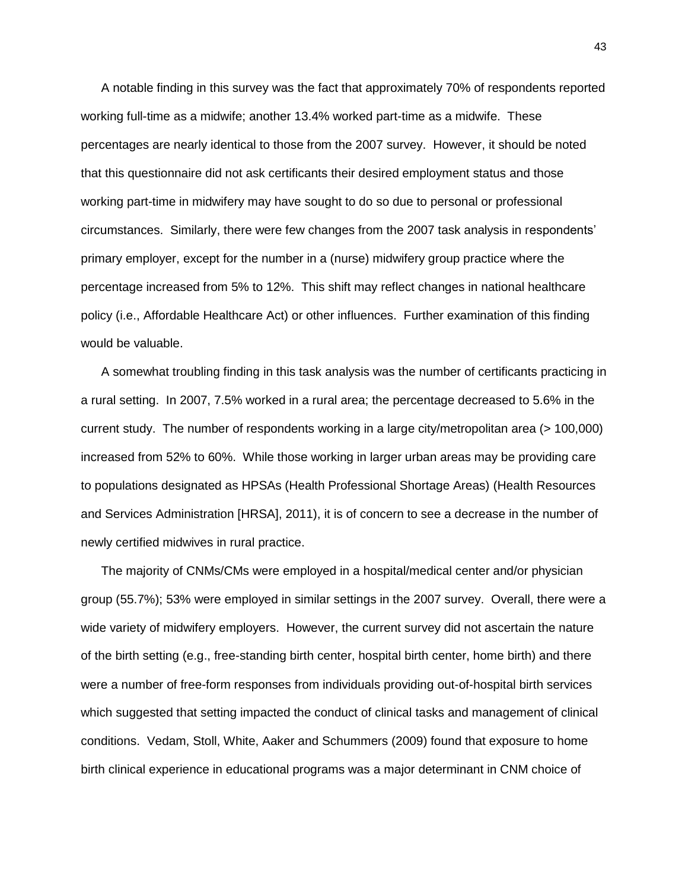A notable finding in this survey was the fact that approximately 70% of respondents reported working full-time as a midwife; another 13.4% worked part-time as a midwife. These percentages are nearly identical to those from the 2007 survey. However, it should be noted that this questionnaire did not ask certificants their desired employment status and those working part-time in midwifery may have sought to do so due to personal or professional circumstances. Similarly, there were few changes from the 2007 task analysis in respondents' primary employer, except for the number in a (nurse) midwifery group practice where the percentage increased from 5% to 12%. This shift may reflect changes in national healthcare policy (i.e., Affordable Healthcare Act) or other influences. Further examination of this finding would be valuable.

A somewhat troubling finding in this task analysis was the number of certificants practicing in a rural setting. In 2007, 7.5% worked in a rural area; the percentage decreased to 5.6% in the current study. The number of respondents working in a large city/metropolitan area (> 100,000) increased from 52% to 60%. While those working in larger urban areas may be providing care to populations designated as HPSAs (Health Professional Shortage Areas) (Health Resources and Services Administration [HRSA], 2011), it is of concern to see a decrease in the number of newly certified midwives in rural practice.

The majority of CNMs/CMs were employed in a hospital/medical center and/or physician group (55.7%); 53% were employed in similar settings in the 2007 survey. Overall, there were a wide variety of midwifery employers. However, the current survey did not ascertain the nature of the birth setting (e.g., free-standing birth center, hospital birth center, home birth) and there were a number of free-form responses from individuals providing out-of-hospital birth services which suggested that setting impacted the conduct of clinical tasks and management of clinical conditions. Vedam, Stoll, White, Aaker and Schummers (2009) found that exposure to home birth clinical experience in educational programs was a major determinant in CNM choice of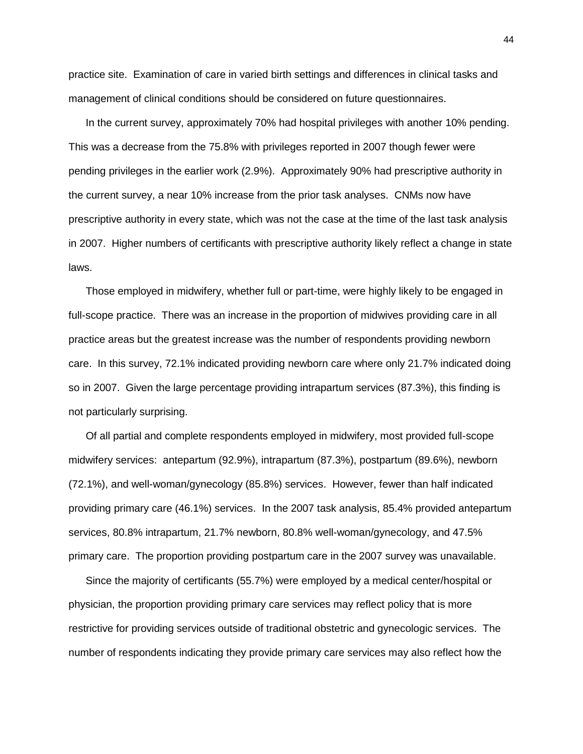practice site. Examination of care in varied birth settings and differences in clinical tasks and management of clinical conditions should be considered on future questionnaires.

In the current survey, approximately 70% had hospital privileges with another 10% pending. This was a decrease from the 75.8% with privileges reported in 2007 though fewer were pending privileges in the earlier work (2.9%). Approximately 90% had prescriptive authority in the current survey, a near 10% increase from the prior task analyses. CNMs now have prescriptive authority in every state, which was not the case at the time of the last task analysis in 2007. Higher numbers of certificants with prescriptive authority likely reflect a change in state laws.

Those employed in midwifery, whether full or part-time, were highly likely to be engaged in full-scope practice. There was an increase in the proportion of midwives providing care in all practice areas but the greatest increase was the number of respondents providing newborn care. In this survey, 72.1% indicated providing newborn care where only 21.7% indicated doing so in 2007. Given the large percentage providing intrapartum services (87.3%), this finding is not particularly surprising.

Of all partial and complete respondents employed in midwifery, most provided full-scope midwifery services: antepartum (92.9%), intrapartum (87.3%), postpartum (89.6%), newborn (72.1%), and well-woman/gynecology (85.8%) services. However, fewer than half indicated providing primary care (46.1%) services. In the 2007 task analysis, 85.4% provided antepartum services, 80.8% intrapartum, 21.7% newborn, 80.8% well-woman/gynecology, and 47.5% primary care. The proportion providing postpartum care in the 2007 survey was unavailable.

Since the majority of certificants (55.7%) were employed by a medical center/hospital or physician, the proportion providing primary care services may reflect policy that is more restrictive for providing services outside of traditional obstetric and gynecologic services. The number of respondents indicating they provide primary care services may also reflect how the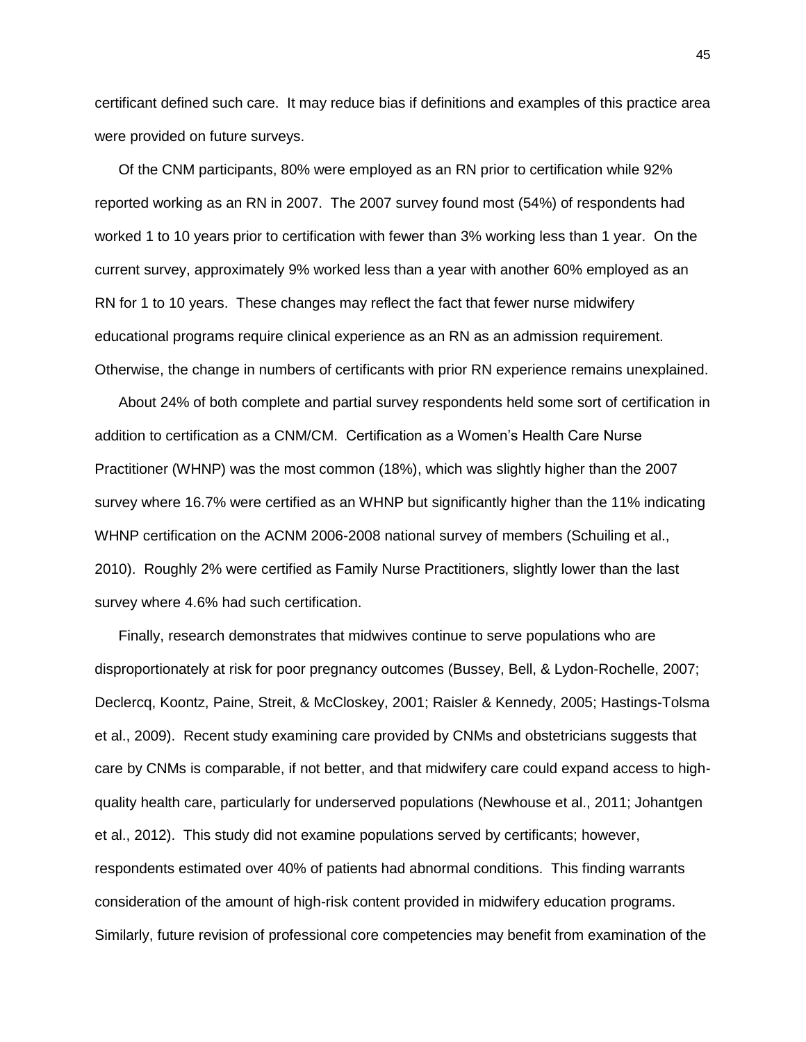certificant defined such care. It may reduce bias if definitions and examples of this practice area were provided on future surveys.

Of the CNM participants, 80% were employed as an RN prior to certification while 92% reported working as an RN in 2007. The 2007 survey found most (54%) of respondents had worked 1 to 10 years prior to certification with fewer than 3% working less than 1 year. On the current survey, approximately 9% worked less than a year with another 60% employed as an RN for 1 to 10 years. These changes may reflect the fact that fewer nurse midwifery educational programs require clinical experience as an RN as an admission requirement. Otherwise, the change in numbers of certificants with prior RN experience remains unexplained.

About 24% of both complete and partial survey respondents held some sort of certification in addition to certification as a CNM/CM. Certification as a Women's Health Care Nurse Practitioner (WHNP) was the most common (18%), which was slightly higher than the 2007 survey where 16.7% were certified as an WHNP but significantly higher than the 11% indicating WHNP certification on the ACNM 2006-2008 national survey of members (Schuiling et al., 2010). Roughly 2% were certified as Family Nurse Practitioners, slightly lower than the last survey where 4.6% had such certification.

Finally, research demonstrates that midwives continue to serve populations who are disproportionately at risk for poor pregnancy outcomes (Bussey, Bell, & Lydon-Rochelle, 2007; Declercq, Koontz, Paine, Streit, & McCloskey, 2001; Raisler & Kennedy, 2005; Hastings-Tolsma et al., 2009). Recent study examining care provided by CNMs and obstetricians suggests that care by CNMs is comparable, if not better, and that midwifery care could expand access to high-quality health care, particularly for underserved populations (Newhouse et al., 2011; Johantgen et al., 2012). This study did not examine populations served by certificants; however, respondents estimated over 40% of patients had abnormal conditions. This finding warrants consideration of the amount of high-risk content provided in midwifery education programs. Similarly, future revision of professional core competencies may benefit from examination of the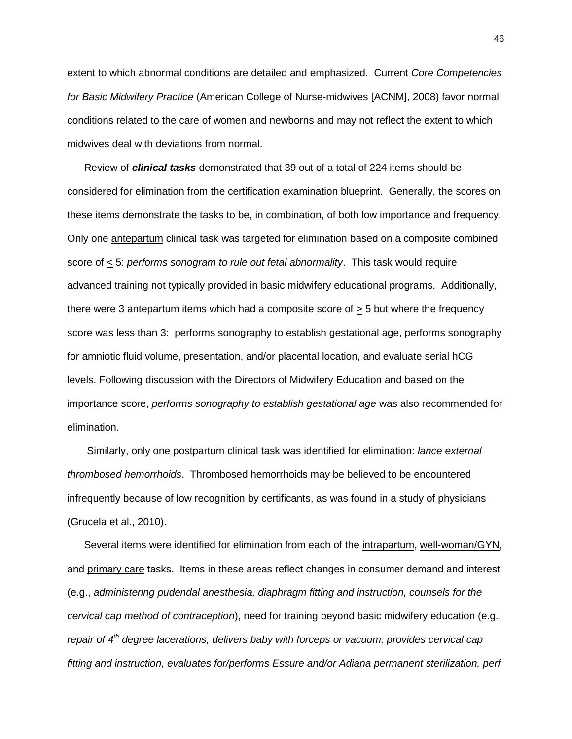extent to which abnormal conditions are detailed and emphasized. Current *Core Competencies for Basic Midwifery Practice* (American College of Nurse-midwives [ACNM], 2008) favor normal conditions related to the care of women and newborns and may not reflect the extent to which midwives deal with deviations from normal.

Review of ***clinical tasks*** demonstrated that 39 out of a total of 224 items should be considered for elimination from the certification examination blueprint. Generally, the scores on these items demonstrate the tasks to be, in combination, of both low importance and frequency. Only one antepartum clinical task was targeted for elimination based on a composite combined score of $\leq$ 5: *performs sonogram to rule out fetal abnormality*. This task would require advanced training not typically provided in basic midwifery educational programs. Additionally, there were 3 antepartum items which had a composite score of $\geq$ 5 but where the frequency score was less than 3: performs sonography to establish gestational age, performs sonography for amniotic fluid volume, presentation, and/or placental location, and evaluate serial hCG levels. Following discussion with the Directors of Midwifery Education and based on the importance score, *performs sonography to establish gestational age* was also recommended for elimination.

Similarly, only one postpartum clinical task was identified for elimination: *lance external thrombosed hemorrhoids*. Thrombosed hemorrhoids may be believed to be encountered infrequently because of low recognition by certificants, as was found in a study of physicians (Grucela et al., 2010).

Several items were identified for elimination from each of the intrapartum, well-woman/GYN, and primary care tasks. Items in these areas reflect changes in consumer demand and interest (e.g., *administering pudendal anesthesia, diaphragm fitting and instruction, counsels for the cervical cap method of contraception*), need for training beyond basic midwifery education (e.g., *repair of 4th degree lacerations, delivers baby with forceps or vacuum, provides cervical cap fitting and instruction, evaluates for/performs Essure and/or Adiana permanent sterilization, perf*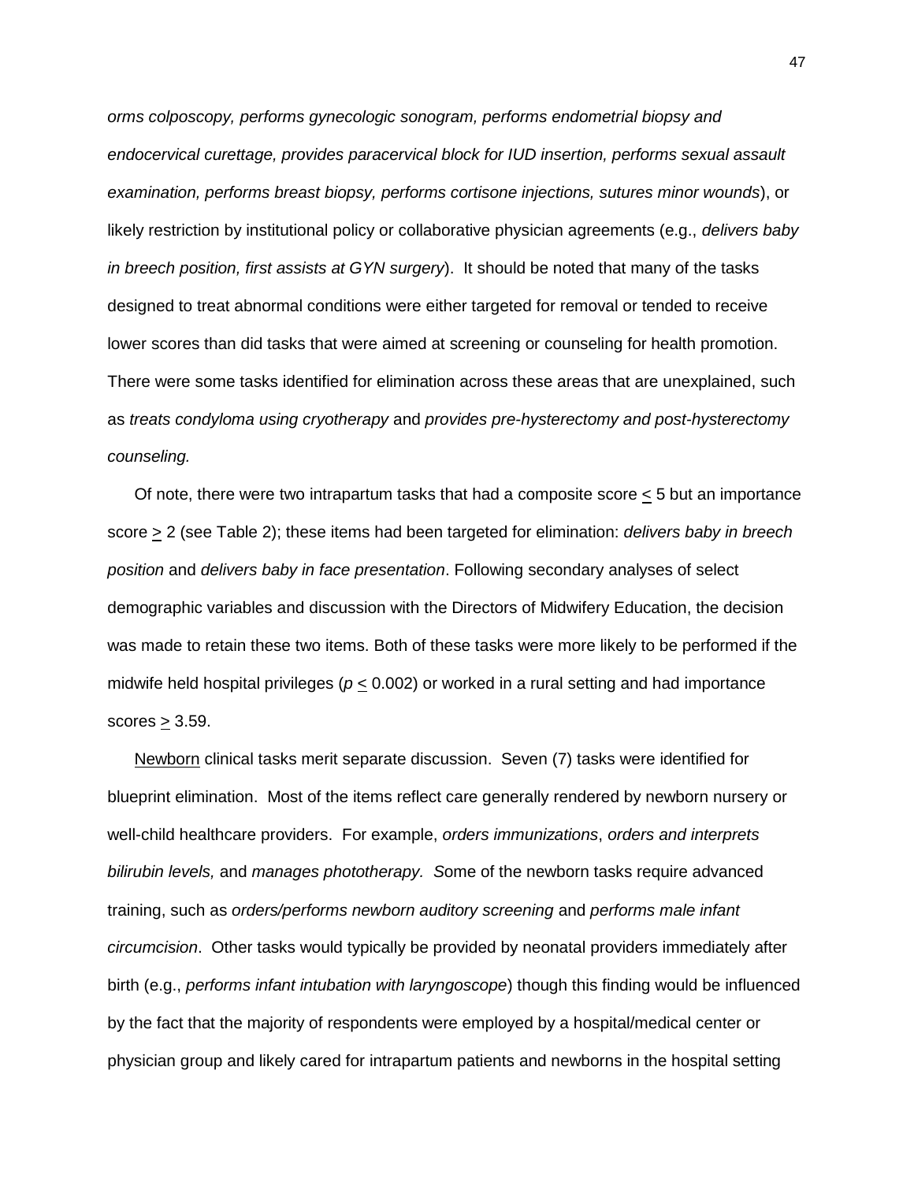*orms colposcopy, performs gynecologic sonogram, performs endometrial biopsy and endocervical curettage, provides paracervical block for IUD insertion, performs sexual assault examination, performs breast biopsy, performs cortisone injections, sutures minor wounds*), or likely restriction by institutional policy or collaborative physician agreements (e.g., *delivers baby in breech position, first assists at GYN surgery*). It should be noted that many of the tasks designed to treat abnormal conditions were either targeted for removal or tended to receive lower scores than did tasks that were aimed at screening or counseling for health promotion. There were some tasks identified for elimination across these areas that are unexplained, such as *treats condyloma using cryotherapy* and *provides pre-hysterectomy and post-hysterectomy counseling.*

Of note, there were two intrapartum tasks that had a composite score $\leq$ 5 but an importance score $\geq$ 2 (see Table 2); these items had been targeted for elimination: *delivers baby in breech position* and *delivers baby in face presentation*. Following secondary analyses of select demographic variables and discussion with the Directors of Midwifery Education, the decision was made to retain these two items. Both of these tasks were more likely to be performed if the midwife held hospital privileges ($p \leq 0.002$) or worked in a rural setting and had importance scores $\geq$ 3.59.

Newborn clinical tasks merit separate discussion. Seven (7) tasks were identified for blueprint elimination. Most of the items reflect care generally rendered by newborn nursery or well-child healthcare providers. For example, *orders immunizations*, *orders and interprets bilirubin levels,* and *manages phototherapy. S*ome of the newborn tasks require advanced training, such as *orders/performs newborn auditory screening* and *performs male infant circumcision*. Other tasks would typically be provided by neonatal providers immediately after birth (e.g., *performs infant intubation with laryngoscope*) though this finding would be influenced by the fact that the majority of respondents were employed by a hospital/medical center or physician group and likely cared for intrapartum patients and newborns in the hospital setting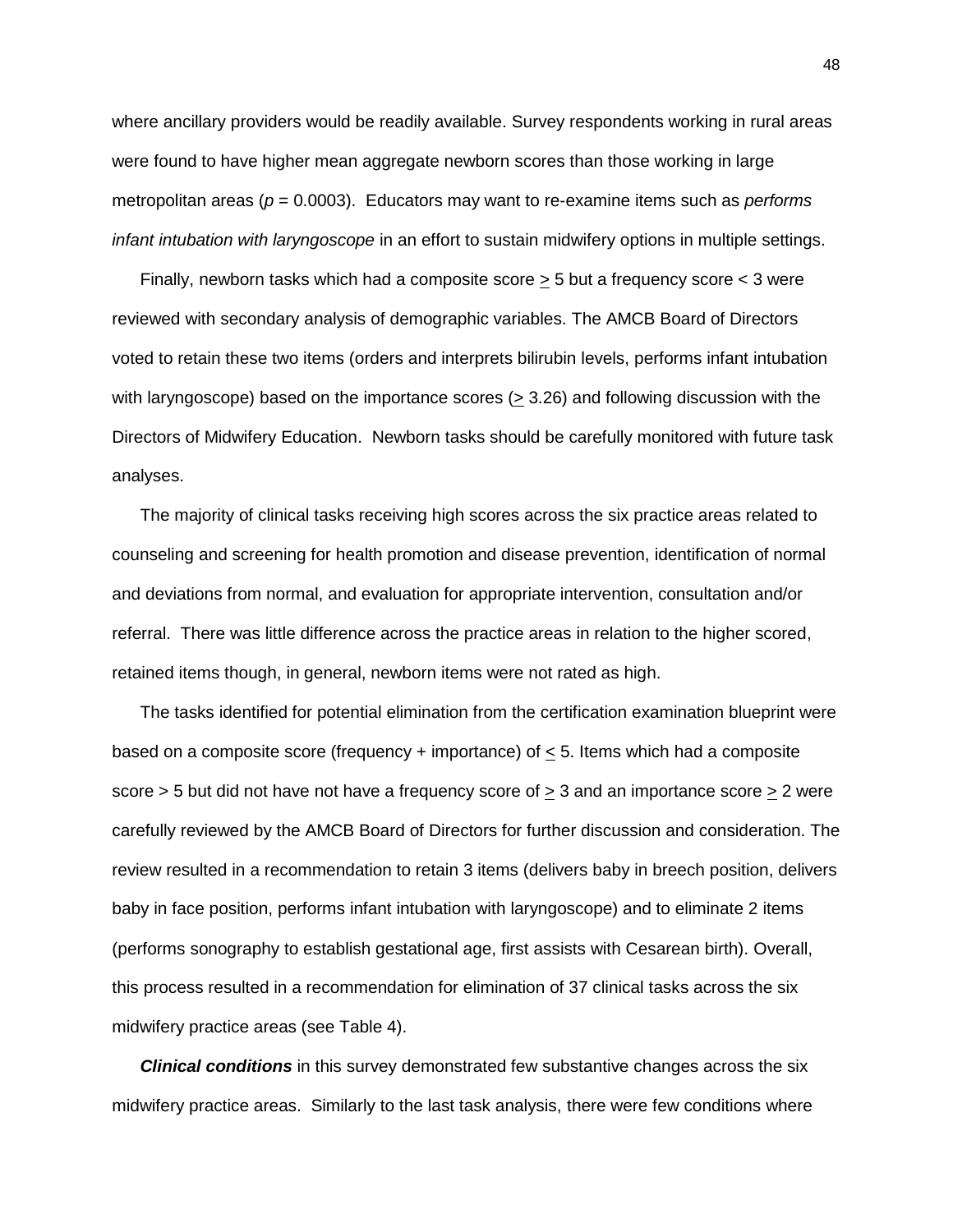where ancillary providers would be readily available. Survey respondents working in rural areas were found to have higher mean aggregate newborn scores than those working in large metropolitan areas ($p = 0.0003$). Educators may want to re-examine items such as *performs infant intubation with laryngoscope* in an effort to sustain midwifery options in multiple settings.

Finally, newborn tasks which had a composite score $\geq$ 5 but a frequency score < 3 were reviewed with secondary analysis of demographic variables. The AMCB Board of Directors voted to retain these two items (orders and interprets bilirubin levels, performs infant intubation with laryngoscope) based on the importance scores ($\geq$ 3.26) and following discussion with the Directors of Midwifery Education. Newborn tasks should be carefully monitored with future task analyses.

The majority of clinical tasks receiving high scores across the six practice areas related to counseling and screening for health promotion and disease prevention, identification of normal and deviations from normal, and evaluation for appropriate intervention, consultation and/or referral. There was little difference across the practice areas in relation to the higher scored, retained items though, in general, newborn items were not rated as high.

The tasks identified for potential elimination from the certification examination blueprint were based on a composite score (frequency + importance) of $\leq$ 5. Items which had a composite score > 5 but did not have not have a frequency score of $\geq$ 3 and an importance score $\geq$ 2 were carefully reviewed by the AMCB Board of Directors for further discussion and consideration. The review resulted in a recommendation to retain 3 items (delivers baby in breech position, delivers baby in face position, performs infant intubation with laryngoscope) and to eliminate 2 items (performs sonography to establish gestational age, first assists with Cesarean birth). Overall, this process resulted in a recommendation for elimination of 37 clinical tasks across the six midwifery practice areas (see Table 4).

***Clinical conditions*** in this survey demonstrated few substantive changes across the six midwifery practice areas. Similarly to the last task analysis, there were few conditions where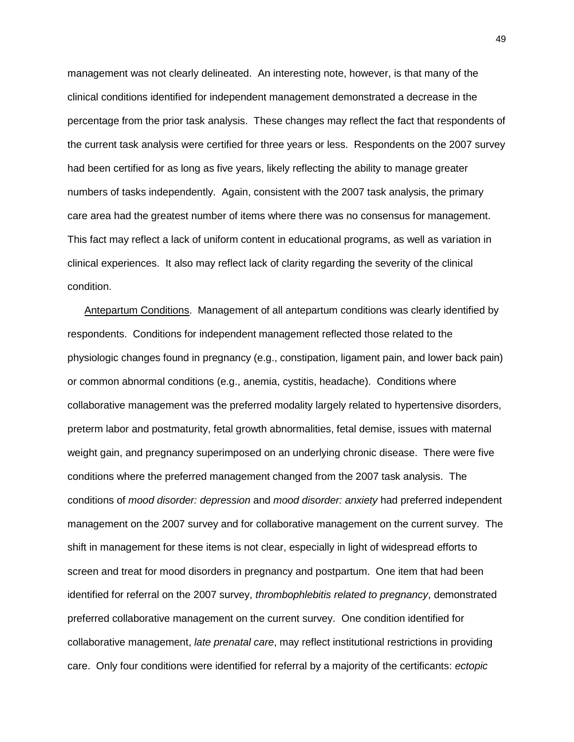management was not clearly delineated. An interesting note, however, is that many of the clinical conditions identified for independent management demonstrated a decrease in the percentage from the prior task analysis. These changes may reflect the fact that respondents of the current task analysis were certified for three years or less. Respondents on the 2007 survey had been certified for as long as five years, likely reflecting the ability to manage greater numbers of tasks independently. Again, consistent with the 2007 task analysis, the primary care area had the greatest number of items where there was no consensus for management. This fact may reflect a lack of uniform content in educational programs, as well as variation in clinical experiences. It also may reflect lack of clarity regarding the severity of the clinical condition.

<u>Antepartum Conditions</u>. Management of all antepartum conditions was clearly identified by respondents. Conditions for independent management reflected those related to the physiologic changes found in pregnancy (e.g., constipation, ligament pain, and lower back pain) or common abnormal conditions (e.g., anemia, cystitis, headache). Conditions where collaborative management was the preferred modality largely related to hypertensive disorders, preterm labor and postmaturity, fetal growth abnormalities, fetal demise, issues with maternal weight gain, and pregnancy superimposed on an underlying chronic disease. There were five conditions where the preferred management changed from the 2007 task analysis. The conditions of *mood disorder: depression* and *mood disorder: anxiety* had preferred independent management on the 2007 survey and for collaborative management on the current survey. The shift in management for these items is not clear, especially in light of widespread efforts to screen and treat for mood disorders in pregnancy and postpartum. One item that had been identified for referral on the 2007 survey, *thrombophlebitis related to pregnancy*, demonstrated preferred collaborative management on the current survey. One condition identified for collaborative management, *late prenatal care*, may reflect institutional restrictions in providing care. Only four conditions were identified for referral by a majority of the certificants: *ectopic*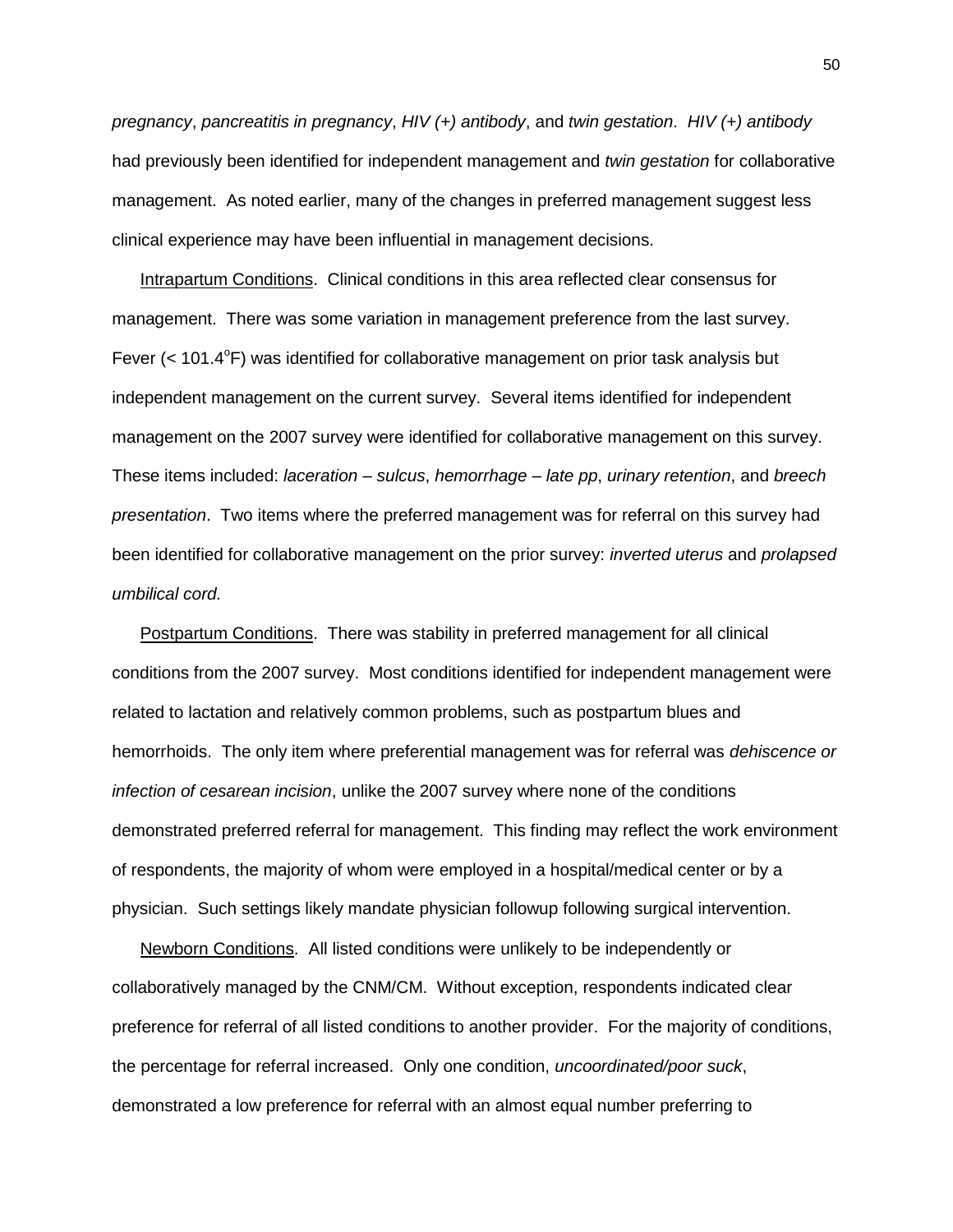*pregnancy*, *pancreatitis in pregnancy*, *HIV (+) antibody*, and *twin gestation*. *HIV (+) antibody* had previously been identified for independent management and *twin gestation* for collaborative management. As noted earlier, many of the changes in preferred management suggest less clinical experience may have been influential in management decisions.

Intrapartum Conditions. Clinical conditions in this area reflected clear consensus for management. There was some variation in management preference from the last survey. Fever (< 101.4$^{o}$F) was identified for collaborative management on prior task analysis but independent management on the current survey. Several items identified for independent management on the 2007 survey were identified for collaborative management on this survey. These items included: *laceration – sulcus*, *hemorrhage – late pp*, *urinary retention*, and *breech presentation*. Two items where the preferred management was for referral on this survey had been identified for collaborative management on the prior survey: *inverted uterus* and *prolapsed umbilical cord.*

Postpartum Conditions. There was stability in preferred management for all clinical conditions from the 2007 survey. Most conditions identified for independent management were related to lactation and relatively common problems, such as postpartum blues and hemorrhoids. The only item where preferential management was for referral was *dehiscence or infection of cesarean incision*, unlike the 2007 survey where none of the conditions demonstrated preferred referral for management. This finding may reflect the work environment of respondents, the majority of whom were employed in a hospital/medical center or by a physician. Such settings likely mandate physician followup following surgical intervention.

Newborn Conditions. All listed conditions were unlikely to be independently or collaboratively managed by the CNM/CM. Without exception, respondents indicated clear preference for referral of all listed conditions to another provider. For the majority of conditions, the percentage for referral increased. Only one condition, *uncoordinated/poor suck*, demonstrated a low preference for referral with an almost equal number preferring to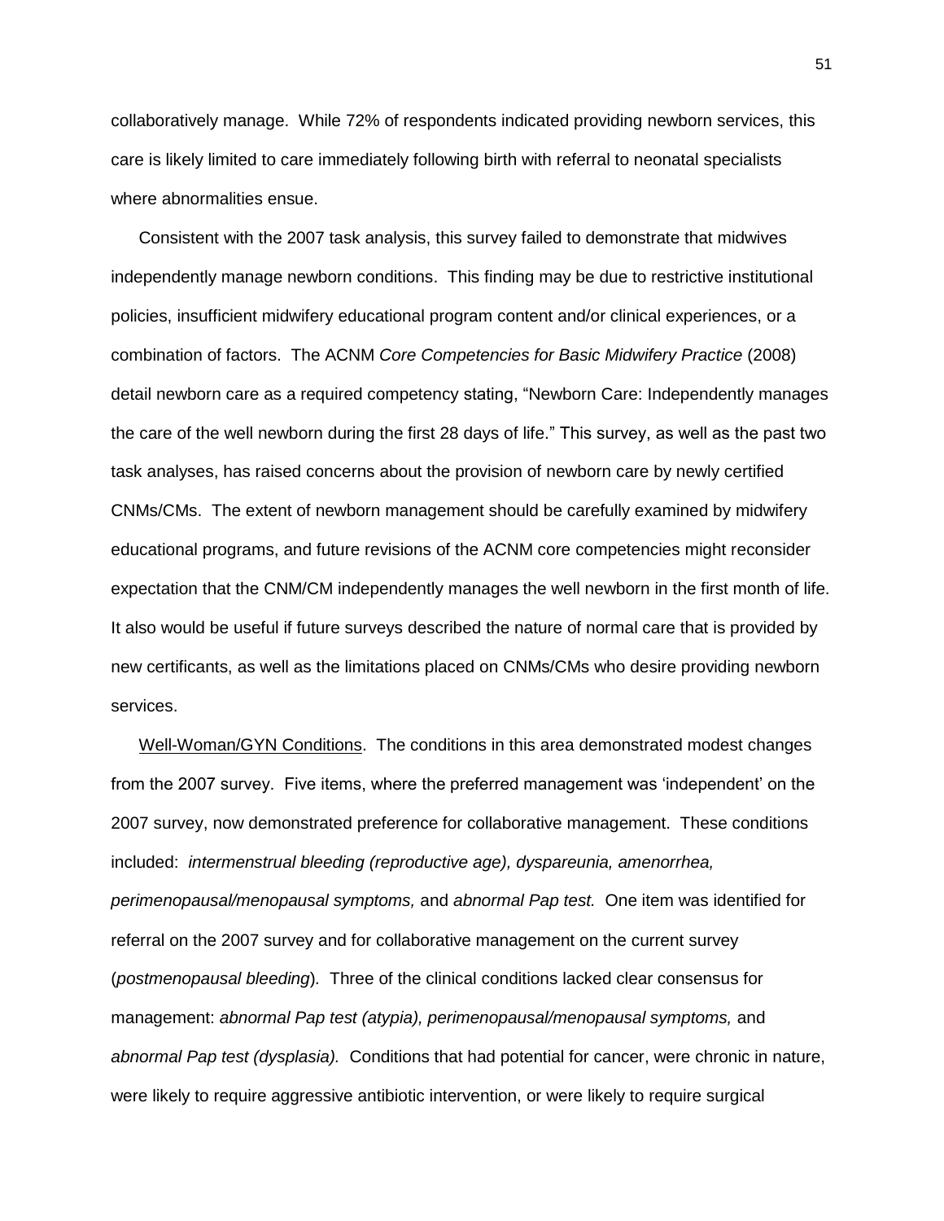collaboratively manage. While 72% of respondents indicated providing newborn services, this care is likely limited to care immediately following birth with referral to neonatal specialists where abnormalities ensue.

Consistent with the 2007 task analysis, this survey failed to demonstrate that midwives independently manage newborn conditions. This finding may be due to restrictive institutional policies, insufficient midwifery educational program content and/or clinical experiences, or a combination of factors. The ACNM *Core Competencies for Basic Midwifery Practice* (2008) detail newborn care as a required competency stating, "Newborn Care: Independently manages the care of the well newborn during the first 28 days of life." This survey, as well as the past two task analyses, has raised concerns about the provision of newborn care by newly certified CNMs/CMs. The extent of newborn management should be carefully examined by midwifery educational programs, and future revisions of the ACNM core competencies might reconsider expectation that the CNM/CM independently manages the well newborn in the first month of life. It also would be useful if future surveys described the nature of normal care that is provided by new certificants, as well as the limitations placed on CNMs/CMs who desire providing newborn services.

Well-Woman/GYN Conditions. The conditions in this area demonstrated modest changes from the 2007 survey. Five items, where the preferred management was 'independent' on the 2007 survey, now demonstrated preference for collaborative management. These conditions included: *intermenstrual bleeding (reproductive age), dyspareunia, amenorrhea, perimenopausal/menopausal symptoms,* and *abnormal Pap test.* One item was identified for referral on the 2007 survey and for collaborative management on the current survey (*postmenopausal bleeding*). Three of the clinical conditions lacked clear consensus for management: *abnormal Pap test (atypia), perimenopausal/menopausal symptoms,* and *abnormal Pap test (dysplasia).* Conditions that had potential for cancer, were chronic in nature, were likely to require aggressive antibiotic intervention, or were likely to require surgical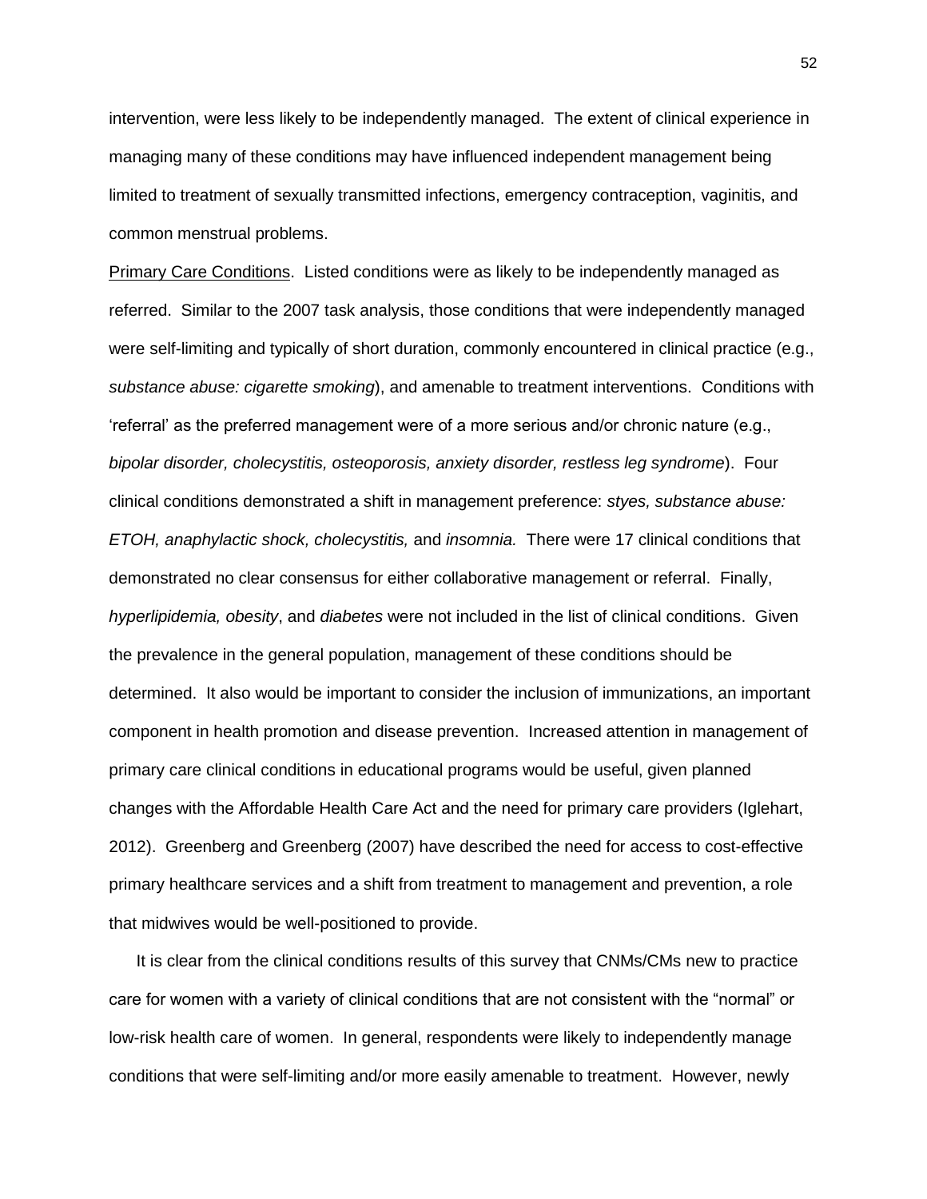intervention, were less likely to be independently managed. The extent of clinical experience in managing many of these conditions may have influenced independent management being limited to treatment of sexually transmitted infections, emergency contraception, vaginitis, and common menstrual problems.

<u>Primary Care Conditions</u>. Listed conditions were as likely to be independently managed as referred. Similar to the 2007 task analysis, those conditions that were independently managed were self-limiting and typically of short duration, commonly encountered in clinical practice (e.g., *substance abuse: cigarette smoking*), and amenable to treatment interventions. Conditions with 'referral' as the preferred management were of a more serious and/or chronic nature (e.g., *bipolar disorder, cholecystitis, osteoporosis, anxiety disorder, restless leg syndrome*). Four clinical conditions demonstrated a shift in management preference: *styes, substance abuse: ETOH, anaphylactic shock, cholecystitis,* and *insomnia.* There were 17 clinical conditions that demonstrated no clear consensus for either collaborative management or referral. Finally, *hyperlipidemia, obesity*, and *diabetes* were not included in the list of clinical conditions. Given the prevalence in the general population, management of these conditions should be determined. It also would be important to consider the inclusion of immunizations, an important component in health promotion and disease prevention. Increased attention in management of primary care clinical conditions in educational programs would be useful, given planned changes with the Affordable Health Care Act and the need for primary care providers (Iglehart, 2012). Greenberg and Greenberg (2007) have described the need for access to cost-effective primary healthcare services and a shift from treatment to management and prevention, a role that midwives would be well-positioned to provide.

It is clear from the clinical conditions results of this survey that CNMs/CMs new to practice care for women with a variety of clinical conditions that are not consistent with the "normal" or low-risk health care of women. In general, respondents were likely to independently manage conditions that were self-limiting and/or more easily amenable to treatment. However, newly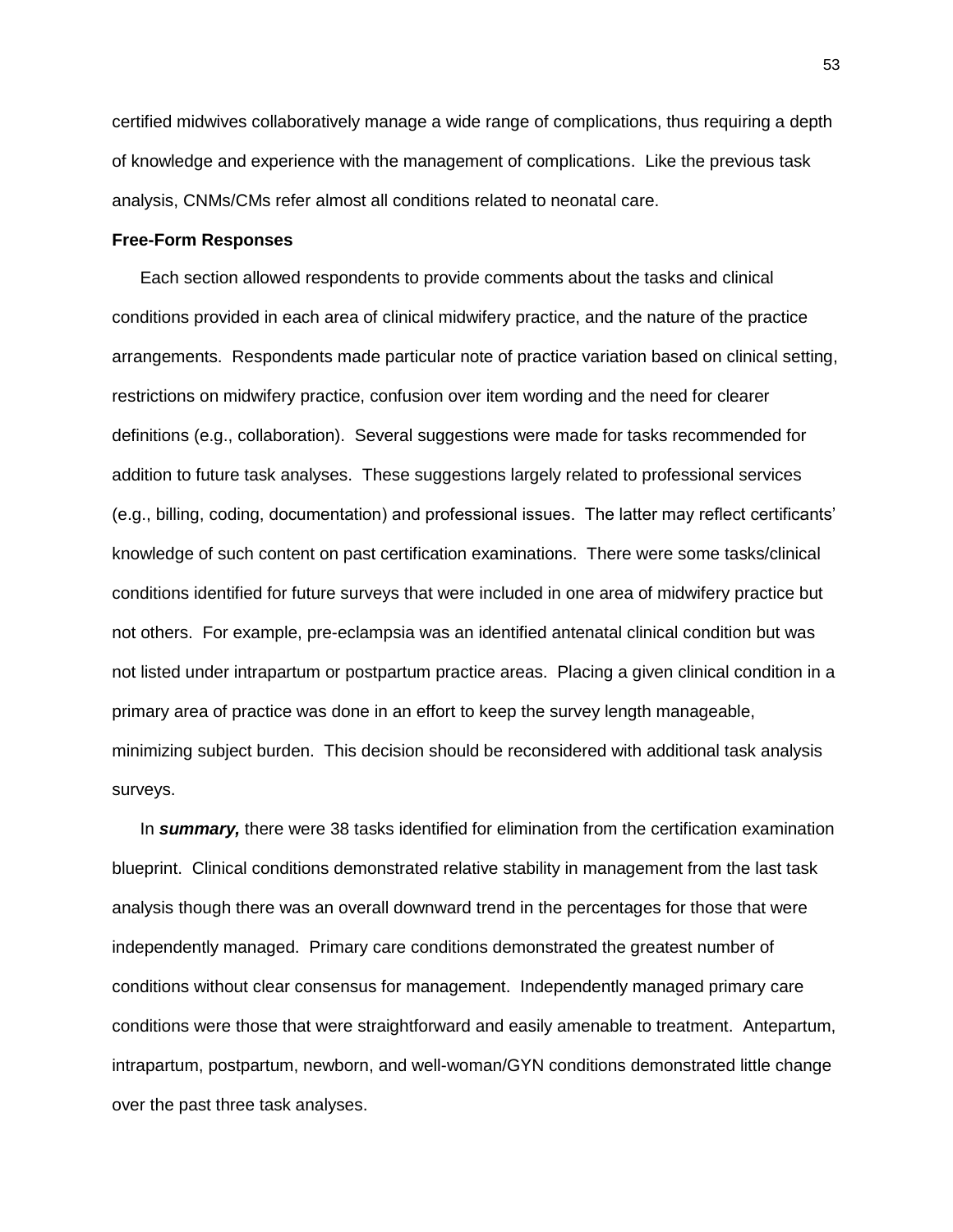certified midwives collaboratively manage a wide range of complications, thus requiring a depth of knowledge and experience with the management of complications. Like the previous task analysis, CNMs/CMs refer almost all conditions related to neonatal care.

**Free-Form Responses**

Each section allowed respondents to provide comments about the tasks and clinical conditions provided in each area of clinical midwifery practice, and the nature of the practice arrangements. Respondents made particular note of practice variation based on clinical setting, restrictions on midwifery practice, confusion over item wording and the need for clearer definitions (e.g., collaboration). Several suggestions were made for tasks recommended for addition to future task analyses. These suggestions largely related to professional services (e.g., billing, coding, documentation) and professional issues. The latter may reflect certificants' knowledge of such content on past certification examinations. There were some tasks/clinical conditions identified for future surveys that were included in one area of midwifery practice but not others. For example, pre-eclampsia was an identified antenatal clinical condition but was not listed under intrapartum or postpartum practice areas. Placing a given clinical condition in a primary area of practice was done in an effort to keep the survey length manageable, minimizing subject burden. This decision should be reconsidered with additional task analysis surveys.

In ***summary,*** there were 38 tasks identified for elimination from the certification examination blueprint. Clinical conditions demonstrated relative stability in management from the last task analysis though there was an overall downward trend in the percentages for those that were independently managed. Primary care conditions demonstrated the greatest number of conditions without clear consensus for management. Independently managed primary care conditions were those that were straightforward and easily amenable to treatment. Antepartum, intrapartum, postpartum, newborn, and well-woman/GYN conditions demonstrated little change over the past three task analyses.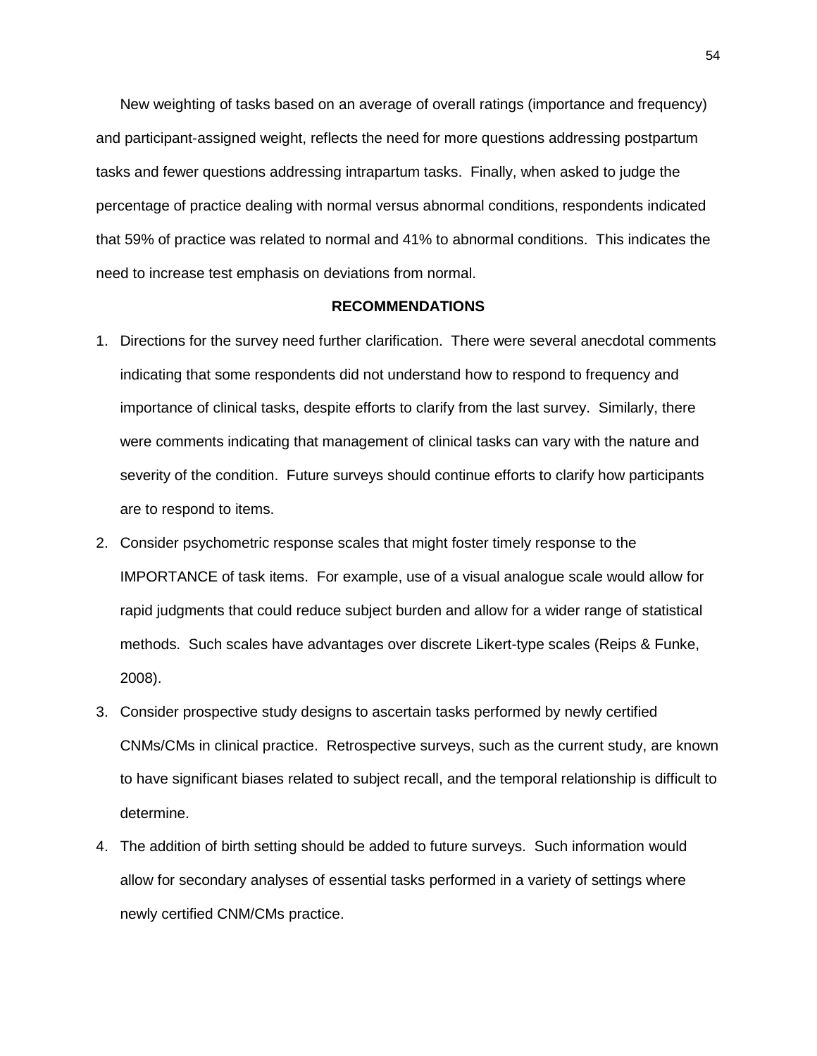New weighting of tasks based on an average of overall ratings (importance and frequency) and participant-assigned weight, reflects the need for more questions addressing postpartum tasks and fewer questions addressing intrapartum tasks. Finally, when asked to judge the percentage of practice dealing with normal versus abnormal conditions, respondents indicated that 59% of practice was related to normal and 41% to abnormal conditions. This indicates the need to increase test emphasis on deviations from normal.

## RECOMMENDATIONS

1. Directions for the survey need further clarification. There were several anecdotal comments indicating that some respondents did not understand how to respond to frequency and importance of clinical tasks, despite efforts to clarify from the last survey. Similarly, there were comments indicating that management of clinical tasks can vary with the nature and severity of the condition. Future surveys should continue efforts to clarify how participants are to respond to items.
2. Consider psychometric response scales that might foster timely response to the IMPORTANCE of task items. For example, use of a visual analogue scale would allow for rapid judgments that could reduce subject burden and allow for a wider range of statistical methods. Such scales have advantages over discrete Likert-type scales (Reips & Funke, 2008).
3. Consider prospective study designs to ascertain tasks performed by newly certified CNMs/CMs in clinical practice. Retrospective surveys, such as the current study, are known to have significant biases related to subject recall, and the temporal relationship is difficult to determine.
4. The addition of birth setting should be added to future surveys. Such information would allow for secondary analyses of essential tasks performed in a variety of settings where newly certified CNM/CMs practice.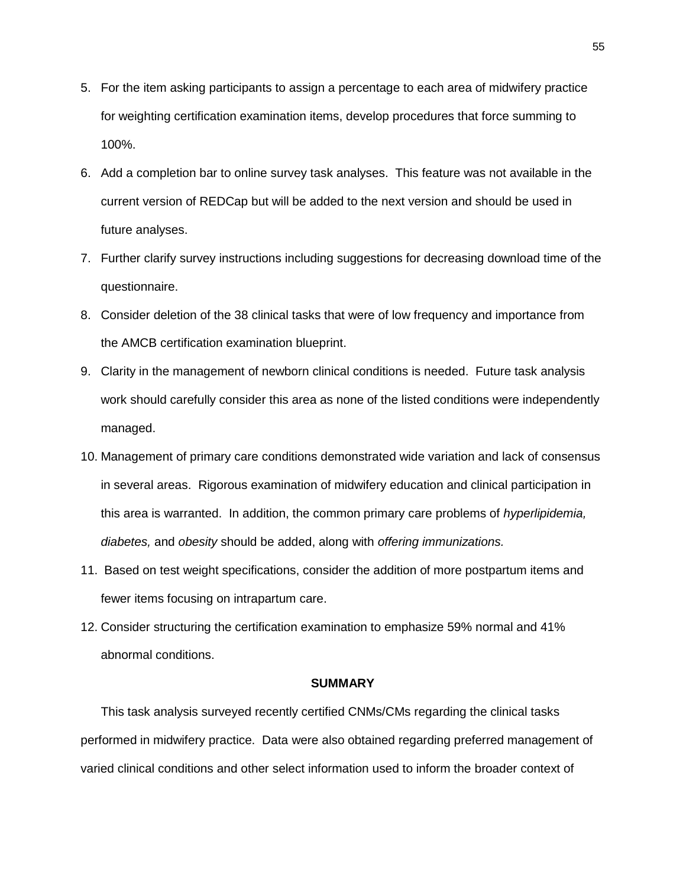5. For the item asking participants to assign a percentage to each area of midwifery practice for weighting certification examination items, develop procedures that force summing to 100%.
6. Add a completion bar to online survey task analyses. This feature was not available in the current version of REDCap but will be added to the next version and should be used in future analyses.
7. Further clarify survey instructions including suggestions for decreasing download time of the questionnaire.
8. Consider deletion of the 38 clinical tasks that were of low frequency and importance from the AMCB certification examination blueprint.
9. Clarity in the management of newborn clinical conditions is needed. Future task analysis work should carefully consider this area as none of the listed conditions were independently managed.
10. Management of primary care conditions demonstrated wide variation and lack of consensus in several areas. Rigorous examination of midwifery education and clinical participation in this area is warranted. In addition, the common primary care problems of *hyperlipidemia, diabetes,* and *obesity* should be added, along with *offering immunizations.*
11. Based on test weight specifications, consider the addition of more postpartum items and fewer items focusing on intrapartum care.
12. Consider structuring the certification examination to emphasize 59% normal and 41% abnormal conditions.

## SUMMARY

This task analysis surveyed recently certified CNMs/CMs regarding the clinical tasks performed in midwifery practice. Data were also obtained regarding preferred management of varied clinical conditions and other select information used to inform the broader context of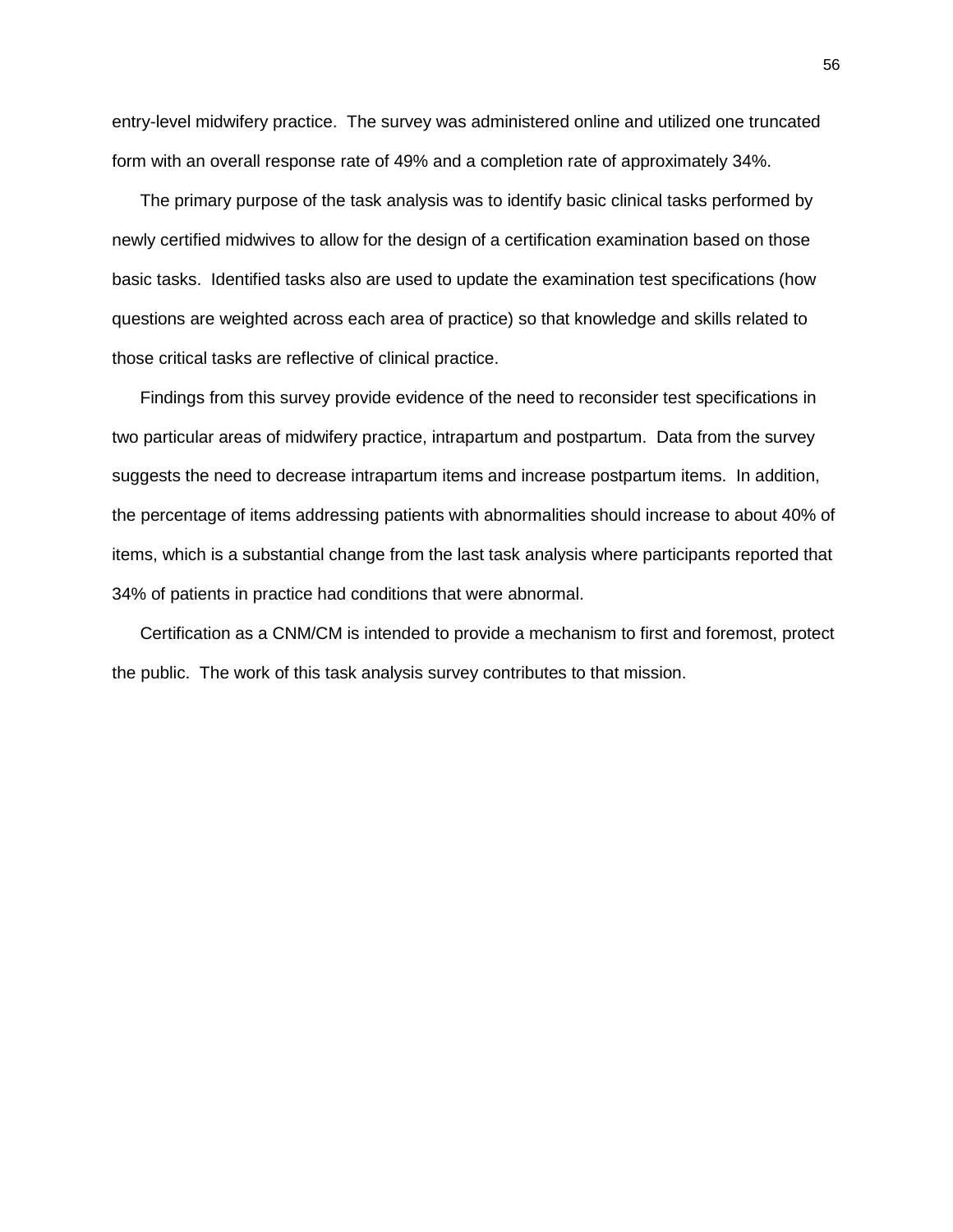entry-level midwifery practice. The survey was administered online and utilized one truncated form with an overall response rate of 49% and a completion rate of approximately 34%.

The primary purpose of the task analysis was to identify basic clinical tasks performed by newly certified midwives to allow for the design of a certification examination based on those basic tasks. Identified tasks also are used to update the examination test specifications (how questions are weighted across each area of practice) so that knowledge and skills related to those critical tasks are reflective of clinical practice.

Findings from this survey provide evidence of the need to reconsider test specifications in two particular areas of midwifery practice, intrapartum and postpartum. Data from the survey suggests the need to decrease intrapartum items and increase postpartum items. In addition, the percentage of items addressing patients with abnormalities should increase to about 40% of items, which is a substantial change from the last task analysis where participants reported that 34% of patients in practice had conditions that were abnormal.

Certification as a CNM/CM is intended to provide a mechanism to first and foremost, protect the public. The work of this task analysis survey contributes to that mission.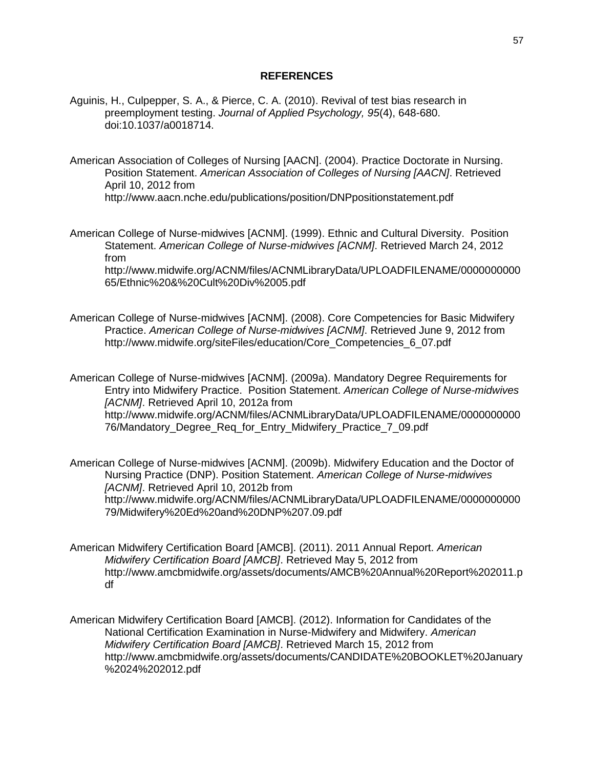## REFERENCES

Aguinis, H., Culpepper, S. A., & Pierce, C. A. (2010). Revival of test bias research in preemployment testing. *Journal of Applied Psychology, 95*(4), 648-680. doi:10.1037/a0018714.

American Association of Colleges of Nursing [AACN]. (2004). Practice Doctorate in Nursing. Position Statement. *American Association of Colleges of Nursing [AACN]*. Retrieved April 10, 2012 from http://www.aacn.nche.edu/publications/position/DNPpositionstatement.pdf

American College of Nurse-midwives [ACNM]. (1999). Ethnic and Cultural Diversity. Position Statement. *American College of Nurse-midwives [ACNM]*. Retrieved March 24, 2012 from http://www.midwife.org/ACNM/files/ACNMLibraryData/UPLOADFILENAME/000000000065/Ethnic%20&%20Cult%20Div%2005.pdf

American College of Nurse-midwives [ACNM]. (2008). Core Competencies for Basic Midwifery Practice. *American College of Nurse-midwives [ACNM]*. Retrieved June 9, 2012 from http://www.midwife.org/siteFiles/education/Core_Competencies_6_07.pdf

American College of Nurse-midwives [ACNM]. (2009a). Mandatory Degree Requirements for Entry into Midwifery Practice. Position Statement. *American College of Nurse-midwives [ACNM]*. Retrieved April 10, 2012a from http://www.midwife.org/ACNM/files/ACNMLibraryData/UPLOADFILENAME/000000000076/Mandatory_Degree_Req_for_Entry_Midwifery_Practice_7_09.pdf

American College of Nurse-midwives [ACNM]. (2009b). Midwifery Education and the Doctor of Nursing Practice (DNP). Position Statement. *American College of Nurse-midwives [ACNM]*. Retrieved April 10, 2012b from http://www.midwife.org/ACNM/files/ACNMLibraryData/UPLOADFILENAME/000000000079/Midwifery%20Ed%20and%20DNP%207.09.pdf

American Midwifery Certification Board [AMCB]. (2011). 2011 Annual Report. *American Midwifery Certification Board [AMCB]*. Retrieved May 5, 2012 from http://www.amcbmidwife.org/assets/documents/AMCB%20Annual%20Report%202011.pdf

American Midwifery Certification Board [AMCB]. (2012). Information for Candidates of the National Certification Examination in Nurse-Midwifery and Midwifery. *American Midwifery Certification Board [AMCB]*. Retrieved March 15, 2012 from http://www.amcbmidwife.org/assets/documents/CANDIDATE%20BOOKLET%20January%2024%202012.pdf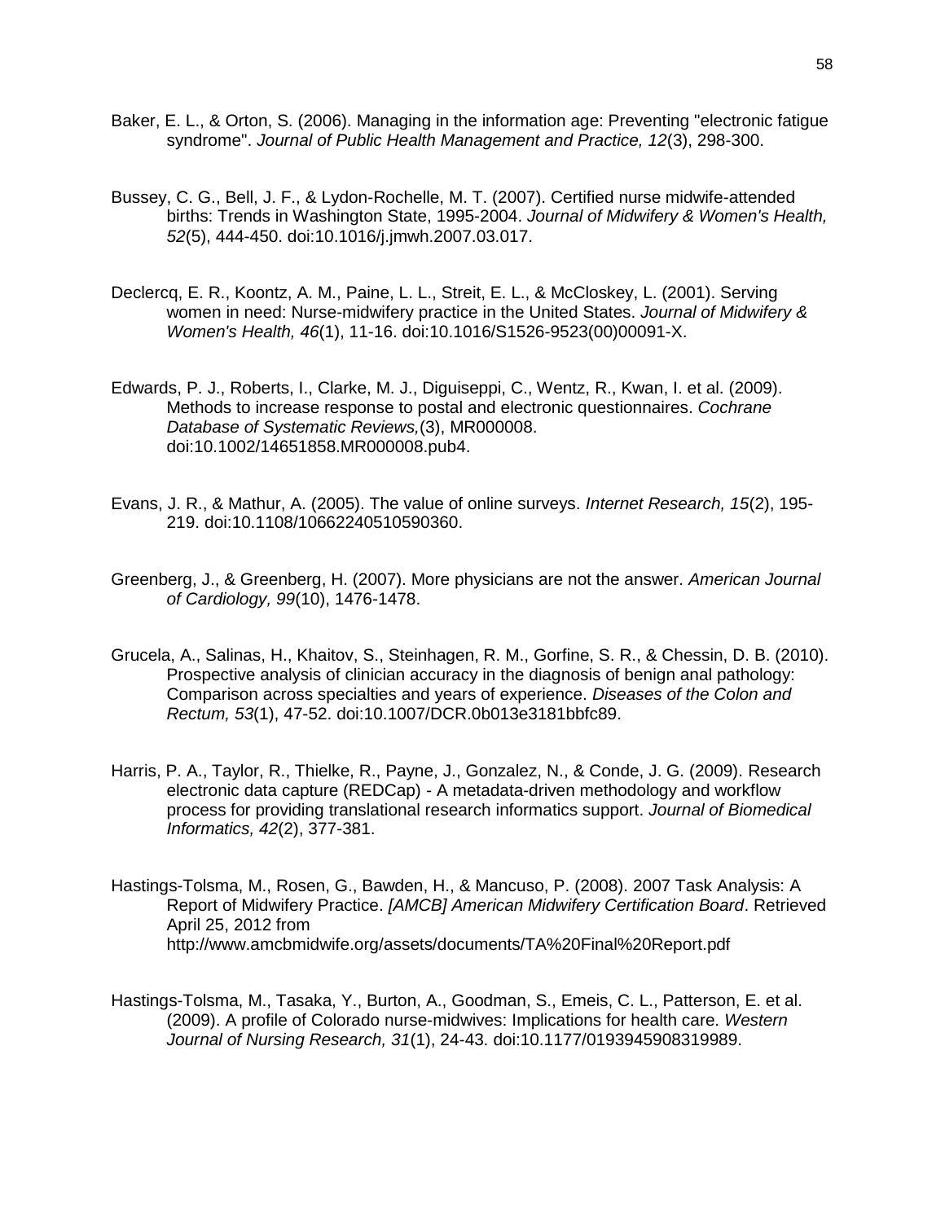Baker, E. L., & Orton, S. (2006). Managing in the information age: Preventing "electronic fatigue syndrome". *Journal of Public Health Management and Practice, 12*(3), 298-300.

Bussey, C. G., Bell, J. F., & Lydon-Rochelle, M. T. (2007). Certified nurse midwife-attended births: Trends in Washington State, 1995-2004. *Journal of Midwifery & Women's Health, 52*(5), 444-450. doi:10.1016/j.jmwh.2007.03.017.

Declercq, E. R., Koontz, A. M., Paine, L. L., Streit, E. L., & McCloskey, L. (2001). Serving women in need: Nurse-midwifery practice in the United States. *Journal of Midwifery & Women's Health, 46*(1), 11-16. doi:10.1016/S1526-9523(00)00091-X.

Edwards, P. J., Roberts, I., Clarke, M. J., Diguiseppi, C., Wentz, R., Kwan, I. et al. (2009). Methods to increase response to postal and electronic questionnaires. *Cochrane Database of Systematic Reviews,*(3), MR000008. doi:10.1002/14651858.MR000008.pub4.

Evans, J. R., & Mathur, A. (2005). The value of online surveys. *Internet Research, 15*(2), 195-219. doi:10.1108/10662240510590360.

Greenberg, J., & Greenberg, H. (2007). More physicians are not the answer. *American Journal of Cardiology, 99*(10), 1476-1478.

Grucela, A., Salinas, H., Khaitov, S., Steinhagen, R. M., Gorfine, S. R., & Chessin, D. B. (2010). Prospective analysis of clinician accuracy in the diagnosis of benign anal pathology: Comparison across specialties and years of experience. *Diseases of the Colon and Rectum, 53*(1), 47-52. doi:10.1007/DCR.0b013e3181bbfc89.

Harris, P. A., Taylor, R., Thielke, R., Payne, J., Gonzalez, N., & Conde, J. G. (2009). Research electronic data capture (REDCap) - A metadata-driven methodology and workflow process for providing translational research informatics support. *Journal of Biomedical Informatics, 42*(2), 377-381.

Hastings-Tolsma, M., Rosen, G., Bawden, H., & Mancuso, P. (2008). 2007 Task Analysis: A Report of Midwifery Practice. *[AMCB] American Midwifery Certification Board*. Retrieved April 25, 2012 from http://www.amcbmidwife.org/assets/documents/TA%20Final%20Report.pdf

Hastings-Tolsma, M., Tasaka, Y., Burton, A., Goodman, S., Emeis, C. L., Patterson, E. et al. (2009). A profile of Colorado nurse-midwives: Implications for health care. *Western Journal of Nursing Research, 31*(1), 24-43. doi:10.1177/0193945908319989.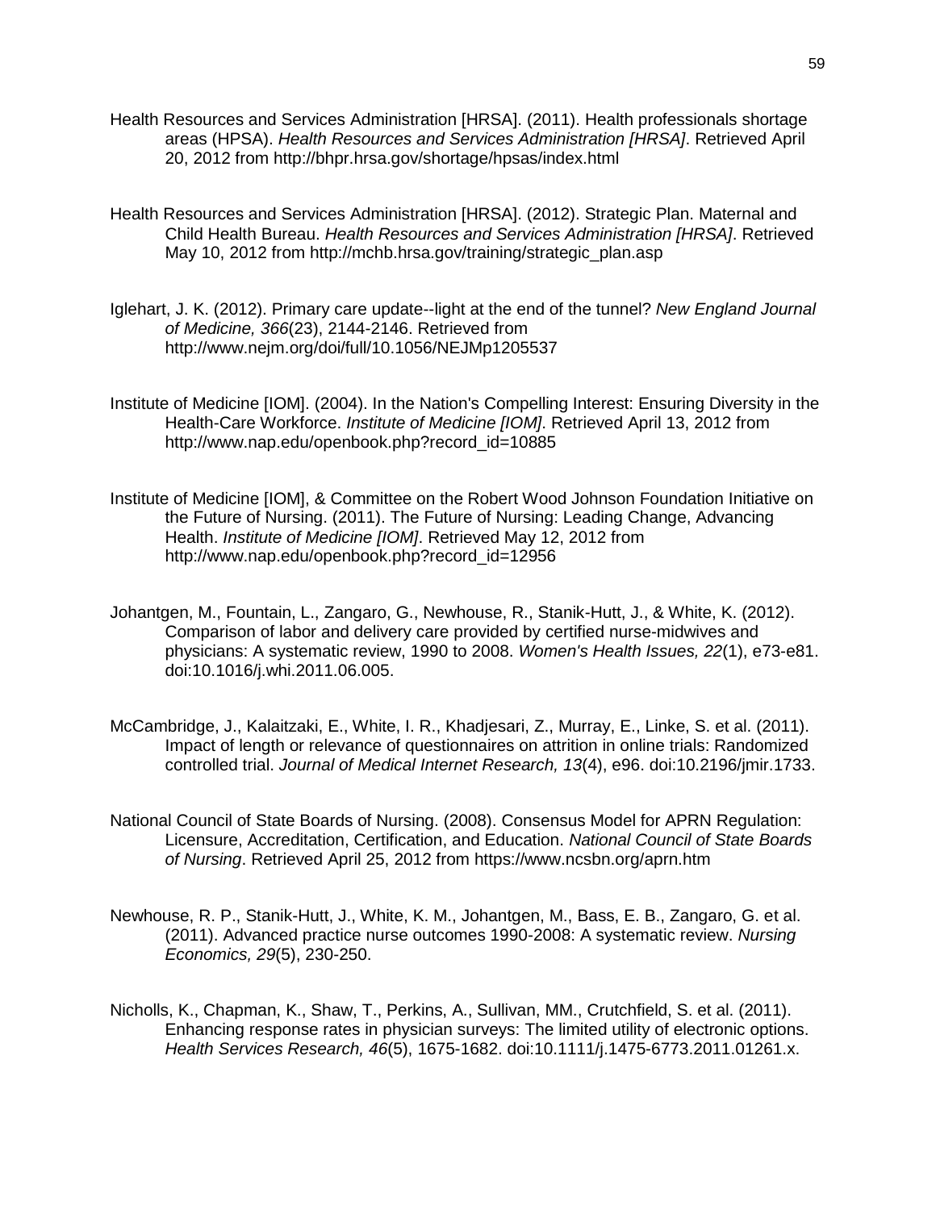Health Resources and Services Administration [HRSA]. (2011). Health professionals shortage areas (HPSA). *Health Resources and Services Administration [HRSA]*. Retrieved April 20, 2012 from http://bhpr.hrsa.gov/shortage/hpsas/index.html

Health Resources and Services Administration [HRSA]. (2012). Strategic Plan. Maternal and Child Health Bureau. *Health Resources and Services Administration [HRSA]*. Retrieved May 10, 2012 from http://mchb.hrsa.gov/training/strategic_plan.asp

Iglehart, J. K. (2012). Primary care update--light at the end of the tunnel? *New England Journal of Medicine, 366*(23), 2144-2146. Retrieved from http://www.nejm.org/doi/full/10.1056/NEJMp1205537

Institute of Medicine [IOM]. (2004). In the Nation's Compelling Interest: Ensuring Diversity in the Health-Care Workforce. *Institute of Medicine [IOM]*. Retrieved April 13, 2012 from http://www.nap.edu/openbook.php?record_id=10885

Institute of Medicine [IOM], & Committee on the Robert Wood Johnson Foundation Initiative on the Future of Nursing. (2011). The Future of Nursing: Leading Change, Advancing Health. *Institute of Medicine [IOM]*. Retrieved May 12, 2012 from http://www.nap.edu/openbook.php?record_id=12956

Johantgen, M., Fountain, L., Zangaro, G., Newhouse, R., Stanik-Hutt, J., & White, K. (2012). Comparison of labor and delivery care provided by certified nurse-midwives and physicians: A systematic review, 1990 to 2008. *Women's Health Issues, 22*(1), e73-e81. doi:10.1016/j.whi.2011.06.005.

McCambridge, J., Kalaitzaki, E., White, I. R., Khadjesari, Z., Murray, E., Linke, S. et al. (2011). Impact of length or relevance of questionnaires on attrition in online trials: Randomized controlled trial. *Journal of Medical Internet Research, 13*(4), e96. doi:10.2196/jmir.1733.

National Council of State Boards of Nursing. (2008). Consensus Model for APRN Regulation: Licensure, Accreditation, Certification, and Education. *National Council of State Boards of Nursing*. Retrieved April 25, 2012 from https://www.ncsbn.org/aprn.htm

Newhouse, R. P., Stanik-Hutt, J., White, K. M., Johantgen, M., Bass, E. B., Zangaro, G. et al. (2011). Advanced practice nurse outcomes 1990-2008: A systematic review. *Nursing Economics, 29*(5), 230-250.

Nicholls, K., Chapman, K., Shaw, T., Perkins, A., Sullivan, MM., Crutchfield, S. et al. (2011). Enhancing response rates in physician surveys: The limited utility of electronic options. *Health Services Research, 46*(5), 1675-1682. doi:10.1111/j.1475-6773.2011.01261.x.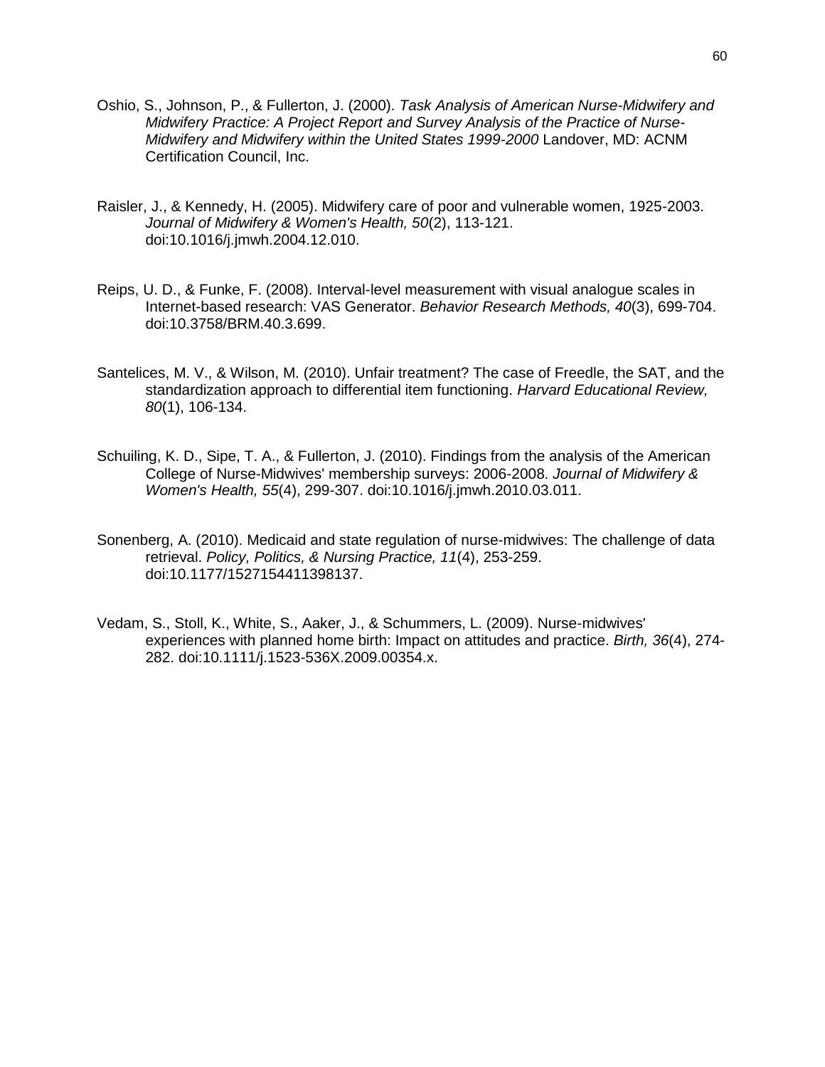Oshio, S., Johnson, P., & Fullerton, J. (2000). *Task Analysis of American Nurse-Midwifery and Midwifery Practice: A Project Report and Survey Analysis of the Practice of Nurse-Midwifery and Midwifery within the United States 1999-2000* Landover, MD: ACNM Certification Council, Inc.

Raisler, J., & Kennedy, H. (2005). Midwifery care of poor and vulnerable women, 1925-2003. *Journal of Midwifery & Women's Health, 50*(2), 113-121. doi:10.1016/j.jmwh.2004.12.010.

Reips, U. D., & Funke, F. (2008). Interval-level measurement with visual analogue scales in Internet-based research: VAS Generator. *Behavior Research Methods, 40*(3), 699-704. doi:10.3758/BRM.40.3.699.

Santelices, M. V., & Wilson, M. (2010). Unfair treatment? The case of Freedle, the SAT, and the standardization approach to differential item functioning. *Harvard Educational Review, 80*(1), 106-134.

Schuiling, K. D., Sipe, T. A., & Fullerton, J. (2010). Findings from the analysis of the American College of Nurse-Midwives' membership surveys: 2006-2008. *Journal of Midwifery & Women's Health, 55*(4), 299-307. doi:10.1016/j.jmwh.2010.03.011.

Sonenberg, A. (2010). Medicaid and state regulation of nurse-midwives: The challenge of data retrieval. *Policy, Politics, & Nursing Practice, 11*(4), 253-259. doi:10.1177/1527154411398137.

Vedam, S., Stoll, K., White, S., Aaker, J., & Schummers, L. (2009). Nurse-midwives' experiences with planned home birth: Impact on attitudes and practice. *Birth, 36*(4), 274-282. doi:10.1111/j.1523-536X.2009.00354.x.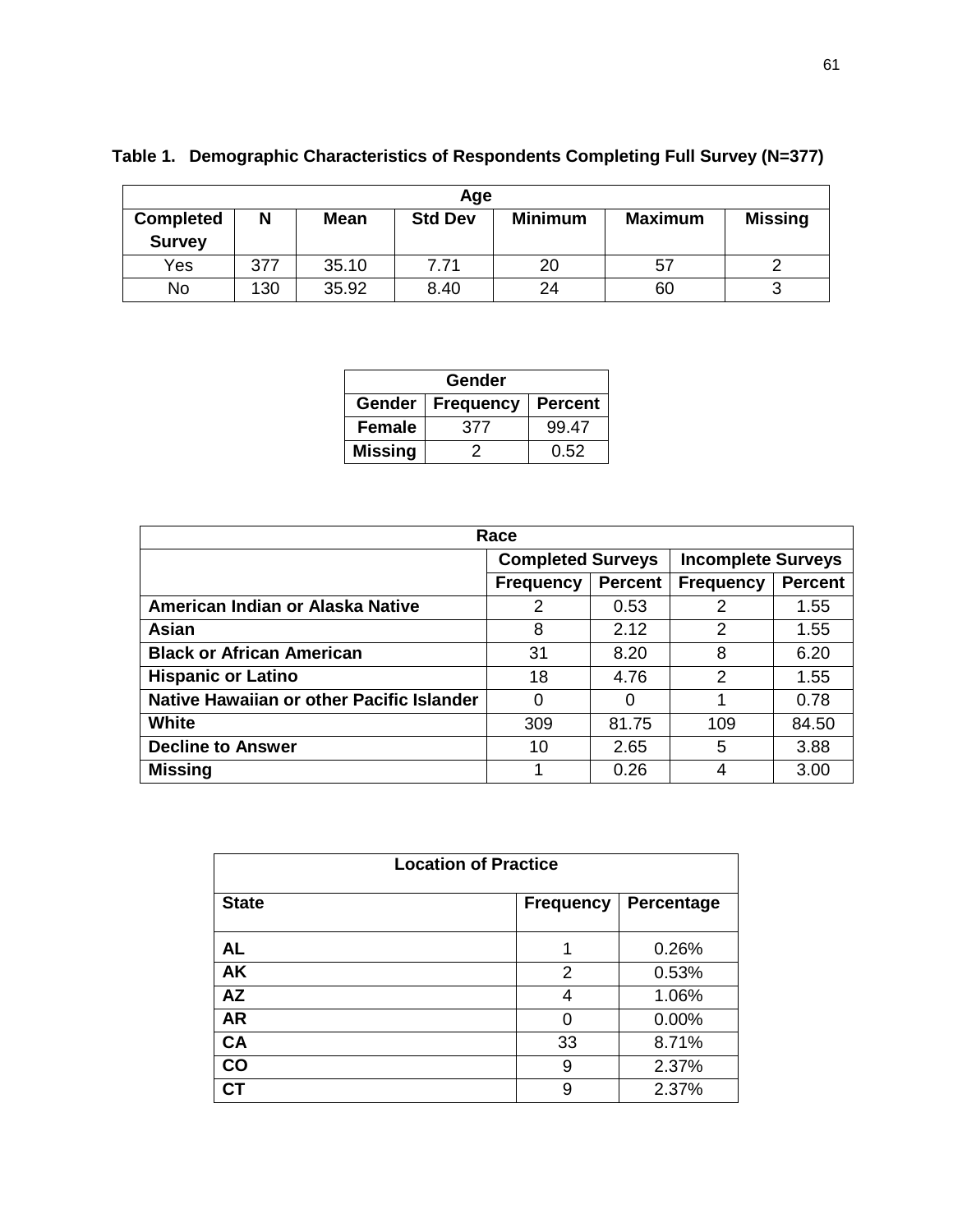**Table 1. Demographic Characteristics of Respondents Completing Full Survey (N=377)**

| Age | | | | | | |
|---|---|---|---|---|---|---|
| **Completed Survey** | **N** | **Mean** | **Std Dev** | **Minimum** | **Maximum** | **Missing** |
| Yes | 377 | 35.10 | 7.71 | 20 | 57 | 2 |
| No | 130 | 35.92 | 8.40 | 24 | 60 | 3 |

| Gender | | |
|---|---|---|
| **Gender** | **Frequency** | **Percent** |
| **Female** | 377 | 99.47 |
| **Missing** | 2 | 0.52 |

| Race | | | | |
|---|---|---|---|---|
| | **Completed Surveys** | | **Incomplete Surveys** | |
| | **Frequency** | **Percent** | **Frequency** | **Percent** |
| **American Indian or Alaska Native** | 2 | 0.53 | 2 | 1.55 |
| **Asian** | 8 | 2.12 | 2 | 1.55 |
| **Black or African American** | 31 | 8.20 | 8 | 6.20 |
| **Hispanic or Latino** | 18 | 4.76 | 2 | 1.55 |
| **Native Hawaiian or other Pacific Islander** | 0 | 0 | 1 | 0.78 |
| **White** | 309 | 81.75 | 109 | 84.50 |
| **Decline to Answer** | 10 | 2.65 | 5 | 3.88 |
| **Missing** | 1 | 0.26 | 4 | 3.00 |

| Location of Practice | | |
|---|---|---|
| **State** | **Frequency** | **Percentage** |
| **AL** | 1 | 0.26% |
| **AK** | 2 | 0.53% |
| **AZ** | 4 | 1.06% |
| **AR** | 0 | 0.00% |
| **CA** | 33 | 8.71% |
| **CO** | 9 | 2.37% |
| **CT** | 9 | 2.37% |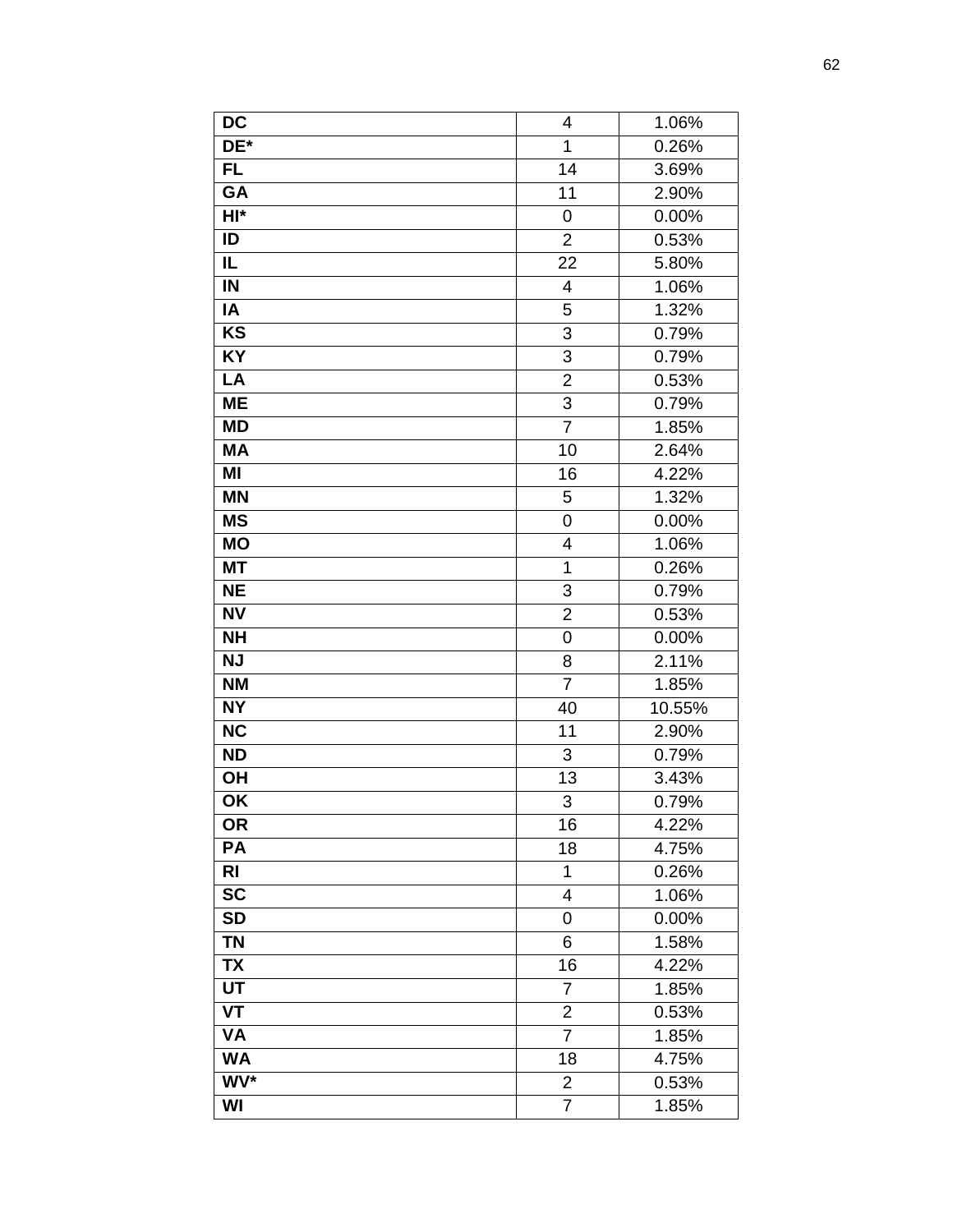| | | |
|---|---|---|
| **DC** | 4 | 1.06% |
| **DE*** | 1 | 0.26% |
| **FL** | 14 | 3.69% |
| **GA** | 11 | 2.90% |
| **HI*** | 0 | 0.00% |
| **ID** | 2 | 0.53% |
| **IL** | 22 | 5.80% |
| **IN** | 4 | 1.06% |
| **IA** | 5 | 1.32% |
| **KS** | 3 | 0.79% |
| **KY** | 3 | 0.79% |
| **LA** | 2 | 0.53% |
| **ME** | 3 | 0.79% |
| **MD** | 7 | 1.85% |
| **MA** | 10 | 2.64% |
| **MI** | 16 | 4.22% |
| **MN** | 5 | 1.32% |
| **MS** | 0 | 0.00% |
| **MO** | 4 | 1.06% |
| **MT** | 1 | 0.26% |
| **NE** | 3 | 0.79% |
| **NV** | 2 | 0.53% |
| **NH** | 0 | 0.00% |
| **NJ** | 8 | 2.11% |
| **NM** | 7 | 1.85% |
| **NY** | 40 | 10.55% |
| **NC** | 11 | 2.90% |
| **ND** | 3 | 0.79% |
| **OH** | 13 | 3.43% |
| **OK** | 3 | 0.79% |
| **OR** | 16 | 4.22% |
| **PA** | 18 | 4.75% |
| **RI** | 1 | 0.26% |
| **SC** | 4 | 1.06% |
| **SD** | 0 | 0.00% |
| **TN** | 6 | 1.58% |
| **TX** | 16 | 4.22% |
| **UT** | 7 | 1.85% |
| **VT** | 2 | 0.53% |
| **VA** | 7 | 1.85% |
| **WA** | 18 | 4.75% |
| **WV*** | 2 | 0.53% |
| **WI** | 7 | 1.85% |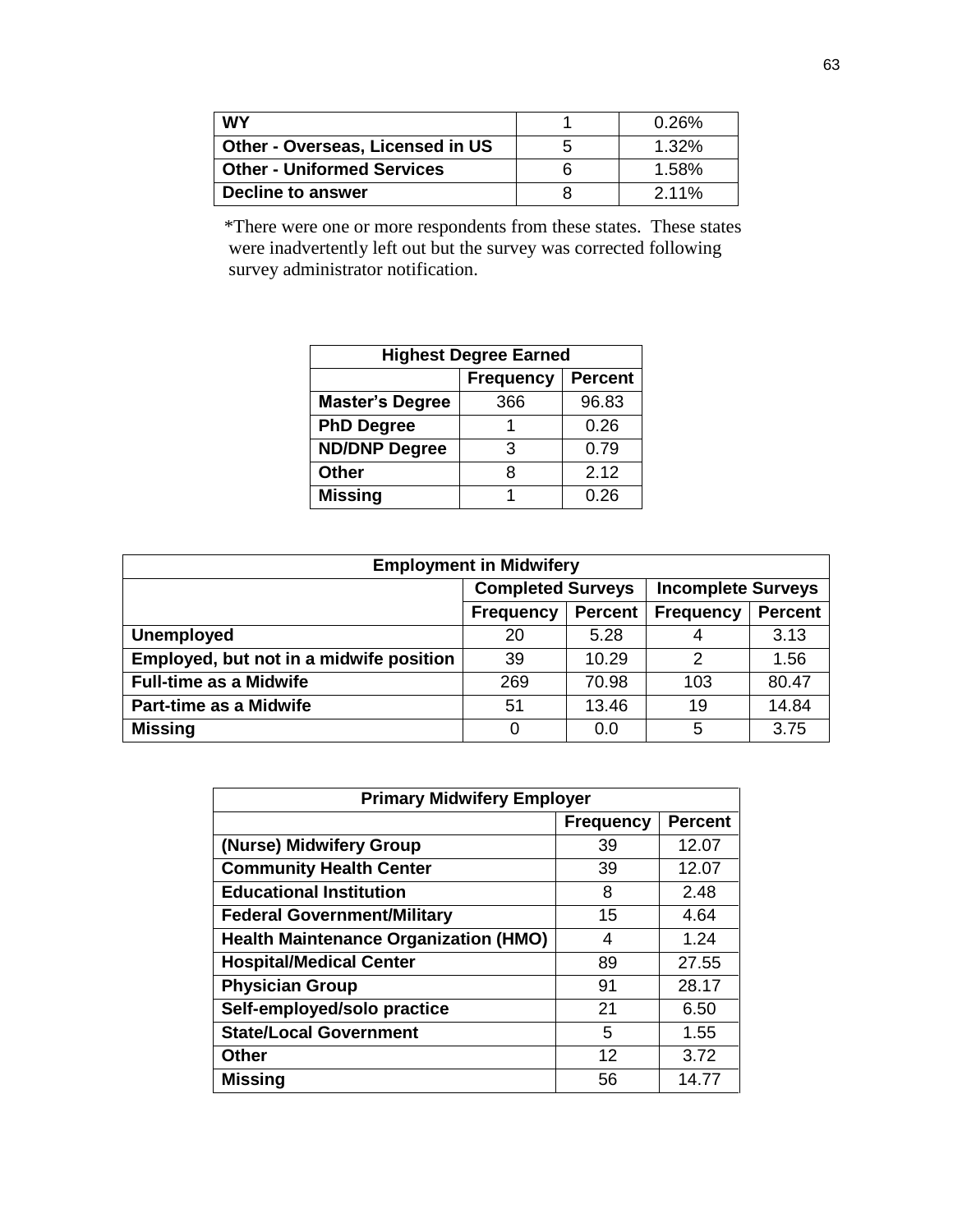| WY | 1 | 0.26% |
|---|---|---|
| **Other - Overseas, Licensed in US** | 5 | 1.32% |
| **Other - Uniformed Services** | 6 | 1.58% |
| **Decline to answer** | 8 | 2.11% |

*There were one or more respondents from these states. These states were inadvertently left out but the survey was corrected following survey administrator notification.

| **Highest Degree Earned** | | |
|---|---|---|
| | **Frequency** | **Percent** |
| **Master's Degree** | 366 | 96.83 |
| **PhD Degree** | 1 | 0.26 |
| **ND/DNP Degree** | 3 | 0.79 |
| **Other** | 8 | 2.12 |
| **Missing** | 1 | 0.26 |

| **Employment in Midwifery** | | | | |
|---|---|---|---|---|
| | **Completed Surveys** | | **Incomplete Surveys** | |
| | **Frequency** | **Percent** | **Frequency** | **Percent** |
| **Unemployed** | 20 | 5.28 | 4 | 3.13 |
| **Employed, but not in a midwife position** | 39 | 10.29 | 2 | 1.56 |
| **Full-time as a Midwife** | 269 | 70.98 | 103 | 80.47 |
| **Part-time as a Midwife** | 51 | 13.46 | 19 | 14.84 |
| **Missing** | 0 | 0.0 | 5 | 3.75 |

| **Primary Midwifery Employer** | | |
|---|---|---|
| | **Frequency** | **Percent** |
| **(Nurse) Midwifery Group** | 39 | 12.07 |
| **Community Health Center** | 39 | 12.07 |
| **Educational Institution** | 8 | 2.48 |
| **Federal Government/Military** | 15 | 4.64 |
| **Health Maintenance Organization (HMO)** | 4 | 1.24 |
| **Hospital/Medical Center** | 89 | 27.55 |
| **Physician Group** | 91 | 28.17 |
| **Self-employed/solo practice** | 21 | 6.50 |
| **State/Local Government** | 5 | 1.55 |
| **Other** | 12 | 3.72 |
| **Missing** | 56 | 14.77 |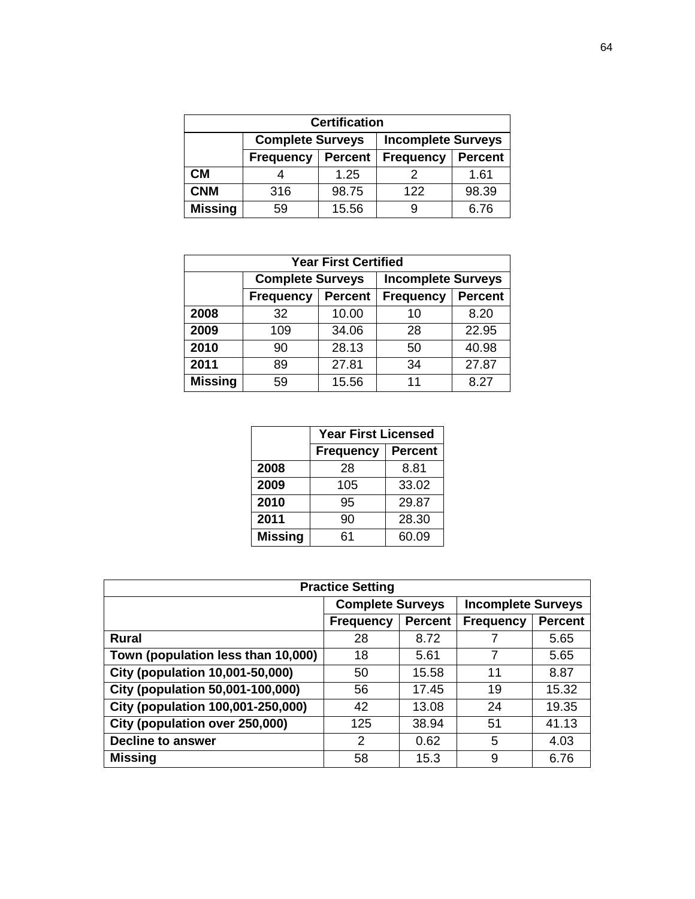| Certification | | | | |
|---|---|---|---|---|
| | Complete Surveys | | Incomplete Surveys | |
| | Frequency | Percent | Frequency | Percent |
| **CM** | 4 | 1.25 | 2 | 1.61 |
| **CNM** | 316 | 98.75 | 122 | 98.39 |
| **Missing** | 59 | 15.56 | 9 | 6.76 |

| Year First Certified | | | | |
|---|---|---|---|---|
| | Complete Surveys | | Incomplete Surveys | |
| | Frequency | Percent | Frequency | Percent |
| **2008** | 32 | 10.00 | 10 | 8.20 |
| **2009** | 109 | 34.06 | 28 | 22.95 |
| **2010** | 90 | 28.13 | 50 | 40.98 |
| **2011** | 89 | 27.81 | 34 | 27.87 |
| **Missing** | 59 | 15.56 | 11 | 8.27 |

| | Year First Licensed | |
|---|---|---|
| | Frequency | Percent |
| **2008** | 28 | 8.81 |
| **2009** | 105 | 33.02 |
| **2010** | 95 | 29.87 |
| **2011** | 90 | 28.30 |
| **Missing** | 61 | 60.09 |

| Practice Setting | | | | |
|---|---|---|---|---|
| | Complete Surveys | | Incomplete Surveys | |
| | Frequency | Percent | Frequency | Percent |
| **Rural** | 28 | 8.72 | 7 | 5.65 |
| **Town (population less than 10,000)** | 18 | 5.61 | 7 | 5.65 |
| **City (population 10,001-50,000)** | 50 | 15.58 | 11 | 8.87 |
| **City (population 50,001-100,000)** | 56 | 17.45 | 19 | 15.32 |
| **City (population 100,001-250,000)** | 42 | 13.08 | 24 | 19.35 |
| **City (population over 250,000)** | 125 | 38.94 | 51 | 41.13 |
| **Decline to answer** | 2 | 0.62 | 5 | 4.03 |
| **Missing** | 58 | 15.3 | 9 | 6.76 |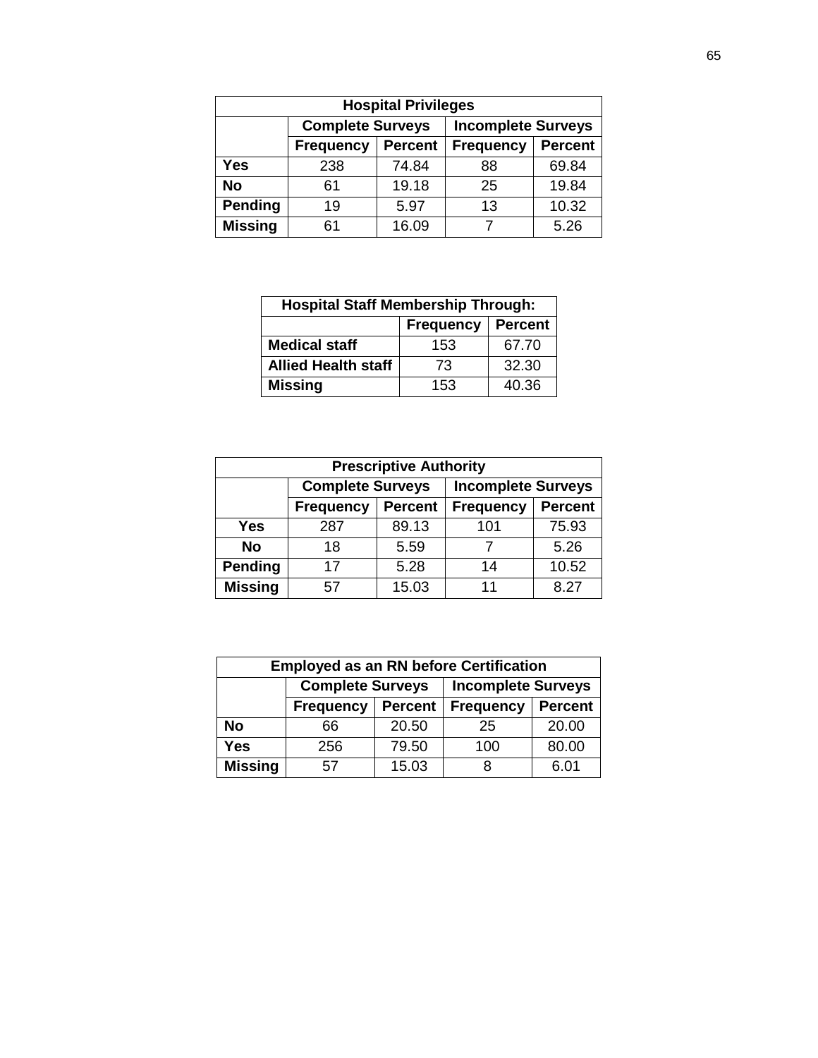| Hospital Privileges | | | | |
|---|---|---|---|---|
| | Complete Surveys | | Incomplete Surveys | |
| | Frequency | Percent | Frequency | Percent |
| **Yes** | 238 | 74.84 | 88 | 69.84 |
| **No** | 61 | 19.18 | 25 | 19.84 |
| **Pending** | 19 | 5.97 | 13 | 10.32 |
| **Missing** | 61 | 16.09 | 7 | 5.26 |

| Hospital Staff Membership Through: | | |
|---|---|---|
| | Frequency | Percent |
| **Medical staff** | 153 | 67.70 |
| **Allied Health staff** | 73 | 32.30 |
| **Missing** | 153 | 40.36 |

| Prescriptive Authority | | | | |
|---|---|---|---|---|
| | Complete Surveys | | Incomplete Surveys | |
| | Frequency | Percent | Frequency | Percent |
| **Yes** | 287 | 89.13 | 101 | 75.93 |
| **No** | 18 | 5.59 | 7 | 5.26 |
| **Pending** | 17 | 5.28 | 14 | 10.52 |
| **Missing** | 57 | 15.03 | 11 | 8.27 |

| Employed as an RN before Certification | | | | |
|---|---|---|---|---|
| | Complete Surveys | | Incomplete Surveys | |
| | Frequency | Percent | Frequency | Percent |
| **No** | 66 | 20.50 | 25 | 20.00 |
| **Yes** | 256 | 79.50 | 100 | 80.00 |
| **Missing** | 57 | 15.03 | 8 | 6.01 |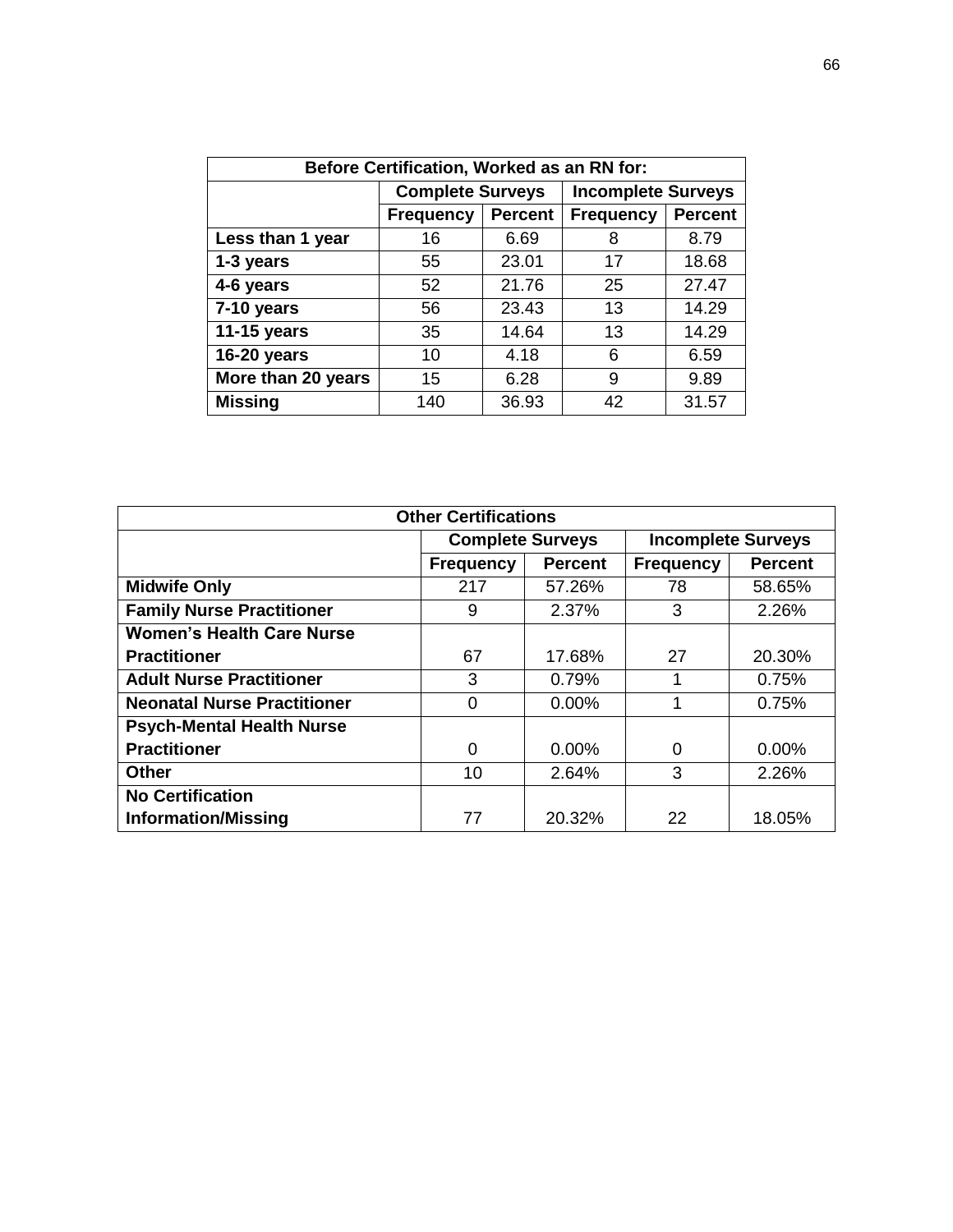| Before Certification, Worked as an RN for: | | | | |
|---|---|---|---|---|
| | Complete Surveys | | Incomplete Surveys | |
| | Frequency | Percent | Frequency | Percent |
| **Less than 1 year** | 16 | 6.69 | 8 | 8.79 |
| **1-3 years** | 55 | 23.01 | 17 | 18.68 |
| **4-6 years** | 52 | 21.76 | 25 | 27.47 |
| **7-10 years** | 56 | 23.43 | 13 | 14.29 |
| **11-15 years** | 35 | 14.64 | 13 | 14.29 |
| **16-20 years** | 10 | 4.18 | 6 | 6.59 |
| **More than 20 years** | 15 | 6.28 | 9 | 9.89 |
| **Missing** | 140 | 36.93 | 42 | 31.57 |

| Other Certifications | | | | |
|---|---|---|---|---|
| | Complete Surveys | | Incomplete Surveys | |
| | Frequency | Percent | Frequency | Percent |
| **Midwife Only** | 217 | 57.26% | 78 | 58.65% |
| **Family Nurse Practitioner** | 9 | 2.37% | 3 | 2.26% |
| **Women's Health Care Nurse Practitioner** | 67 | 17.68% | 27 | 20.30% |
| **Adult Nurse Practitioner** | 3 | 0.79% | 1 | 0.75% |
| **Neonatal Nurse Practitioner** | 0 | 0.00% | 1 | 0.75% |
| **Psych-Mental Health Nurse Practitioner** | 0 | 0.00% | 0 | 0.00% |
| **Other** | 10 | 2.64% | 3 | 2.26% |
| **No Certification Information/Missing** | 77 | 20.32% | 22 | 18.05% |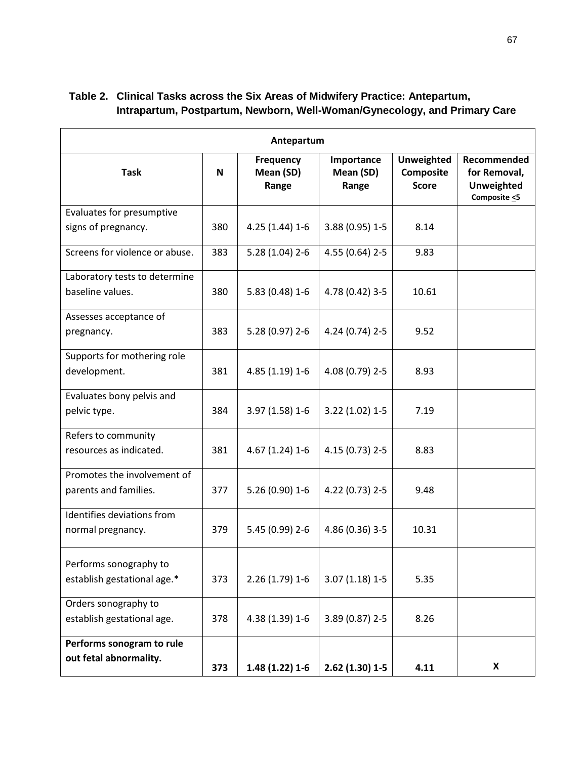**Table 2. Clinical Tasks across the Six Areas of Midwifery Practice: Antepartum, Intrapartum, Postpartum, Newborn, Well-Woman/Gynecology, and Primary Care**

| Antepartum | | | | | |
|---|---|---|---|---|---|
| **Task** | **N** | **Frequency Mean (SD) Range** | **Importance Mean (SD) Range** | **Unweighted Composite Score** | **Recommended for Removal, Unweighted Composite ≤5** |
| Evaluates for presumptive signs of pregnancy. | 380 | 4.25 (1.44) 1-6 | 3.88 (0.95) 1-5 | 8.14 | |
| Screens for violence or abuse. | 383 | 5.28 (1.04) 2-6 | 4.55 (0.64) 2-5 | 9.83 | |
| Laboratory tests to determine baseline values. | 380 | 5.83 (0.48) 1-6 | 4.78 (0.42) 3-5 | 10.61 | |
| Assesses acceptance of pregnancy. | 383 | 5.28 (0.97) 2-6 | 4.24 (0.74) 2-5 | 9.52 | |
| Supports for mothering role development. | 381 | 4.85 (1.19) 1-6 | 4.08 (0.79) 2-5 | 8.93 | |
| Evaluates bony pelvis and pelvic type. | 384 | 3.97 (1.58) 1-6 | 3.22 (1.02) 1-5 | 7.19 | |
| Refers to community resources as indicated. | 381 | 4.67 (1.24) 1-6 | 4.15 (0.73) 2-5 | 8.83 | |
| Promotes the involvement of parents and families. | 377 | 5.26 (0.90) 1-6 | 4.22 (0.73) 2-5 | 9.48 | |
| Identifies deviations from normal pregnancy. | 379 | 5.45 (0.99) 2-6 | 4.86 (0.36) 3-5 | 10.31 | |
| Performs sonography to establish gestational age.* | 373 | 2.26 (1.79) 1-6 | 3.07 (1.18) 1-5 | 5.35 | |
| Orders sonography to establish gestational age. | 378 | 4.38 (1.39) 1-6 | 3.89 (0.87) 2-5 | 8.26 | |
| **Performs sonogram to rule out fetal abnormality.** | **373** | **1.48 (1.22) 1-6** | **2.62 (1.30) 1-5** | **4.11** | **X** |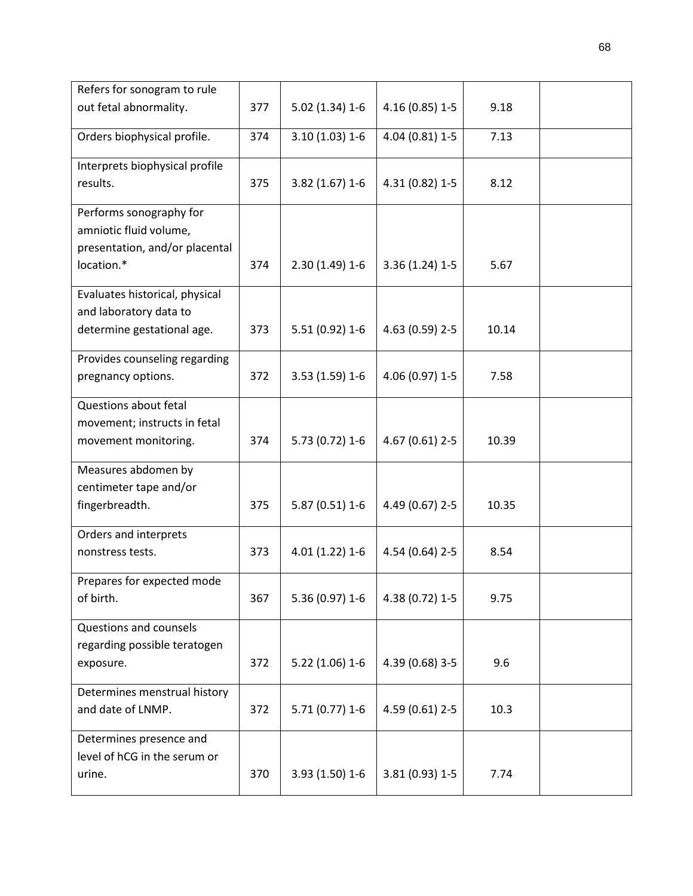| | | | | | |
|---|---|---|---|---|---|
| Refers for sonogram to rule out fetal abnormality. | 377 | 5.02 (1.34) 1-6 | 4.16 (0.85) 1-5 | 9.18 | |
| Orders biophysical profile. | 374 | 3.10 (1.03) 1-6 | 4.04 (0.81) 1-5 | 7.13 | |
| Interprets biophysical profile results. | 375 | 3.82 (1.67) 1-6 | 4.31 (0.82) 1-5 | 8.12 | |
| Performs sonography for amniotic fluid volume, presentation, and/or placental location.* | 374 | 2.30 (1.49) 1-6 | 3.36 (1.24) 1-5 | 5.67 | |
| Evaluates historical, physical and laboratory data to determine gestational age. | 373 | 5.51 (0.92) 1-6 | 4.63 (0.59) 2-5 | 10.14 | |
| Provides counseling regarding pregnancy options. | 372 | 3.53 (1.59) 1-6 | 4.06 (0.97) 1-5 | 7.58 | |
| Questions about fetal movement; instructs in fetal movement monitoring. | 374 | 5.73 (0.72) 1-6 | 4.67 (0.61) 2-5 | 10.39 | |
| Measures abdomen by centimeter tape and/or fingerbreadth. | 375 | 5.87 (0.51) 1-6 | 4.49 (0.67) 2-5 | 10.35 | |
| Orders and interprets nonstress tests. | 373 | 4.01 (1.22) 1-6 | 4.54 (0.64) 2-5 | 8.54 | |
| Prepares for expected mode of birth. | 367 | 5.36 (0.97) 1-6 | 4.38 (0.72) 1-5 | 9.75 | |
| Questions and counsels regarding possible teratogen exposure. | 372 | 5.22 (1.06) 1-6 | 4.39 (0.68) 3-5 | 9.6 | |
| Determines menstrual history and date of LNMP. | 372 | 5.71 (0.77) 1-6 | 4.59 (0.61) 2-5 | 10.3 | |
| Determines presence and level of hCG in the serum or urine. | 370 | 3.93 (1.50) 1-6 | 3.81 (0.93) 1-5 | 7.74 | |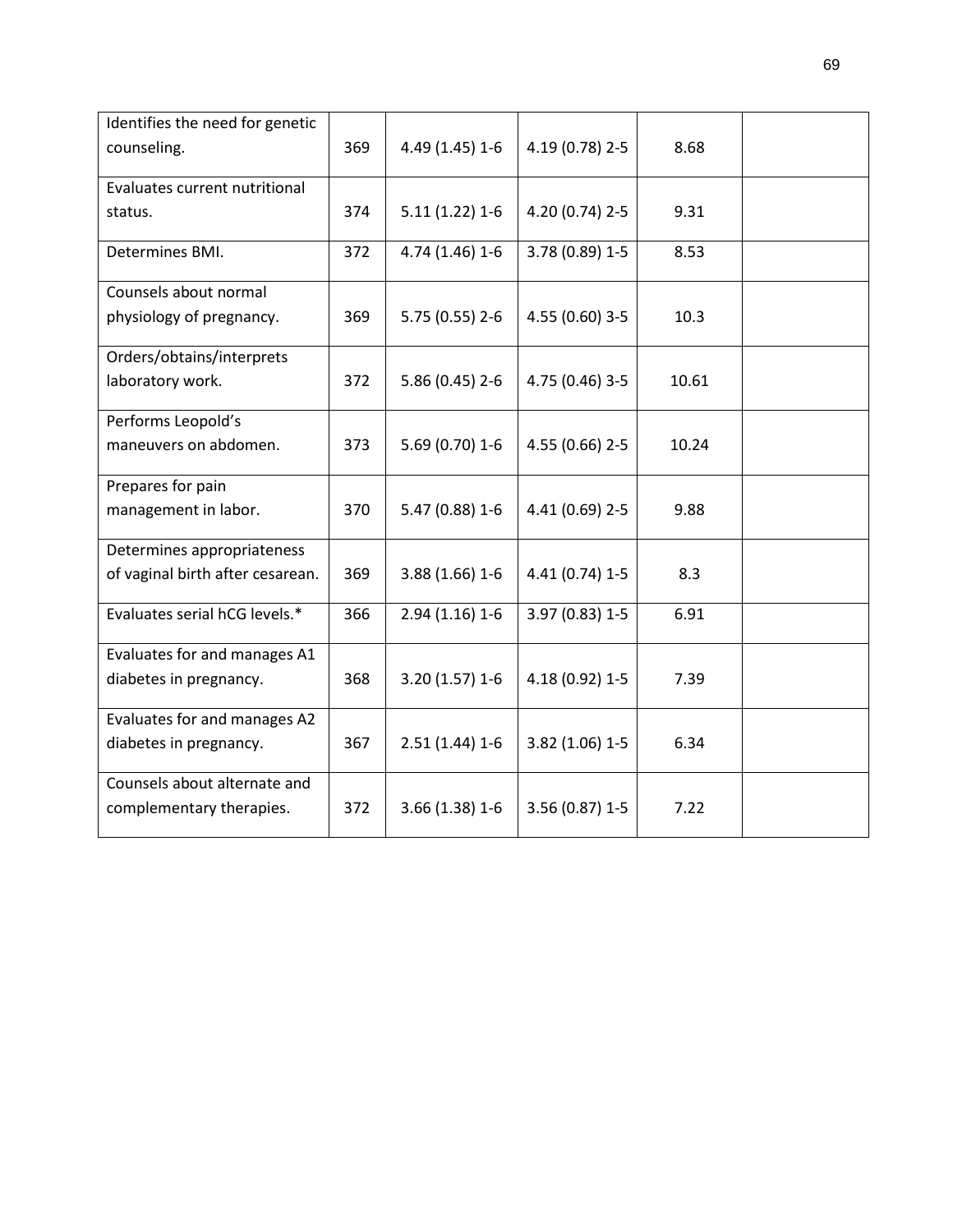| | | | | | |
|---|---|---|---|---|---|
| Identifies the need for genetic counseling. | 369 | 4.49 (1.45) 1-6 | 4.19 (0.78) 2-5 | 8.68 | |
| Evaluates current nutritional status. | 374 | 5.11 (1.22) 1-6 | 4.20 (0.74) 2-5 | 9.31 | |
| Determines BMI. | 372 | 4.74 (1.46) 1-6 | 3.78 (0.89) 1-5 | 8.53 | |
| Counsels about normal physiology of pregnancy. | 369 | 5.75 (0.55) 2-6 | 4.55 (0.60) 3-5 | 10.3 | |
| Orders/obtains/interprets laboratory work. | 372 | 5.86 (0.45) 2-6 | 4.75 (0.46) 3-5 | 10.61 | |
| Performs Leopold's maneuvers on abdomen. | 373 | 5.69 (0.70) 1-6 | 4.55 (0.66) 2-5 | 10.24 | |
| Prepares for pain management in labor. | 370 | 5.47 (0.88) 1-6 | 4.41 (0.69) 2-5 | 9.88 | |
| Determines appropriateness of vaginal birth after cesarean. | 369 | 3.88 (1.66) 1-6 | 4.41 (0.74) 1-5 | 8.3 | |
| Evaluates serial hCG levels.* | 366 | 2.94 (1.16) 1-6 | 3.97 (0.83) 1-5 | 6.91 | |
| Evaluates for and manages A1 diabetes in pregnancy. | 368 | 3.20 (1.57) 1-6 | 4.18 (0.92) 1-5 | 7.39 | |
| Evaluates for and manages A2 diabetes in pregnancy. | 367 | 2.51 (1.44) 1-6 | 3.82 (1.06) 1-5 | 6.34 | |
| Counsels about alternate and complementary therapies. | 372 | 3.66 (1.38) 1-6 | 3.56 (0.87) 1-5 | 7.22 | |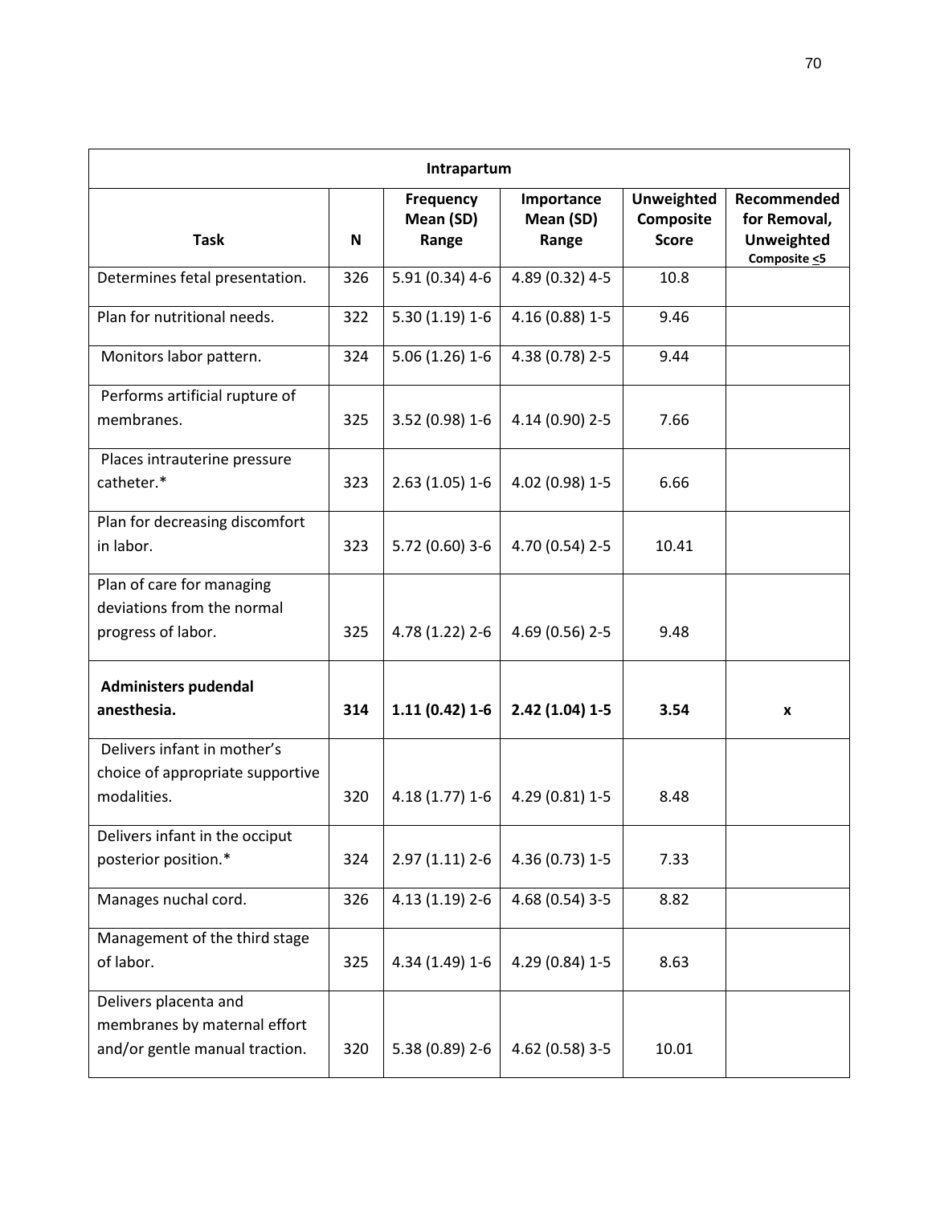| Intrapartum | | | | | |
|---|---|---|---|---|---|
| **Task** | **N** | **Frequency Mean (SD) Range** | **Importance Mean (SD) Range** | **Unweighted Composite Score** | **Recommended for Removal, Unweighted Composite ≤5** |
| Determines fetal presentation. | 326 | 5.91 (0.34) 4-6 | 4.89 (0.32) 4-5 | 10.8 | |
| Plan for nutritional needs. | 322 | 5.30 (1.19) 1-6 | 4.16 (0.88) 1-5 | 9.46 | |
| Monitors labor pattern. | 324 | 5.06 (1.26) 1-6 | 4.38 (0.78) 2-5 | 9.44 | |
| Performs artificial rupture of membranes. | 325 | 3.52 (0.98) 1-6 | 4.14 (0.90) 2-5 | 7.66 | |
| Places intrauterine pressure catheter.* | 323 | 2.63 (1.05) 1-6 | 4.02 (0.98) 1-5 | 6.66 | |
| Plan for decreasing discomfort in labor. | 323 | 5.72 (0.60) 3-6 | 4.70 (0.54) 2-5 | 10.41 | |
| Plan of care for managing deviations from the normal progress of labor. | 325 | 4.78 (1.22) 2-6 | 4.69 (0.56) 2-5 | 9.48 | |
| **Administers pudendal anesthesia.** | **314** | **1.11 (0.42) 1-6** | **2.42 (1.04) 1-5** | **3.54** | **x** |
| Delivers infant in mother's choice of appropriate supportive modalities. | 320 | 4.18 (1.77) 1-6 | 4.29 (0.81) 1-5 | 8.48 | |
| Delivers infant in the occiput posterior position.* | 324 | 2.97 (1.11) 2-6 | 4.36 (0.73) 1-5 | 7.33 | |
| Manages nuchal cord. | 326 | 4.13 (1.19) 2-6 | 4.68 (0.54) 3-5 | 8.82 | |
| Management of the third stage of labor. | 325 | 4.34 (1.49) 1-6 | 4.29 (0.84) 1-5 | 8.63 | |
| Delivers placenta and membranes by maternal effort and/or gentle manual traction. | 320 | 5.38 (0.89) 2-6 | 4.62 (0.58) 3-5 | 10.01 | |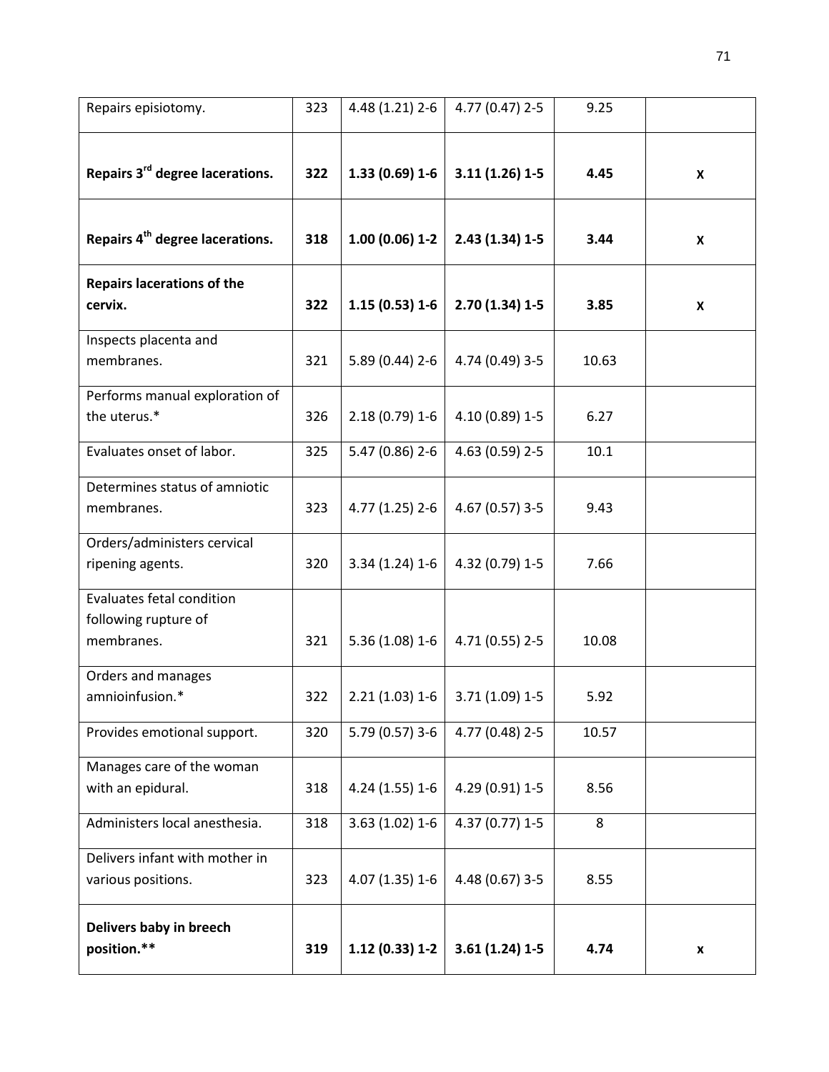| | | | | | |
|---|---|---|---|---|---|
| Repairs episiotomy. | 323 | 4.48 (1.21) 2-6 | 4.77 (0.47) 2-5 | 9.25 | |
| **Repairs 3rd degree lacerations.** | **322** | **1.33 (0.69) 1-6** | **3.11 (1.26) 1-5** | **4.45** | **X** |
| **Repairs 4th degree lacerations.** | **318** | **1.00 (0.06) 1-2** | **2.43 (1.34) 1-5** | **3.44** | **X** |
| **Repairs lacerations of the cervix.** | **322** | **1.15 (0.53) 1-6** | **2.70 (1.34) 1-5** | **3.85** | **X** |
| Inspects placenta and membranes. | 321 | 5.89 (0.44) 2-6 | 4.74 (0.49) 3-5 | 10.63 | |
| Performs manual exploration of the uterus.* | 326 | 2.18 (0.79) 1-6 | 4.10 (0.89) 1-5 | 6.27 | |
| Evaluates onset of labor. | 325 | 5.47 (0.86) 2-6 | 4.63 (0.59) 2-5 | 10.1 | |
| Determines status of amniotic membranes. | 323 | 4.77 (1.25) 2-6 | 4.67 (0.57) 3-5 | 9.43 | |
| Orders/administers cervical ripening agents. | 320 | 3.34 (1.24) 1-6 | 4.32 (0.79) 1-5 | 7.66 | |
| Evaluates fetal condition following rupture of membranes. | 321 | 5.36 (1.08) 1-6 | 4.71 (0.55) 2-5 | 10.08 | |
| Orders and manages amnioinfusion.* | 322 | 2.21 (1.03) 1-6 | 3.71 (1.09) 1-5 | 5.92 | |
| Provides emotional support. | 320 | 5.79 (0.57) 3-6 | 4.77 (0.48) 2-5 | 10.57 | |
| Manages care of the woman with an epidural. | 318 | 4.24 (1.55) 1-6 | 4.29 (0.91) 1-5 | 8.56 | |
| Administers local anesthesia. | 318 | 3.63 (1.02) 1-6 | 4.37 (0.77) 1-5 | 8 | |
| Delivers infant with mother in various positions. | 323 | 4.07 (1.35) 1-6 | 4.48 (0.67) 3-5 | 8.55 | |
| **Delivers baby in breech position.**** | **319** | **1.12 (0.33) 1-2** | **3.61 (1.24) 1-5** | **4.74** | **x** |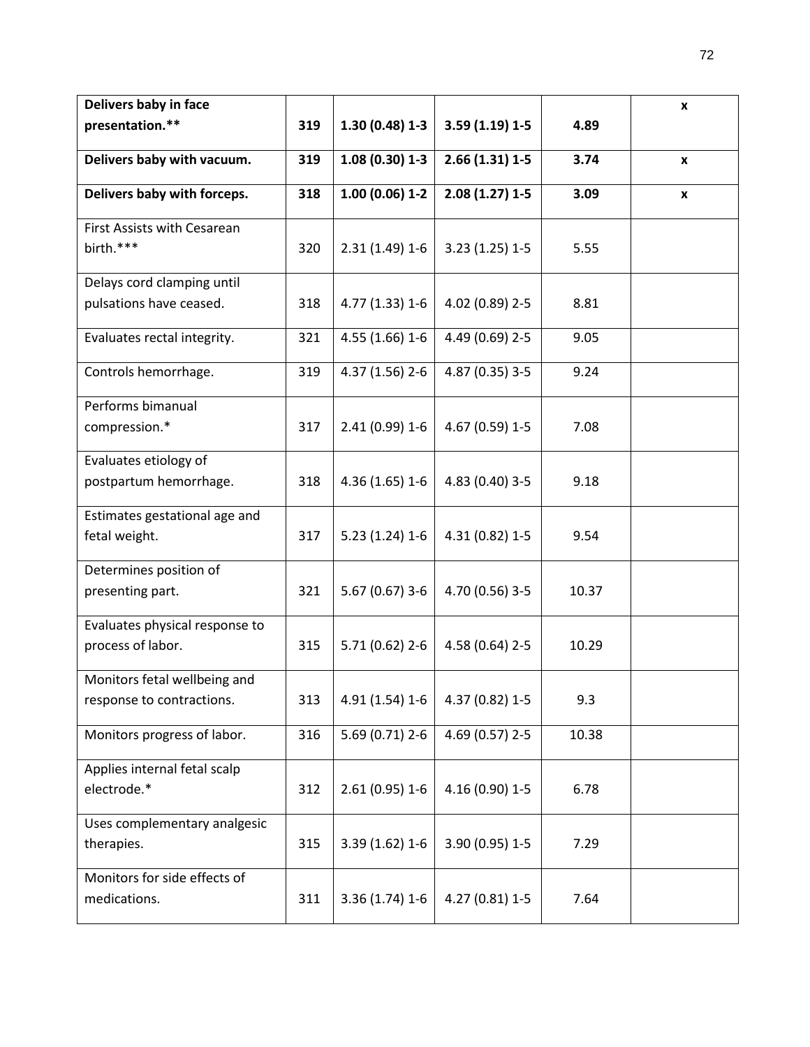| | | | | | |
|---|---|---|---|---|---|
| **Delivers baby in face presentation.\*\*** | **319** | **1.30 (0.48) 1-3** | **3.59 (1.19) 1-5** | **4.89** | **x** |
| **Delivers baby with vacuum.** | **319** | **1.08 (0.30) 1-3** | **2.66 (1.31) 1-5** | **3.74** | **x** |
| **Delivers baby with forceps.** | **318** | **1.00 (0.06) 1-2** | **2.08 (1.27) 1-5** | **3.09** | **x** |
| First Assists with Cesarean birth.\*\*\* | 320 | 2.31 (1.49) 1-6 | 3.23 (1.25) 1-5 | 5.55 | |
| Delays cord clamping until pulsations have ceased. | 318 | 4.77 (1.33) 1-6 | 4.02 (0.89) 2-5 | 8.81 | |
| Evaluates rectal integrity. | 321 | 4.55 (1.66) 1-6 | 4.49 (0.69) 2-5 | 9.05 | |
| Controls hemorrhage. | 319 | 4.37 (1.56) 2-6 | 4.87 (0.35) 3-5 | 9.24 | |
| Performs bimanual compression.\* | 317 | 2.41 (0.99) 1-6 | 4.67 (0.59) 1-5 | 7.08 | |
| Evaluates etiology of postpartum hemorrhage. | 318 | 4.36 (1.65) 1-6 | 4.83 (0.40) 3-5 | 9.18 | |
| Estimates gestational age and fetal weight. | 317 | 5.23 (1.24) 1-6 | 4.31 (0.82) 1-5 | 9.54 | |
| Determines position of presenting part. | 321 | 5.67 (0.67) 3-6 | 4.70 (0.56) 3-5 | 10.37 | |
| Evaluates physical response to process of labor. | 315 | 5.71 (0.62) 2-6 | 4.58 (0.64) 2-5 | 10.29 | |
| Monitors fetal wellbeing and response to contractions. | 313 | 4.91 (1.54) 1-6 | 4.37 (0.82) 1-5 | 9.3 | |
| Monitors progress of labor. | 316 | 5.69 (0.71) 2-6 | 4.69 (0.57) 2-5 | 10.38 | |
| Applies internal fetal scalp electrode.\* | 312 | 2.61 (0.95) 1-6 | 4.16 (0.90) 1-5 | 6.78 | |
| Uses complementary analgesic therapies. | 315 | 3.39 (1.62) 1-6 | 3.90 (0.95) 1-5 | 7.29 | |
| Monitors for side effects of medications. | 311 | 3.36 (1.74) 1-6 | 4.27 (0.81) 1-5 | 7.64 | |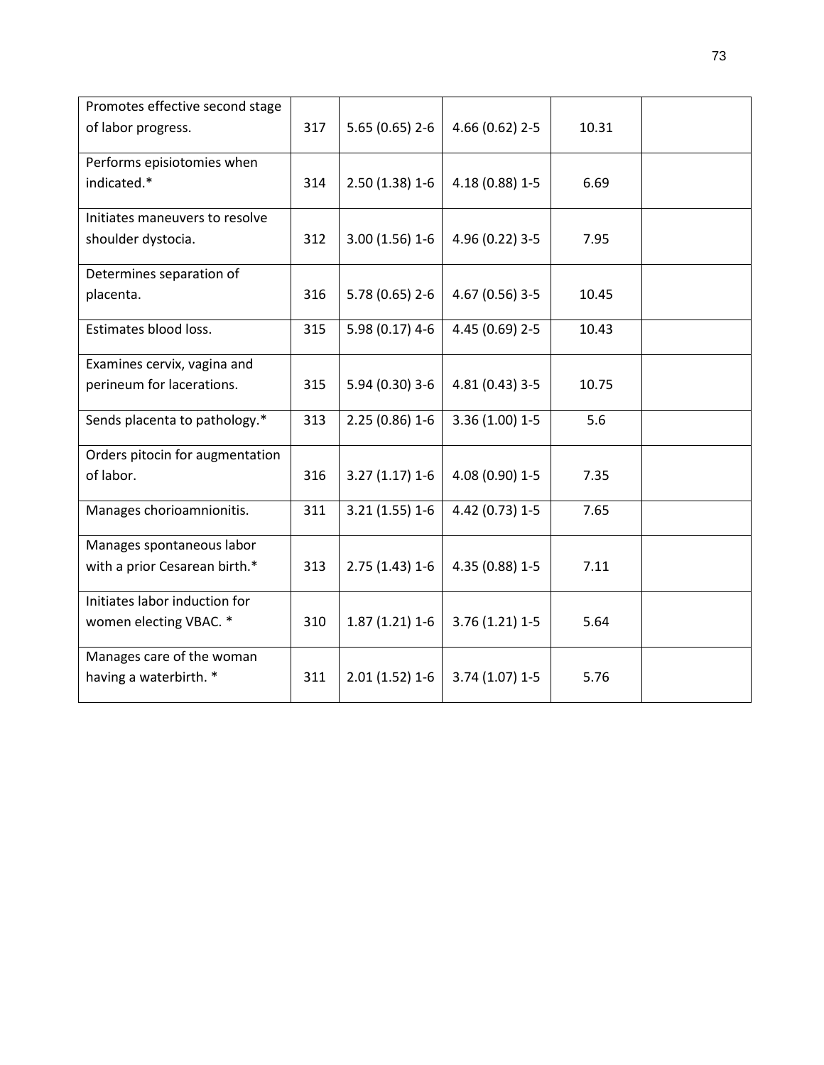| | | | | | |
|---|---|---|---|---|---|
| Promotes effective second stage of labor progress. | 317 | 5.65 (0.65) 2-6 | 4.66 (0.62) 2-5 | 10.31 | |
| Performs episiotomies when indicated.* | 314 | 2.50 (1.38) 1-6 | 4.18 (0.88) 1-5 | 6.69 | |
| Initiates maneuvers to resolve shoulder dystocia. | 312 | 3.00 (1.56) 1-6 | 4.96 (0.22) 3-5 | 7.95 | |
| Determines separation of placenta. | 316 | 5.78 (0.65) 2-6 | 4.67 (0.56) 3-5 | 10.45 | |
| Estimates blood loss. | 315 | 5.98 (0.17) 4-6 | 4.45 (0.69) 2-5 | 10.43 | |
| Examines cervix, vagina and perineum for lacerations. | 315 | 5.94 (0.30) 3-6 | 4.81 (0.43) 3-5 | 10.75 | |
| Sends placenta to pathology.* | 313 | 2.25 (0.86) 1-6 | 3.36 (1.00) 1-5 | 5.6 | |
| Orders pitocin for augmentation of labor. | 316 | 3.27 (1.17) 1-6 | 4.08 (0.90) 1-5 | 7.35 | |
| Manages chorioamnionitis. | 311 | 3.21 (1.55) 1-6 | 4.42 (0.73) 1-5 | 7.65 | |
| Manages spontaneous labor with a prior Cesarean birth.* | 313 | 2.75 (1.43) 1-6 | 4.35 (0.88) 1-5 | 7.11 | |
| Initiates labor induction for women electing VBAC. * | 310 | 1.87 (1.21) 1-6 | 3.76 (1.21) 1-5 | 5.64 | |
| Manages care of the woman having a waterbirth. * | 311 | 2.01 (1.52) 1-6 | 3.74 (1.07) 1-5 | 5.76 | |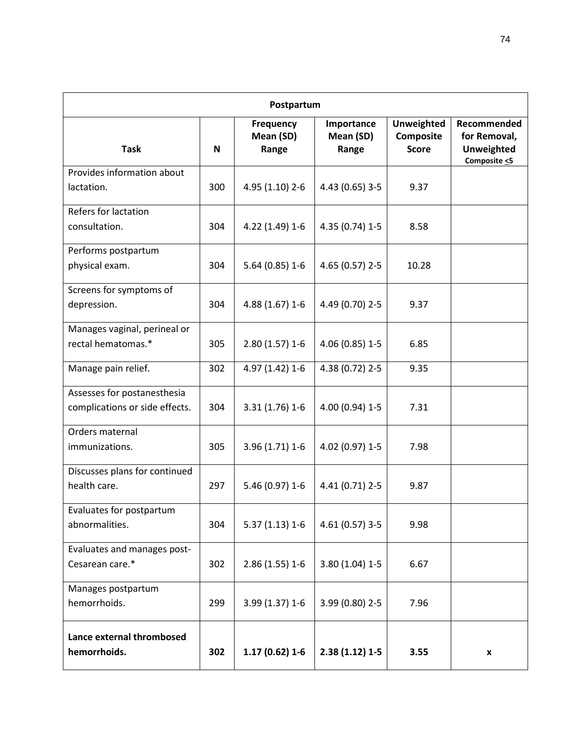| Postpartum | | | | | |
|---|---|---|---|---|---|
| **Task** | **N** | **Frequency Mean (SD) Range** | **Importance Mean (SD) Range** | **Unweighted Composite Score** | **Recommended for Removal, Unweighted Composite ≤5** |
| Provides information about lactation. | 300 | 4.95 (1.10) 2-6 | 4.43 (0.65) 3-5 | 9.37 | |
| Refers for lactation consultation. | 304 | 4.22 (1.49) 1-6 | 4.35 (0.74) 1-5 | 8.58 | |
| Performs postpartum physical exam. | 304 | 5.64 (0.85) 1-6 | 4.65 (0.57) 2-5 | 10.28 | |
| Screens for symptoms of depression. | 304 | 4.88 (1.67) 1-6 | 4.49 (0.70) 2-5 | 9.37 | |
| Manages vaginal, perineal or rectal hematomas.* | 305 | 2.80 (1.57) 1-6 | 4.06 (0.85) 1-5 | 6.85 | |
| Manage pain relief. | 302 | 4.97 (1.42) 1-6 | 4.38 (0.72) 2-5 | 9.35 | |
| Assesses for postanesthesia complications or side effects. | 304 | 3.31 (1.76) 1-6 | 4.00 (0.94) 1-5 | 7.31 | |
| Orders maternal immunizations. | 305 | 3.96 (1.71) 1-6 | 4.02 (0.97) 1-5 | 7.98 | |
| Discusses plans for continued health care. | 297 | 5.46 (0.97) 1-6 | 4.41 (0.71) 2-5 | 9.87 | |
| Evaluates for postpartum abnormalities. | 304 | 5.37 (1.13) 1-6 | 4.61 (0.57) 3-5 | 9.98 | |
| Evaluates and manages post-Cesarean care.* | 302 | 2.86 (1.55) 1-6 | 3.80 (1.04) 1-5 | 6.67 | |
| Manages postpartum hemorrhoids. | 299 | 3.99 (1.37) 1-6 | 3.99 (0.80) 2-5 | 7.96 | |
| **Lance external thrombosed hemorrhoids.** | **302** | **1.17 (0.62) 1-6** | **2.38 (1.12) 1-5** | **3.55** | **x** |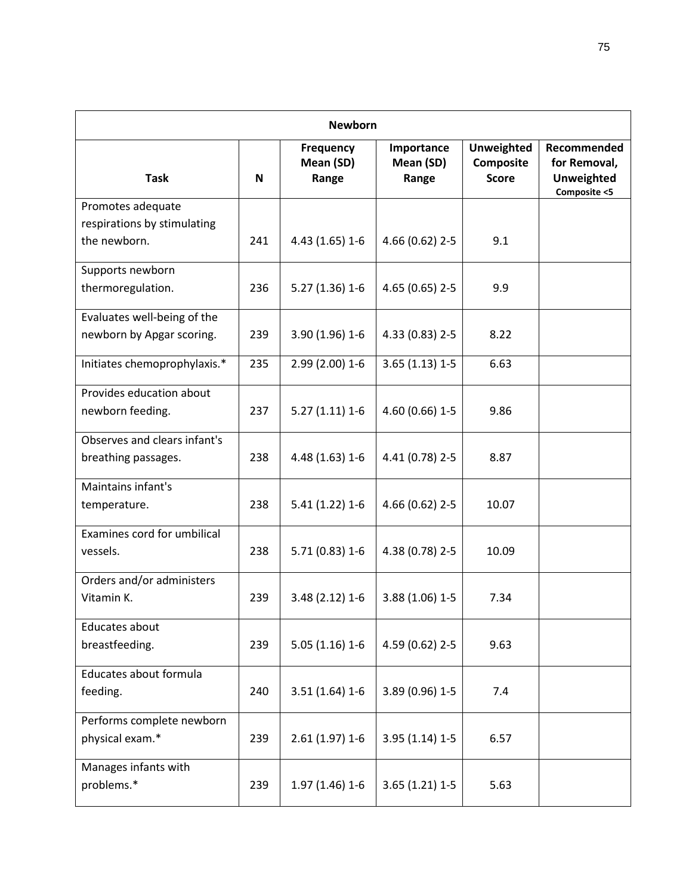| Newborn | | | | | |
|---|---|---|---|---|---|
| **Task** | **N** | **Frequency Mean (SD) Range** | **Importance Mean (SD) Range** | **Unweighted Composite Score** | **Recommended for Removal, Unweighted Composite <5** |
| Promotes adequate respirations by stimulating the newborn. | 241 | 4.43 (1.65) 1-6 | 4.66 (0.62) 2-5 | 9.1 | |
| Supports newborn thermoregulation. | 236 | 5.27 (1.36) 1-6 | 4.65 (0.65) 2-5 | 9.9 | |
| Evaluates well-being of the newborn by Apgar scoring. | 239 | 3.90 (1.96) 1-6 | 4.33 (0.83) 2-5 | 8.22 | |
| Initiates chemoprophylaxis.* | 235 | 2.99 (2.00) 1-6 | 3.65 (1.13) 1-5 | 6.63 | |
| Provides education about newborn feeding. | 237 | 5.27 (1.11) 1-6 | 4.60 (0.66) 1-5 | 9.86 | |
| Observes and clears infant's breathing passages. | 238 | 4.48 (1.63) 1-6 | 4.41 (0.78) 2-5 | 8.87 | |
| Maintains infant's temperature. | 238 | 5.41 (1.22) 1-6 | 4.66 (0.62) 2-5 | 10.07 | |
| Examines cord for umbilical vessels. | 238 | 5.71 (0.83) 1-6 | 4.38 (0.78) 2-5 | 10.09 | |
| Orders and/or administers Vitamin K. | 239 | 3.48 (2.12) 1-6 | 3.88 (1.06) 1-5 | 7.34 | |
| Educates about breastfeeding. | 239 | 5.05 (1.16) 1-6 | 4.59 (0.62) 2-5 | 9.63 | |
| Educates about formula feeding. | 240 | 3.51 (1.64) 1-6 | 3.89 (0.96) 1-5 | 7.4 | |
| Performs complete newborn physical exam.* | 239 | 2.61 (1.97) 1-6 | 3.95 (1.14) 1-5 | 6.57 | |
| Manages infants with problems.* | 239 | 1.97 (1.46) 1-6 | 3.65 (1.21) 1-5 | 5.63 | |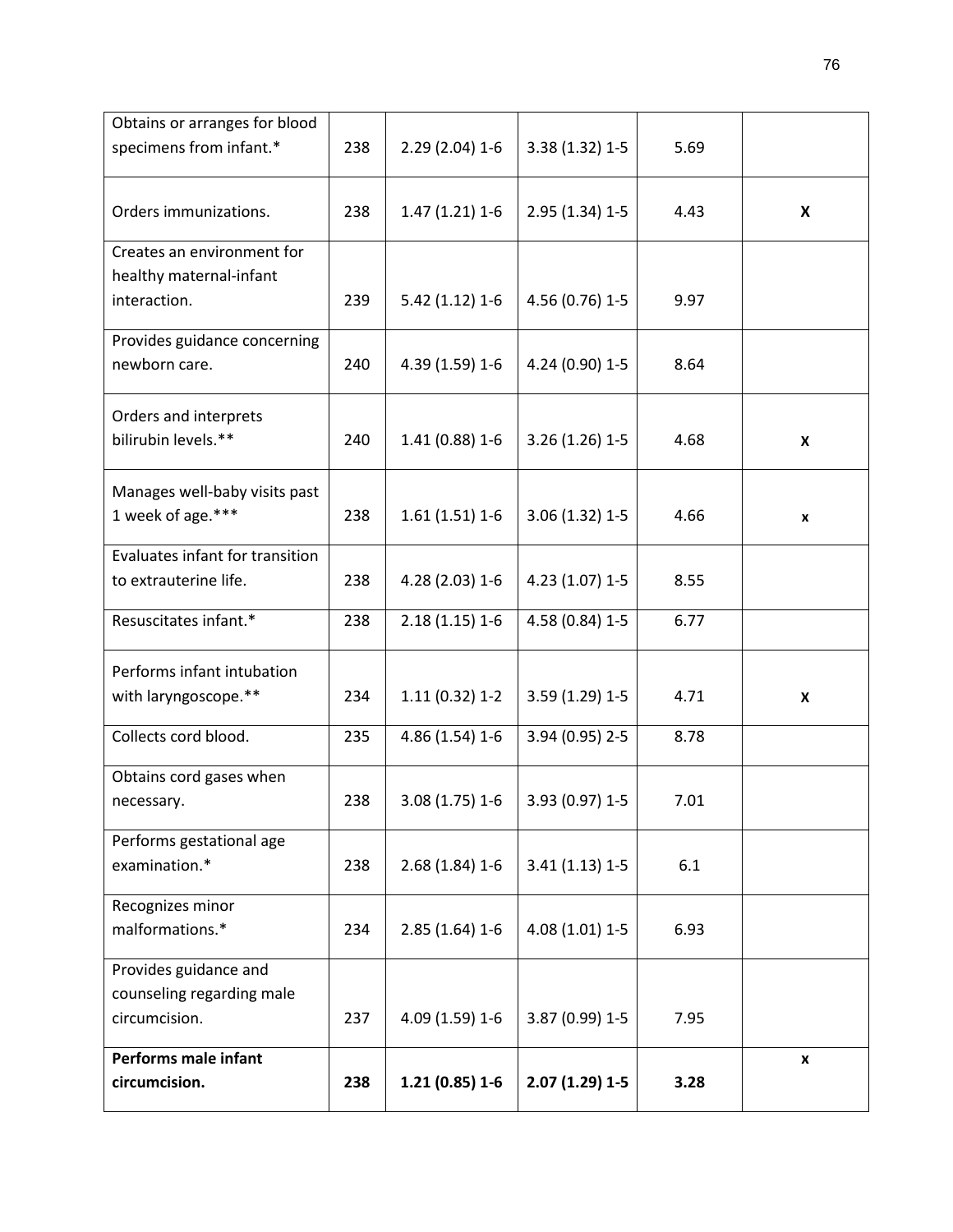| | | | | | |
|---|---|---|---|---|---|
| Obtains or arranges for blood specimens from infant.* | 238 | 2.29 (2.04) 1-6 | 3.38 (1.32) 1-5 | 5.69 | |
| Orders immunizations. | 238 | 1.47 (1.21) 1-6 | 2.95 (1.34) 1-5 | 4.43 | **X** |
| Creates an environment for healthy maternal-infant interaction. | 239 | 5.42 (1.12) 1-6 | 4.56 (0.76) 1-5 | 9.97 | |
| Provides guidance concerning newborn care. | 240 | 4.39 (1.59) 1-6 | 4.24 (0.90) 1-5 | 8.64 | |
| Orders and interprets bilirubin levels.** | 240 | 1.41 (0.88) 1-6 | 3.26 (1.26) 1-5 | 4.68 | **X** |
| Manages well-baby visits past 1 week of age.*** | 238 | 1.61 (1.51) 1-6 | 3.06 (1.32) 1-5 | 4.66 | **x** |
| Evaluates infant for transition to extrauterine life. | 238 | 4.28 (2.03) 1-6 | 4.23 (1.07) 1-5 | 8.55 | |
| Resuscitates infant.* | 238 | 2.18 (1.15) 1-6 | 4.58 (0.84) 1-5 | 6.77 | |
| Performs infant intubation with laryngoscope.** | 234 | 1.11 (0.32) 1-2 | 3.59 (1.29) 1-5 | 4.71 | **X** |
| Collects cord blood. | 235 | 4.86 (1.54) 1-6 | 3.94 (0.95) 2-5 | 8.78 | |
| Obtains cord gases when necessary. | 238 | 3.08 (1.75) 1-6 | 3.93 (0.97) 1-5 | 7.01 | |
| Performs gestational age examination.* | 238 | 2.68 (1.84) 1-6 | 3.41 (1.13) 1-5 | 6.1 | |
| Recognizes minor malformations.* | 234 | 2.85 (1.64) 1-6 | 4.08 (1.01) 1-5 | 6.93 | |
| Provides guidance and counseling regarding male circumcision. | 237 | 4.09 (1.59) 1-6 | 3.87 (0.99) 1-5 | 7.95 | |
| **Performs male infant circumcision.** | **238** | **1.21 (0.85) 1-6** | **2.07 (1.29) 1-5** | **3.28** | **x** |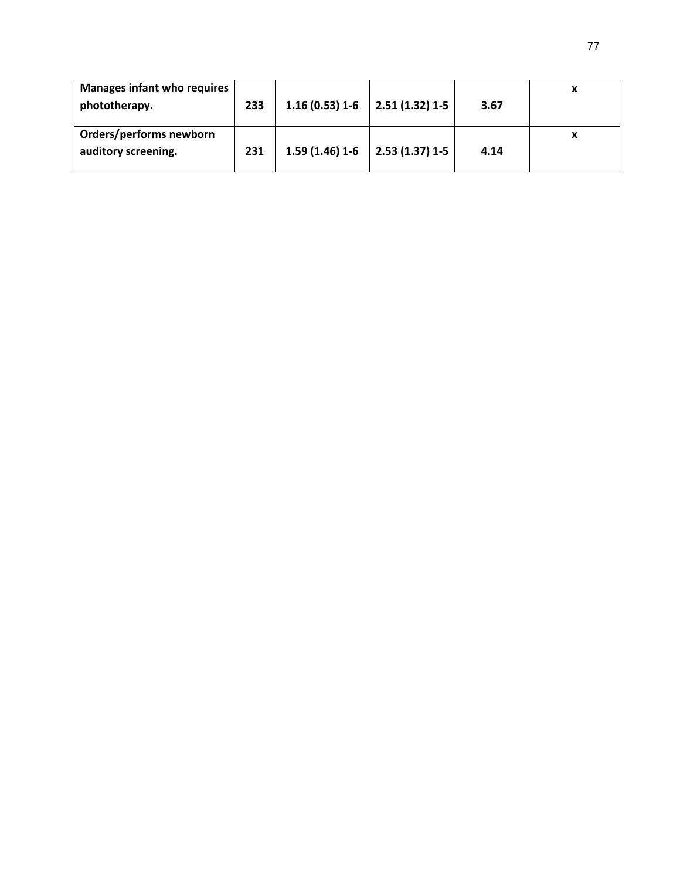| | | | | | |
|---|---|---|---|---|---|
| **Manages infant who requires phototherapy.** | **233** | **1.16 (0.53) 1-6** | **2.51 (1.32) 1-5** | **3.67** | **x** |
| **Orders/performs newborn auditory screening.** | **231** | **1.59 (1.46) 1-6** | **2.53 (1.37) 1-5** | **4.14** | **x** |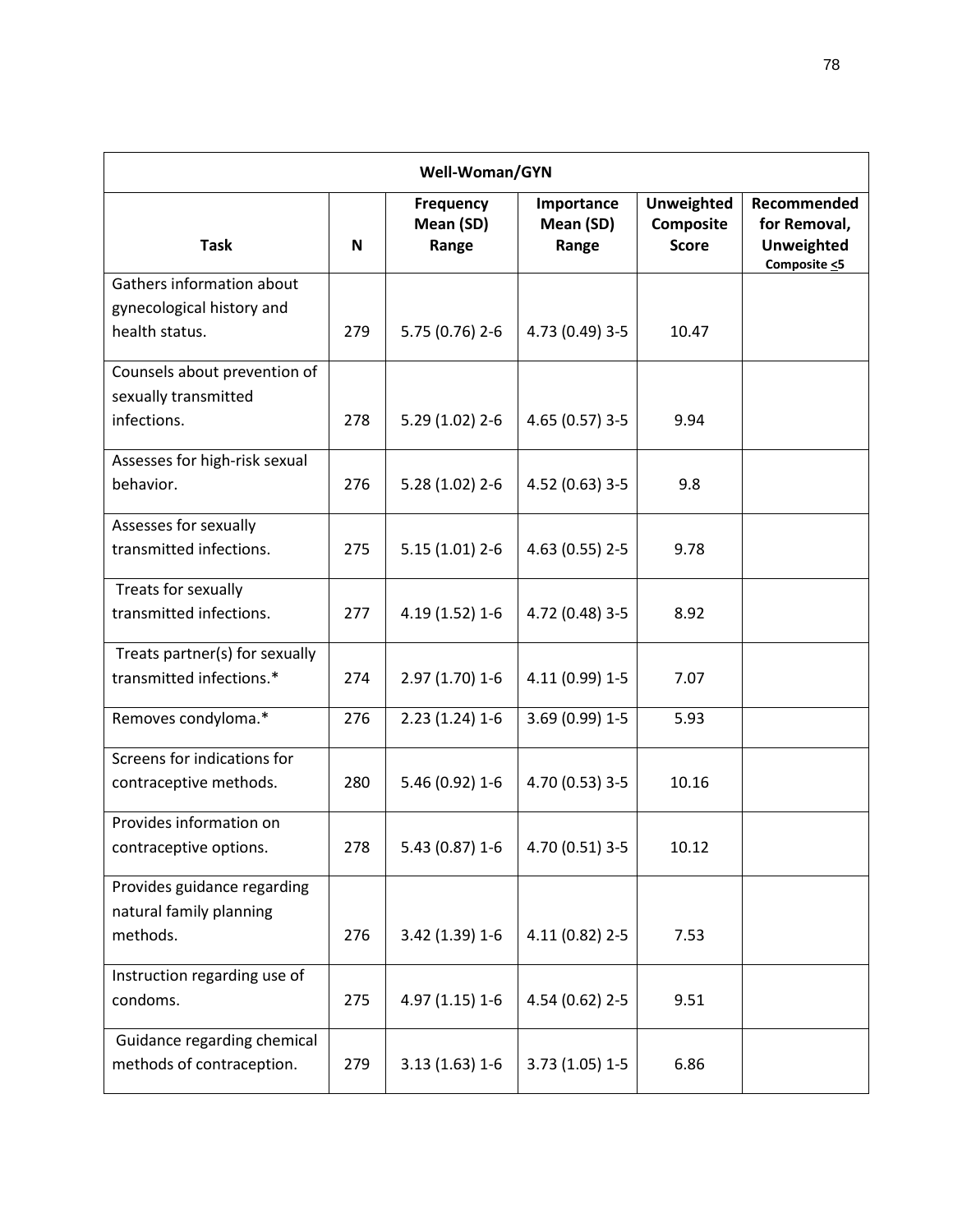| Well-Woman/GYN | | | | | |
|---|---|---|---|---|---|
| **Task** | **N** | **Frequency Mean (SD) Range** | **Importance Mean (SD) Range** | **Unweighted Composite Score** | **Recommended for Removal, Unweighted Composite <5** |
| Gathers information about gynecological history and health status. | 279 | 5.75 (0.76) 2-6 | 4.73 (0.49) 3-5 | 10.47 | |
| Counsels about prevention of sexually transmitted infections. | 278 | 5.29 (1.02) 2-6 | 4.65 (0.57) 3-5 | 9.94 | |
| Assesses for high-risk sexual behavior. | 276 | 5.28 (1.02) 2-6 | 4.52 (0.63) 3-5 | 9.8 | |
| Assesses for sexually transmitted infections. | 275 | 5.15 (1.01) 2-6 | 4.63 (0.55) 2-5 | 9.78 | |
| Treats for sexually transmitted infections. | 277 | 4.19 (1.52) 1-6 | 4.72 (0.48) 3-5 | 8.92 | |
| Treats partner(s) for sexually transmitted infections.* | 274 | 2.97 (1.70) 1-6 | 4.11 (0.99) 1-5 | 7.07 | |
| Removes condyloma.* | 276 | 2.23 (1.24) 1-6 | 3.69 (0.99) 1-5 | 5.93 | |
| Screens for indications for contraceptive methods. | 280 | 5.46 (0.92) 1-6 | 4.70 (0.53) 3-5 | 10.16 | |
| Provides information on contraceptive options. | 278 | 5.43 (0.87) 1-6 | 4.70 (0.51) 3-5 | 10.12 | |
| Provides guidance regarding natural family planning methods. | 276 | 3.42 (1.39) 1-6 | 4.11 (0.82) 2-5 | 7.53 | |
| Instruction regarding use of condoms. | 275 | 4.97 (1.15) 1-6 | 4.54 (0.62) 2-5 | 9.51 | |
| Guidance regarding chemical methods of contraception. | 279 | 3.13 (1.63) 1-6 | 3.73 (1.05) 1-5 | 6.86 | |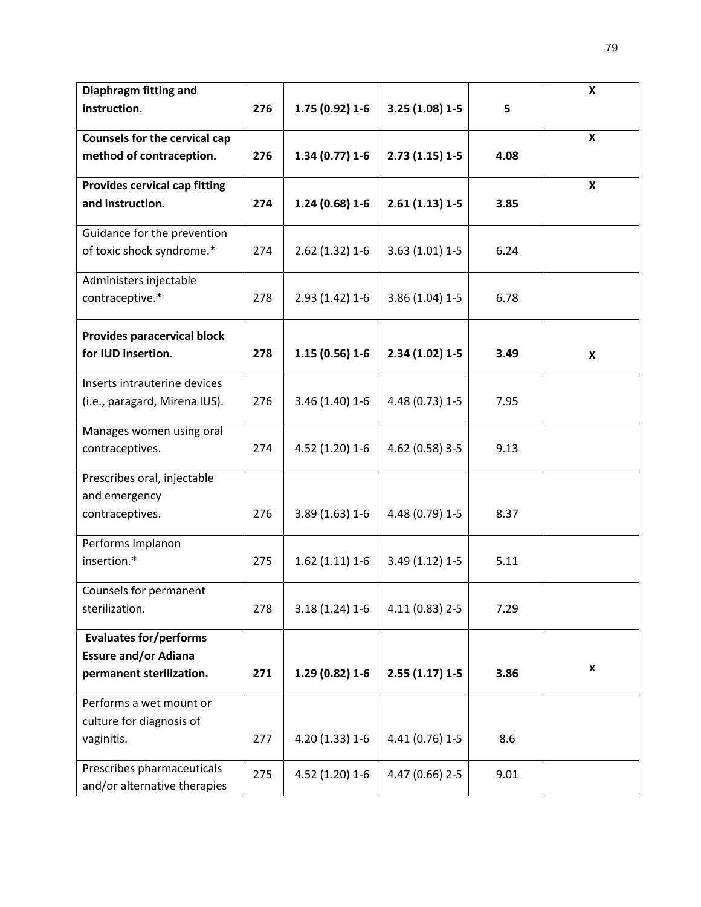| | | | | | |
|---|---|---|---|---|---|
| **Diaphragm fitting and instruction.** | **276** | **1.75 (0.92) 1-6** | **3.25 (1.08) 1-5** | **5** | **X** |
| **Counsels for the cervical cap method of contraception.** | **276** | **1.34 (0.77) 1-6** | **2.73 (1.15) 1-5** | **4.08** | **X** |
| **Provides cervical cap fitting and instruction.** | **274** | **1.24 (0.68) 1-6** | **2.61 (1.13) 1-5** | **3.85** | **X** |
| Guidance for the prevention of toxic shock syndrome.* | 274 | 2.62 (1.32) 1-6 | 3.63 (1.01) 1-5 | 6.24 | |
| Administers injectable contraceptive.* | 278 | 2.93 (1.42) 1-6 | 3.86 (1.04) 1-5 | 6.78 | |
| **Provides paracervical block for IUD insertion.** | **278** | **1.15 (0.56) 1-6** | **2.34 (1.02) 1-5** | **3.49** | **X** |
| Inserts intrauterine devices (i.e., paragard, Mirena IUS). | 276 | 3.46 (1.40) 1-6 | 4.48 (0.73) 1-5 | 7.95 | |
| Manages women using oral contraceptives. | 274 | 4.52 (1.20) 1-6 | 4.62 (0.58) 3-5 | 9.13 | |
| Prescribes oral, injectable and emergency contraceptives. | 276 | 3.89 (1.63) 1-6 | 4.48 (0.79) 1-5 | 8.37 | |
| Performs Implanon insertion.* | 275 | 1.62 (1.11) 1-6 | 3.49 (1.12) 1-5 | 5.11 | |
| Counsels for permanent sterilization. | 278 | 3.18 (1.24) 1-6 | 4.11 (0.83) 2-5 | 7.29 | |
| **Evaluates for/performs Essure and/or Adiana permanent sterilization.** | **271** | **1.29 (0.82) 1-6** | **2.55 (1.17) 1-5** | **3.86** | **x** |
| Performs a wet mount or culture for diagnosis of vaginitis. | 277 | 4.20 (1.33) 1-6 | 4.41 (0.76) 1-5 | 8.6 | |
| Prescribes pharmaceuticals and/or alternative therapies | 275 | 4.52 (1.20) 1-6 | 4.47 (0.66) 2-5 | 9.01 | |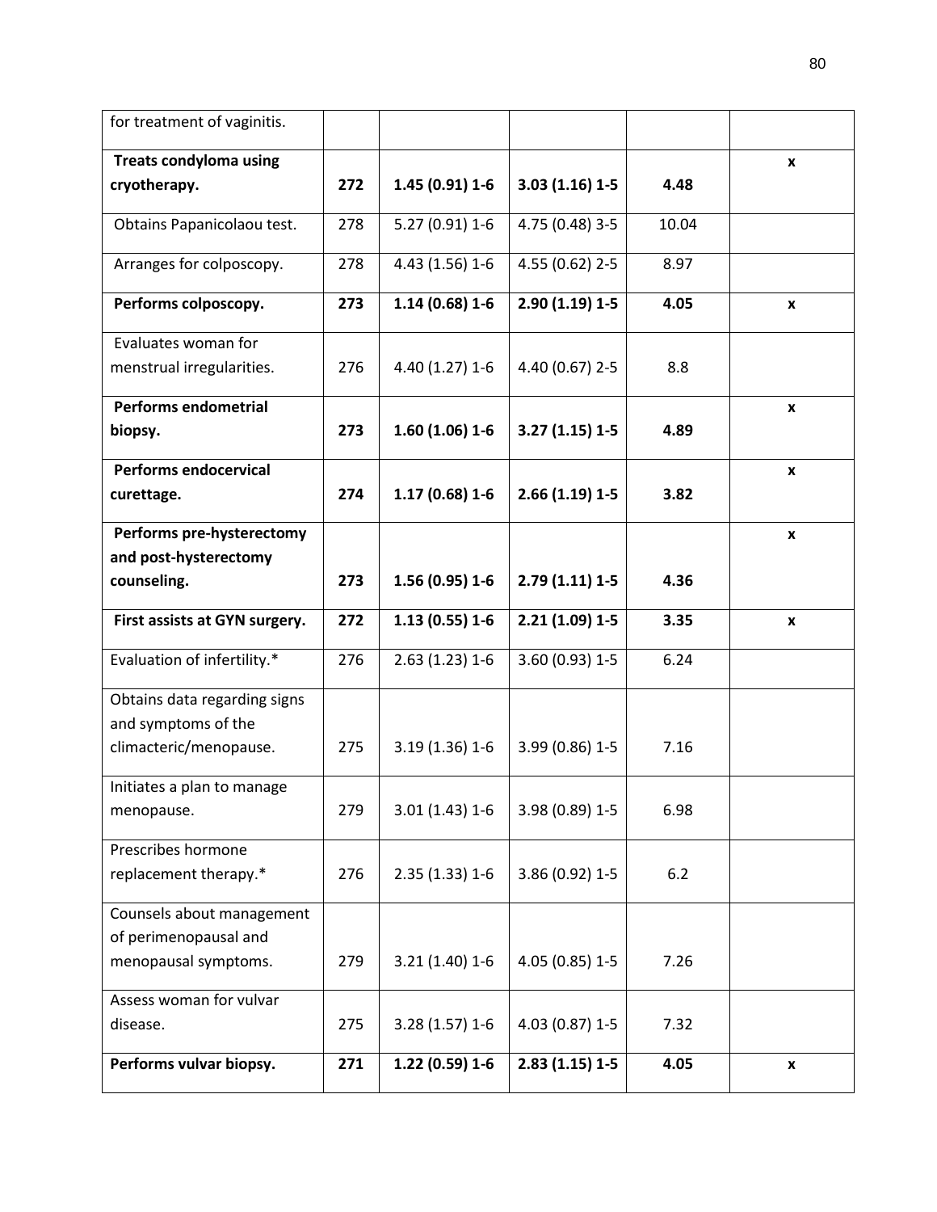| | | | | | |
|---|---|---|---|---|---|
| for treatment of vaginitis. | | | | | |
| **Treats condyloma using cryotherapy.** | **272** | **1.45 (0.91) 1-6** | **3.03 (1.16) 1-5** | **4.48** | **x** |
| Obtains Papanicolaou test. | 278 | 5.27 (0.91) 1-6 | 4.75 (0.48) 3-5 | 10.04 | |
| Arranges for colposcopy. | 278 | 4.43 (1.56) 1-6 | 4.55 (0.62) 2-5 | 8.97 | |
| **Performs colposcopy.** | **273** | **1.14 (0.68) 1-6** | **2.90 (1.19) 1-5** | **4.05** | **x** |
| Evaluates woman for menstrual irregularities. | 276 | 4.40 (1.27) 1-6 | 4.40 (0.67) 2-5 | 8.8 | |
| **Performs endometrial biopsy.** | **273** | **1.60 (1.06) 1-6** | **3.27 (1.15) 1-5** | **4.89** | **x** |
| **Performs endocervical curettage.** | **274** | **1.17 (0.68) 1-6** | **2.66 (1.19) 1-5** | **3.82** | **x** |
| **Performs pre-hysterectomy and post-hysterectomy counseling.** | **273** | **1.56 (0.95) 1-6** | **2.79 (1.11) 1-5** | **4.36** | **x** |
| **First assists at GYN surgery.** | **272** | **1.13 (0.55) 1-6** | **2.21 (1.09) 1-5** | **3.35** | **x** |
| Evaluation of infertility.* | 276 | 2.63 (1.23) 1-6 | 3.60 (0.93) 1-5 | 6.24 | |
| Obtains data regarding signs and symptoms of the climacteric/menopause. | 275 | 3.19 (1.36) 1-6 | 3.99 (0.86) 1-5 | 7.16 | |
| Initiates a plan to manage menopause. | 279 | 3.01 (1.43) 1-6 | 3.98 (0.89) 1-5 | 6.98 | |
| Prescribes hormone replacement therapy.* | 276 | 2.35 (1.33) 1-6 | 3.86 (0.92) 1-5 | 6.2 | |
| Counsels about management of perimenopausal and menopausal symptoms. | 279 | 3.21 (1.40) 1-6 | 4.05 (0.85) 1-5 | 7.26 | |
| Assess woman for vulvar disease. | 275 | 3.28 (1.57) 1-6 | 4.03 (0.87) 1-5 | 7.32 | |
| **Performs vulvar biopsy.** | **271** | **1.22 (0.59) 1-6** | **2.83 (1.15) 1-5** | **4.05** | **x** |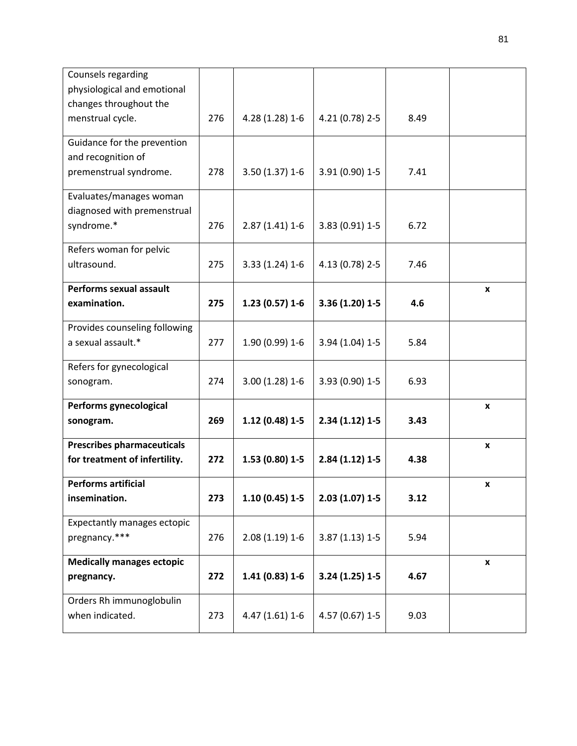| | | | | | |
|---|---|---|---|---|---|
| Counsels regarding physiological and emotional changes throughout the menstrual cycle. | 276 | 4.28 (1.28) 1-6 | 4.21 (0.78) 2-5 | 8.49 | |
| Guidance for the prevention and recognition of premenstrual syndrome. | 278 | 3.50 (1.37) 1-6 | 3.91 (0.90) 1-5 | 7.41 | |
| Evaluates/manages woman diagnosed with premenstrual syndrome.* | 276 | 2.87 (1.41) 1-6 | 3.83 (0.91) 1-5 | 6.72 | |
| Refers woman for pelvic ultrasound. | 275 | 3.33 (1.24) 1-6 | 4.13 (0.78) 2-5 | 7.46 | |
| **Performs sexual assault examination.** | **275** | **1.23 (0.57) 1-6** | **3.36 (1.20) 1-5** | **4.6** | **x** |
| Provides counseling following a sexual assault.* | 277 | 1.90 (0.99) 1-6 | 3.94 (1.04) 1-5 | 5.84 | |
| Refers for gynecological sonogram. | 274 | 3.00 (1.28) 1-6 | 3.93 (0.90) 1-5 | 6.93 | |
| **Performs gynecological sonogram.** | **269** | **1.12 (0.48) 1-5** | **2.34 (1.12) 1-5** | **3.43** | **x** |
| **Prescribes pharmaceuticals for treatment of infertility.** | **272** | **1.53 (0.80) 1-5** | **2.84 (1.12) 1-5** | **4.38** | **x** |
| **Performs artificial insemination.** | **273** | **1.10 (0.45) 1-5** | **2.03 (1.07) 1-5** | **3.12** | **x** |
| Expectantly manages ectopic pregnancy.*** | 276 | 2.08 (1.19) 1-6 | 3.87 (1.13) 1-5 | 5.94 | |
| **Medically manages ectopic pregnancy.** | **272** | **1.41 (0.83) 1-6** | **3.24 (1.25) 1-5** | **4.67** | **x** |
| Orders Rh immunoglobulin when indicated. | 273 | 4.47 (1.61) 1-6 | 4.57 (0.67) 1-5 | 9.03 | |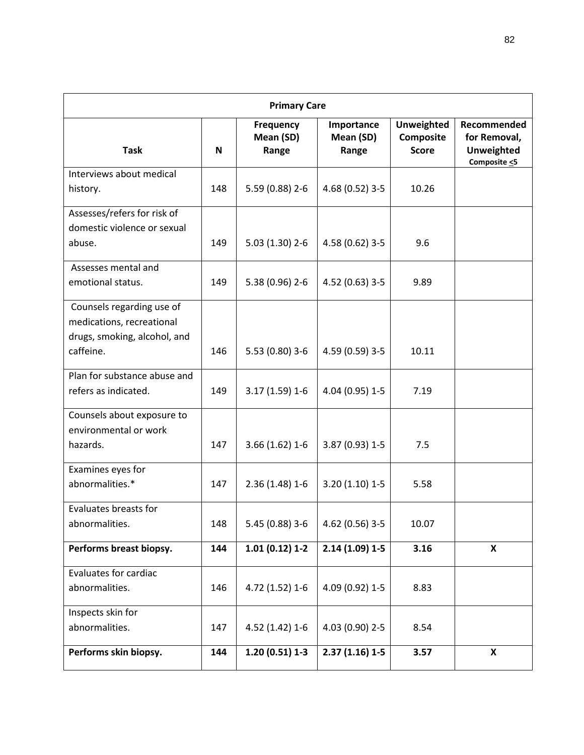| Primary Care | | | | | |
|---|---|---|---|---|---|
| **Task** | **N** | **Frequency Mean (SD) Range** | **Importance Mean (SD) Range** | **Unweighted Composite Score** | **Recommended for Removal, Unweighted Composite ≤5** |
| Interviews about medical history. | 148 | 5.59 (0.88) 2-6 | 4.68 (0.52) 3-5 | 10.26 | |
| Assesses/refers for risk of domestic violence or sexual abuse. | 149 | 5.03 (1.30) 2-6 | 4.58 (0.62) 3-5 | 9.6 | |
| Assesses mental and emotional status. | 149 | 5.38 (0.96) 2-6 | 4.52 (0.63) 3-5 | 9.89 | |
| Counsels regarding use of medications, recreational drugs, smoking, alcohol, and caffeine. | 146 | 5.53 (0.80) 3-6 | 4.59 (0.59) 3-5 | 10.11 | |
| Plan for substance abuse and refers as indicated. | 149 | 3.17 (1.59) 1-6 | 4.04 (0.95) 1-5 | 7.19 | |
| Counsels about exposure to environmental or work hazards. | 147 | 3.66 (1.62) 1-6 | 3.87 (0.93) 1-5 | 7.5 | |
| Examines eyes for abnormalities.* | 147 | 2.36 (1.48) 1-6 | 3.20 (1.10) 1-5 | 5.58 | |
| Evaluates breasts for abnormalities. | 148 | 5.45 (0.88) 3-6 | 4.62 (0.56) 3-5 | 10.07 | |
| **Performs breast biopsy.** | **144** | **1.01 (0.12) 1-2** | **2.14 (1.09) 1-5** | **3.16** | **X** |
| Evaluates for cardiac abnormalities. | 146 | 4.72 (1.52) 1-6 | 4.09 (0.92) 1-5 | 8.83 | |
| Inspects skin for abnormalities. | 147 | 4.52 (1.42) 1-6 | 4.03 (0.90) 2-5 | 8.54 | |
| **Performs skin biopsy.** | **144** | **1.20 (0.51) 1-3** | **2.37 (1.16) 1-5** | **3.57** | **X** |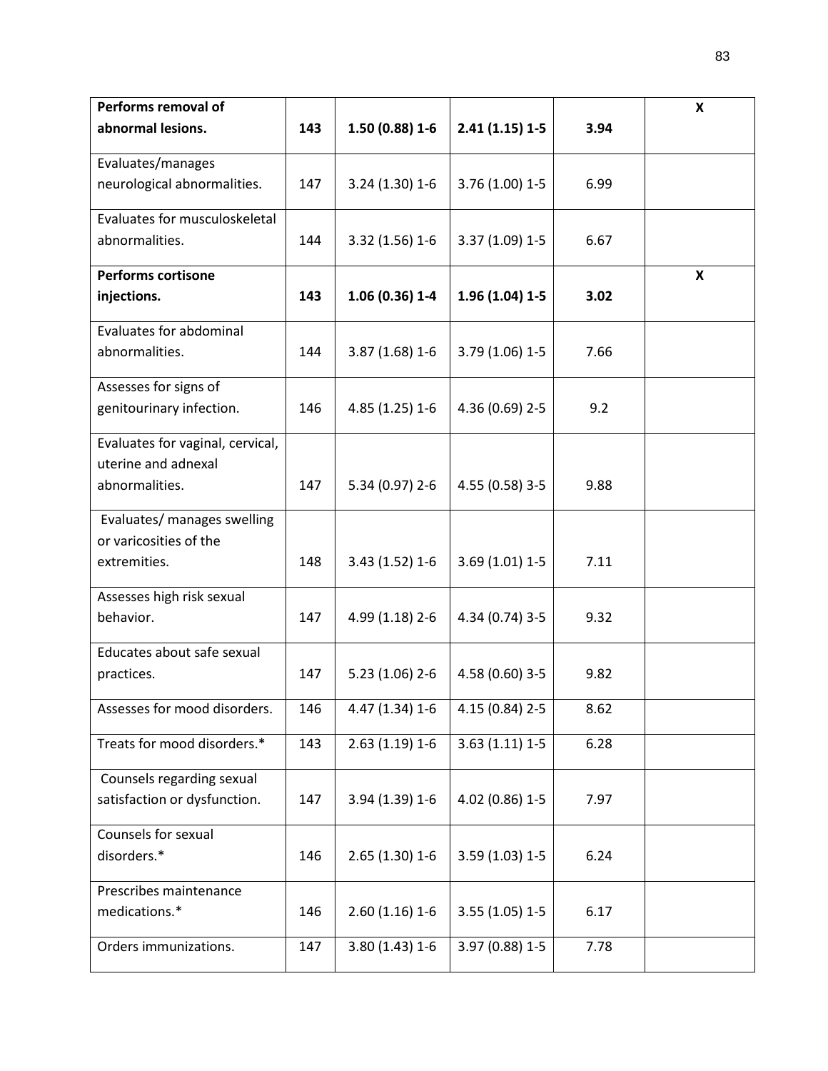| | | | | | |
|---|---|---|---|---|---|
| **Performs removal of abnormal lesions.** | **143** | **1.50 (0.88) 1-6** | **2.41 (1.15) 1-5** | **3.94** | **X** |
| Evaluates/manages neurological abnormalities. | 147 | 3.24 (1.30) 1-6 | 3.76 (1.00) 1-5 | 6.99 | |
| Evaluates for musculoskeletal abnormalities. | 144 | 3.32 (1.56) 1-6 | 3.37 (1.09) 1-5 | 6.67 | |
| **Performs cortisone injections.** | **143** | **1.06 (0.36) 1-4** | **1.96 (1.04) 1-5** | **3.02** | **X** |
| Evaluates for abdominal abnormalities. | 144 | 3.87 (1.68) 1-6 | 3.79 (1.06) 1-5 | 7.66 | |
| Assesses for signs of genitourinary infection. | 146 | 4.85 (1.25) 1-6 | 4.36 (0.69) 2-5 | 9.2 | |
| Evaluates for vaginal, cervical, uterine and adnexal abnormalities. | 147 | 5.34 (0.97) 2-6 | 4.55 (0.58) 3-5 | 9.88 | |
| Evaluates/ manages swelling or varicosities of the extremities. | 148 | 3.43 (1.52) 1-6 | 3.69 (1.01) 1-5 | 7.11 | |
| Assesses high risk sexual behavior. | 147 | 4.99 (1.18) 2-6 | 4.34 (0.74) 3-5 | 9.32 | |
| Educates about safe sexual practices. | 147 | 5.23 (1.06) 2-6 | 4.58 (0.60) 3-5 | 9.82 | |
| Assesses for mood disorders. | 146 | 4.47 (1.34) 1-6 | 4.15 (0.84) 2-5 | 8.62 | |
| Treats for mood disorders.* | 143 | 2.63 (1.19) 1-6 | 3.63 (1.11) 1-5 | 6.28 | |
| Counsels regarding sexual satisfaction or dysfunction. | 147 | 3.94 (1.39) 1-6 | 4.02 (0.86) 1-5 | 7.97 | |
| Counsels for sexual disorders.* | 146 | 2.65 (1.30) 1-6 | 3.59 (1.03) 1-5 | 6.24 | |
| Prescribes maintenance medications.* | 146 | 2.60 (1.16) 1-6 | 3.55 (1.05) 1-5 | 6.17 | |
| Orders immunizations. | 147 | 3.80 (1.43) 1-6 | 3.97 (0.88) 1-5 | 7.78 | |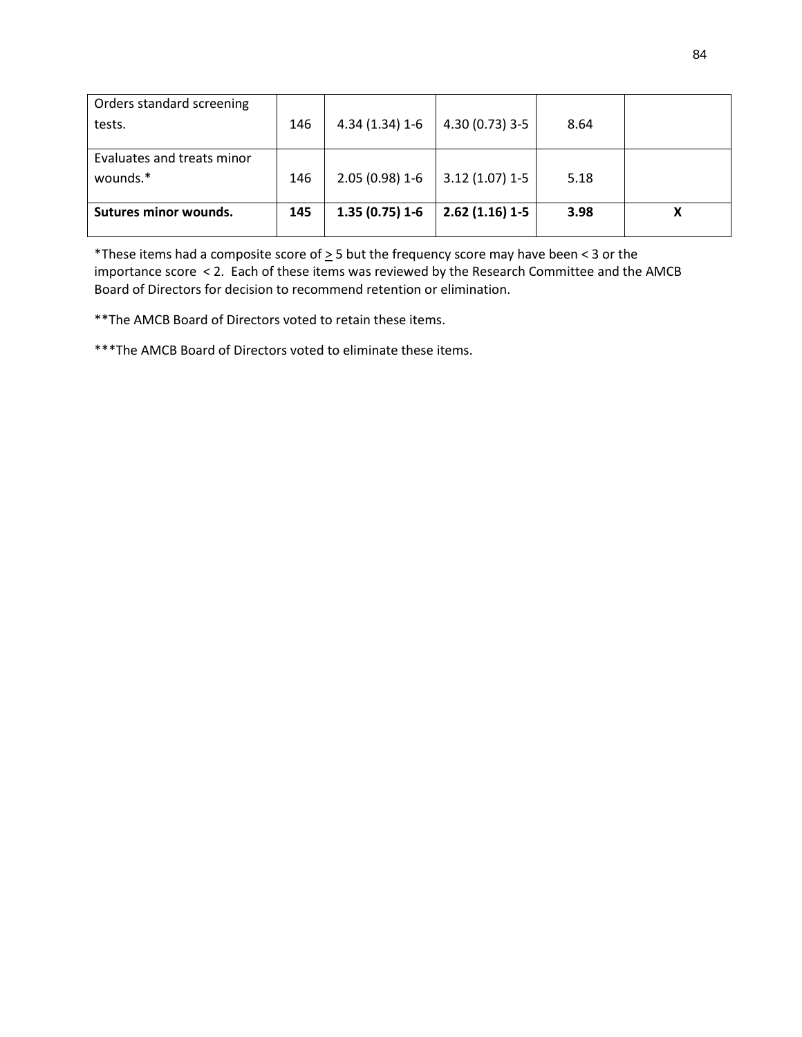| | | | | | |
|---|---|---|---|---|---|
| Orders standard screening tests. | 146 | 4.34 (1.34) 1-6 | 4.30 (0.73) 3-5 | 8.64 | |
| Evaluates and treats minor wounds.* | 146 | 2.05 (0.98) 1-6 | 3.12 (1.07) 1-5 | 5.18 | |
| **Sutures minor wounds.** | **145** | **1.35 (0.75) 1-6** | **2.62 (1.16) 1-5** | **3.98** | **X** |

*These items had a composite score of $\geq$ 5 but the frequency score may have been < 3 or the importance score < 2. Each of these items was reviewed by the Research Committee and the AMCB Board of Directors for decision to recommend retention or elimination.

**The AMCB Board of Directors voted to retain these items.

***The AMCB Board of Directors voted to eliminate these items.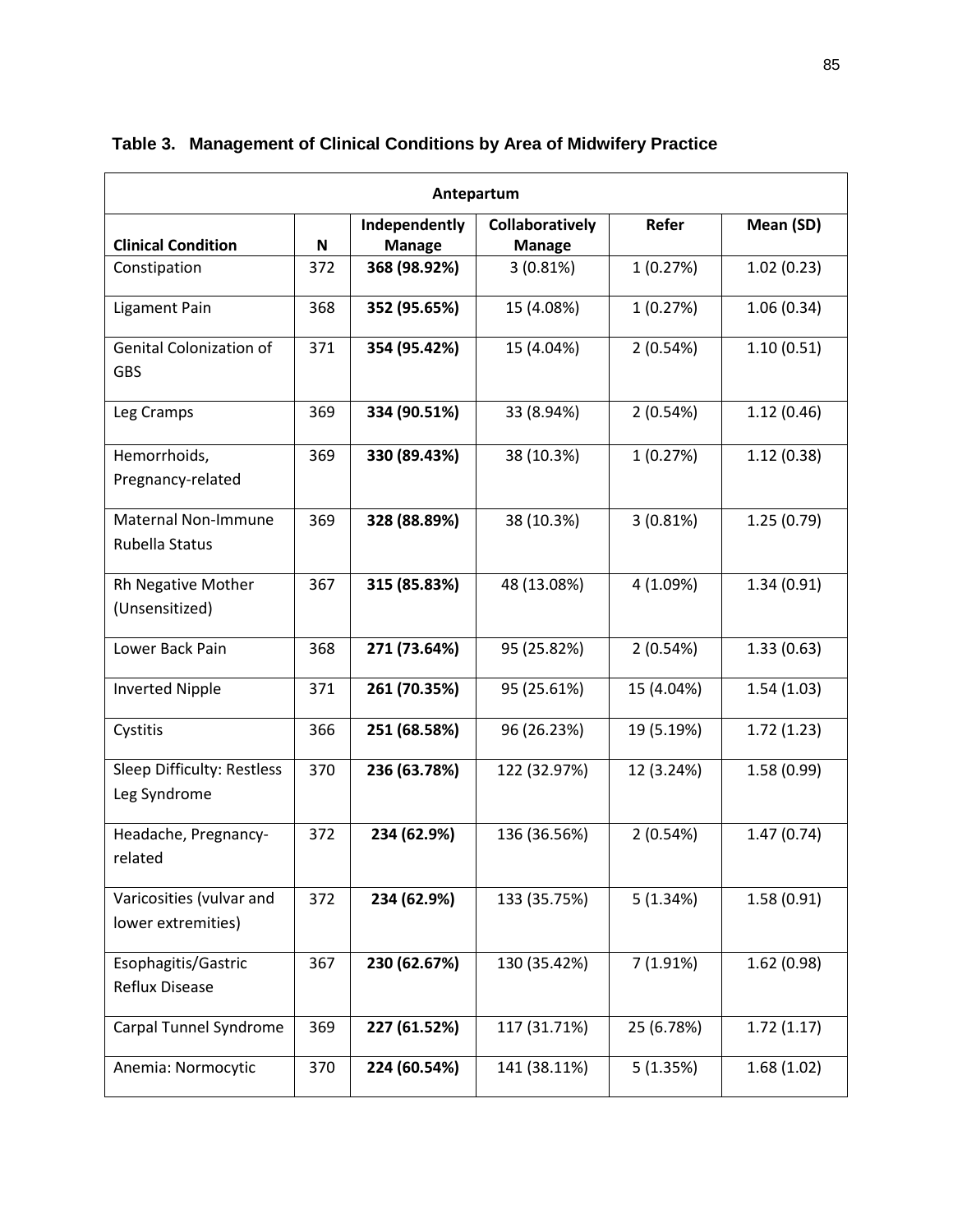**Table 3. Management of Clinical Conditions by Area of Midwifery Practice**

| Antepartum | | | | | |
|---|---|---|---|---|---|
| **Clinical Condition** | **N** | **Independently Manage** | **Collaboratively Manage** | **Refer** | **Mean (SD)** |
| Constipation | 372 | **368 (98.92%)** | 3 (0.81%) | 1 (0.27%) | 1.02 (0.23) |
| Ligament Pain | 368 | **352 (95.65%)** | 15 (4.08%) | 1 (0.27%) | 1.06 (0.34) |
| Genital Colonization of GBS | 371 | **354 (95.42%)** | 15 (4.04%) | 2 (0.54%) | 1.10 (0.51) |
| Leg Cramps | 369 | **334 (90.51%)** | 33 (8.94%) | 2 (0.54%) | 1.12 (0.46) |
| Hemorrhoids, Pregnancy-related | 369 | **330 (89.43%)** | 38 (10.3%) | 1 (0.27%) | 1.12 (0.38) |
| Maternal Non-Immune Rubella Status | 369 | **328 (88.89%)** | 38 (10.3%) | 3 (0.81%) | 1.25 (0.79) |
| Rh Negative Mother (Unsensitized) | 367 | **315 (85.83%)** | 48 (13.08%) | 4 (1.09%) | 1.34 (0.91) |
| Lower Back Pain | 368 | **271 (73.64%)** | 95 (25.82%) | 2 (0.54%) | 1.33 (0.63) |
| Inverted Nipple | 371 | **261 (70.35%)** | 95 (25.61%) | 15 (4.04%) | 1.54 (1.03) |
| Cystitis | 366 | **251 (68.58%)** | 96 (26.23%) | 19 (5.19%) | 1.72 (1.23) |
| Sleep Difficulty: Restless Leg Syndrome | 370 | **236 (63.78%)** | 122 (32.97%) | 12 (3.24%) | 1.58 (0.99) |
| Headache, Pregnancy-related | 372 | **234 (62.9%)** | 136 (36.56%) | 2 (0.54%) | 1.47 (0.74) |
| Varicosities (vulvar and lower extremities) | 372 | **234 (62.9%)** | 133 (35.75%) | 5 (1.34%) | 1.58 (0.91) |
| Esophagitis/Gastric Reflux Disease | 367 | **230 (62.67%)** | 130 (35.42%) | 7 (1.91%) | 1.62 (0.98) |
| Carpal Tunnel Syndrome | 369 | **227 (61.52%)** | 117 (31.71%) | 25 (6.78%) | 1.72 (1.17) |
| Anemia: Normocytic | 370 | **224 (60.54%)** | 141 (38.11%) | 5 (1.35%) | 1.68 (1.02) |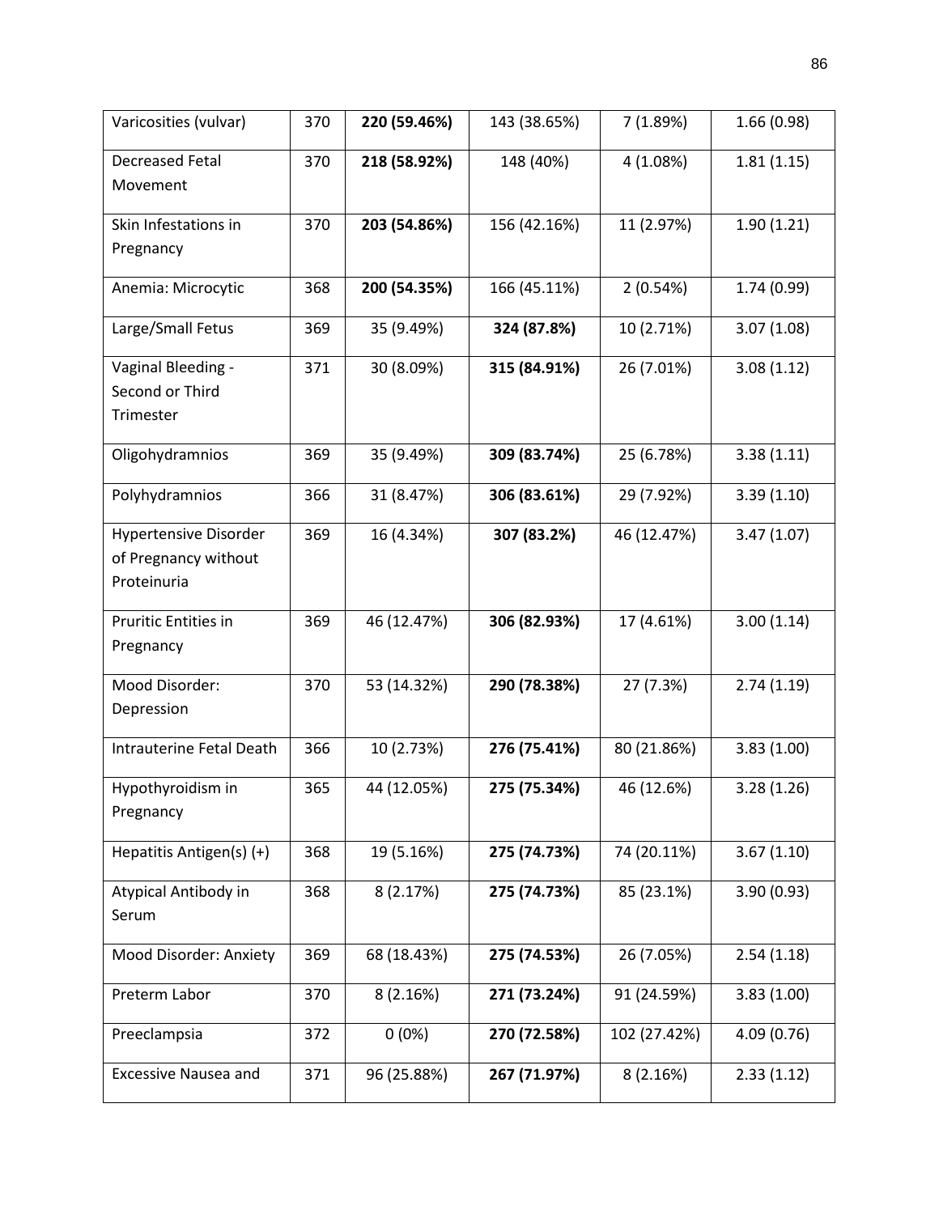| | | | | | |
|---|---|---|---|---|---|
| Varicosities (vulvar) | 370 | **220 (59.46%)** | 143 (38.65%) | 7 (1.89%) | 1.66 (0.98) |
| Decreased Fetal Movement | 370 | **218 (58.92%)** | 148 (40%) | 4 (1.08%) | 1.81 (1.15) |
| Skin Infestations in Pregnancy | 370 | **203 (54.86%)** | 156 (42.16%) | 11 (2.97%) | 1.90 (1.21) |
| Anemia: Microcytic | 368 | **200 (54.35%)** | 166 (45.11%) | 2 (0.54%) | 1.74 (0.99) |
| Large/Small Fetus | 369 | 35 (9.49%) | **324 (87.8%)** | 10 (2.71%) | 3.07 (1.08) |
| Vaginal Bleeding - Second or Third Trimester | 371 | 30 (8.09%) | **315 (84.91%)** | 26 (7.01%) | 3.08 (1.12) |
| Oligohydramnios | 369 | 35 (9.49%) | **309 (83.74%)** | 25 (6.78%) | 3.38 (1.11) |
| Polyhydramnios | 366 | 31 (8.47%) | **306 (83.61%)** | 29 (7.92%) | 3.39 (1.10) |
| Hypertensive Disorder of Pregnancy without Proteinuria | 369 | 16 (4.34%) | **307 (83.2%)** | 46 (12.47%) | 3.47 (1.07) |
| Pruritic Entities in Pregnancy | 369 | 46 (12.47%) | **306 (82.93%)** | 17 (4.61%) | 3.00 (1.14) |
| Mood Disorder: Depression | 370 | 53 (14.32%) | **290 (78.38%)** | 27 (7.3%) | 2.74 (1.19) |
| Intrauterine Fetal Death | 366 | 10 (2.73%) | **276 (75.41%)** | 80 (21.86%) | 3.83 (1.00) |
| Hypothyroidism in Pregnancy | 365 | 44 (12.05%) | **275 (75.34%)** | 46 (12.6%) | 3.28 (1.26) |
| Hepatitis Antigen(s) (+) | 368 | 19 (5.16%) | **275 (74.73%)** | 74 (20.11%) | 3.67 (1.10) |
| Atypical Antibody in Serum | 368 | 8 (2.17%) | **275 (74.73%)** | 85 (23.1%) | 3.90 (0.93) |
| Mood Disorder: Anxiety | 369 | 68 (18.43%) | **275 (74.53%)** | 26 (7.05%) | 2.54 (1.18) |
| Preterm Labor | 370 | 8 (2.16%) | **271 (73.24%)** | 91 (24.59%) | 3.83 (1.00) |
| Preeclampsia | 372 | 0 (0%) | **270 (72.58%)** | 102 (27.42%) | 4.09 (0.76) |
| Excessive Nausea and | 371 | 96 (25.88%) | **267 (71.97%)** | 8 (2.16%) | 2.33 (1.12) |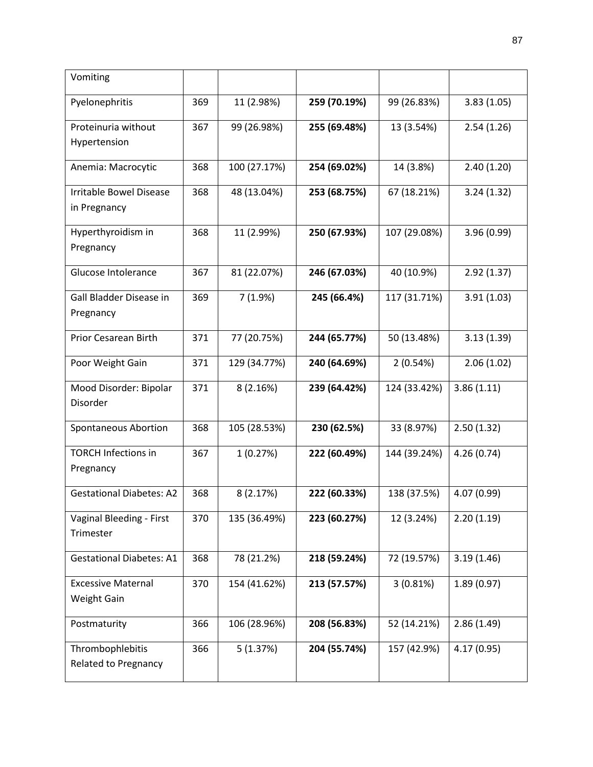| | | | | | |
|---|---|---|---|---|---|
| Vomiting | | | | | |
| Pyelonephritis | 369 | 11 (2.98%) | **259 (70.19%)** | 99 (26.83%) | 3.83 (1.05) |
| Proteinuria without Hypertension | 367 | 99 (26.98%) | **255 (69.48%)** | 13 (3.54%) | 2.54 (1.26) |
| Anemia: Macrocytic | 368 | 100 (27.17%) | **254 (69.02%)** | 14 (3.8%) | 2.40 (1.20) |
| Irritable Bowel Disease in Pregnancy | 368 | 48 (13.04%) | **253 (68.75%)** | 67 (18.21%) | 3.24 (1.32) |
| Hyperthyroidism in Pregnancy | 368 | 11 (2.99%) | **250 (67.93%)** | 107 (29.08%) | 3.96 (0.99) |
| Glucose Intolerance | 367 | 81 (22.07%) | **246 (67.03%)** | 40 (10.9%) | 2.92 (1.37) |
| Gall Bladder Disease in Pregnancy | 369 | 7 (1.9%) | **245 (66.4%)** | 117 (31.71%) | 3.91 (1.03) |
| Prior Cesarean Birth | 371 | 77 (20.75%) | **244 (65.77%)** | 50 (13.48%) | 3.13 (1.39) |
| Poor Weight Gain | 371 | 129 (34.77%) | **240 (64.69%)** | 2 (0.54%) | 2.06 (1.02) |
| Mood Disorder: Bipolar Disorder | 371 | 8 (2.16%) | **239 (64.42%)** | 124 (33.42%) | 3.86 (1.11) |
| Spontaneous Abortion | 368 | 105 (28.53%) | **230 (62.5%)** | 33 (8.97%) | 2.50 (1.32) |
| TORCH Infections in Pregnancy | 367 | 1 (0.27%) | **222 (60.49%)** | 144 (39.24%) | 4.26 (0.74) |
| Gestational Diabetes: A2 | 368 | 8 (2.17%) | **222 (60.33%)** | 138 (37.5%) | 4.07 (0.99) |
| Vaginal Bleeding - First Trimester | 370 | 135 (36.49%) | **223 (60.27%)** | 12 (3.24%) | 2.20 (1.19) |
| Gestational Diabetes: A1 | 368 | 78 (21.2%) | **218 (59.24%)** | 72 (19.57%) | 3.19 (1.46) |
| Excessive Maternal Weight Gain | 370 | 154 (41.62%) | **213 (57.57%)** | 3 (0.81%) | 1.89 (0.97) |
| Postmaturity | 366 | 106 (28.96%) | **208 (56.83%)** | 52 (14.21%) | 2.86 (1.49) |
| Thrombophlebitis Related to Pregnancy | 366 | 5 (1.37%) | **204 (55.74%)** | 157 (42.9%) | 4.17 (0.95) |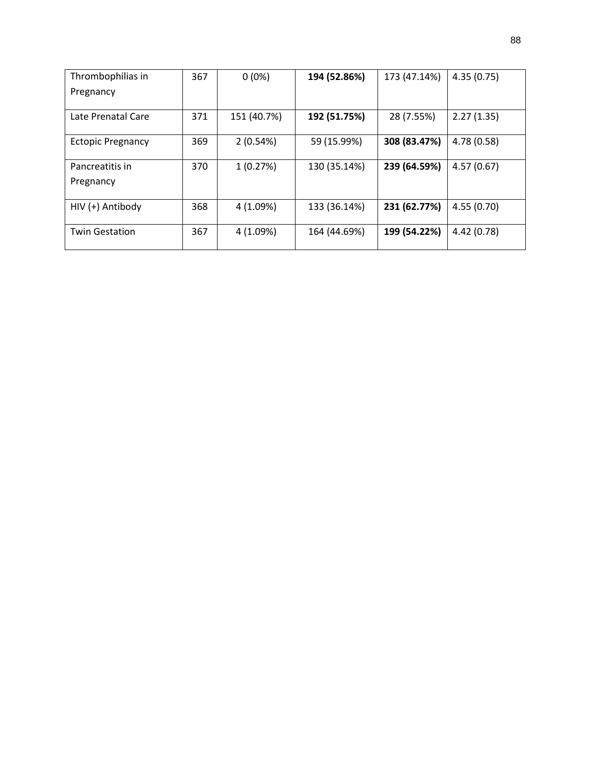| | | | | | |
|---|---|---|---|---|---|
| Thrombophilias in Pregnancy | 367 | 0 (0%) | **194 (52.86%)** | 173 (47.14%) | 4.35 (0.75) |
| Late Prenatal Care | 371 | 151 (40.7%) | **192 (51.75%)** | 28 (7.55%) | 2.27 (1.35) |
| Ectopic Pregnancy | 369 | 2 (0.54%) | 59 (15.99%) | **308 (83.47%)** | 4.78 (0.58) |
| Pancreatitis in Pregnancy | 370 | 1 (0.27%) | 130 (35.14%) | **239 (64.59%)** | 4.57 (0.67) |
| HIV (+) Antibody | 368 | 4 (1.09%) | 133 (36.14%) | **231 (62.77%)** | 4.55 (0.70) |
| Twin Gestation | 367 | 4 (1.09%) | 164 (44.69%) | **199 (54.22%)** | 4.42 (0.78) |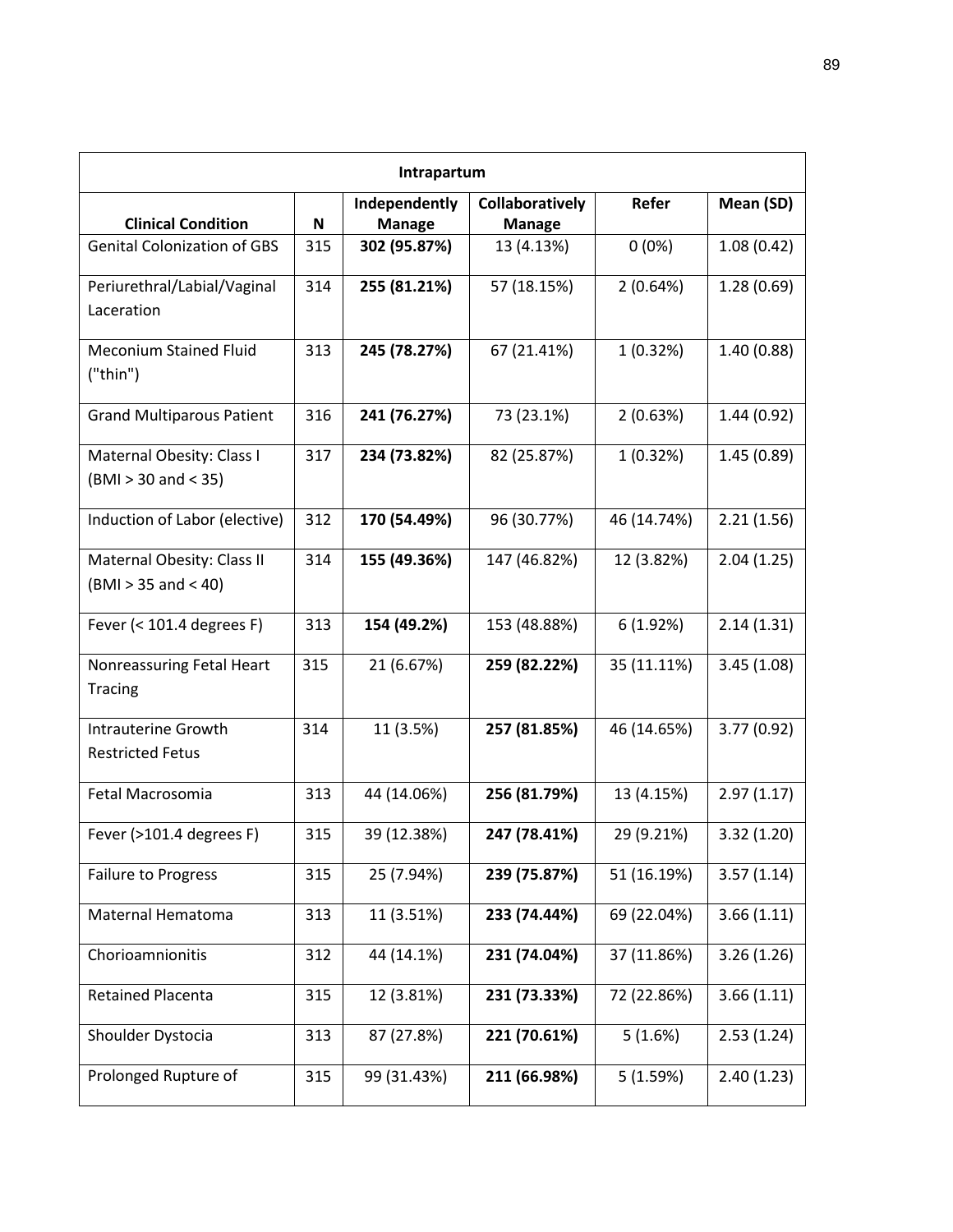| Intrapartum | | | | | |
|---|---|---|---|---|---|
| **Clinical Condition** | **N** | **Independently Manage** | **Collaboratively Manage** | **Refer** | **Mean (SD)** |
| Genital Colonization of GBS | 315 | **302 (95.87%)** | 13 (4.13%) | 0 (0%) | 1.08 (0.42) |
| Periurethral/Labial/Vaginal Laceration | 314 | **255 (81.21%)** | 57 (18.15%) | 2 (0.64%) | 1.28 (0.69) |
| Meconium Stained Fluid ("thin") | 313 | **245 (78.27%)** | 67 (21.41%) | 1 (0.32%) | 1.40 (0.88) |
| Grand Multiparous Patient | 316 | **241 (76.27%)** | 73 (23.1%) | 2 (0.63%) | 1.44 (0.92) |
| Maternal Obesity: Class I (BMI > 30 and < 35) | 317 | **234 (73.82%)** | 82 (25.87%) | 1 (0.32%) | 1.45 (0.89) |
| Induction of Labor (elective) | 312 | **170 (54.49%)** | 96 (30.77%) | 46 (14.74%) | 2.21 (1.56) |
| Maternal Obesity: Class II (BMI > 35 and < 40) | 314 | **155 (49.36%)** | 147 (46.82%) | 12 (3.82%) | 2.04 (1.25) |
| Fever (< 101.4 degrees F) | 313 | **154 (49.2%)** | 153 (48.88%) | 6 (1.92%) | 2.14 (1.31) |
| Nonreassuring Fetal Heart Tracing | 315 | 21 (6.67%) | **259 (82.22%)** | 35 (11.11%) | 3.45 (1.08) |
| Intrauterine Growth Restricted Fetus | 314 | 11 (3.5%) | **257 (81.85%)** | 46 (14.65%) | 3.77 (0.92) |
| Fetal Macrosomia | 313 | 44 (14.06%) | **256 (81.79%)** | 13 (4.15%) | 2.97 (1.17) |
| Fever (>101.4 degrees F) | 315 | 39 (12.38%) | **247 (78.41%)** | 29 (9.21%) | 3.32 (1.20) |
| Failure to Progress | 315 | 25 (7.94%) | **239 (75.87%)** | 51 (16.19%) | 3.57 (1.14) |
| Maternal Hematoma | 313 | 11 (3.51%) | **233 (74.44%)** | 69 (22.04%) | 3.66 (1.11) |
| Chorioamnionitis | 312 | 44 (14.1%) | **231 (74.04%)** | 37 (11.86%) | 3.26 (1.26) |
| Retained Placenta | 315 | 12 (3.81%) | **231 (73.33%)** | 72 (22.86%) | 3.66 (1.11) |
| Shoulder Dystocia | 313 | 87 (27.8%) | **221 (70.61%)** | 5 (1.6%) | 2.53 (1.24) |
| Prolonged Rupture of | 315 | 99 (31.43%) | **211 (66.98%)** | 5 (1.59%) | 2.40 (1.23) |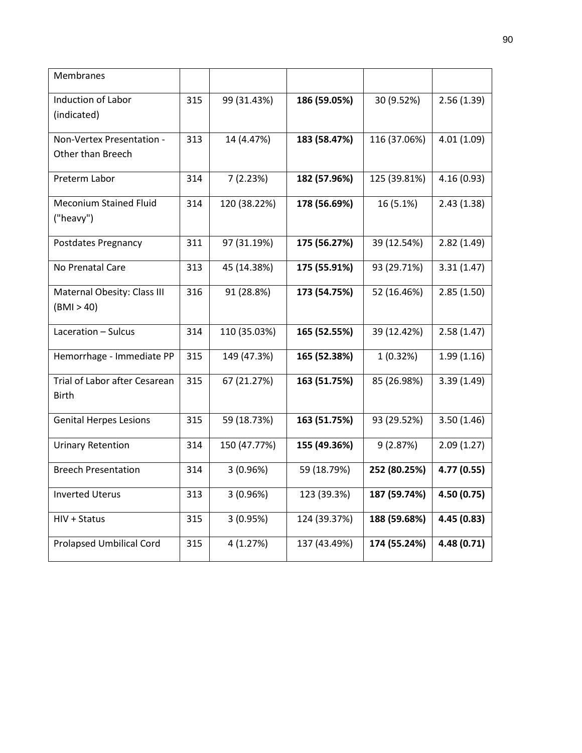| Membranes | | | | | |
|---|---|---|---|---|---|
| Induction of Labor (indicated) | 315 | 99 (31.43%) | **186 (59.05%)** | 30 (9.52%) | 2.56 (1.39) |
| Non-Vertex Presentation - Other than Breech | 313 | 14 (4.47%) | **183 (58.47%)** | 116 (37.06%) | 4.01 (1.09) |
| Preterm Labor | 314 | 7 (2.23%) | **182 (57.96%)** | 125 (39.81%) | 4.16 (0.93) |
| Meconium Stained Fluid ("heavy") | 314 | 120 (38.22%) | **178 (56.69%)** | 16 (5.1%) | 2.43 (1.38) |
| Postdates Pregnancy | 311 | 97 (31.19%) | **175 (56.27%)** | 39 (12.54%) | 2.82 (1.49) |
| No Prenatal Care | 313 | 45 (14.38%) | **175 (55.91%)** | 93 (29.71%) | 3.31 (1.47) |
| Maternal Obesity: Class III (BMI > 40) | 316 | 91 (28.8%) | **173 (54.75%)** | 52 (16.46%) | 2.85 (1.50) |
| Laceration – Sulcus | 314 | 110 (35.03%) | **165 (52.55%)** | 39 (12.42%) | 2.58 (1.47) |
| Hemorrhage - Immediate PP | 315 | 149 (47.3%) | **165 (52.38%)** | 1 (0.32%) | 1.99 (1.16) |
| Trial of Labor after Cesarean Birth | 315 | 67 (21.27%) | **163 (51.75%)** | 85 (26.98%) | 3.39 (1.49) |
| Genital Herpes Lesions | 315 | 59 (18.73%) | **163 (51.75%)** | 93 (29.52%) | 3.50 (1.46) |
| Urinary Retention | 314 | 150 (47.77%) | **155 (49.36%)** | 9 (2.87%) | 2.09 (1.27) |
| Breech Presentation | 314 | 3 (0.96%) | 59 (18.79%) | **252 (80.25%)** | **4.77 (0.55)** |
| Inverted Uterus | 313 | 3 (0.96%) | 123 (39.3%) | **187 (59.74%)** | **4.50 (0.75)** |
| HIV + Status | 315 | 3 (0.95%) | 124 (39.37%) | **188 (59.68%)** | **4.45 (0.83)** |
| Prolapsed Umbilical Cord | 315 | 4 (1.27%) | 137 (43.49%) | **174 (55.24%)** | **4.48 (0.71)** |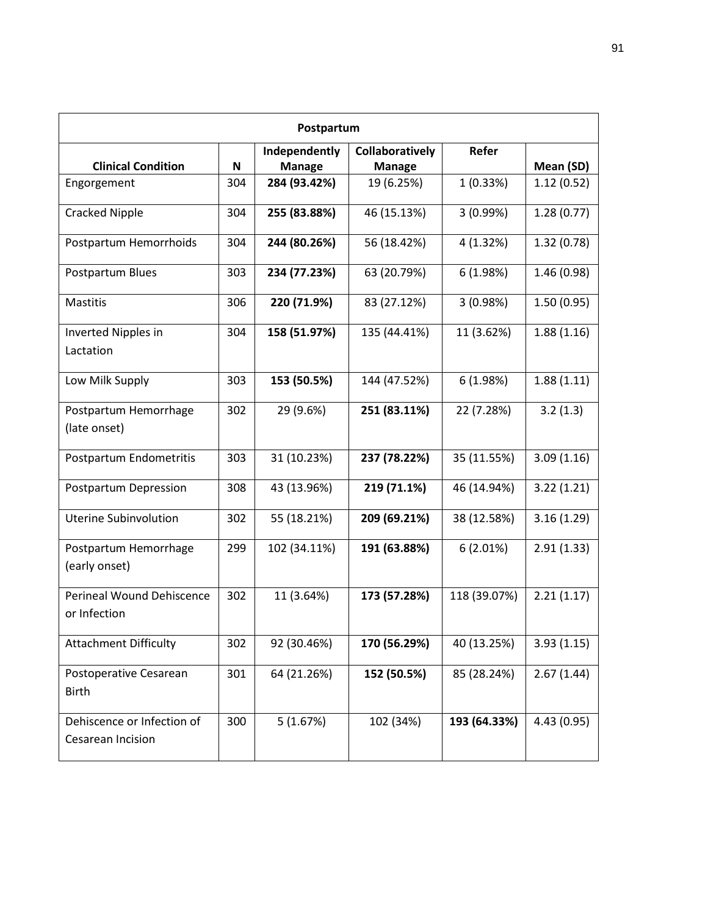| Postpartum | | | | | |
|---|---|---|---|---|---|
| **Clinical Condition** | **N** | **Independently Manage** | **Collaboratively Manage** | **Refer** | **Mean (SD)** |
| Engorgement | 304 | **284 (93.42%)** | 19 (6.25%) | 1 (0.33%) | 1.12 (0.52) |
| Cracked Nipple | 304 | **255 (83.88%)** | 46 (15.13%) | 3 (0.99%) | 1.28 (0.77) |
| Postpartum Hemorrhoids | 304 | **244 (80.26%)** | 56 (18.42%) | 4 (1.32%) | 1.32 (0.78) |
| Postpartum Blues | 303 | **234 (77.23%)** | 63 (20.79%) | 6 (1.98%) | 1.46 (0.98) |
| Mastitis | 306 | **220 (71.9%)** | 83 (27.12%) | 3 (0.98%) | 1.50 (0.95) |
| Inverted Nipples in Lactation | 304 | **158 (51.97%)** | 135 (44.41%) | 11 (3.62%) | 1.88 (1.16) |
| Low Milk Supply | 303 | **153 (50.5%)** | 144 (47.52%) | 6 (1.98%) | 1.88 (1.11) |
| Postpartum Hemorrhage (late onset) | 302 | 29 (9.6%) | **251 (83.11%)** | 22 (7.28%) | 3.2 (1.3) |
| Postpartum Endometritis | 303 | 31 (10.23%) | **237 (78.22%)** | 35 (11.55%) | 3.09 (1.16) |
| Postpartum Depression | 308 | 43 (13.96%) | **219 (71.1%)** | 46 (14.94%) | 3.22 (1.21) |
| Uterine Subinvolution | 302 | 55 (18.21%) | **209 (69.21%)** | 38 (12.58%) | 3.16 (1.29) |
| Postpartum Hemorrhage (early onset) | 299 | 102 (34.11%) | **191 (63.88%)** | 6 (2.01%) | 2.91 (1.33) |
| Perineal Wound Dehiscence or Infection | 302 | 11 (3.64%) | **173 (57.28%)** | 118 (39.07%) | 2.21 (1.17) |
| Attachment Difficulty | 302 | 92 (30.46%) | **170 (56.29%)** | 40 (13.25%) | 3.93 (1.15) |
| Postoperative Cesarean Birth | 301 | 64 (21.26%) | **152 (50.5%)** | 85 (28.24%) | 2.67 (1.44) |
| Dehiscence or Infection of Cesarean Incision | 300 | 5 (1.67%) | 102 (34%) | **193 (64.33%)** | 4.43 (0.95) |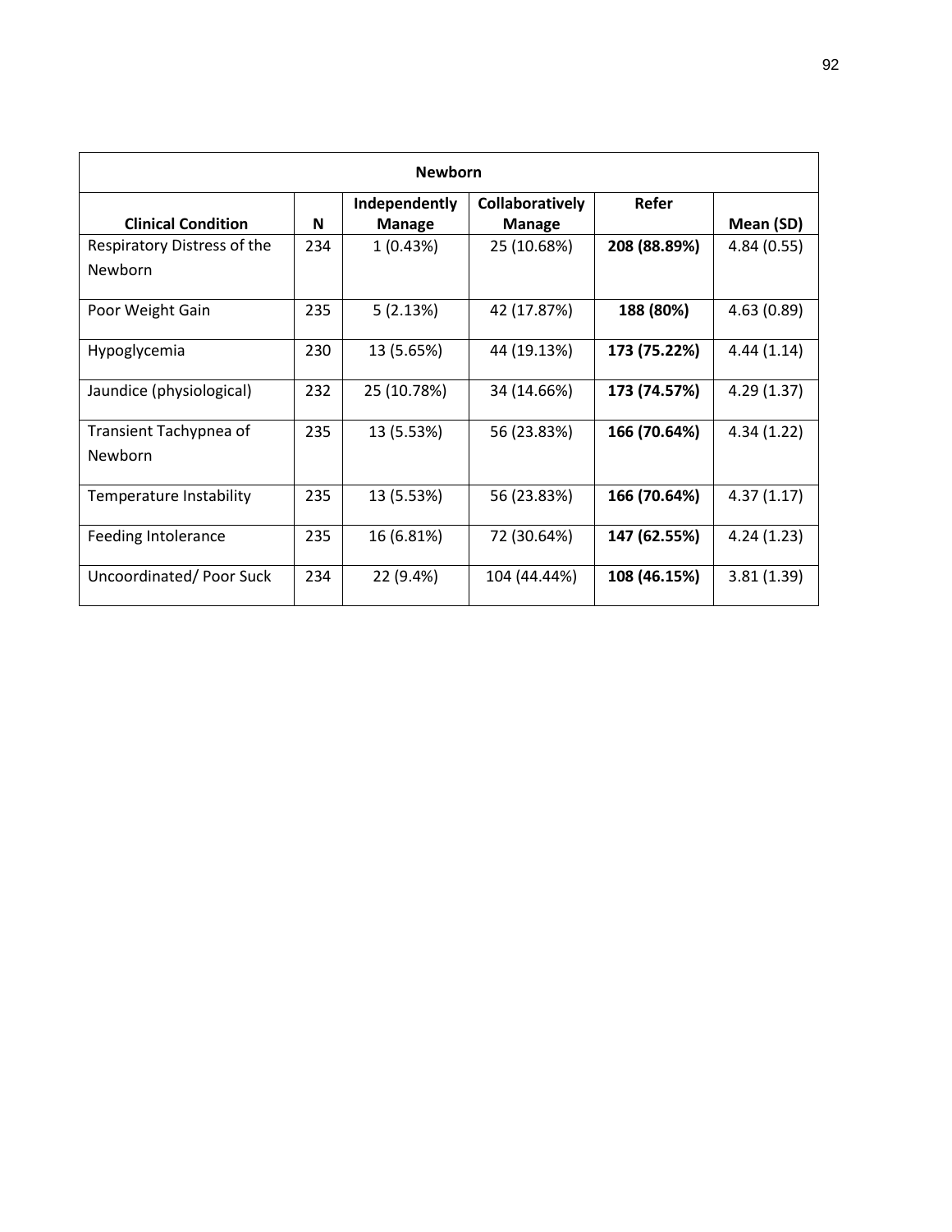| Newborn | | | | | |
|---|---|---|---|---|---|
| **Clinical Condition** | **N** | **Independently Manage** | **Collaboratively Manage** | **Refer** | **Mean (SD)** |
| Respiratory Distress of the Newborn | 234 | 1 (0.43%) | 25 (10.68%) | **208 (88.89%)** | 4.84 (0.55) |
| Poor Weight Gain | 235 | 5 (2.13%) | 42 (17.87%) | **188 (80%)** | 4.63 (0.89) |
| Hypoglycemia | 230 | 13 (5.65%) | 44 (19.13%) | **173 (75.22%)** | 4.44 (1.14) |
| Jaundice (physiological) | 232 | 25 (10.78%) | 34 (14.66%) | **173 (74.57%)** | 4.29 (1.37) |
| Transient Tachypnea of Newborn | 235 | 13 (5.53%) | 56 (23.83%) | **166 (70.64%)** | 4.34 (1.22) |
| Temperature Instability | 235 | 13 (5.53%) | 56 (23.83%) | **166 (70.64%)** | 4.37 (1.17) |
| Feeding Intolerance | 235 | 16 (6.81%) | 72 (30.64%) | **147 (62.55%)** | 4.24 (1.23) |
| Uncoordinated/ Poor Suck | 234 | 22 (9.4%) | 104 (44.44%) | **108 (46.15%)** | 3.81 (1.39) |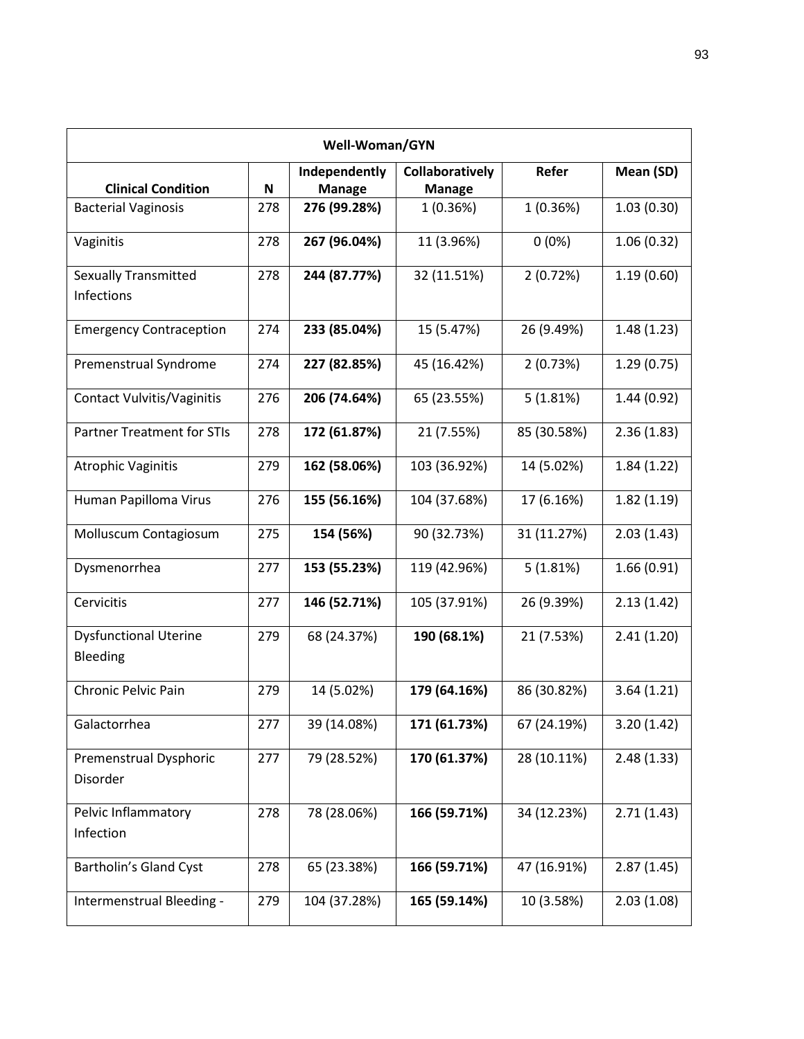| Well-Woman/GYN | | | | | |
|---|---|---|---|---|---|
| **Clinical Condition** | **N** | **Independently Manage** | **Collaboratively Manage** | **Refer** | **Mean (SD)** |
| Bacterial Vaginosis | 278 | **276 (99.28%)** | 1 (0.36%) | 1 (0.36%) | 1.03 (0.30) |
| Vaginitis | 278 | **267 (96.04%)** | 11 (3.96%) | 0 (0%) | 1.06 (0.32) |
| Sexually Transmitted Infections | 278 | **244 (87.77%)** | 32 (11.51%) | 2 (0.72%) | 1.19 (0.60) |
| Emergency Contraception | 274 | **233 (85.04%)** | 15 (5.47%) | 26 (9.49%) | 1.48 (1.23) |
| Premenstrual Syndrome | 274 | **227 (82.85%)** | 45 (16.42%) | 2 (0.73%) | 1.29 (0.75) |
| Contact Vulvitis/Vaginitis | 276 | **206 (74.64%)** | 65 (23.55%) | 5 (1.81%) | 1.44 (0.92) |
| Partner Treatment for STIs | 278 | **172 (61.87%)** | 21 (7.55%) | 85 (30.58%) | 2.36 (1.83) |
| Atrophic Vaginitis | 279 | **162 (58.06%)** | 103 (36.92%) | 14 (5.02%) | 1.84 (1.22) |
| Human Papilloma Virus | 276 | **155 (56.16%)** | 104 (37.68%) | 17 (6.16%) | 1.82 (1.19) |
| Molluscum Contagiosum | 275 | **154 (56%)** | 90 (32.73%) | 31 (11.27%) | 2.03 (1.43) |
| Dysmenorrhea | 277 | **153 (55.23%)** | 119 (42.96%) | 5 (1.81%) | 1.66 (0.91) |
| Cervicitis | 277 | **146 (52.71%)** | 105 (37.91%) | 26 (9.39%) | 2.13 (1.42) |
| Dysfunctional Uterine Bleeding | 279 | 68 (24.37%) | **190 (68.1%)** | 21 (7.53%) | 2.41 (1.20) |
| Chronic Pelvic Pain | 279 | 14 (5.02%) | **179 (64.16%)** | 86 (30.82%) | 3.64 (1.21) |
| Galactorrhea | 277 | 39 (14.08%) | **171 (61.73%)** | 67 (24.19%) | 3.20 (1.42) |
| Premenstrual Dysphoric Disorder | 277 | 79 (28.52%) | **170 (61.37%)** | 28 (10.11%) | 2.48 (1.33) |
| Pelvic Inflammatory Infection | 278 | 78 (28.06%) | **166 (59.71%)** | 34 (12.23%) | 2.71 (1.43) |
| Bartholin's Gland Cyst | 278 | 65 (23.38%) | **166 (59.71%)** | 47 (16.91%) | 2.87 (1.45) |
| Intermenstrual Bleeding - | 279 | 104 (37.28%) | **165 (59.14%)** | 10 (3.58%) | 2.03 (1.08) |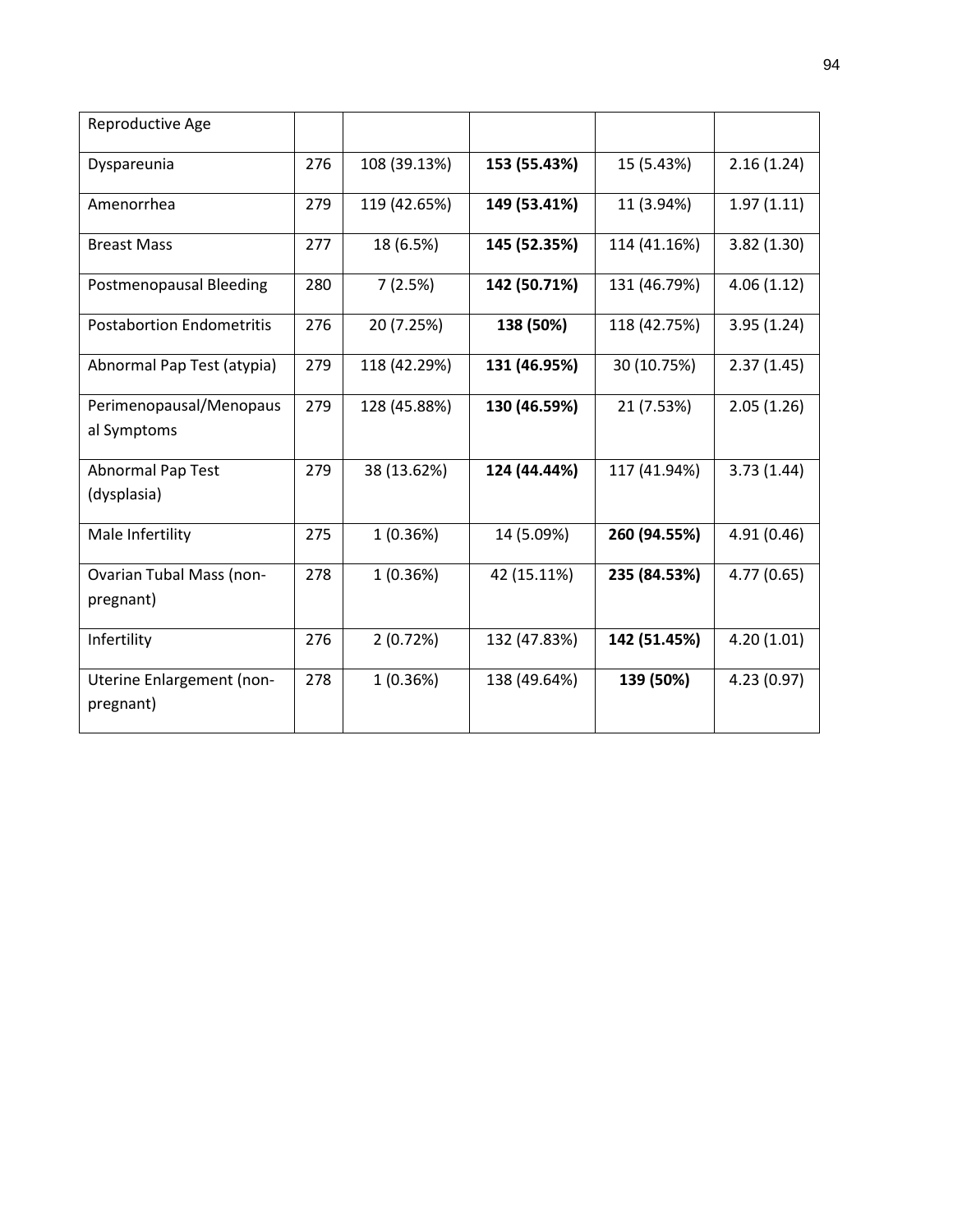| Reproductive Age | | | | | |
|---|---|---|---|---|---|
| Dyspareunia | 276 | 108 (39.13%) | **153 (55.43%)** | 15 (5.43%) | 2.16 (1.24) |
| Amenorrhea | 279 | 119 (42.65%) | **149 (53.41%)** | 11 (3.94%) | 1.97 (1.11) |
| Breast Mass | 277 | 18 (6.5%) | **145 (52.35%)** | 114 (41.16%) | 3.82 (1.30) |
| Postmenopausal Bleeding | 280 | 7 (2.5%) | **142 (50.71%)** | 131 (46.79%) | 4.06 (1.12) |
| Postabortion Endometritis | 276 | 20 (7.25%) | **138 (50%)** | 118 (42.75%) | 3.95 (1.24) |
| Abnormal Pap Test (atypia) | 279 | 118 (42.29%) | **131 (46.95%)** | 30 (10.75%) | 2.37 (1.45) |
| Perimenopausal/Menopausal Symptoms | 279 | 128 (45.88%) | **130 (46.59%)** | 21 (7.53%) | 2.05 (1.26) |
| Abnormal Pap Test (dysplasia) | 279 | 38 (13.62%) | **124 (44.44%)** | 117 (41.94%) | 3.73 (1.44) |
| Male Infertility | 275 | 1 (0.36%) | 14 (5.09%) | **260 (94.55%)** | 4.91 (0.46) |
| Ovarian Tubal Mass (non-pregnant) | 278 | 1 (0.36%) | 42 (15.11%) | **235 (84.53%)** | 4.77 (0.65) |
| Infertility | 276 | 2 (0.72%) | 132 (47.83%) | **142 (51.45%)** | 4.20 (1.01) |
| Uterine Enlargement (non-pregnant) | 278 | 1 (0.36%) | 138 (49.64%) | **139 (50%)** | 4.23 (0.97) |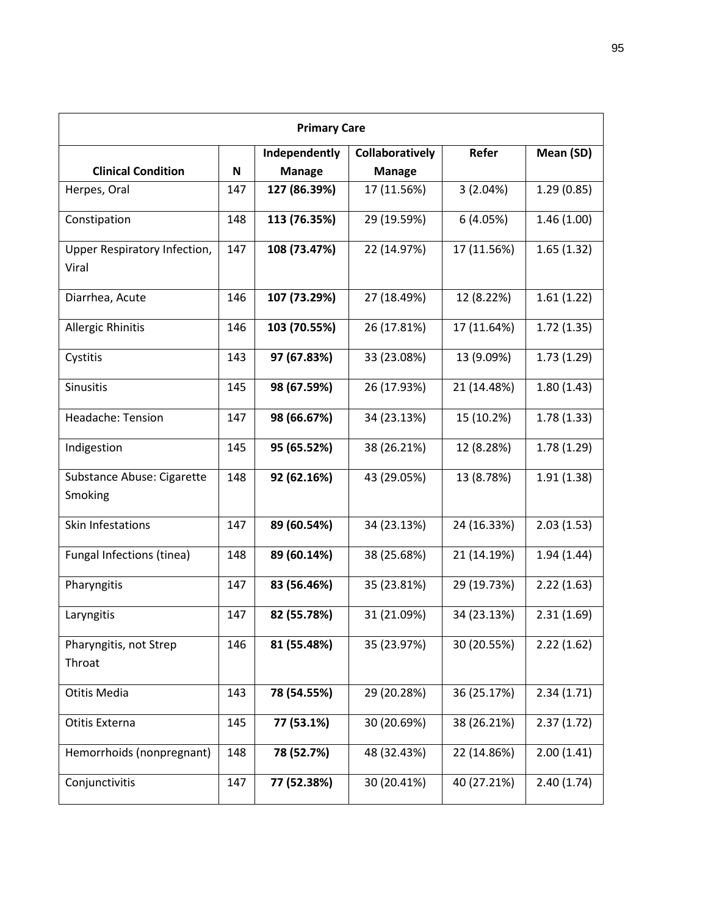| Primary Care | | | | | |
|---|---|---|---|---|---|
| **Clinical Condition** | **N** | **Independently Manage** | **Collaboratively Manage** | **Refer** | **Mean (SD)** |
| Herpes, Oral | 147 | **127 (86.39%)** | 17 (11.56%) | 3 (2.04%) | 1.29 (0.85) |
| Constipation | 148 | **113 (76.35%)** | 29 (19.59%) | 6 (4.05%) | 1.46 (1.00) |
| Upper Respiratory Infection, Viral | 147 | **108 (73.47%)** | 22 (14.97%) | 17 (11.56%) | 1.65 (1.32) |
| Diarrhea, Acute | 146 | **107 (73.29%)** | 27 (18.49%) | 12 (8.22%) | 1.61 (1.22) |
| Allergic Rhinitis | 146 | **103 (70.55%)** | 26 (17.81%) | 17 (11.64%) | 1.72 (1.35) |
| Cystitis | 143 | **97 (67.83%)** | 33 (23.08%) | 13 (9.09%) | 1.73 (1.29) |
| Sinusitis | 145 | **98 (67.59%)** | 26 (17.93%) | 21 (14.48%) | 1.80 (1.43) |
| Headache: Tension | 147 | **98 (66.67%)** | 34 (23.13%) | 15 (10.2%) | 1.78 (1.33) |
| Indigestion | 145 | **95 (65.52%)** | 38 (26.21%) | 12 (8.28%) | 1.78 (1.29) |
| Substance Abuse: Cigarette Smoking | 148 | **92 (62.16%)** | 43 (29.05%) | 13 (8.78%) | 1.91 (1.38) |
| Skin Infestations | 147 | **89 (60.54%)** | 34 (23.13%) | 24 (16.33%) | 2.03 (1.53) |
| Fungal Infections (tinea) | 148 | **89 (60.14%)** | 38 (25.68%) | 21 (14.19%) | 1.94 (1.44) |
| Pharyngitis | 147 | **83 (56.46%)** | 35 (23.81%) | 29 (19.73%) | 2.22 (1.63) |
| Laryngitis | 147 | **82 (55.78%)** | 31 (21.09%) | 34 (23.13%) | 2.31 (1.69) |
| Pharyngitis, not Strep Throat | 146 | **81 (55.48%)** | 35 (23.97%) | 30 (20.55%) | 2.22 (1.62) |
| Otitis Media | 143 | **78 (54.55%)** | 29 (20.28%) | 36 (25.17%) | 2.34 (1.71) |
| Otitis Externa | 145 | **77 (53.1%)** | 30 (20.69%) | 38 (26.21%) | 2.37 (1.72) |
| Hemorrhoids (nonpregnant) | 148 | **78 (52.7%)** | 48 (32.43%) | 22 (14.86%) | 2.00 (1.41) |
| Conjunctivitis | 147 | **77 (52.38%)** | 30 (20.41%) | 40 (27.21%) | 2.40 (1.74) |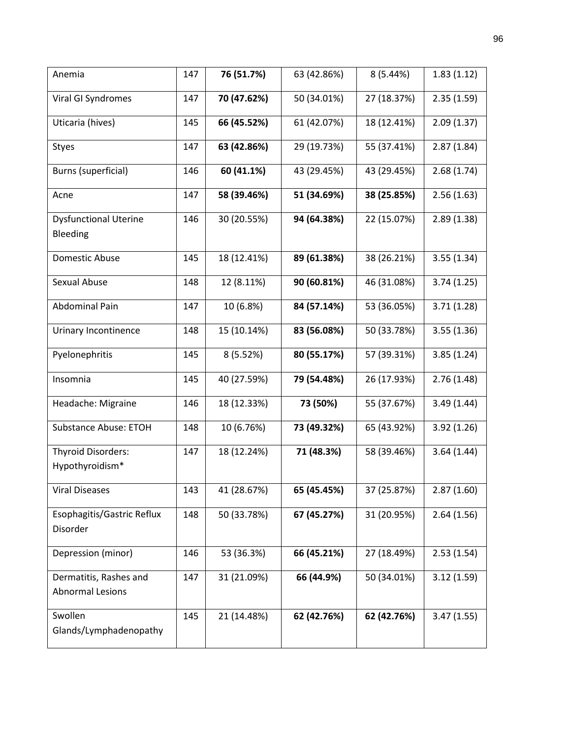| | | | | | |
|---|---|---|---|---|---|
| Anemia | 147 | **76 (51.7%)** | 63 (42.86%) | 8 (5.44%) | 1.83 (1.12) |
| Viral GI Syndromes | 147 | **70 (47.62%)** | 50 (34.01%) | 27 (18.37%) | 2.35 (1.59) |
| Uticaria (hives) | 145 | **66 (45.52%)** | 61 (42.07%) | 18 (12.41%) | 2.09 (1.37) |
| Styes | 147 | **63 (42.86%)** | 29 (19.73%) | 55 (37.41%) | 2.87 (1.84) |
| Burns (superficial) | 146 | **60 (41.1%)** | 43 (29.45%) | 43 (29.45%) | 2.68 (1.74) |
| Acne | 147 | **58 (39.46%)** | **51 (34.69%)** | **38 (25.85%)** | 2.56 (1.63) |
| Dysfunctional Uterine Bleeding | 146 | 30 (20.55%) | **94 (64.38%)** | 22 (15.07%) | 2.89 (1.38) |
| Domestic Abuse | 145 | 18 (12.41%) | **89 (61.38%)** | 38 (26.21%) | 3.55 (1.34) |
| Sexual Abuse | 148 | 12 (8.11%) | **90 (60.81%)** | 46 (31.08%) | 3.74 (1.25) |
| Abdominal Pain | 147 | 10 (6.8%) | **84 (57.14%)** | 53 (36.05%) | 3.71 (1.28) |
| Urinary Incontinence | 148 | 15 (10.14%) | **83 (56.08%)** | 50 (33.78%) | 3.55 (1.36) |
| Pyelonephritis | 145 | 8 (5.52%) | **80 (55.17%)** | 57 (39.31%) | 3.85 (1.24) |
| Insomnia | 145 | 40 (27.59%) | **79 (54.48%)** | 26 (17.93%) | 2.76 (1.48) |
| Headache: Migraine | 146 | 18 (12.33%) | **73 (50%)** | 55 (37.67%) | 3.49 (1.44) |
| Substance Abuse: ETOH | 148 | 10 (6.76%) | **73 (49.32%)** | 65 (43.92%) | 3.92 (1.26) |
| Thyroid Disorders: Hypothyroidism* | 147 | 18 (12.24%) | **71 (48.3%)** | 58 (39.46%) | 3.64 (1.44) |
| Viral Diseases | 143 | 41 (28.67%) | **65 (45.45%)** | 37 (25.87%) | 2.87 (1.60) |
| Esophagitis/Gastric Reflux Disorder | 148 | 50 (33.78%) | **67 (45.27%)** | 31 (20.95%) | 2.64 (1.56) |
| Depression (minor) | 146 | 53 (36.3%) | **66 (45.21%)** | 27 (18.49%) | 2.53 (1.54) |
| Dermatitis, Rashes and Abnormal Lesions | 147 | 31 (21.09%) | **66 (44.9%)** | 50 (34.01%) | 3.12 (1.59) |
| Swollen Glands/Lymphadenopathy | 145 | 21 (14.48%) | **62 (42.76%)** | **62 (42.76%)** | 3.47 (1.55) |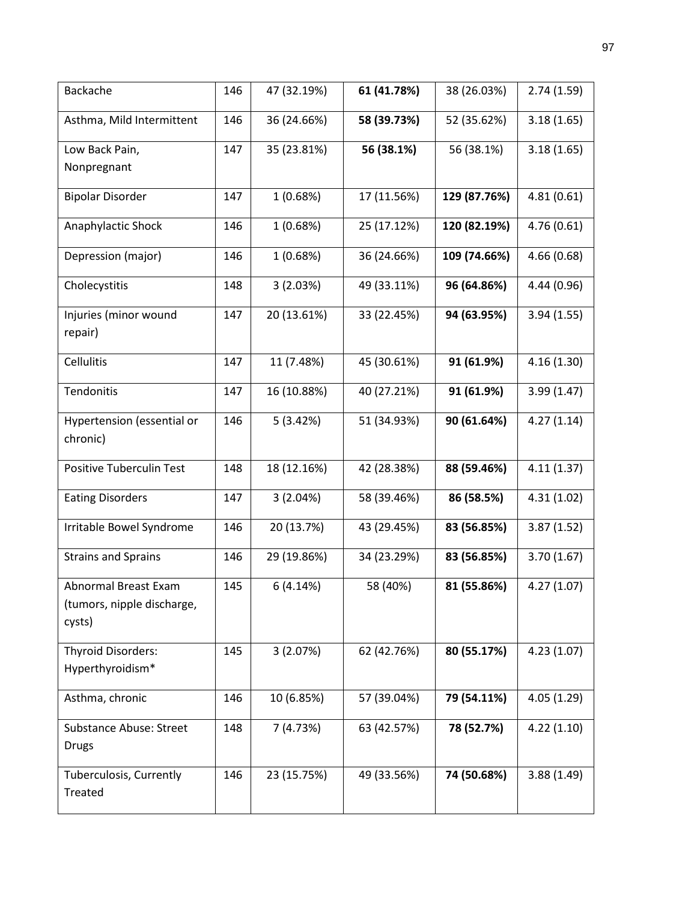| | | | | | |
|---|---|---|---|---|---|
| Backache | 146 | 47 (32.19%) | **61 (41.78%)** | 38 (26.03%) | 2.74 (1.59) |
| Asthma, Mild Intermittent | 146 | 36 (24.66%) | **58 (39.73%)** | 52 (35.62%) | 3.18 (1.65) |
| Low Back Pain, Nonpregnant | 147 | 35 (23.81%) | **56 (38.1%)** | 56 (38.1%) | 3.18 (1.65) |
| Bipolar Disorder | 147 | 1 (0.68%) | 17 (11.56%) | **129 (87.76%)** | 4.81 (0.61) |
| Anaphylactic Shock | 146 | 1 (0.68%) | 25 (17.12%) | **120 (82.19%)** | 4.76 (0.61) |
| Depression (major) | 146 | 1 (0.68%) | 36 (24.66%) | **109 (74.66%)** | 4.66 (0.68) |
| Cholecystitis | 148 | 3 (2.03%) | 49 (33.11%) | **96 (64.86%)** | 4.44 (0.96) |
| Injuries (minor wound repair) | 147 | 20 (13.61%) | 33 (22.45%) | **94 (63.95%)** | 3.94 (1.55) |
| Cellulitis | 147 | 11 (7.48%) | 45 (30.61%) | **91 (61.9%)** | 4.16 (1.30) |
| Tendonitis | 147 | 16 (10.88%) | 40 (27.21%) | **91 (61.9%)** | 3.99 (1.47) |
| Hypertension (essential or chronic) | 146 | 5 (3.42%) | 51 (34.93%) | **90 (61.64%)** | 4.27 (1.14) |
| Positive Tuberculin Test | 148 | 18 (12.16%) | 42 (28.38%) | **88 (59.46%)** | 4.11 (1.37) |
| Eating Disorders | 147 | 3 (2.04%) | 58 (39.46%) | **86 (58.5%)** | 4.31 (1.02) |
| Irritable Bowel Syndrome | 146 | 20 (13.7%) | 43 (29.45%) | **83 (56.85%)** | 3.87 (1.52) |
| Strains and Sprains | 146 | 29 (19.86%) | 34 (23.29%) | **83 (56.85%)** | 3.70 (1.67) |
| Abnormal Breast Exam (tumors, nipple discharge, cysts) | 145 | 6 (4.14%) | 58 (40%) | **81 (55.86%)** | 4.27 (1.07) |
| Thyroid Disorders: Hyperthyroidism* | 145 | 3 (2.07%) | 62 (42.76%) | **80 (55.17%)** | 4.23 (1.07) |
| Asthma, chronic | 146 | 10 (6.85%) | 57 (39.04%) | **79 (54.11%)** | 4.05 (1.29) |
| Substance Abuse: Street Drugs | 148 | 7 (4.73%) | 63 (42.57%) | **78 (52.7%)** | 4.22 (1.10) |
| Tuberculosis, Currently Treated | 146 | 23 (15.75%) | 49 (33.56%) | **74 (50.68%)** | 3.88 (1.49) |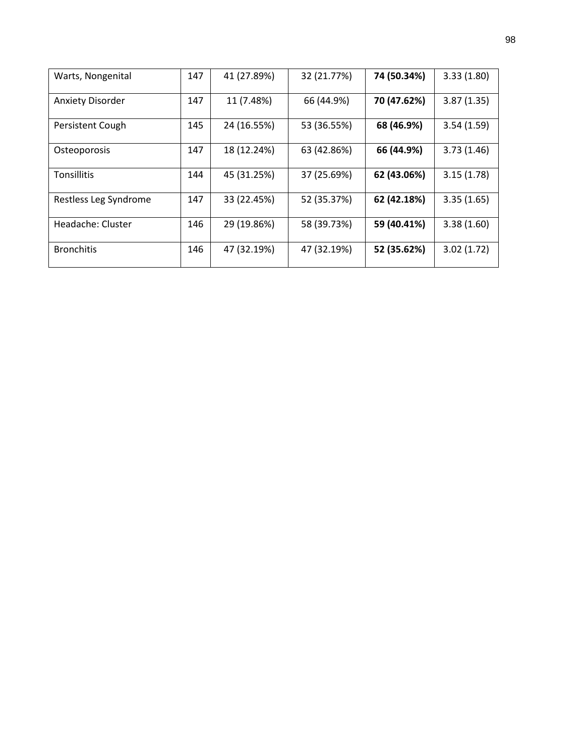| Warts, Nongenital | 147 | 41 (27.89%) | 32 (21.77%) | **74 (50.34%)** | 3.33 (1.80) |
|---|---|---|---|---|---|
| Anxiety Disorder | 147 | 11 (7.48%) | 66 (44.9%) | **70 (47.62%)** | 3.87 (1.35) |
| Persistent Cough | 145 | 24 (16.55%) | 53 (36.55%) | **68 (46.9%)** | 3.54 (1.59) |
| Osteoporosis | 147 | 18 (12.24%) | 63 (42.86%) | **66 (44.9%)** | 3.73 (1.46) |
| Tonsillitis | 144 | 45 (31.25%) | 37 (25.69%) | **62 (43.06%)** | 3.15 (1.78) |
| Restless Leg Syndrome | 147 | 33 (22.45%) | 52 (35.37%) | **62 (42.18%)** | 3.35 (1.65) |
| Headache: Cluster | 146 | 29 (19.86%) | 58 (39.73%) | **59 (40.41%)** | 3.38 (1.60) |
| Bronchitis | 146 | 47 (32.19%) | 47 (32.19%) | **52 (35.62%)** | 3.02 (1.72) |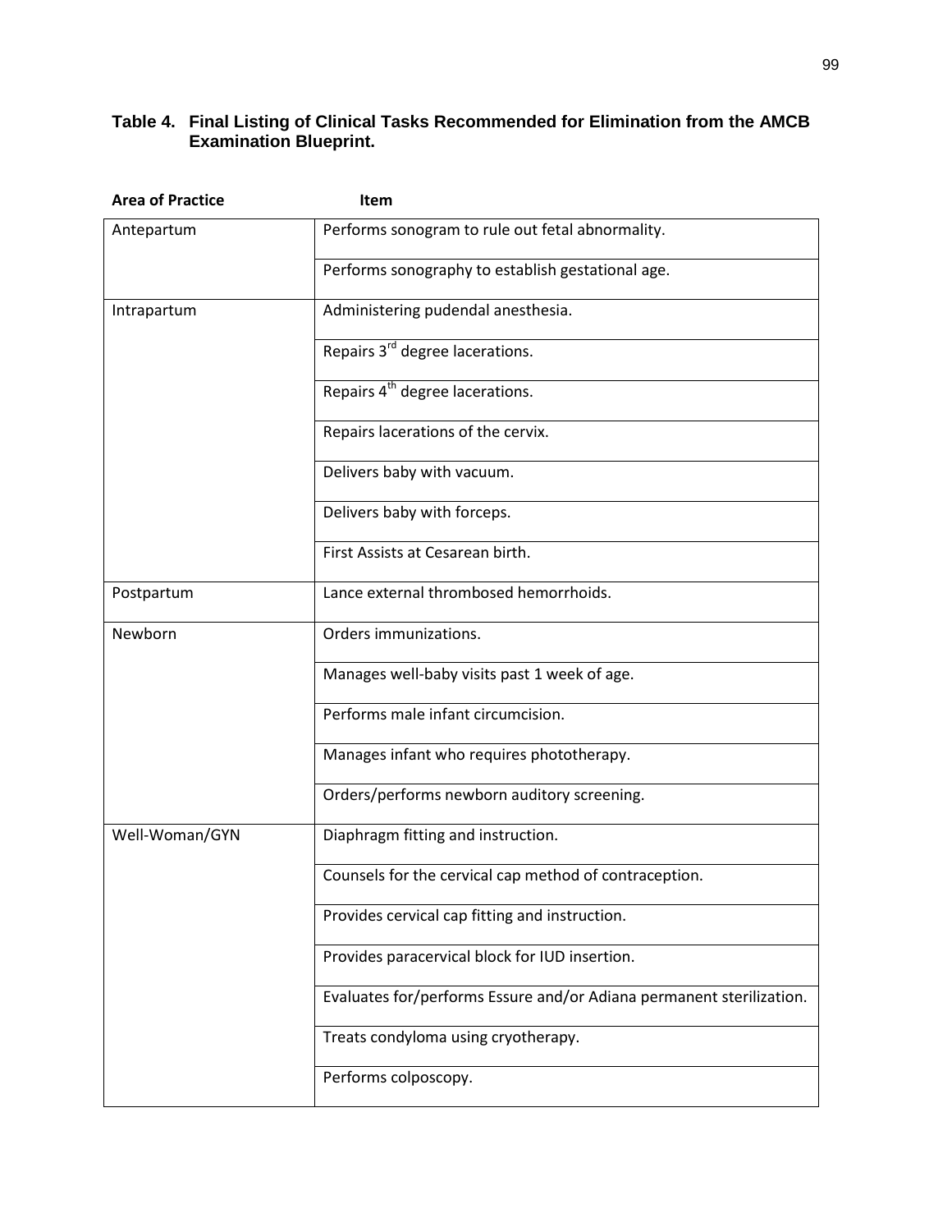**Table 4. Final Listing of Clinical Tasks Recommended for Elimination from the AMCB Examination Blueprint.**

| Area of Practice | Item |
|---|---|
| Antepartum | Performs sonogram to rule out fetal abnormality. |
| | Performs sonography to establish gestational age. |
| Intrapartum | Administering pudendal anesthesia. |
| | Repairs 3rd degree lacerations. |
| | Repairs 4th degree lacerations. |
| | Repairs lacerations of the cervix. |
| | Delivers baby with vacuum. |
| | Delivers baby with forceps. |
| | First Assists at Cesarean birth. |
| Postpartum | Lance external thrombosed hemorrhoids. |
| Newborn | Orders immunizations. |
| | Manages well-baby visits past 1 week of age. |
| | Performs male infant circumcision. |
| | Manages infant who requires phototherapy. |
| | Orders/performs newborn auditory screening. |
| Well-Woman/GYN | Diaphragm fitting and instruction. |
| | Counsels for the cervical cap method of contraception. |
| | Provides cervical cap fitting and instruction. |
| | Provides paracervical block for IUD insertion. |
| | Evaluates for/performs Essure and/or Adiana permanent sterilization. |
| | Treats condyloma using cryotherapy. |
| | Performs colposcopy. |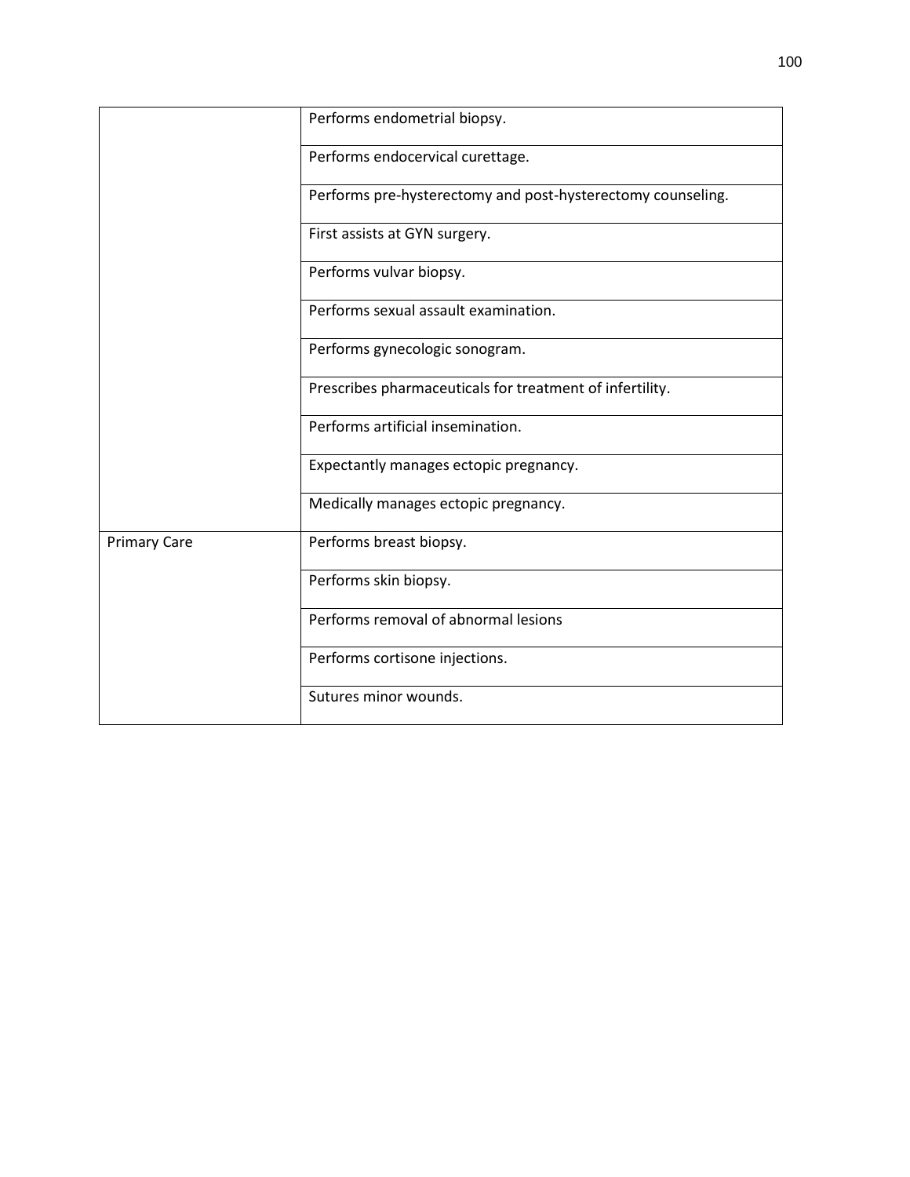| | |
|---|---|
| | Performs endometrial biopsy. |
| | Performs endocervical curettage. |
| | Performs pre-hysterectomy and post-hysterectomy counseling. |
| | First assists at GYN surgery. |
| | Performs vulvar biopsy. |
| | Performs sexual assault examination. |
| | Performs gynecologic sonogram. |
| | Prescribes pharmaceuticals for treatment of infertility. |
| | Performs artificial insemination. |
| | Expectantly manages ectopic pregnancy. |
| | Medically manages ectopic pregnancy. |
| Primary Care | Performs breast biopsy. |
| | Performs skin biopsy. |
| | Performs removal of abnormal lesions |
| | Performs cortisone injections. |
| | Sutures minor wounds. |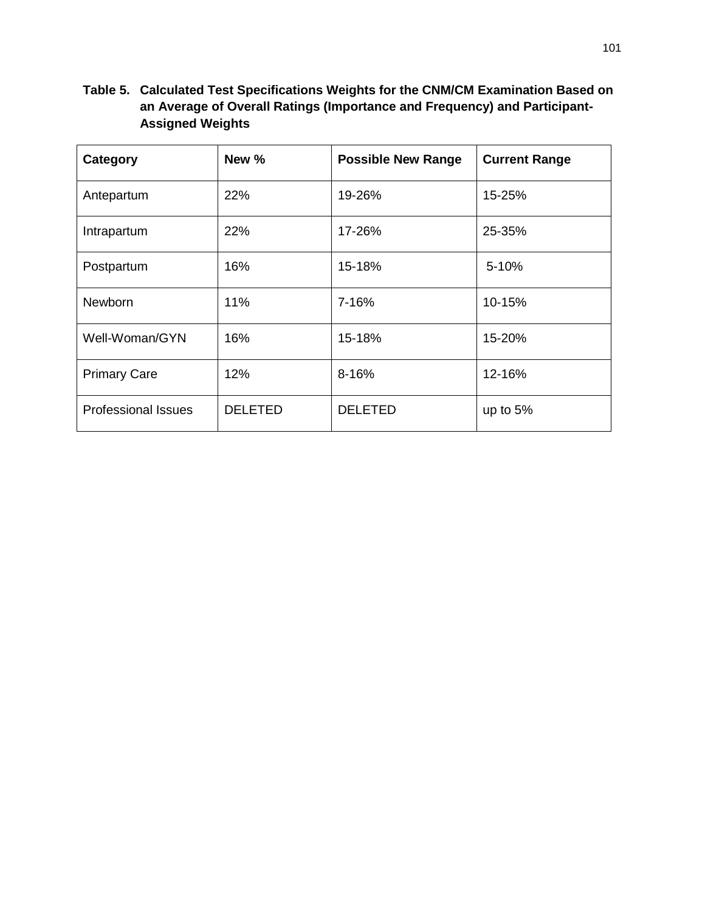**Table 5. Calculated Test Specifications Weights for the CNM/CM Examination Based on an Average of Overall Ratings (Importance and Frequency) and Participant-Assigned Weights**

| Category | New % | Possible New Range | Current Range |
| --- | --- | --- | --- |
| Antepartum | 22% | 19-26% | 15-25% |
| Intrapartum | 22% | 17-26% | 25-35% |
| Postpartum | 16% | 15-18% | 5-10% |
| Newborn | 11% | 7-16% | 10-15% |
| Well-Woman/GYN | 16% | 15-18% | 15-20% |
| Primary Care | 12% | 8-16% | 12-16% |
| Professional Issues | DELETED | DELETED | up to 5% |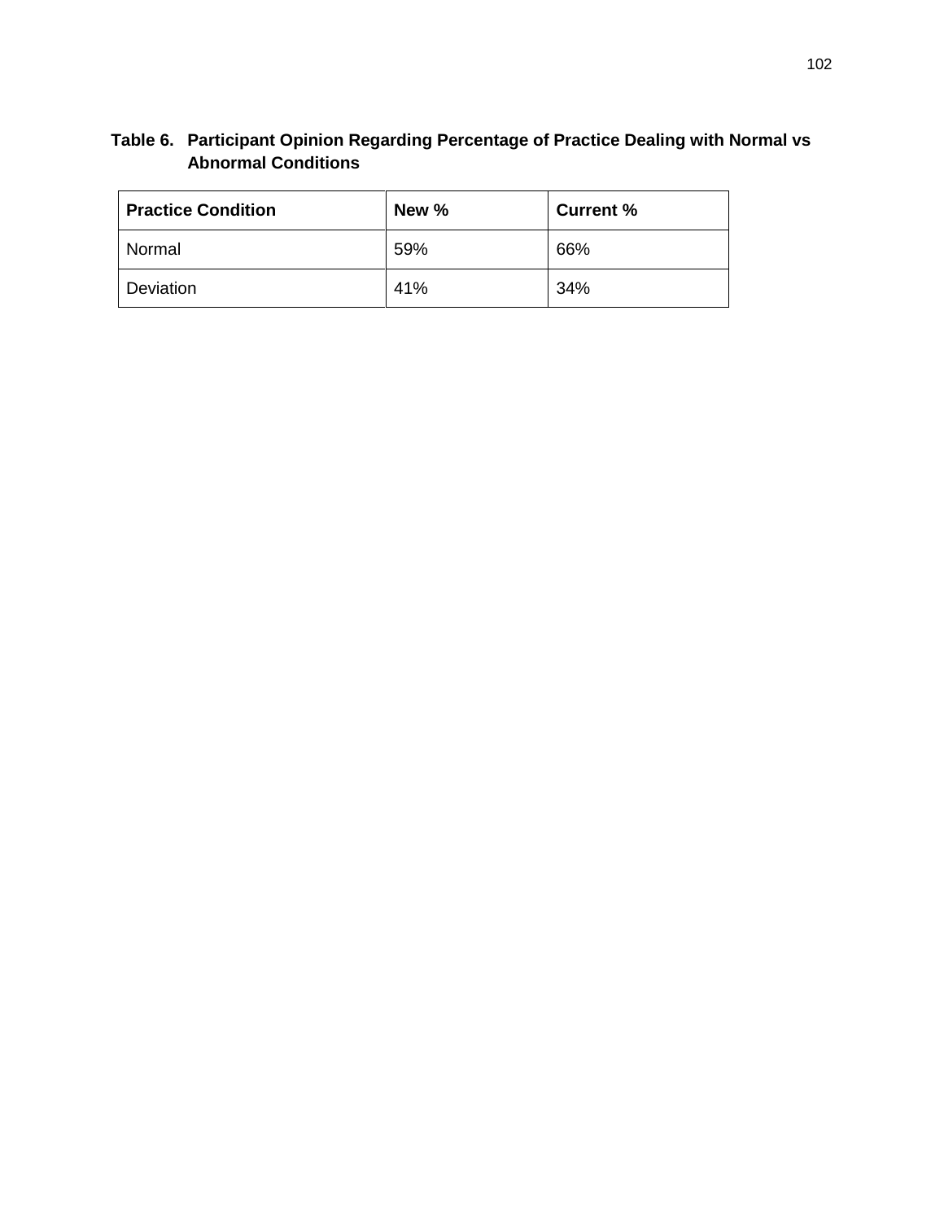**Table 6. Participant Opinion Regarding Percentage of Practice Dealing with Normal vs Abnormal Conditions**

| Practice Condition | New % | Current % |
|---|---|---|
| Normal | 59% | 66% |
| Deviation | 41% | 34% |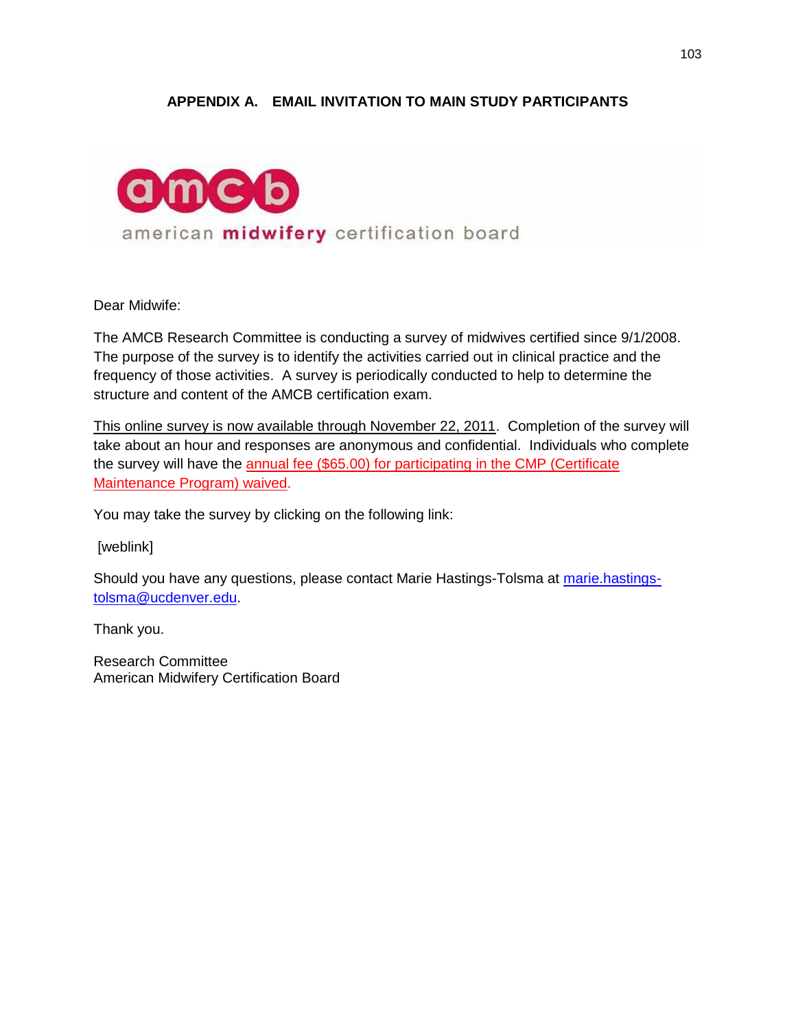## APPENDIX A. EMAIL INVITATION TO MAIN STUDY PARTICIPANTS

amcb
american **midwifery** certification board

Dear Midwife:

The AMCB Research Committee is conducting a survey of midwives certified since 9/1/2008. The purpose of the survey is to identify the activities carried out in clinical practice and the frequency of those activities. A survey is periodically conducted to help to determine the structure and content of the AMCB certification exam.

This online survey is now available through November 22, 2011. Completion of the survey will take about an hour and responses are anonymous and confidential. Individuals who complete the survey will have the annual fee ($65.00) for participating in the CMP (Certificate Maintenance Program) waived.

You may take the survey by clicking on the following link:

[weblink]

Should you have any questions, please contact Marie Hastings-Tolsma at marie.hastings-tolsma@ucdenver.edu.

Thank you.

Research Committee
American Midwifery Certification Board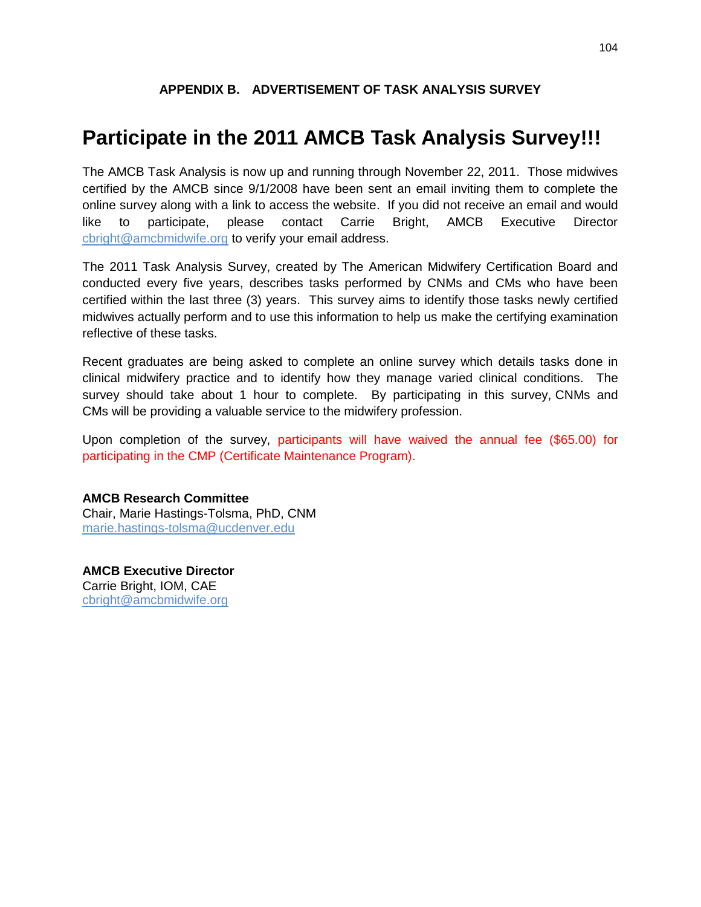## APPENDIX B. ADVERTISEMENT OF TASK ANALYSIS SURVEY

# Participate in the 2011 AMCB Task Analysis Survey!!!

The AMCB Task Analysis is now up and running through November 22, 2011. Those midwives certified by the AMCB since 9/1/2008 have been sent an email inviting them to complete the online survey along with a link to access the website. If you did not receive an email and would like to participate, please contact Carrie Bright, AMCB Executive Director cbright@amcbmidwife.org to verify your email address.

The 2011 Task Analysis Survey, created by The American Midwifery Certification Board and conducted every five years, describes tasks performed by CNMs and CMs who have been certified within the last three (3) years. This survey aims to identify those tasks newly certified midwives actually perform and to use this information to help us make the certifying examination reflective of these tasks.

Recent graduates are being asked to complete an online survey which details tasks done in clinical midwifery practice and to identify how they manage varied clinical conditions. The survey should take about 1 hour to complete. By participating in this survey, CNMs and CMs will be providing a valuable service to the midwifery profession.

Upon completion of the survey, participants will have waived the annual fee ($65.00) for participating in the CMP (Certificate Maintenance Program).

**AMCB Research Committee**
Chair, Marie Hastings-Tolsma, PhD, CNM
marie.hastings-tolsma@ucdenver.edu

**AMCB Executive Director**
Carrie Bright, IOM, CAE
cbright@amcbmidwife.org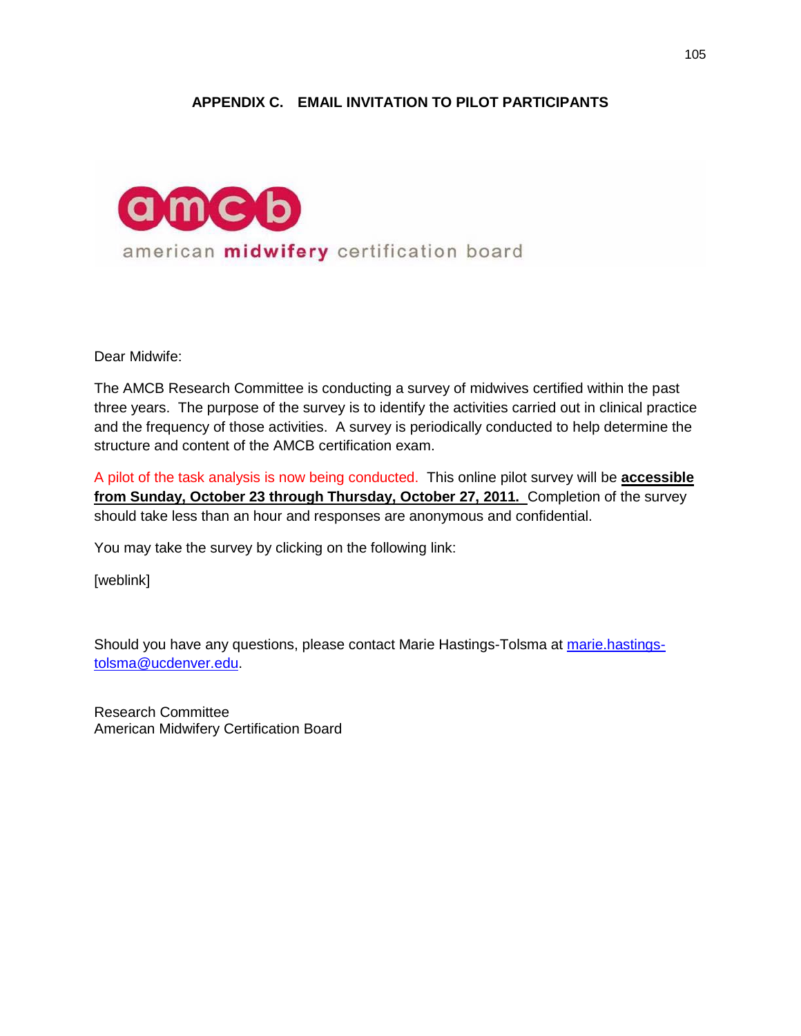## APPENDIX C. EMAIL INVITATION TO PILOT PARTICIPANTS

amcb

american **midwifery** certification board

Dear Midwife:

The AMCB Research Committee is conducting a survey of midwives certified within the past three years. The purpose of the survey is to identify the activities carried out in clinical practice and the frequency of those activities. A survey is periodically conducted to help determine the structure and content of the AMCB certification exam.

A pilot of the task analysis is now being conducted. This online pilot survey will be **accessible from Sunday, October 23 through Thursday, October 27, 2011.** Completion of the survey should take less than an hour and responses are anonymous and confidential.

You may take the survey by clicking on the following link:

[weblink]

Should you have any questions, please contact Marie Hastings-Tolsma at marie.hastings-tolsma@ucdenver.edu.

Research Committee
American Midwifery Certification Board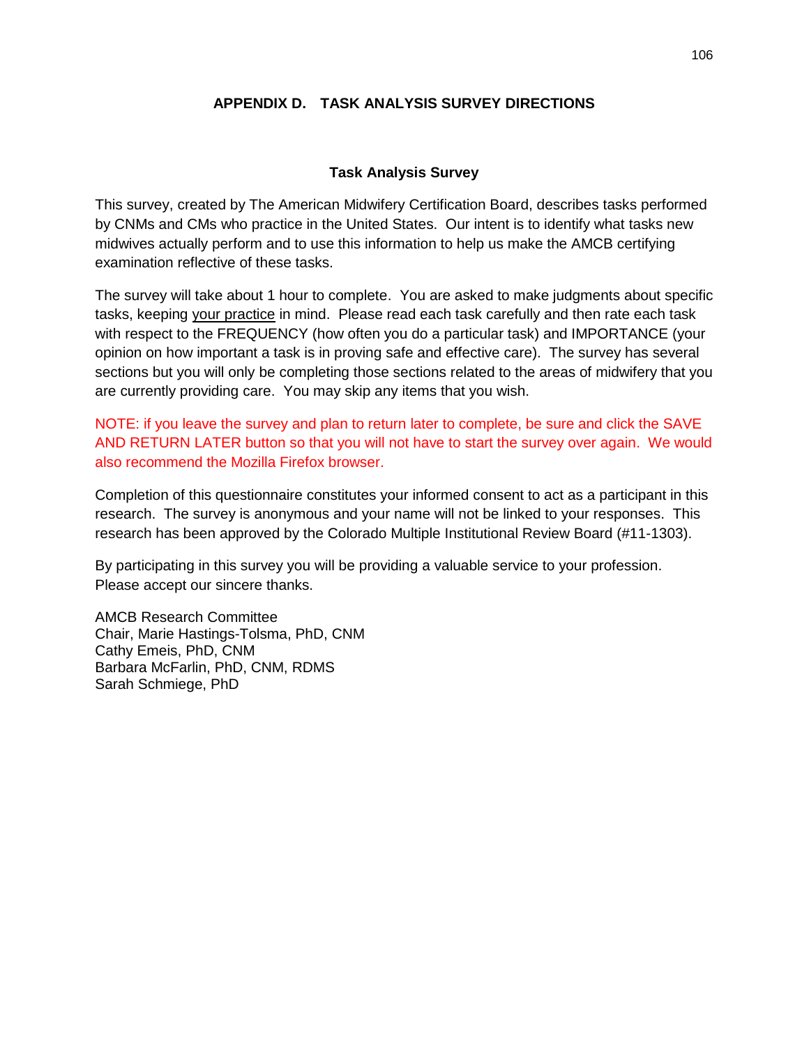# APPENDIX D. TASK ANALYSIS SURVEY DIRECTIONS

## Task Analysis Survey

This survey, created by The American Midwifery Certification Board, describes tasks performed by CNMs and CMs who practice in the United States. Our intent is to identify what tasks new midwives actually perform and to use this information to help us make the AMCB certifying examination reflective of these tasks.

The survey will take about 1 hour to complete. You are asked to make judgments about specific tasks, keeping your practice in mind. Please read each task carefully and then rate each task with respect to the FREQUENCY (how often you do a particular task) and IMPORTANCE (your opinion on how important a task is in proving safe and effective care). The survey has several sections but you will only be completing those sections related to the areas of midwifery that you are currently providing care. You may skip any items that you wish.

NOTE: if you leave the survey and plan to return later to complete, be sure and click the SAVE AND RETURN LATER button so that you will not have to start the survey over again. We would also recommend the Mozilla Firefox browser.

Completion of this questionnaire constitutes your informed consent to act as a participant in this research. The survey is anonymous and your name will not be linked to your responses. This research has been approved by the Colorado Multiple Institutional Review Board (#11-1303).

By participating in this survey you will be providing a valuable service to your profession. Please accept our sincere thanks.

AMCB Research Committee  
Chair, Marie Hastings-Tolsma, PhD, CNM  
Cathy Emeis, PhD, CNM  
Barbara McFarlin, PhD, CNM, RDMS  
Sarah Schmiege, PhD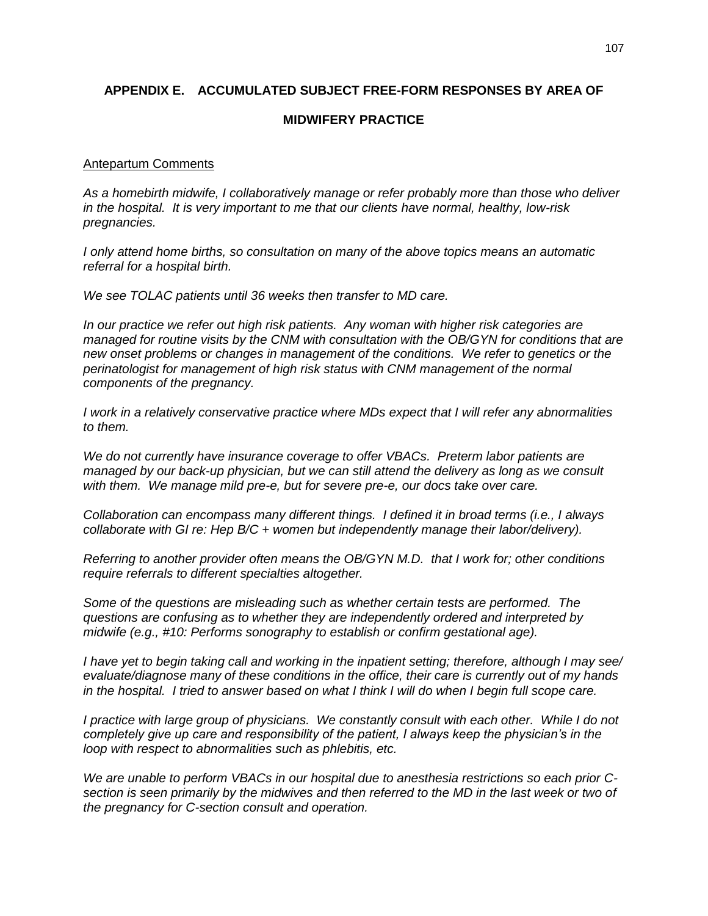## APPENDIX E. ACCUMULATED SUBJECT FREE-FORM RESPONSES BY AREA OF MIDWIFERY PRACTICE

<u>Antepartum Comments</u>

*As a homebirth midwife, I collaboratively manage or refer probably more than those who deliver in the hospital. It is very important to me that our clients have normal, healthy, low-risk pregnancies.*

*I only attend home births, so consultation on many of the above topics means an automatic referral for a hospital birth.*

*We see TOLAC patients until 36 weeks then transfer to MD care.*

*In our practice we refer out high risk patients. Any woman with higher risk categories are managed for routine visits by the CNM with consultation with the OB/GYN for conditions that are new onset problems or changes in management of the conditions. We refer to genetics or the perinatologist for management of high risk status with CNM management of the normal components of the pregnancy.*

*I work in a relatively conservative practice where MDs expect that I will refer any abnormalities to them.*

*We do not currently have insurance coverage to offer VBACs. Preterm labor patients are managed by our back-up physician, but we can still attend the delivery as long as we consult with them. We manage mild pre-e, but for severe pre-e, our docs take over care.*

*Collaboration can encompass many different things. I defined it in broad terms (i.e., I always collaborate with GI re: Hep B/C + women but independently manage their labor/delivery).*

*Referring to another provider often means the OB/GYN M.D. that I work for; other conditions require referrals to different specialties altogether.*

*Some of the questions are misleading such as whether certain tests are performed. The questions are confusing as to whether they are independently ordered and interpreted by midwife (e.g., #10: Performs sonography to establish or confirm gestational age).*

*I have yet to begin taking call and working in the inpatient setting; therefore, although I may see/ evaluate/diagnose many of these conditions in the office, their care is currently out of my hands in the hospital. I tried to answer based on what I think I will do when I begin full scope care.*

*I practice with large group of physicians. We constantly consult with each other. While I do not completely give up care and responsibility of the patient, I always keep the physician's in the loop with respect to abnormalities such as phlebitis, etc.*

*We are unable to perform VBACs in our hospital due to anesthesia restrictions so each prior C-section is seen primarily by the midwives and then referred to the MD in the last week or two of the pregnancy for C-section consult and operation.*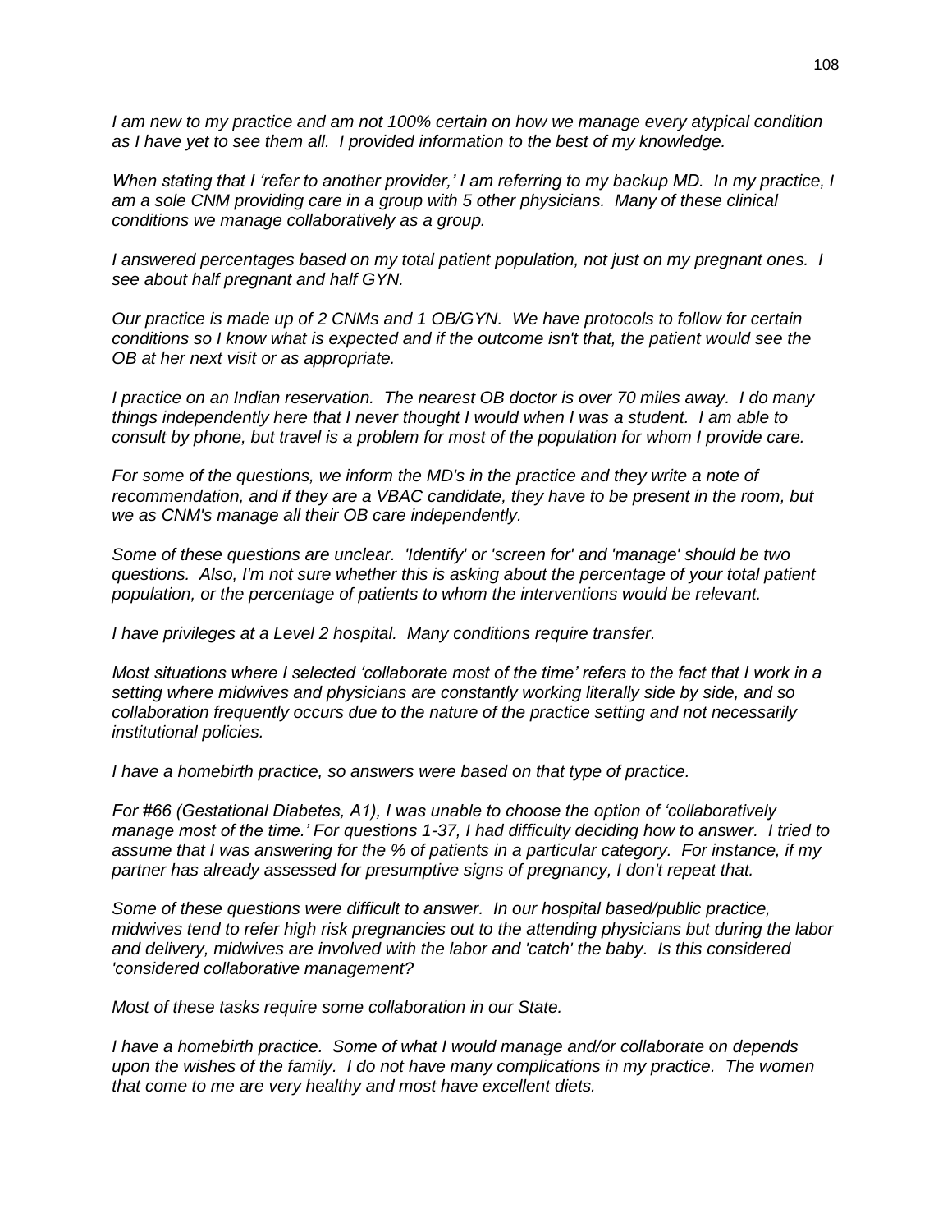*I am new to my practice and am not 100% certain on how we manage every atypical condition as I have yet to see them all. I provided information to the best of my knowledge.*

*When stating that I 'refer to another provider,' I am referring to my backup MD. In my practice, I am a sole CNM providing care in a group with 5 other physicians. Many of these clinical conditions we manage collaboratively as a group.*

*I answered percentages based on my total patient population, not just on my pregnant ones. I see about half pregnant and half GYN.*

*Our practice is made up of 2 CNMs and 1 OB/GYN. We have protocols to follow for certain conditions so I know what is expected and if the outcome isn't that, the patient would see the OB at her next visit or as appropriate.*

*I practice on an Indian reservation. The nearest OB doctor is over 70 miles away. I do many things independently here that I never thought I would when I was a student. I am able to consult by phone, but travel is a problem for most of the population for whom I provide care.*

*For some of the questions, we inform the MD's in the practice and they write a note of recommendation, and if they are a VBAC candidate, they have to be present in the room, but we as CNM's manage all their OB care independently.*

*Some of these questions are unclear. 'Identify' or 'screen for' and 'manage' should be two questions. Also, I'm not sure whether this is asking about the percentage of your total patient population, or the percentage of patients to whom the interventions would be relevant.*

*I have privileges at a Level 2 hospital. Many conditions require transfer.*

*Most situations where I selected 'collaborate most of the time' refers to the fact that I work in a setting where midwives and physicians are constantly working literally side by side, and so collaboration frequently occurs due to the nature of the practice setting and not necessarily institutional policies.*

*I have a homebirth practice, so answers were based on that type of practice.*

*For #66 (Gestational Diabetes, A1), I was unable to choose the option of 'collaboratively manage most of the time.' For questions 1-37, I had difficulty deciding how to answer. I tried to assume that I was answering for the % of patients in a particular category. For instance, if my partner has already assessed for presumptive signs of pregnancy, I don't repeat that.*

*Some of these questions were difficult to answer. In our hospital based/public practice, midwives tend to refer high risk pregnancies out to the attending physicians but during the labor and delivery, midwives are involved with the labor and 'catch' the baby. Is this considered 'considered collaborative management?*

*Most of these tasks require some collaboration in our State.*

*I have a homebirth practice. Some of what I would manage and/or collaborate on depends upon the wishes of the family. I do not have many complications in my practice. The women that come to me are very healthy and most have excellent diets.*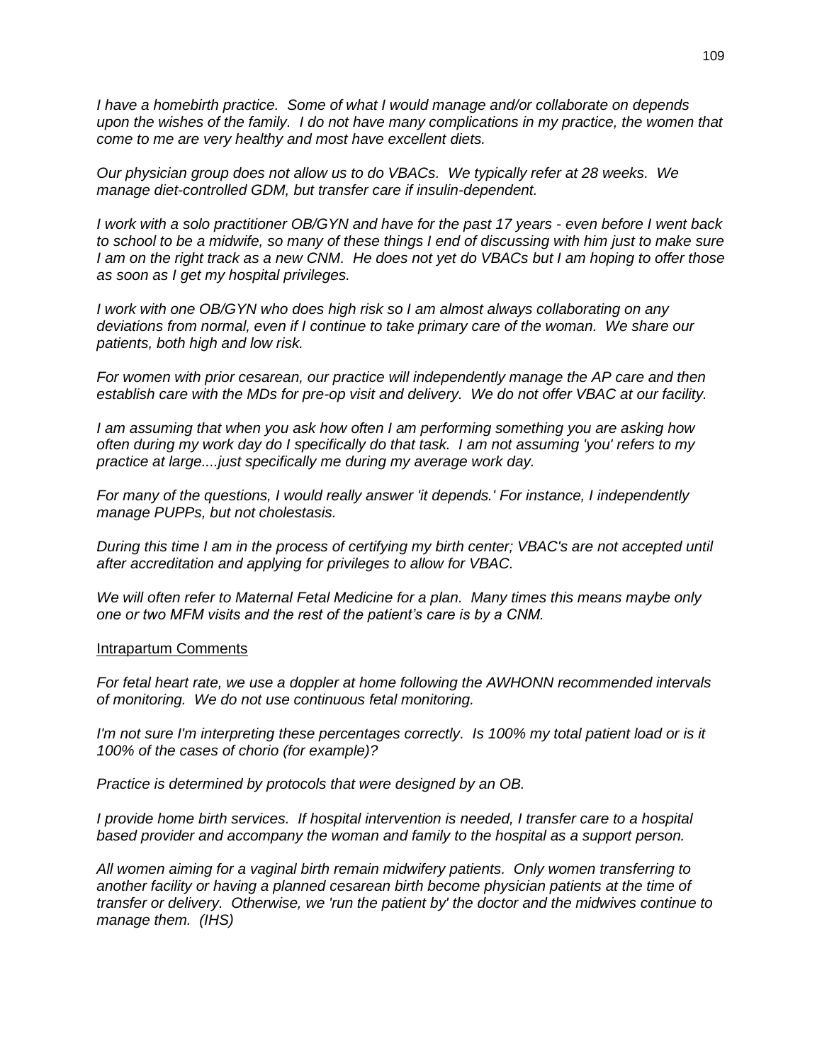*I have a homebirth practice. Some of what I would manage and/or collaborate on depends upon the wishes of the family. I do not have many complications in my practice, the women that come to me are very healthy and most have excellent diets.*

*Our physician group does not allow us to do VBACs. We typically refer at 28 weeks. We manage diet-controlled GDM, but transfer care if insulin-dependent.*

*I work with a solo practitioner OB/GYN and have for the past 17 years - even before I went back to school to be a midwife, so many of these things I end of discussing with him just to make sure I am on the right track as a new CNM. He does not yet do VBACs but I am hoping to offer those as soon as I get my hospital privileges.*

*I work with one OB/GYN who does high risk so I am almost always collaborating on any deviations from normal, even if I continue to take primary care of the woman. We share our patients, both high and low risk.*

*For women with prior cesarean, our practice will independently manage the AP care and then establish care with the MDs for pre-op visit and delivery. We do not offer VBAC at our facility.*

*I am assuming that when you ask how often I am performing something you are asking how often during my work day do I specifically do that task. I am not assuming 'you' refers to my practice at large....just specifically me during my average work day.*

*For many of the questions, I would really answer 'it depends.' For instance, I independently manage PUPPs, but not cholestasis.*

*During this time I am in the process of certifying my birth center; VBAC's are not accepted until after accreditation and applying for privileges to allow for VBAC.*

*We will often refer to Maternal Fetal Medicine for a plan. Many times this means maybe only one or two MFM visits and the rest of the patient's care is by a CNM.*

<u>Intrapartum Comments</u>

*For fetal heart rate, we use a doppler at home following the AWHONN recommended intervals of monitoring. We do not use continuous fetal monitoring.*

*I'm not sure I'm interpreting these percentages correctly. Is 100% my total patient load or is it 100% of the cases of chorio (for example)?*

*Practice is determined by protocols that were designed by an OB.*

*I provide home birth services. If hospital intervention is needed, I transfer care to a hospital based provider and accompany the woman and family to the hospital as a support person.*

*All women aiming for a vaginal birth remain midwifery patients. Only women transferring to another facility or having a planned cesarean birth become physician patients at the time of transfer or delivery. Otherwise, we 'run the patient by' the doctor and the midwives continue to manage them. (IHS)*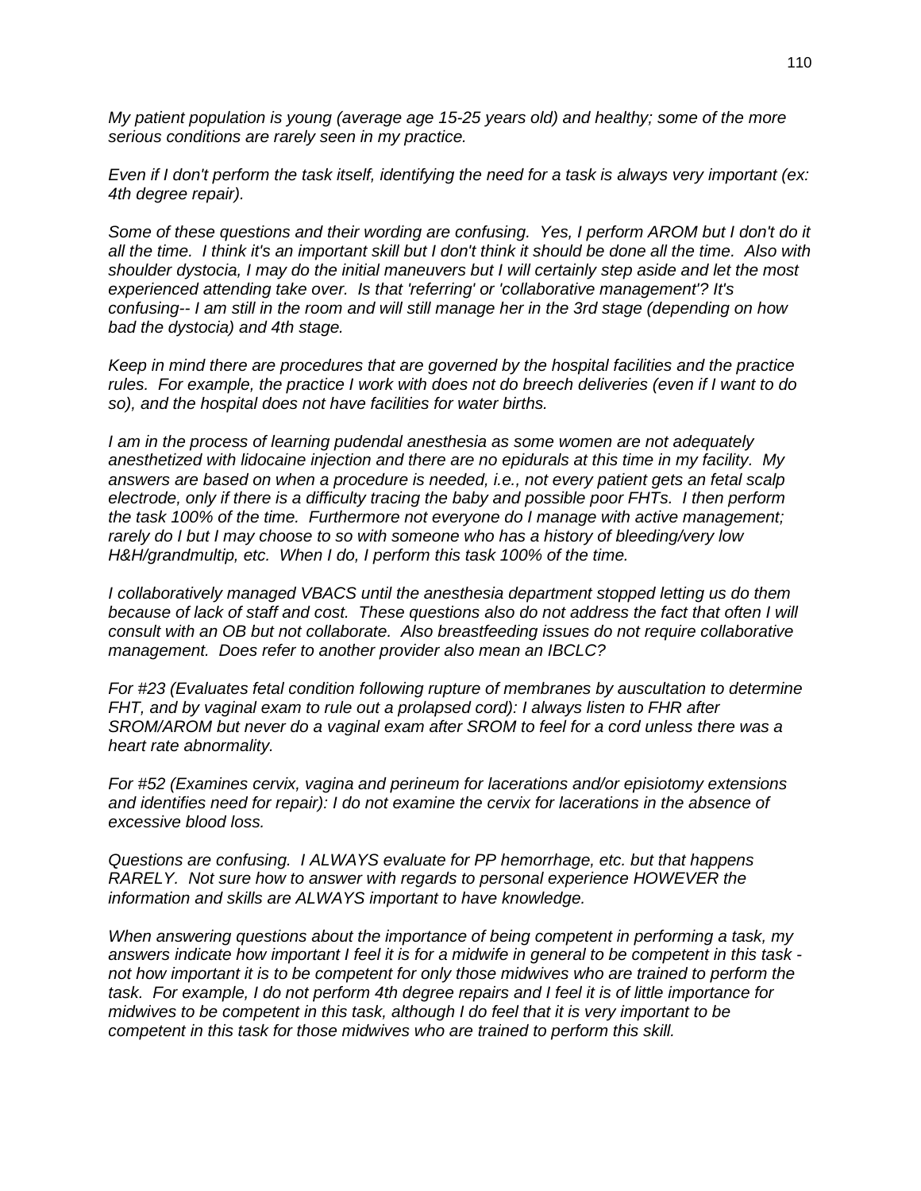*My patient population is young (average age 15-25 years old) and healthy; some of the more serious conditions are rarely seen in my practice.*

*Even if I don't perform the task itself, identifying the need for a task is always very important (ex: 4th degree repair).*

*Some of these questions and their wording are confusing. Yes, I perform AROM but I don't do it all the time. I think it's an important skill but I don't think it should be done all the time. Also with shoulder dystocia, I may do the initial maneuvers but I will certainly step aside and let the most experienced attending take over. Is that 'referring' or 'collaborative management'? It's confusing-- I am still in the room and will still manage her in the 3rd stage (depending on how bad the dystocia) and 4th stage.*

*Keep in mind there are procedures that are governed by the hospital facilities and the practice rules. For example, the practice I work with does not do breech deliveries (even if I want to do so), and the hospital does not have facilities for water births.*

*I am in the process of learning pudendal anesthesia as some women are not adequately anesthetized with lidocaine injection and there are no epidurals at this time in my facility. My answers are based on when a procedure is needed, i.e., not every patient gets an fetal scalp electrode, only if there is a difficulty tracing the baby and possible poor FHTs. I then perform the task 100% of the time. Furthermore not everyone do I manage with active management; rarely do I but I may choose to so with someone who has a history of bleeding/very low H&H/grandmultip, etc. When I do, I perform this task 100% of the time.*

*I collaboratively managed VBACS until the anesthesia department stopped letting us do them because of lack of staff and cost. These questions also do not address the fact that often I will consult with an OB but not collaborate. Also breastfeeding issues do not require collaborative management. Does refer to another provider also mean an IBCLC?*

*For #23 (Evaluates fetal condition following rupture of membranes by auscultation to determine FHT, and by vaginal exam to rule out a prolapsed cord): I always listen to FHR after SROM/AROM but never do a vaginal exam after SROM to feel for a cord unless there was a heart rate abnormality.*

*For #52 (Examines cervix, vagina and perineum for lacerations and/or episiotomy extensions and identifies need for repair): I do not examine the cervix for lacerations in the absence of excessive blood loss.*

*Questions are confusing. I ALWAYS evaluate for PP hemorrhage, etc. but that happens RARELY. Not sure how to answer with regards to personal experience HOWEVER the information and skills are ALWAYS important to have knowledge.*

*When answering questions about the importance of being competent in performing a task, my answers indicate how important I feel it is for a midwife in general to be competent in this task - not how important it is to be competent for only those midwives who are trained to perform the task. For example, I do not perform 4th degree repairs and I feel it is of little importance for midwives to be competent in this task, although I do feel that it is very important to be competent in this task for those midwives who are trained to perform this skill.*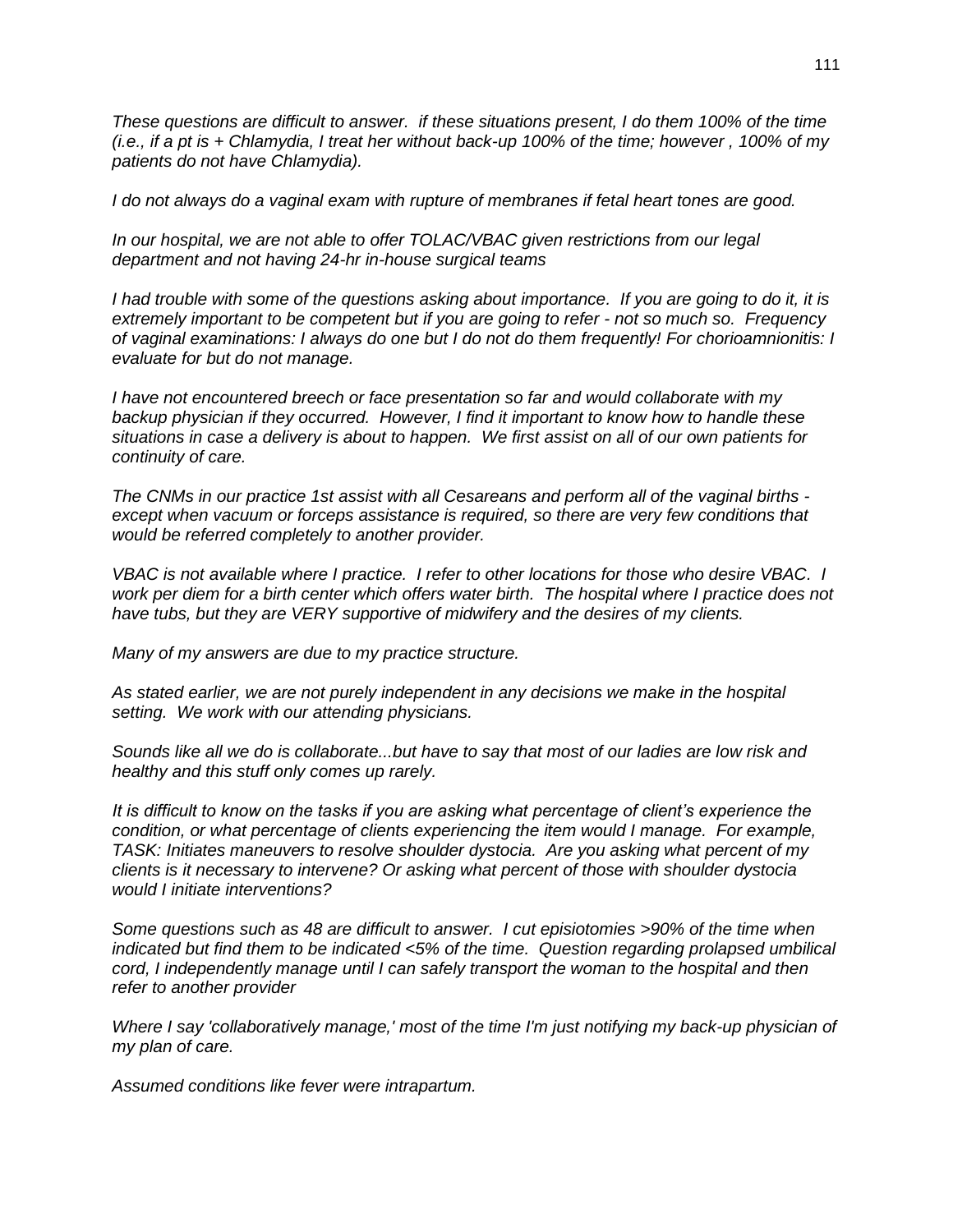*These questions are difficult to answer.  if these situations present, I do them 100% of the time (i.e., if a pt is + Chlamydia, I treat her without back-up 100% of the time; however , 100% of my patients do not have Chlamydia).*

*I do not always do a vaginal exam with rupture of membranes if fetal heart tones are good.*

*In our hospital, we are not able to offer TOLAC/VBAC given restrictions from our legal department and not having 24-hr in-house surgical teams*

*I had trouble with some of the questions asking about importance.  If you are going to do it, it is extremely important to be competent but if you are going to refer - not so much so.  Frequency of vaginal examinations: I always do one but I do not do them frequently! For chorioamnionitis: I evaluate for but do not manage.*

*I have not encountered breech or face presentation so far and would collaborate with my backup physician if they occurred.  However, I find it important to know how to handle these situations in case a delivery is about to happen.  We first assist on all of our own patients for continuity of care.*

*The CNMs in our practice 1st assist with all Cesareans and perform all of the vaginal births - except when vacuum or forceps assistance is required, so there are very few conditions that would be referred completely to another provider.*

*VBAC is not available where I practice.  I refer to other locations for those who desire VBAC.  I work per diem for a birth center which offers water birth.  The hospital where I practice does not have tubs, but they are VERY supportive of midwifery and the desires of my clients.*

*Many of my answers are due to my practice structure.*

*As stated earlier, we are not purely independent in any decisions we make in the hospital setting.  We work with our attending physicians.*

*Sounds like all we do is collaborate...but have to say that most of our ladies are low risk and healthy and this stuff only comes up rarely.*

*It is difficult to know on the tasks if you are asking what percentage of client's experience the condition, or what percentage of clients experiencing the item would I manage.  For example, TASK: Initiates maneuvers to resolve shoulder dystocia.  Are you asking what percent of my clients is it necessary to intervene? Or asking what percent of those with shoulder dystocia would I initiate interventions?*

*Some questions such as 48 are difficult to answer.  I cut episiotomies >90% of the time when indicated but find them to be indicated <5% of the time.  Question regarding prolapsed umbilical cord, I independently manage until I can safely transport the woman to the hospital and then refer to another provider*

*Where I say 'collaboratively manage,' most of the time I'm just notifying my back-up physician of my plan of care.*

*Assumed conditions like fever were intrapartum.*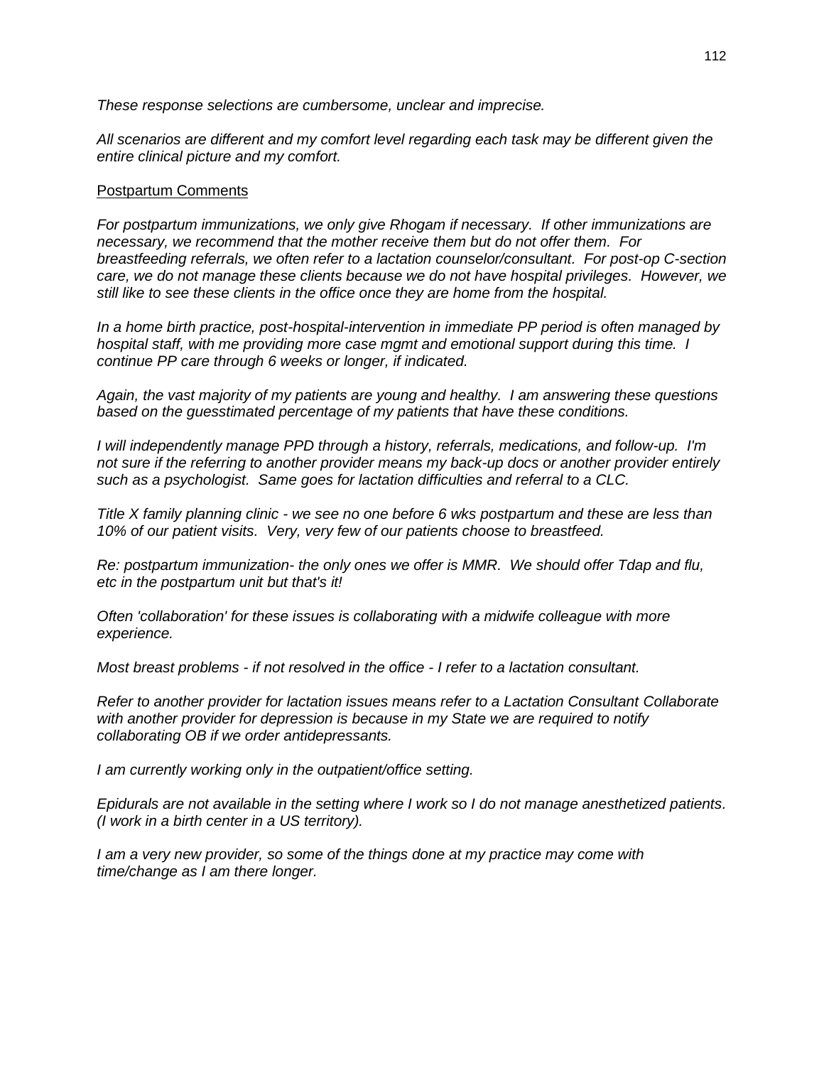*These response selections are cumbersome, unclear and imprecise.*

*All scenarios are different and my comfort level regarding each task may be different given the entire clinical picture and my comfort.*

<u>Postpartum Comments</u>

*For postpartum immunizations, we only give Rhogam if necessary. If other immunizations are necessary, we recommend that the mother receive them but do not offer them. For breastfeeding referrals, we often refer to a lactation counselor/consultant. For post-op C-section care, we do not manage these clients because we do not have hospital privileges. However, we still like to see these clients in the office once they are home from the hospital.*

*In a home birth practice, post-hospital-intervention in immediate PP period is often managed by hospital staff, with me providing more case mgmt and emotional support during this time. I continue PP care through 6 weeks or longer, if indicated.*

*Again, the vast majority of my patients are young and healthy. I am answering these questions based on the guesstimated percentage of my patients that have these conditions.*

*I will independently manage PPD through a history, referrals, medications, and follow-up. I'm not sure if the referring to another provider means my back-up docs or another provider entirely such as a psychologist. Same goes for lactation difficulties and referral to a CLC.*

*Title X family planning clinic - we see no one before 6 wks postpartum and these are less than 10% of our patient visits. Very, very few of our patients choose to breastfeed.*

*Re: postpartum immunization- the only ones we offer is MMR. We should offer Tdap and flu, etc in the postpartum unit but that's it!*

*Often 'collaboration' for these issues is collaborating with a midwife colleague with more experience.*

*Most breast problems - if not resolved in the office - I refer to a lactation consultant.*

*Refer to another provider for lactation issues means refer to a Lactation Consultant Collaborate with another provider for depression is because in my State we are required to notify collaborating OB if we order antidepressants.*

*I am currently working only in the outpatient/office setting.*

*Epidurals are not available in the setting where I work so I do not manage anesthetized patients. (I work in a birth center in a US territory).*

*I am a very new provider, so some of the things done at my practice may come with time/change as I am there longer.*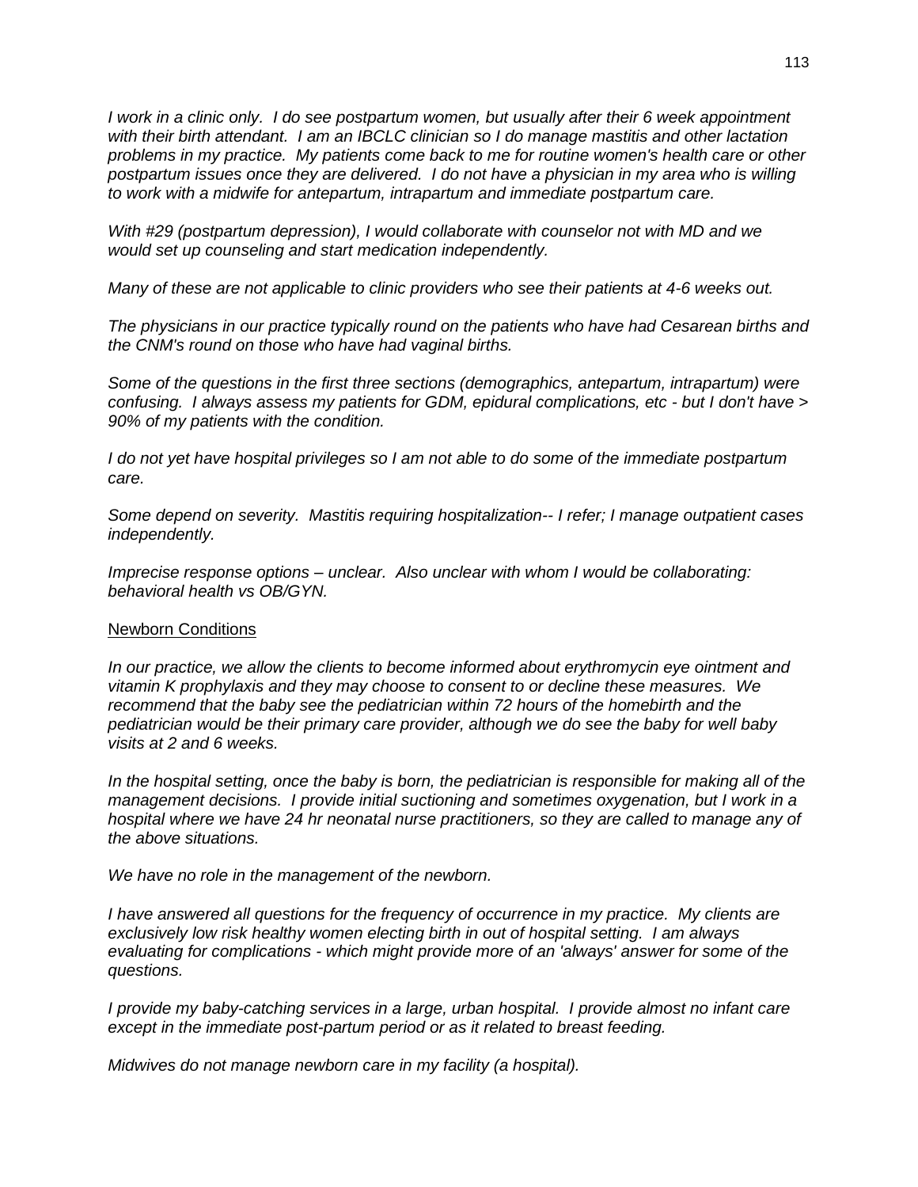*I work in a clinic only. I do see postpartum women, but usually after their 6 week appointment with their birth attendant. I am an IBCLC clinician so I do manage mastitis and other lactation problems in my practice. My patients come back to me for routine women's health care or other postpartum issues once they are delivered. I do not have a physician in my area who is willing to work with a midwife for antepartum, intrapartum and immediate postpartum care.*

*With #29 (postpartum depression), I would collaborate with counselor not with MD and we would set up counseling and start medication independently.*

*Many of these are not applicable to clinic providers who see their patients at 4-6 weeks out.*

*The physicians in our practice typically round on the patients who have had Cesarean births and the CNM's round on those who have had vaginal births.*

*Some of the questions in the first three sections (demographics, antepartum, intrapartum) were confusing. I always assess my patients for GDM, epidural complications, etc - but I don't have > 90% of my patients with the condition.*

*I do not yet have hospital privileges so I am not able to do some of the immediate postpartum care.*

*Some depend on severity. Mastitis requiring hospitalization-- I refer; I manage outpatient cases independently.*

*Imprecise response options – unclear. Also unclear with whom I would be collaborating: behavioral health vs OB/GYN.*

<u>Newborn Conditions</u>

*In our practice, we allow the clients to become informed about erythromycin eye ointment and vitamin K prophylaxis and they may choose to consent to or decline these measures. We recommend that the baby see the pediatrician within 72 hours of the homebirth and the pediatrician would be their primary care provider, although we do see the baby for well baby visits at 2 and 6 weeks.*

*In the hospital setting, once the baby is born, the pediatrician is responsible for making all of the management decisions. I provide initial suctioning and sometimes oxygenation, but I work in a hospital where we have 24 hr neonatal nurse practitioners, so they are called to manage any of the above situations.*

*We have no role in the management of the newborn.*

*I have answered all questions for the frequency of occurrence in my practice. My clients are exclusively low risk healthy women electing birth in out of hospital setting. I am always evaluating for complications - which might provide more of an 'always' answer for some of the questions.*

*I provide my baby-catching services in a large, urban hospital. I provide almost no infant care except in the immediate post-partum period or as it related to breast feeding.*

*Midwives do not manage newborn care in my facility (a hospital).*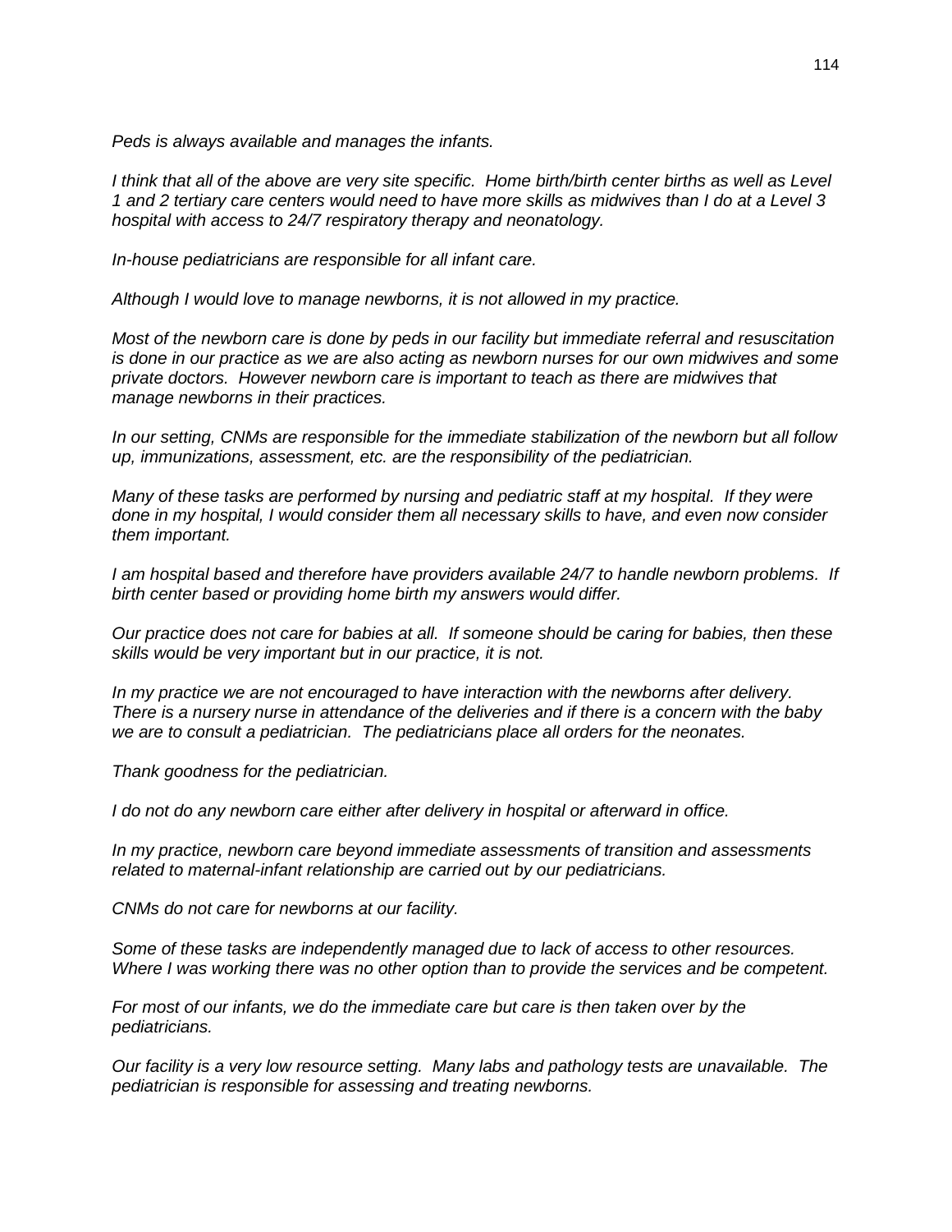*Peds is always available and manages the infants.*

*I think that all of the above are very site specific.  Home birth/birth center births as well as Level 1 and 2 tertiary care centers would need to have more skills as midwives than I do at a Level 3 hospital with access to 24/7 respiratory therapy and neonatology.*

*In-house pediatricians are responsible for all infant care.*

*Although I would love to manage newborns, it is not allowed in my practice.*

*Most of the newborn care is done by peds in our facility but immediate referral and resuscitation is done in our practice as we are also acting as newborn nurses for our own midwives and some private doctors.  However newborn care is important to teach as there are midwives that manage newborns in their practices.*

*In our setting, CNMs are responsible for the immediate stabilization of the newborn but all follow up, immunizations, assessment, etc. are the responsibility of the pediatrician.*

*Many of these tasks are performed by nursing and pediatric staff at my hospital.  If they were done in my hospital, I would consider them all necessary skills to have, and even now consider them important.*

*I am hospital based and therefore have providers available 24/7 to handle newborn problems.  If birth center based or providing home birth my answers would differ.*

*Our practice does not care for babies at all.  If someone should be caring for babies, then these skills would be very important but in our practice, it is not.*

*In my practice we are not encouraged to have interaction with the newborns after delivery. There is a nursery nurse in attendance of the deliveries and if there is a concern with the baby we are to consult a pediatrician.  The pediatricians place all orders for the neonates.*

*Thank goodness for the pediatrician.*

*I do not do any newborn care either after delivery in hospital or afterward in office.*

*In my practice, newborn care beyond immediate assessments of transition and assessments related to maternal-infant relationship are carried out by our pediatricians.*

*CNMs do not care for newborns at our facility.*

*Some of these tasks are independently managed due to lack of access to other resources. Where I was working there was no other option than to provide the services and be competent.*

*For most of our infants, we do the immediate care but care is then taken over by the pediatricians.*

*Our facility is a very low resource setting.  Many labs and pathology tests are unavailable.  The pediatrician is responsible for assessing and treating newborns.*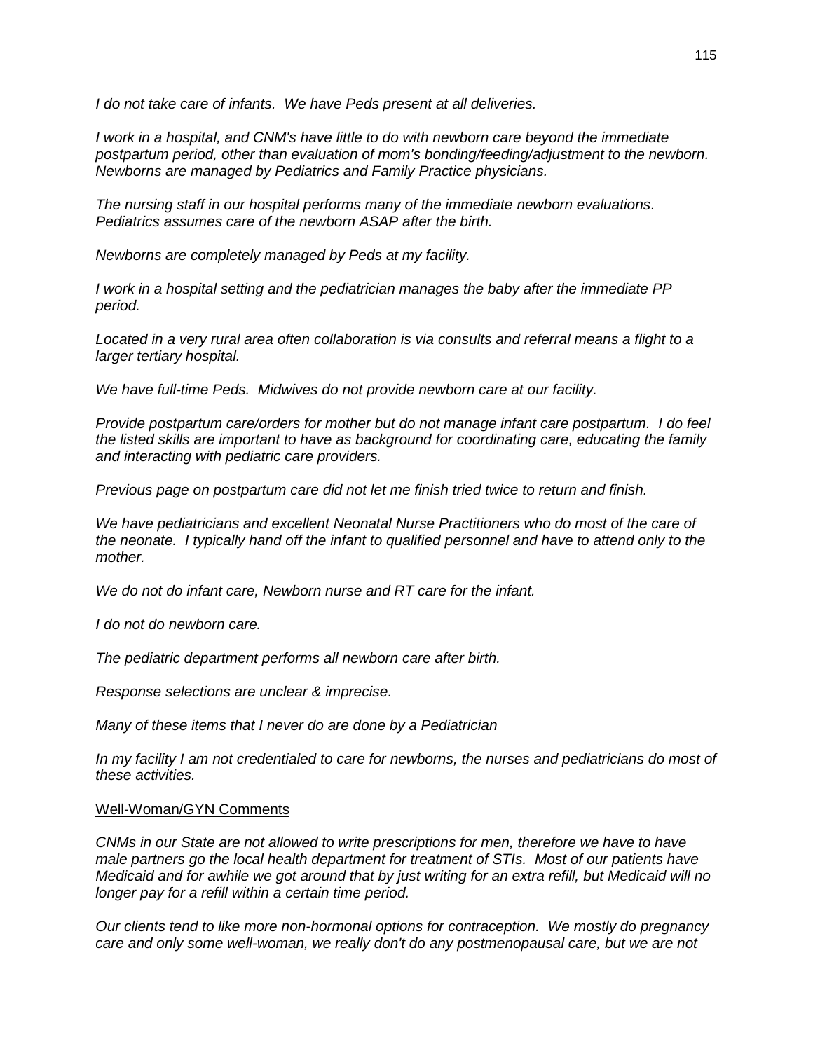*I do not take care of infants. We have Peds present at all deliveries.*

*I work in a hospital, and CNM's have little to do with newborn care beyond the immediate postpartum period, other than evaluation of mom's bonding/feeding/adjustment to the newborn. Newborns are managed by Pediatrics and Family Practice physicians.*

*The nursing staff in our hospital performs many of the immediate newborn evaluations. Pediatrics assumes care of the newborn ASAP after the birth.*

*Newborns are completely managed by Peds at my facility.*

*I work in a hospital setting and the pediatrician manages the baby after the immediate PP period.*

*Located in a very rural area often collaboration is via consults and referral means a flight to a larger tertiary hospital.*

*We have full-time Peds. Midwives do not provide newborn care at our facility.*

*Provide postpartum care/orders for mother but do not manage infant care postpartum. I do feel the listed skills are important to have as background for coordinating care, educating the family and interacting with pediatric care providers.*

*Previous page on postpartum care did not let me finish tried twice to return and finish.*

*We have pediatricians and excellent Neonatal Nurse Practitioners who do most of the care of the neonate. I typically hand off the infant to qualified personnel and have to attend only to the mother.*

*We do not do infant care, Newborn nurse and RT care for the infant.*

*I do not do newborn care.*

*The pediatric department performs all newborn care after birth.*

*Response selections are unclear & imprecise.*

*Many of these items that I never do are done by a Pediatrician*

*In my facility I am not credentialed to care for newborns, the nurses and pediatricians do most of these activities.*

<u>Well-Woman/GYN Comments</u>

*CNMs in our State are not allowed to write prescriptions for men, therefore we have to have male partners go the local health department for treatment of STIs. Most of our patients have Medicaid and for awhile we got around that by just writing for an extra refill, but Medicaid will no longer pay for a refill within a certain time period.*

*Our clients tend to like more non-hormonal options for contraception. We mostly do pregnancy care and only some well-woman, we really don't do any postmenopausal care, but we are not*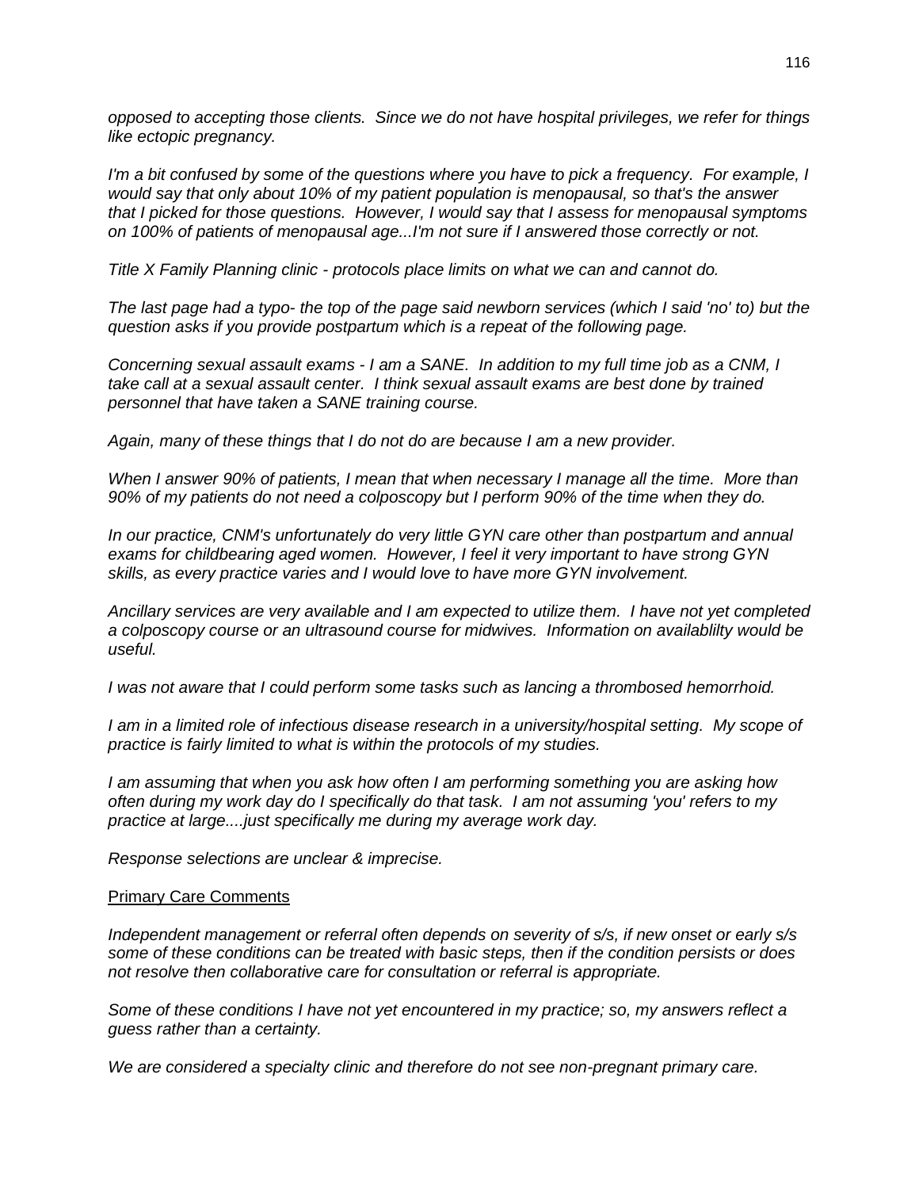*opposed to accepting those clients. Since we do not have hospital privileges, we refer for things like ectopic pregnancy.*

*I'm a bit confused by some of the questions where you have to pick a frequency. For example, I would say that only about 10% of my patient population is menopausal, so that's the answer that I picked for those questions. However, I would say that I assess for menopausal symptoms on 100% of patients of menopausal age...I'm not sure if I answered those correctly or not.*

*Title X Family Planning clinic - protocols place limits on what we can and cannot do.*

*The last page had a typo- the top of the page said newborn services (which I said 'no' to) but the question asks if you provide postpartum which is a repeat of the following page.*

*Concerning sexual assault exams - I am a SANE. In addition to my full time job as a CNM, I take call at a sexual assault center. I think sexual assault exams are best done by trained personnel that have taken a SANE training course.*

*Again, many of these things that I do not do are because I am a new provider.*

*When I answer 90% of patients, I mean that when necessary I manage all the time. More than 90% of my patients do not need a colposcopy but I perform 90% of the time when they do.*

*In our practice, CNM's unfortunately do very little GYN care other than postpartum and annual exams for childbearing aged women. However, I feel it very important to have strong GYN skills, as every practice varies and I would love to have more GYN involvement.*

*Ancillary services are very available and I am expected to utilize them. I have not yet completed a colposcopy course or an ultrasound course for midwives. Information on availablilty would be useful.*

*I was not aware that I could perform some tasks such as lancing a thrombosed hemorrhoid.*

*I am in a limited role of infectious disease research in a university/hospital setting. My scope of practice is fairly limited to what is within the protocols of my studies.*

*I am assuming that when you ask how often I am performing something you are asking how often during my work day do I specifically do that task. I am not assuming 'you' refers to my practice at large....just specifically me during my average work day.*

*Response selections are unclear & imprecise.*

<u>Primary Care Comments</u>

*Independent management or referral often depends on severity of s/s, if new onset or early s/s some of these conditions can be treated with basic steps, then if the condition persists or does not resolve then collaborative care for consultation or referral is appropriate.*

*Some of these conditions I have not yet encountered in my practice; so, my answers reflect a guess rather than a certainty.*

*We are considered a specialty clinic and therefore do not see non-pregnant primary care.*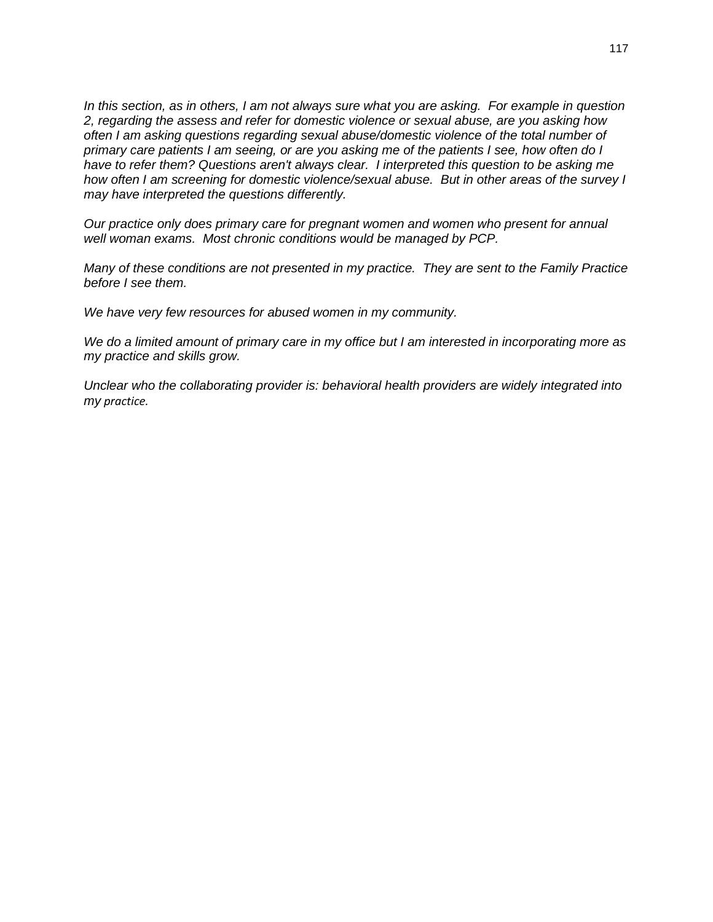*In this section, as in others, I am not always sure what you are asking. For example in question 2, regarding the assess and refer for domestic violence or sexual abuse, are you asking how often I am asking questions regarding sexual abuse/domestic violence of the total number of primary care patients I am seeing, or are you asking me of the patients I see, how often do I have to refer them? Questions aren't always clear. I interpreted this question to be asking me how often I am screening for domestic violence/sexual abuse. But in other areas of the survey I may have interpreted the questions differently.*

*Our practice only does primary care for pregnant women and women who present for annual well woman exams. Most chronic conditions would be managed by PCP.*

*Many of these conditions are not presented in my practice. They are sent to the Family Practice before I see them.*

*We have very few resources for abused women in my community.*

*We do a limited amount of primary care in my office but I am interested in incorporating more as my practice and skills grow.*

*Unclear who the collaborating provider is: behavioral health providers are widely integrated into my practice.*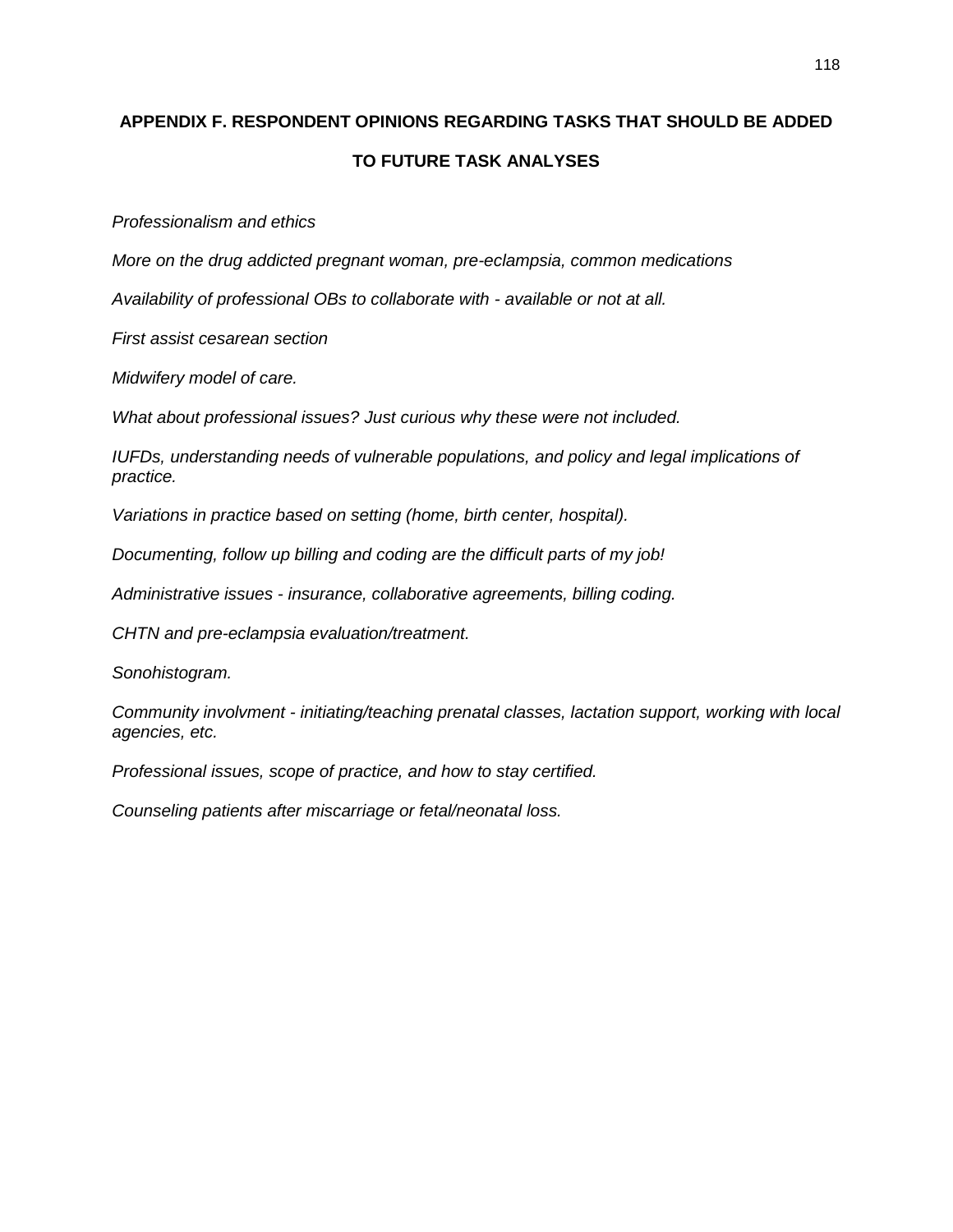# APPENDIX F. RESPONDENT OPINIONS REGARDING TASKS THAT SHOULD BE ADDED TO FUTURE TASK ANALYSES

*Professionalism and ethics*

*More on the drug addicted pregnant woman, pre-eclampsia, common medications*

*Availability of professional OBs to collaborate with - available or not at all.*

*First assist cesarean section*

*Midwifery model of care.*

*What about professional issues? Just curious why these were not included.*

*IUFDs, understanding needs of vulnerable populations, and policy and legal implications of practice.*

*Variations in practice based on setting (home, birth center, hospital).*

*Documenting, follow up billing and coding are the difficult parts of my job!*

*Administrative issues - insurance, collaborative agreements, billing coding.*

*CHTN and pre-eclampsia evaluation/treatment.*

*Sonohistogram.*

*Community involvment - initiating/teaching prenatal classes, lactation support, working with local agencies, etc.*

*Professional issues, scope of practice, and how to stay certified.*

*Counseling patients after miscarriage or fetal/neonatal loss.*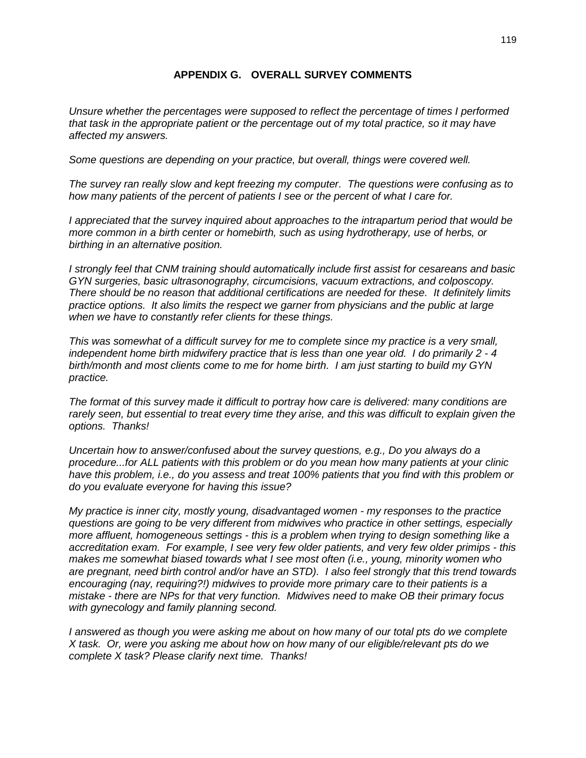## APPENDIX G. OVERALL SURVEY COMMENTS

*Unsure whether the percentages were supposed to reflect the percentage of times I performed that task in the appropriate patient or the percentage out of my total practice, so it may have affected my answers.*

*Some questions are depending on your practice, but overall, things were covered well.*

*The survey ran really slow and kept freezing my computer. The questions were confusing as to how many patients of the percent of patients I see or the percent of what I care for.*

*I appreciated that the survey inquired about approaches to the intrapartum period that would be more common in a birth center or homebirth, such as using hydrotherapy, use of herbs, or birthing in an alternative position.*

*I strongly feel that CNM training should automatically include first assist for cesareans and basic GYN surgeries, basic ultrasonography, circumcisions, vacuum extractions, and colposcopy. There should be no reason that additional certifications are needed for these. It definitely limits practice options. It also limits the respect we garner from physicians and the public at large when we have to constantly refer clients for these things.*

*This was somewhat of a difficult survey for me to complete since my practice is a very small, independent home birth midwifery practice that is less than one year old. I do primarily 2 - 4 birth/month and most clients come to me for home birth. I am just starting to build my GYN practice.*

*The format of this survey made it difficult to portray how care is delivered: many conditions are rarely seen, but essential to treat every time they arise, and this was difficult to explain given the options. Thanks!*

*Uncertain how to answer/confused about the survey questions, e.g., Do you always do a procedure...for ALL patients with this problem or do you mean how many patients at your clinic have this problem, i.e., do you assess and treat 100% patients that you find with this problem or do you evaluate everyone for having this issue?*

*My practice is inner city, mostly young, disadvantaged women - my responses to the practice questions are going to be very different from midwives who practice in other settings, especially more affluent, homogeneous settings - this is a problem when trying to design something like a accreditation exam. For example, I see very few older patients, and very few older primips - this makes me somewhat biased towards what I see most often (i.e., young, minority women who are pregnant, need birth control and/or have an STD). I also feel strongly that this trend towards encouraging (nay, requiring?!) midwives to provide more primary care to their patients is a mistake - there are NPs for that very function. Midwives need to make OB their primary focus with gynecology and family planning second.*

*I answered as though you were asking me about on how many of our total pts do we complete X task. Or, were you asking me about how on how many of our eligible/relevant pts do we complete X task? Please clarify next time. Thanks!*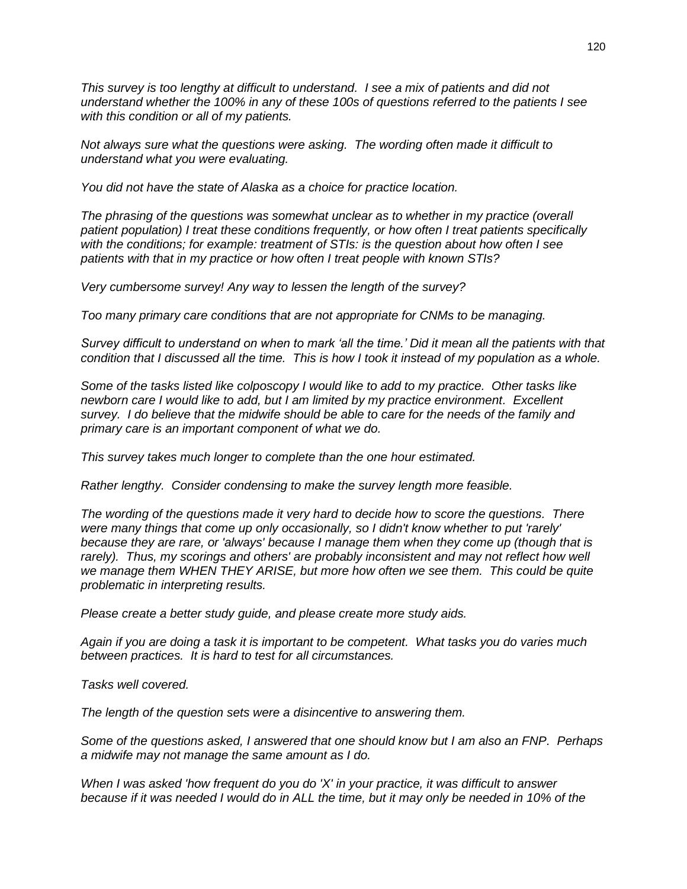*This survey is too lengthy at difficult to understand. I see a mix of patients and did not understand whether the 100% in any of these 100s of questions referred to the patients I see with this condition or all of my patients.*

*Not always sure what the questions were asking. The wording often made it difficult to understand what you were evaluating.*

*You did not have the state of Alaska as a choice for practice location.*

*The phrasing of the questions was somewhat unclear as to whether in my practice (overall patient population) I treat these conditions frequently, or how often I treat patients specifically with the conditions; for example: treatment of STIs: is the question about how often I see patients with that in my practice or how often I treat people with known STIs?*

*Very cumbersome survey! Any way to lessen the length of the survey?*

*Too many primary care conditions that are not appropriate for CNMs to be managing.*

*Survey difficult to understand on when to mark 'all the time.' Did it mean all the patients with that condition that I discussed all the time. This is how I took it instead of my population as a whole.*

*Some of the tasks listed like colposcopy I would like to add to my practice. Other tasks like newborn care I would like to add, but I am limited by my practice environment. Excellent survey. I do believe that the midwife should be able to care for the needs of the family and primary care is an important component of what we do.*

*This survey takes much longer to complete than the one hour estimated.*

*Rather lengthy. Consider condensing to make the survey length more feasible.*

*The wording of the questions made it very hard to decide how to score the questions. There were many things that come up only occasionally, so I didn't know whether to put 'rarely' because they are rare, or 'always' because I manage them when they come up (though that is rarely). Thus, my scorings and others' are probably inconsistent and may not reflect how well we manage them WHEN THEY ARISE, but more how often we see them. This could be quite problematic in interpreting results.*

*Please create a better study guide, and please create more study aids.*

*Again if you are doing a task it is important to be competent. What tasks you do varies much between practices. It is hard to test for all circumstances.*

*Tasks well covered.*

*The length of the question sets were a disincentive to answering them.*

*Some of the questions asked, I answered that one should know but I am also an FNP. Perhaps a midwife may not manage the same amount as I do.*

*When I was asked 'how frequent do you do 'X' in your practice, it was difficult to answer because if it was needed I would do in ALL the time, but it may only be needed in 10% of the*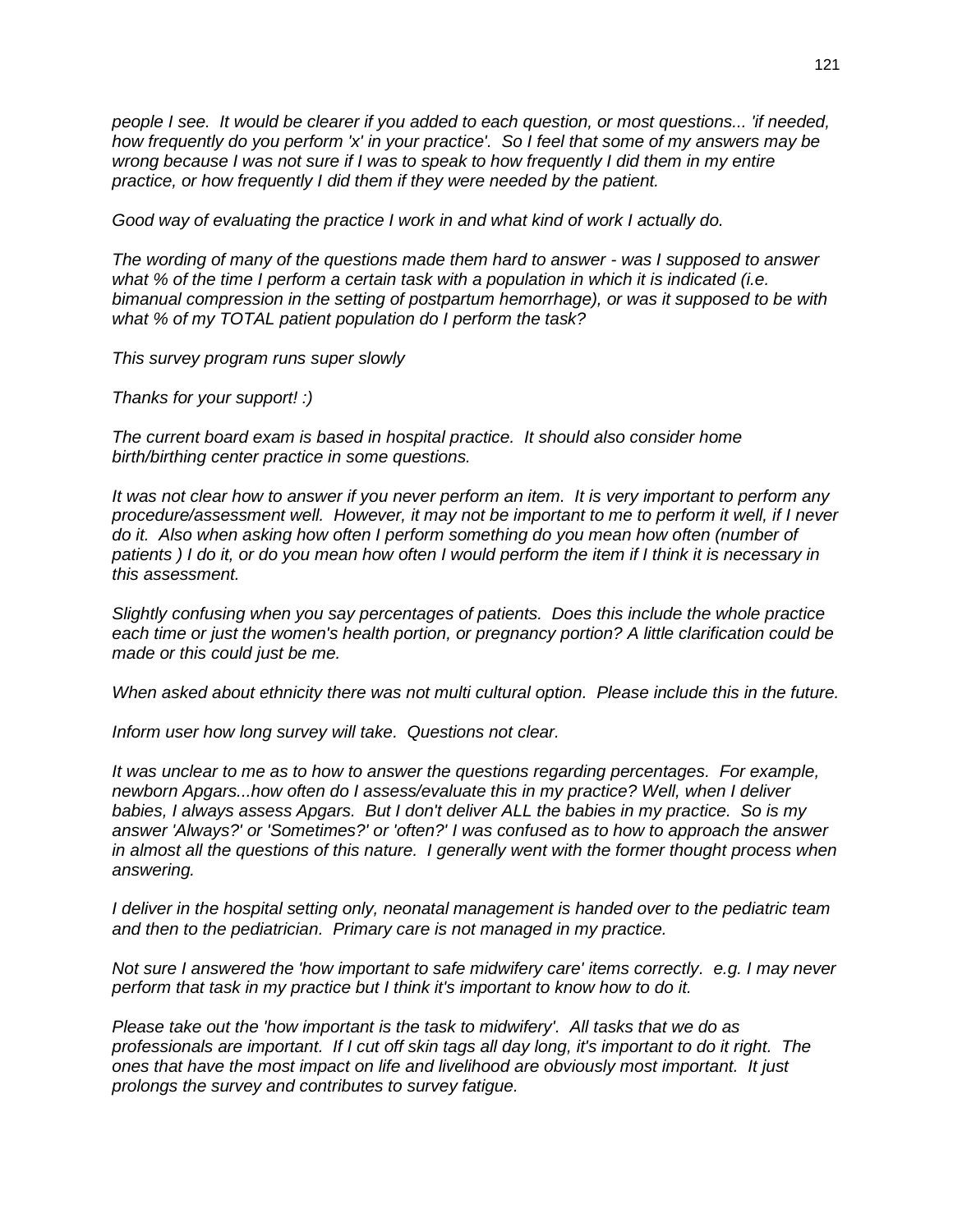*people I see. It would be clearer if you added to each question, or most questions... 'if needed, how frequently do you perform 'x' in your practice'. So I feel that some of my answers may be wrong because I was not sure if I was to speak to how frequently I did them in my entire practice, or how frequently I did them if they were needed by the patient.*

*Good way of evaluating the practice I work in and what kind of work I actually do.*

*The wording of many of the questions made them hard to answer - was I supposed to answer what % of the time I perform a certain task with a population in which it is indicated (i.e. bimanual compression in the setting of postpartum hemorrhage), or was it supposed to be with what % of my TOTAL patient population do I perform the task?*

*This survey program runs super slowly*

*Thanks for your support! :)*

*The current board exam is based in hospital practice. It should also consider home birth/birthing center practice in some questions.*

*It was not clear how to answer if you never perform an item. It is very important to perform any procedure/assessment well. However, it may not be important to me to perform it well, if I never do it. Also when asking how often I perform something do you mean how often (number of patients ) I do it, or do you mean how often I would perform the item if I think it is necessary in this assessment.*

*Slightly confusing when you say percentages of patients. Does this include the whole practice each time or just the women's health portion, or pregnancy portion? A little clarification could be made or this could just be me.*

*When asked about ethnicity there was not multi cultural option. Please include this in the future.*

*Inform user how long survey will take. Questions not clear.*

*It was unclear to me as to how to answer the questions regarding percentages. For example, newborn Apgars...how often do I assess/evaluate this in my practice? Well, when I deliver babies, I always assess Apgars. But I don't deliver ALL the babies in my practice. So is my answer 'Always?' or 'Sometimes?' or 'often?' I was confused as to how to approach the answer in almost all the questions of this nature. I generally went with the former thought process when answering.*

*I deliver in the hospital setting only, neonatal management is handed over to the pediatric team and then to the pediatrician. Primary care is not managed in my practice.*

*Not sure I answered the 'how important to safe midwifery care' items correctly. e.g. I may never perform that task in my practice but I think it's important to know how to do it.*

*Please take out the 'how important is the task to midwifery'. All tasks that we do as professionals are important. If I cut off skin tags all day long, it's important to do it right. The ones that have the most impact on life and livelihood are obviously most important. It just prolongs the survey and contributes to survey fatigue.*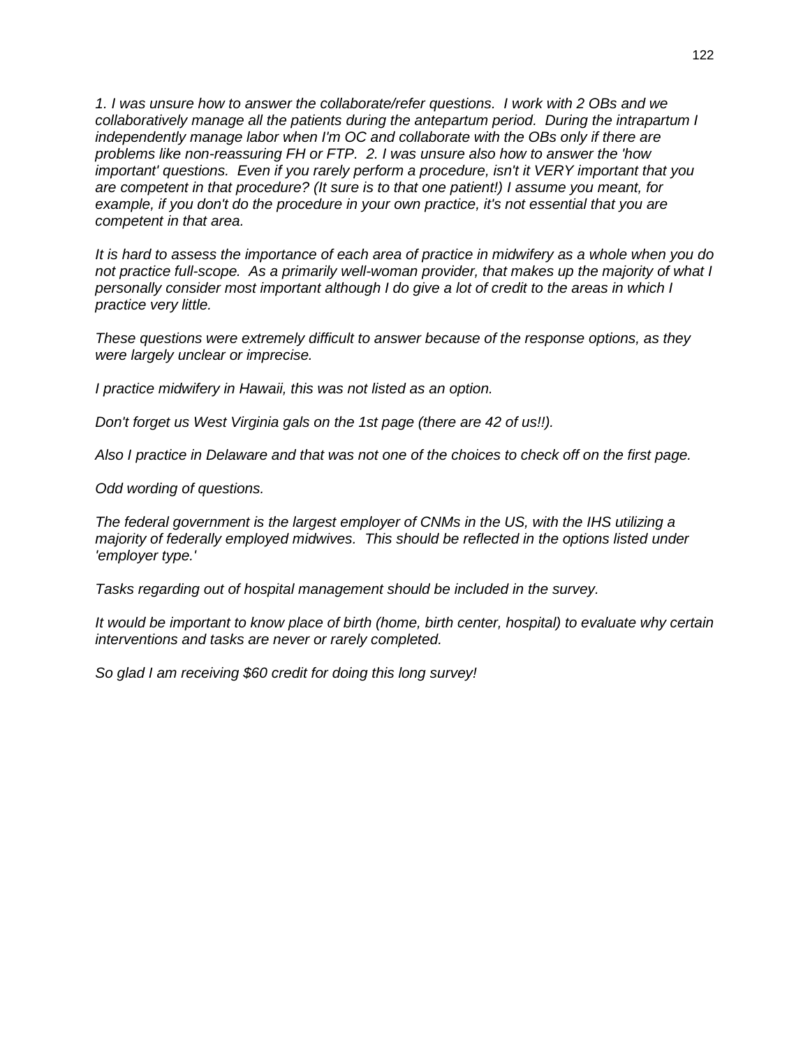*1. I was unsure how to answer the collaborate/refer questions. I work with 2 OBs and we collaboratively manage all the patients during the antepartum period. During the intrapartum I independently manage labor when I'm OC and collaborate with the OBs only if there are problems like non-reassuring FH or FTP. 2. I was unsure also how to answer the 'how important' questions. Even if you rarely perform a procedure, isn't it VERY important that you are competent in that procedure? (It sure is to that one patient!) I assume you meant, for example, if you don't do the procedure in your own practice, it's not essential that you are competent in that area.*

*It is hard to assess the importance of each area of practice in midwifery as a whole when you do not practice full-scope. As a primarily well-woman provider, that makes up the majority of what I personally consider most important although I do give a lot of credit to the areas in which I practice very little.*

*These questions were extremely difficult to answer because of the response options, as they were largely unclear or imprecise.*

*I practice midwifery in Hawaii, this was not listed as an option.*

*Don't forget us West Virginia gals on the 1st page (there are 42 of us!!).*

*Also I practice in Delaware and that was not one of the choices to check off on the first page.*

*Odd wording of questions.*

*The federal government is the largest employer of CNMs in the US, with the IHS utilizing a majority of federally employed midwives. This should be reflected in the options listed under 'employer type.'*

*Tasks regarding out of hospital management should be included in the survey.*

*It would be important to know place of birth (home, birth center, hospital) to evaluate why certain interventions and tasks are never or rarely completed.*

*So glad I am receiving $60 credit for doing this long survey!*